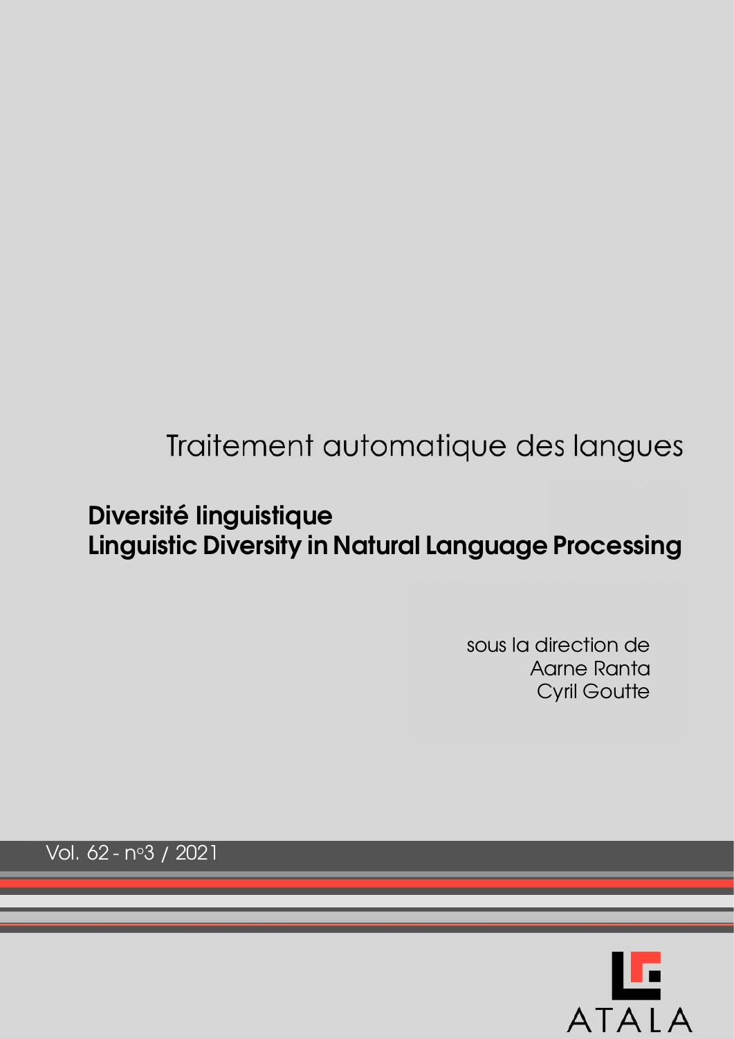Traitement automatique des langues

# Diversité linguistique
# Linguistic Diversity in Natural Language Processing

sous la direction de
Aarne Ranta
Cyril Goutte

Vol. 62 - n°3 / 2021

ATALA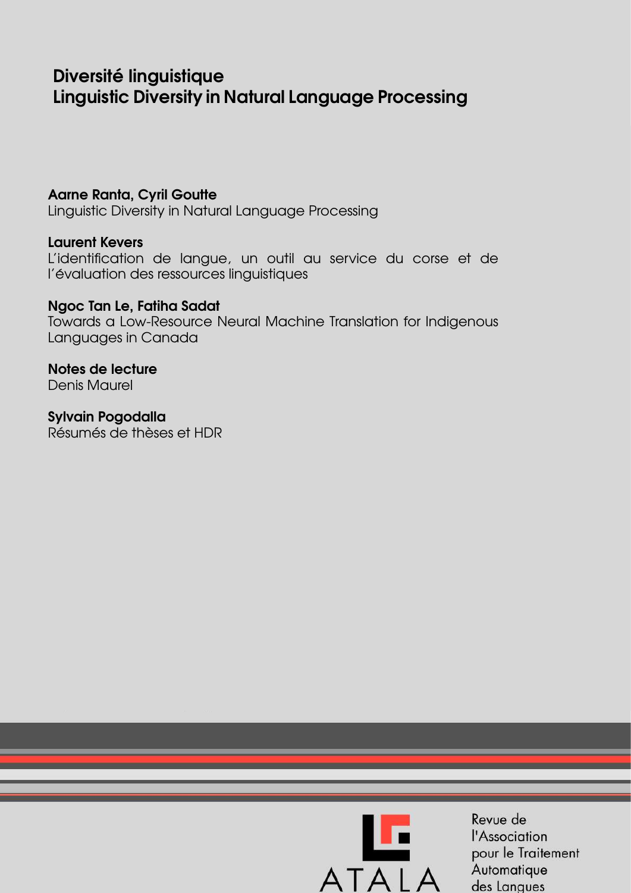# Diversité linguistique
# Linguistic Diversity in Natural Language Processing

**Aarne Ranta, Cyril Goutte**
Linguistic Diversity in Natural Language Processing

**Laurent Kevers**
L'identification de langue, un outil au service du corse et de l'évaluation des ressources linguistiques

**Ngoc Tan Le, Fatiha Sadat**
Towards a Low-Resource Neural Machine Translation for Indigenous Languages in Canada

**Notes de lecture**
Denis Maurel

**Sylvain Pogodalla**
Résumés de thèses et HDR

ATALA

Revue de l'Association pour le Traitement Automatique des Langues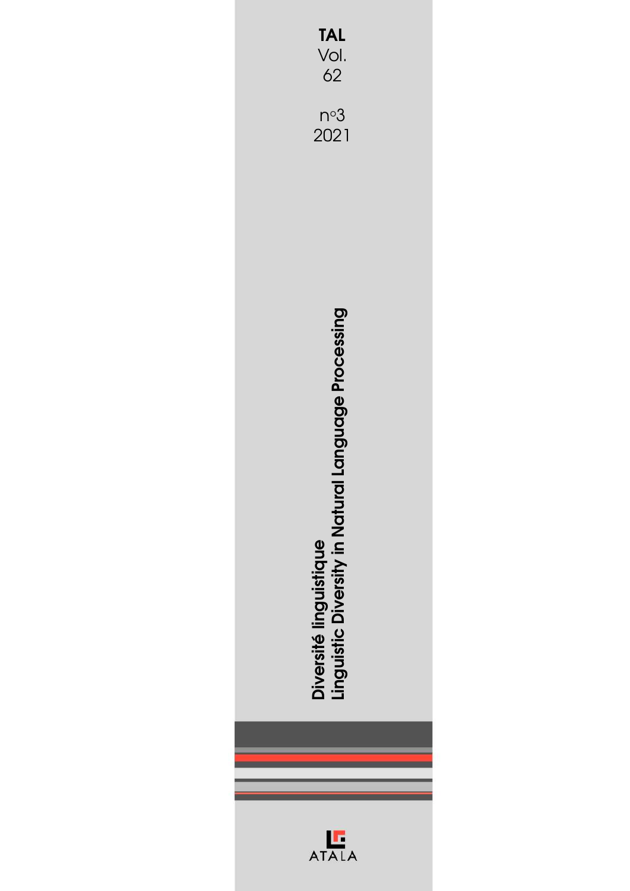**TAL**
Vol.
62

n∘3
2021

**Diversité linguistique**
**Linguistic Diversity in Natural Language Processing**

ATALA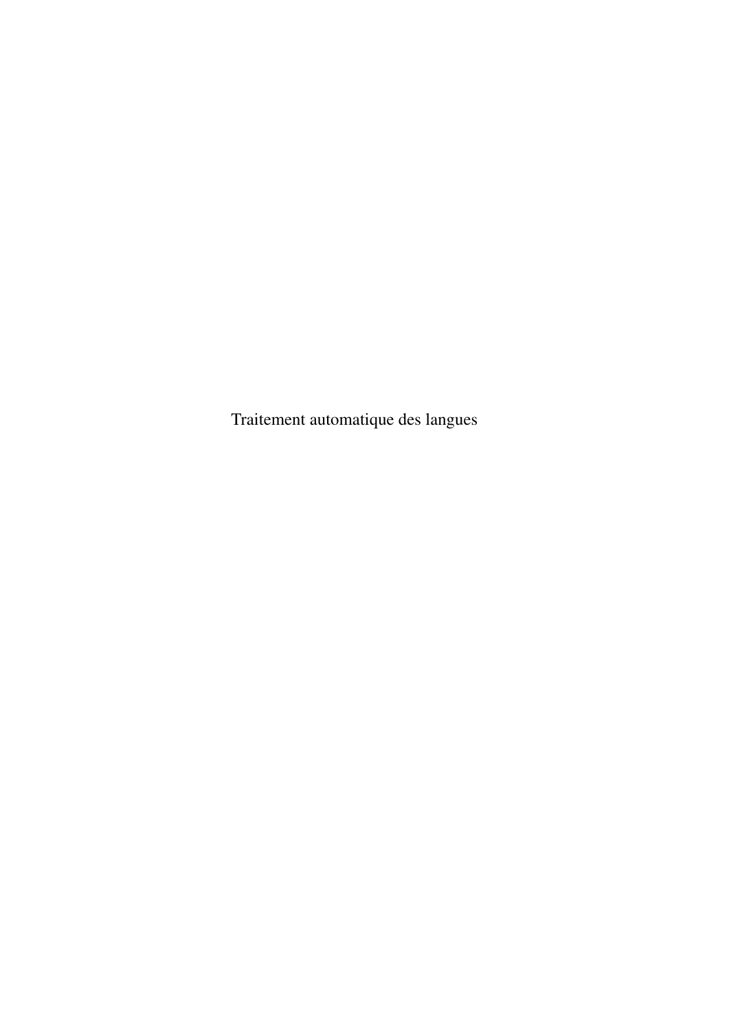Traitement automatique des langues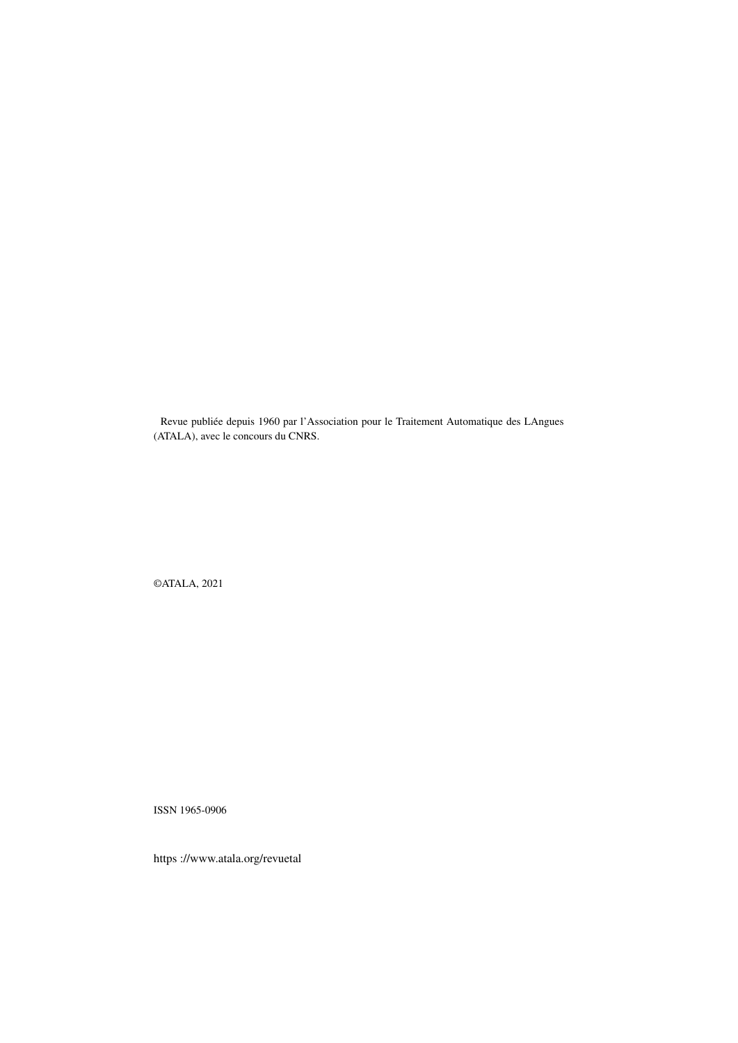Revue publiée depuis 1960 par l'Association pour le Traitement Automatique des LAngues (ATALA), avec le concours du CNRS.

©ATALA, 2021

ISSN 1965-0906

https ://www.atala.org/revuetal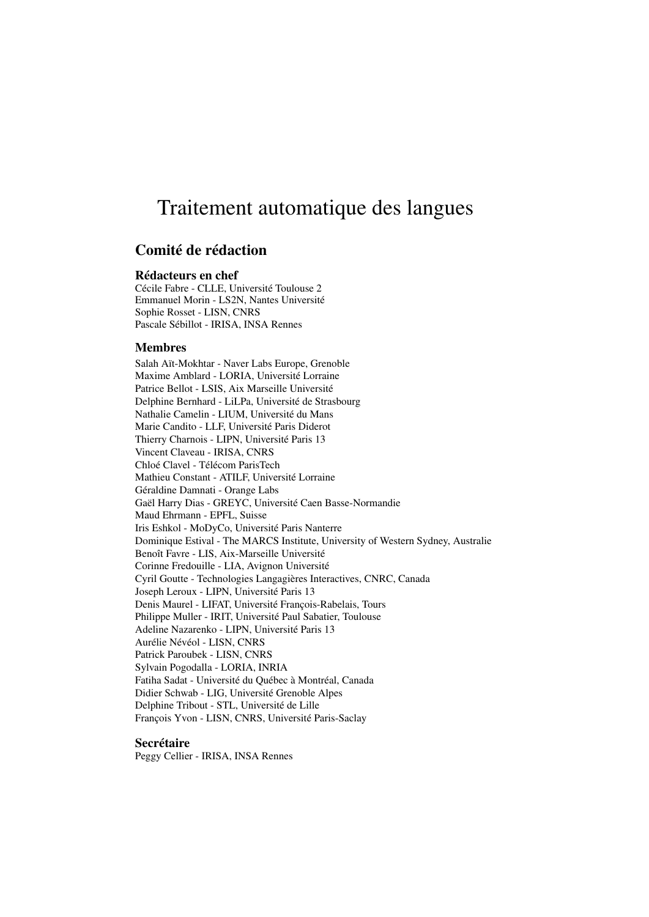# Traitement automatique des langues

## Comité de rédaction

### Rédacteurs en chef

Cécile Fabre - CLLE, Université Toulouse 2
Emmanuel Morin - LS2N, Nantes Université
Sophie Rosset - LISN, CNRS
Pascale Sébillot - IRISA, INSA Rennes

### Membres

Salah Aït-Mokhtar - Naver Labs Europe, Grenoble
Maxime Amblard - LORIA, Université Lorraine
Patrice Bellot - LSIS, Aix Marseille Université
Delphine Bernhard - LiLPa, Université de Strasbourg
Nathalie Camelin - LIUM, Université du Mans
Marie Candito - LLF, Université Paris Diderot
Thierry Charnois - LIPN, Université Paris 13
Vincent Claveau - IRISA, CNRS
Chloé Clavel - Télécom ParisTech
Mathieu Constant - ATILF, Université Lorraine
Géraldine Damnati - Orange Labs
Gaël Harry Dias - GREYC, Université Caen Basse-Normandie
Maud Ehrmann - EPFL, Suisse
Iris Eshkol - MoDyCo, Université Paris Nanterre
Dominique Estival - The MARCS Institute, University of Western Sydney, Australie
Benoît Favre - LIS, Aix-Marseille Université
Corinne Fredouille - LIA, Avignon Université
Cyril Goutte - Technologies Langagières Interactives, CNRC, Canada
Joseph Leroux - LIPN, Université Paris 13
Denis Maurel - LIFAT, Université François-Rabelais, Tours
Philippe Muller - IRIT, Université Paul Sabatier, Toulouse
Adeline Nazarenko - LIPN, Université Paris 13
Aurélie Névéol - LISN, CNRS
Patrick Paroubek - LISN, CNRS
Sylvain Pogodalla - LORIA, INRIA
Fatiha Sadat - Université du Québec à Montréal, Canada
Didier Schwab - LIG, Université Grenoble Alpes
Delphine Tribout - STL, Université de Lille
François Yvon - LISN, CNRS, Université Paris-Saclay

### Secrétaire

Peggy Cellier - IRISA, INSA Rennes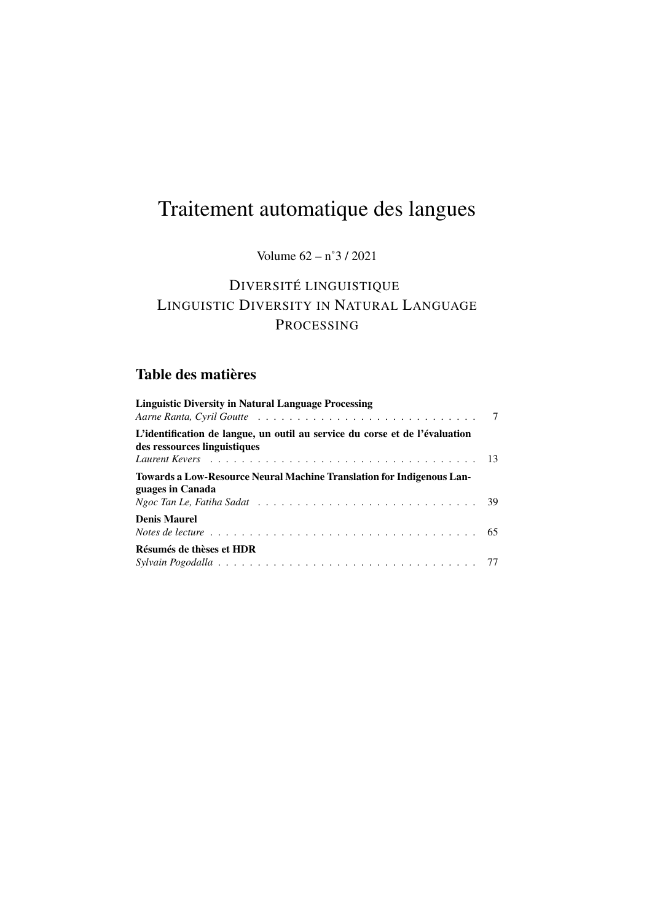# Traitement automatique des langues

Volume 62 – n°3 / 2021

## DIVERSITÉ LINGUISTIQUE
## LINGUISTIC DIVERSITY IN NATURAL LANGUAGE PROCESSING

## Table des matières

**Linguistic Diversity in Natural Language Processing**
*Aarne Ranta, Cyril Goutte* . . . . . . . . . . . . . . . . . . . . . . . . . . . . . 7

**L'identification de langue, un outil au service du corse et de l'évaluation des ressources linguistiques**
*Laurent Kevers* . . . . . . . . . . . . . . . . . . . . . . . . . . . . . . . . . . 13

**Towards a Low-Resource Neural Machine Translation for Indigenous Languages in Canada**
*Ngoc Tan Le, Fatiha Sadat* . . . . . . . . . . . . . . . . . . . . . . . . . . . . 39

**Denis Maurel**
*Notes de lecture* . . . . . . . . . . . . . . . . . . . . . . . . . . . . . . . . . 65

**Résumés de thèses et HDR**
*Sylvain Pogodalla* . . . . . . . . . . . . . . . . . . . . . . . . . . . . . . . . 77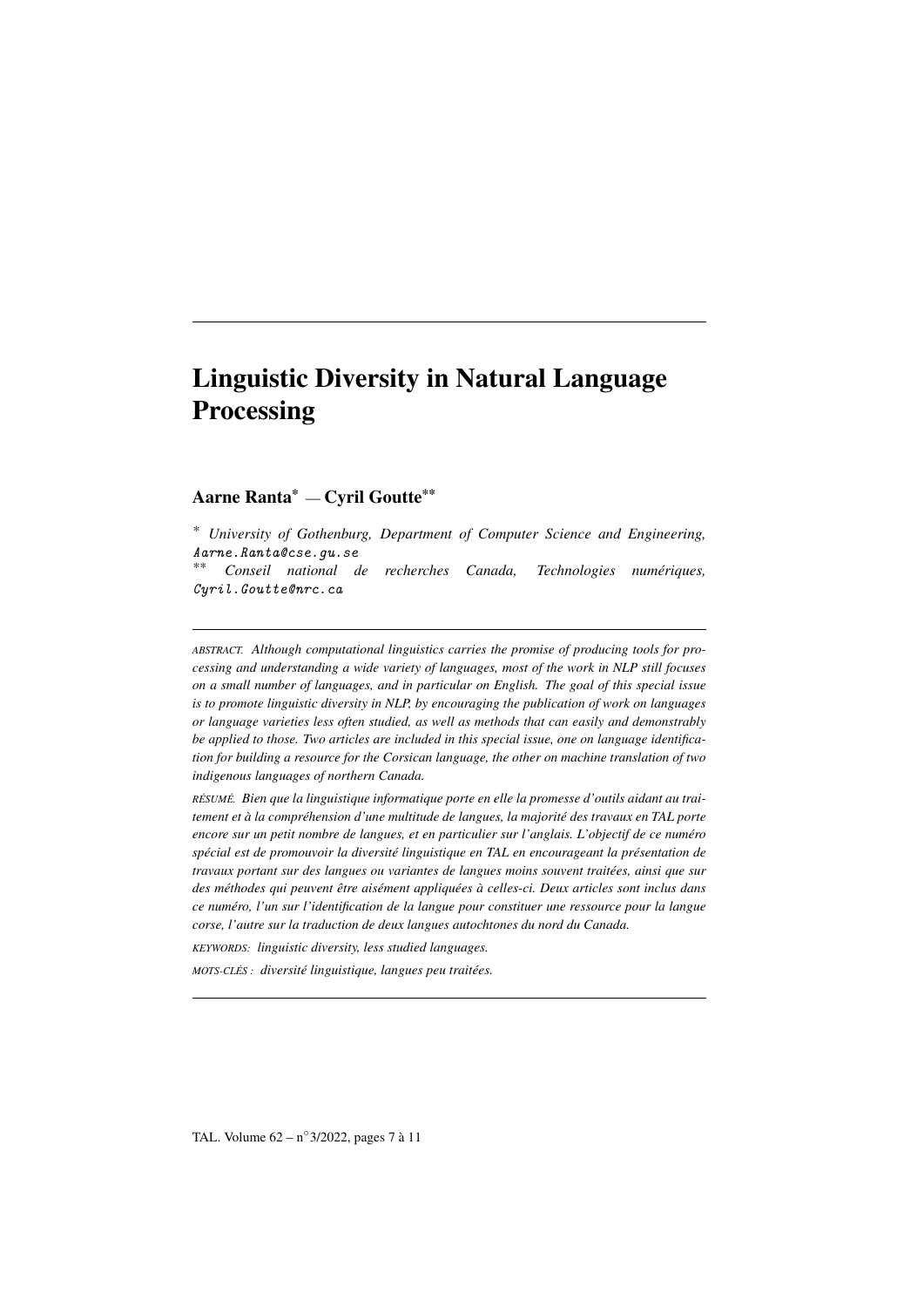# Linguistic Diversity in Natural Language Processing

**Aarne Ranta*** — **Cyril Goutte****

\* *University of Gothenburg, Department of Computer Science and Engineering,*
*Aarne.Ranta@cse.gu.se*

\*\* *Conseil national de recherches Canada, Technologies numériques,*
*Cyril.Goutte@nrc.ca*

---

*ABSTRACT. Although computational linguistics carries the promise of producing tools for processing and understanding a wide variety of languages, most of the work in NLP still focuses on a small number of languages, and in particular on English. The goal of this special issue is to promote linguistic diversity in NLP, by encouraging the publication of work on languages or language varieties less often studied, as well as methods that can easily and demonstrably be applied to those. Two articles are included in this special issue, one on language identification for building a resource for the Corsican language, the other on machine translation of two indigenous languages of northern Canada.*

*RÉSUMÉ. Bien que la linguistique informatique porte en elle la promesse d'outils aidant au traitement et à la compréhension d'une multitude de langues, la majorité des travaux en TAL porte encore sur un petit nombre de langues, et en particulier sur l'anglais. L'objectif de ce numéro spécial est de promouvoir la diversité linguistique en TAL en encourageant la présentation de travaux portant sur des langues ou variantes de langues moins souvent traitées, ainsi que sur des méthodes qui peuvent être aisément appliquées à celles-ci. Deux articles sont inclus dans ce numéro, l'un sur l'identification de la langue pour constituer une ressource pour la langue corse, l'autre sur la traduction de deux langues autochtones du nord du Canada.*

*KEYWORDS: linguistic diversity, less studied languages.*

*MOTS-CLÉS : diversité linguistique, langues peu traitées.*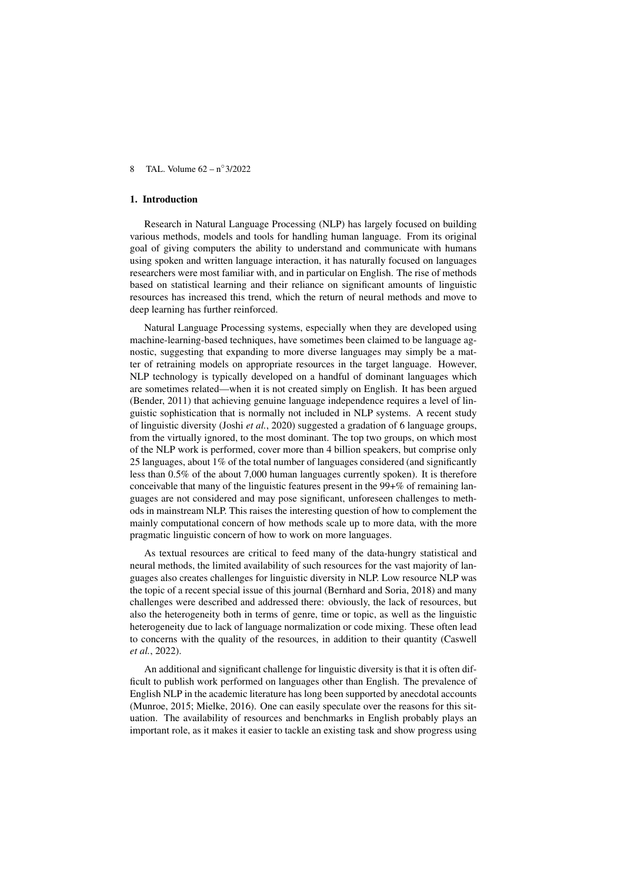## 1. Introduction

Research in Natural Language Processing (NLP) has largely focused on building various methods, models and tools for handling human language. From its original goal of giving computers the ability to understand and communicate with humans using spoken and written language interaction, it has naturally focused on languages researchers were most familiar with, and in particular on English. The rise of methods based on statistical learning and their reliance on significant amounts of linguistic resources has increased this trend, which the return of neural methods and move to deep learning has further reinforced.

Natural Language Processing systems, especially when they are developed using machine-learning-based techniques, have sometimes been claimed to be language agnostic, suggesting that expanding to more diverse languages may simply be a matter of retraining models on appropriate resources in the target language. However, NLP technology is typically developed on a handful of dominant languages which are sometimes related—when it is not created simply on English. It has been argued (Bender, 2011) that achieving genuine language independence requires a level of linguistic sophistication that is normally not included in NLP systems. A recent study of linguistic diversity (Joshi *et al.*, 2020) suggested a gradation of 6 language groups, from the virtually ignored, to the most dominant. The top two groups, on which most of the NLP work is performed, cover more than 4 billion speakers, but comprise only 25 languages, about 1% of the total number of languages considered (and significantly less than 0.5% of the about 7,000 human languages currently spoken). It is therefore conceivable that many of the linguistic features present in the 99+% of remaining languages are not considered and may pose significant, unforeseen challenges to methods in mainstream NLP. This raises the interesting question of how to complement the mainly computational concern of how methods scale up to more data, with the more pragmatic linguistic concern of how to work on more languages.

As textual resources are critical to feed many of the data-hungry statistical and neural methods, the limited availability of such resources for the vast majority of languages also creates challenges for linguistic diversity in NLP. Low resource NLP was the topic of a recent special issue of this journal (Bernhard and Soria, 2018) and many challenges were described and addressed there: obviously, the lack of resources, but also the heterogeneity both in terms of genre, time or topic, as well as the linguistic heterogeneity due to lack of language normalization or code mixing. These often lead to concerns with the quality of the resources, in addition to their quantity (Caswell *et al.*, 2022).

An additional and significant challenge for linguistic diversity is that it is often difficult to publish work performed on languages other than English. The prevalence of English NLP in the academic literature has long been supported by anecdotal accounts (Munroe, 2015; Mielke, 2016). One can easily speculate over the reasons for this situation. The availability of resources and benchmarks in English probably plays an important role, as it makes it easier to tackle an existing task and show progress using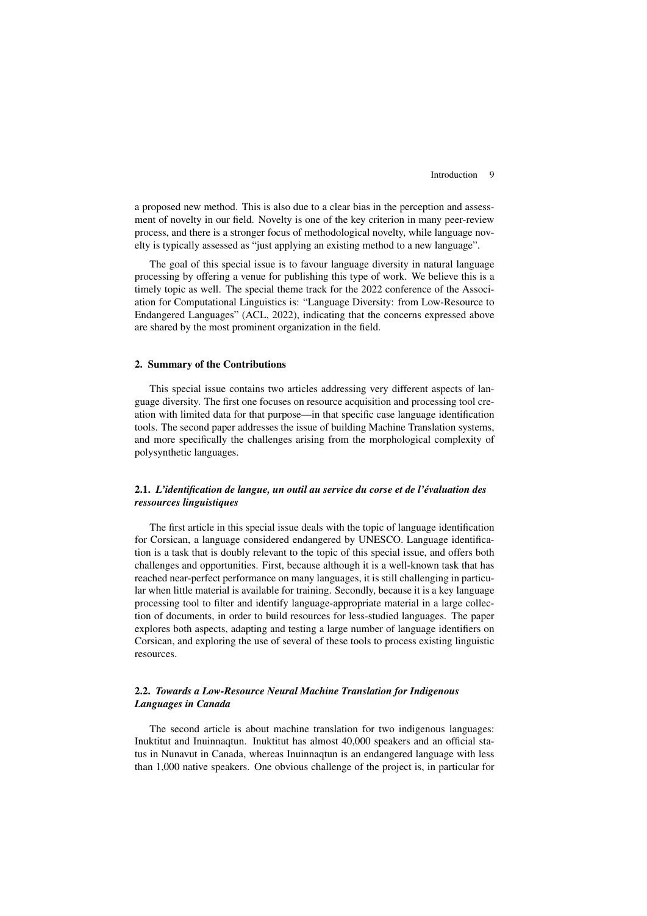a proposed new method. This is also due to a clear bias in the perception and assessment of novelty in our field. Novelty is one of the key criterion in many peer-review process, and there is a stronger focus of methodological novelty, while language novelty is typically assessed as "just applying an existing method to a new language".

The goal of this special issue is to favour language diversity in natural language processing by offering a venue for publishing this type of work. We believe this is a timely topic as well. The special theme track for the 2022 conference of the Association for Computational Linguistics is: "Language Diversity: from Low-Resource to Endangered Languages" (ACL, 2022), indicating that the concerns expressed above are shared by the most prominent organization in the field.

## 2. Summary of the Contributions

This special issue contains two articles addressing very different aspects of language diversity. The first one focuses on resource acquisition and processing tool creation with limited data for that purpose—in that specific case language identification tools. The second paper addresses the issue of building Machine Translation systems, and more specifically the challenges arising from the morphological complexity of polysynthetic languages.

### 2.1. *L'identification de langue, un outil au service du corse et de l'évaluation des ressources linguistiques*

The first article in this special issue deals with the topic of language identification for Corsican, a language considered endangered by UNESCO. Language identification is a task that is doubly relevant to the topic of this special issue, and offers both challenges and opportunities. First, because although it is a well-known task that has reached near-perfect performance on many languages, it is still challenging in particular when little material is available for training. Secondly, because it is a key language processing tool to filter and identify language-appropriate material in a large collection of documents, in order to build resources for less-studied languages. The paper explores both aspects, adapting and testing a large number of language identifiers on Corsican, and exploring the use of several of these tools to process existing linguistic resources.

### 2.2. *Towards a Low-Resource Neural Machine Translation for Indigenous Languages in Canada*

The second article is about machine translation for two indigenous languages: Inuktitut and Inuinnaqtun. Inuktitut has almost 40,000 speakers and an official status in Nunavut in Canada, whereas Inuinnaqtun is an endangered language with less than 1,000 native speakers. One obvious challenge of the project is, in particular for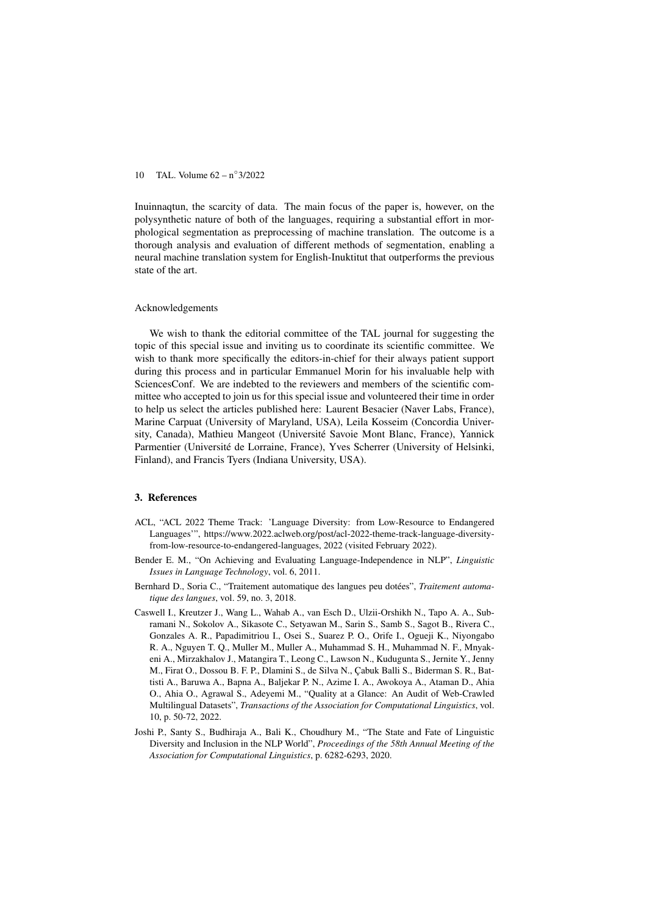Inuinnaqtun, the scarcity of data. The main focus of the paper is, however, on the polysynthetic nature of both of the languages, requiring a substantial effort in morphological segmentation as preprocessing of machine translation. The outcome is a thorough analysis and evaluation of different methods of segmentation, enabling a neural machine translation system for English-Inuktitut that outperforms the previous state of the art.

Acknowledgements

We wish to thank the editorial committee of the TAL journal for suggesting the topic of this special issue and inviting us to coordinate its scientific committee. We wish to thank more specifically the editors-in-chief for their always patient support during this process and in particular Emmanuel Morin for his invaluable help with SciencesConf. We are indebted to the reviewers and members of the scientific committee who accepted to join us for this special issue and volunteered their time in order to help us select the articles published here: Laurent Besacier (Naver Labs, France), Marine Carpuat (University of Maryland, USA), Leila Kosseim (Concordia University, Canada), Mathieu Mangeot (Université Savoie Mont Blanc, France), Yannick Parmentier (Université de Lorraine, France), Yves Scherrer (University of Helsinki, Finland), and Francis Tyers (Indiana University, USA).

## 3. References

ACL, "ACL 2022 Theme Track: 'Language Diversity: from Low-Resource to Endangered Languages'", https://www.2022.aclweb.org/post/acl-2022-theme-track-language-diversity-from-low-resource-to-endangered-languages, 2022 (visited February 2022).

Bender E. M., "On Achieving and Evaluating Language-Independence in NLP", *Linguistic Issues in Language Technology*, vol. 6, 2011.

Bernhard D., Soria C., "Traitement automatique des langues peu dotées", *Traitement automatique des langues*, vol. 59, no. 3, 2018.

Caswell I., Kreutzer J., Wang L., Wahab A., van Esch D., Ulzii-Orshikh N., Tapo A. A., Subramani N., Sokolov A., Sikasote C., Setyawan M., Sarin S., Samb S., Sagot B., Rivera C., Gonzales A. R., Papadimitriou I., Osei S., Suarez P. O., Orife I., Ogueji K., Niyongabo R. A., Nguyen T. Q., Muller M., Muller A., Muhammad S. H., Muhammad N. F., Mnyakeni A., Mirzakhalov J., Matangira T., Leong C., Lawson N., Kudugunta S., Jernite Y., Jenny M., Firat O., Dossou B. F. P., Dlamini S., de Silva N., Çabuk Balli S., Biderman S. R., Battisti A., Baruwa A., Bapna A., Baljekar P. N., Azime I. A., Awokoya A., Ataman D., Ahia O., Ahia O., Agrawal S., Adeyemi M., "Quality at a Glance: An Audit of Web-Crawled Multilingual Datasets", *Transactions of the Association for Computational Linguistics*, vol. 10, p. 50-72, 2022.

Joshi P., Santy S., Budhiraja A., Bali K., Choudhury M., "The State and Fate of Linguistic Diversity and Inclusion in the NLP World", *Proceedings of the 58th Annual Meeting of the Association for Computational Linguistics*, p. 6282-6293, 2020.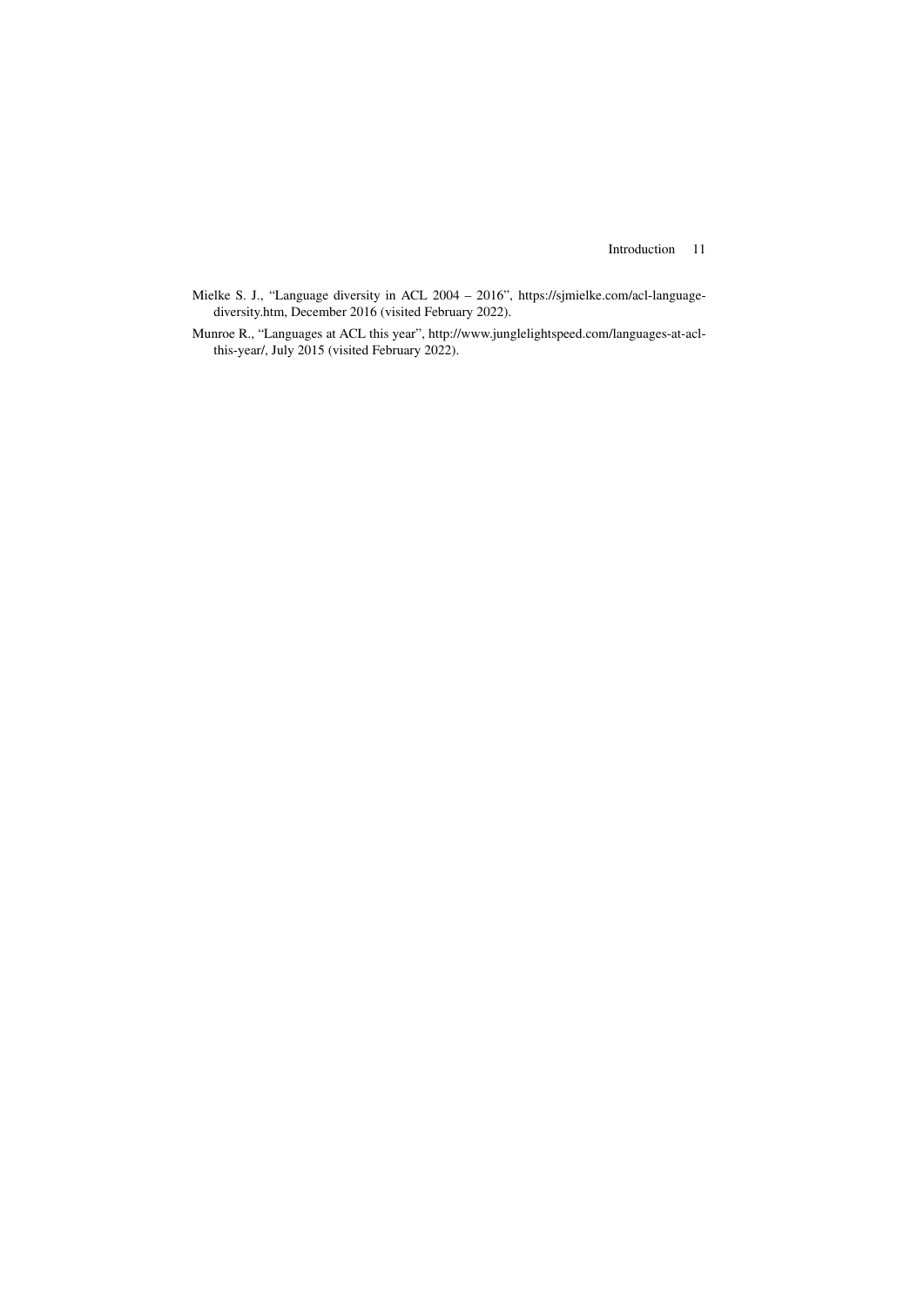Mielke S. J., "Language diversity in ACL 2004 – 2016", https://sjmielke.com/acl-language-diversity.htm, December 2016 (visited February 2022).

Munroe R., "Languages at ACL this year", http://www.junglelightspeed.com/languages-at-acl-this-year/, July 2015 (visited February 2022).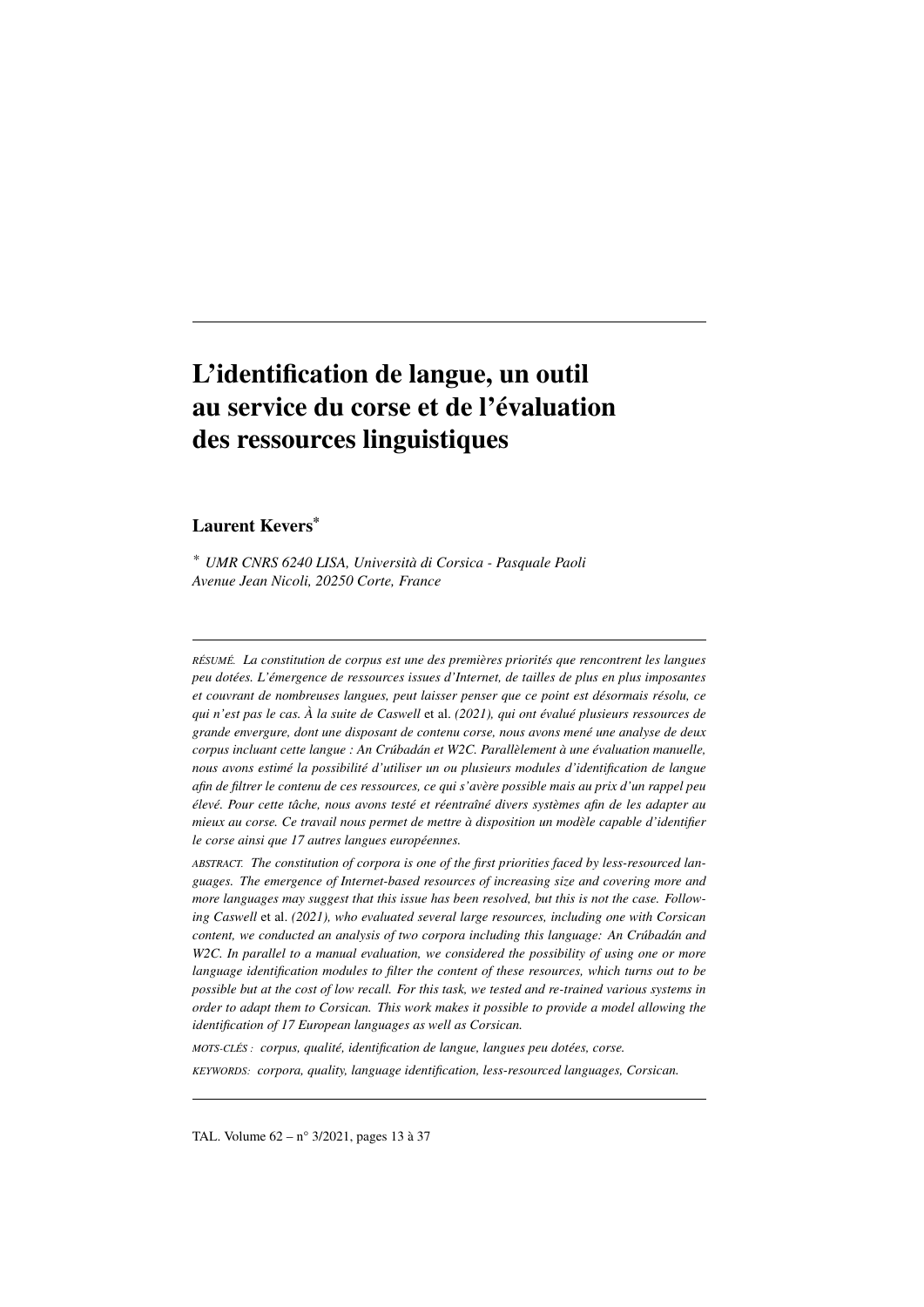# L'identification de langue, un outil au service du corse et de l'évaluation des ressources linguistiques

**Laurent Kevers***

\* *UMR CNRS 6240 LISA, Università di Corsica - Pasquale Paoli*
*Avenue Jean Nicoli, 20250 Corte, France*

---

*RÉSUMÉ. La constitution de corpus est une des premières priorités que rencontrent les langues peu dotées. L'émergence de ressources issues d'Internet, de tailles de plus en plus imposantes et couvrant de nombreuses langues, peut laisser penser que ce point est désormais résolu, ce qui n'est pas le cas. À la suite de Caswell* et al. *(2021), qui ont évalué plusieurs ressources de grande envergure, dont une disposant de contenu corse, nous avons mené une analyse de deux corpus incluant cette langue : An Crúbadán et W2C. Parallèlement à une évaluation manuelle, nous avons estimé la possibilité d'utiliser un ou plusieurs modules d'identification de langue afin de filtrer le contenu de ces ressources, ce qui s'avère possible mais au prix d'un rappel peu élevé. Pour cette tâche, nous avons testé et réentraîné divers systèmes afin de les adapter au mieux au corse. Ce travail nous permet de mettre à disposition un modèle capable d'identifier le corse ainsi que 17 autres langues européennes.*

*ABSTRACT. The constitution of corpora is one of the first priorities faced by less-resourced languages. The emergence of Internet-based resources of increasing size and covering more and more languages may suggest that this issue has been resolved, but this is not the case. Following Caswell* et al. *(2021), who evaluated several large resources, including one with Corsican content, we conducted an analysis of two corpora including this language: An Crúbadán and W2C. In parallel to a manual evaluation, we considered the possibility of using one or more language identification modules to filter the content of these resources, which turns out to be possible but at the cost of low recall. For this task, we tested and re-trained various systems in order to adapt them to Corsican. This work makes it possible to provide a model allowing the identification of 17 European languages as well as Corsican.*

*MOTS-CLÉS : corpus, qualité, identification de langue, langues peu dotées, corse.*

*KEYWORDS: corpora, quality, language identification, less-resourced languages, Corsican.*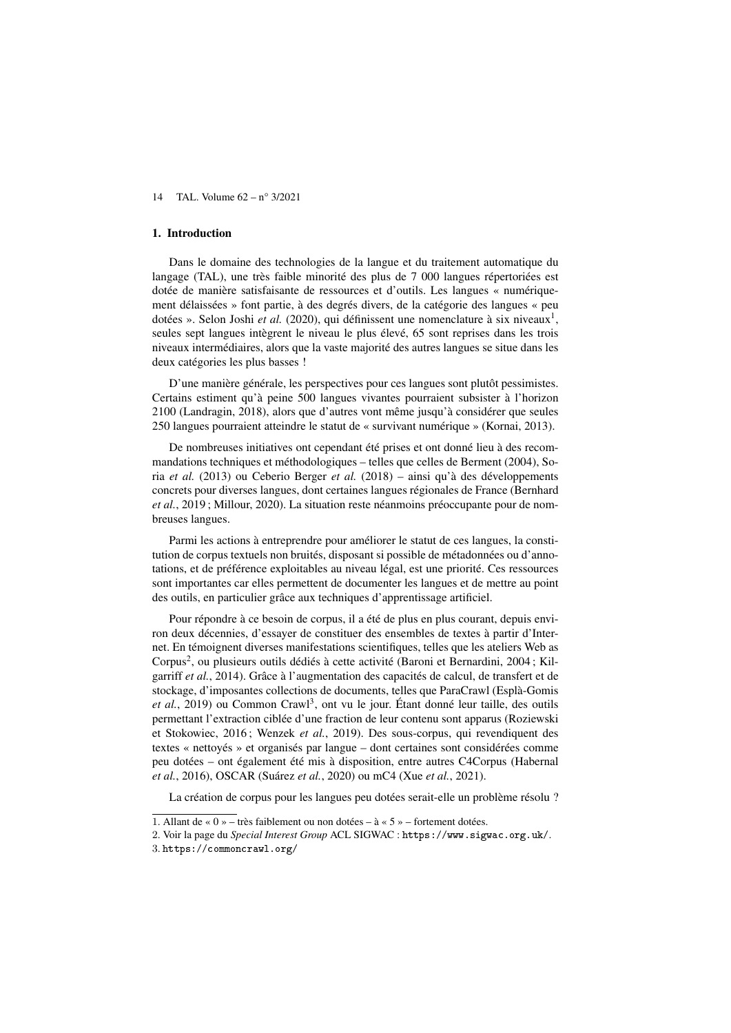## 1. Introduction

Dans le domaine des technologies de la langue et du traitement automatique du langage (TAL), une très faible minorité des plus de 7 000 langues répertoriées est dotée de manière satisfaisante de ressources et d'outils. Les langues « numériquement délaissées » font partie, à des degrés divers, de la catégorie des langues « peu dotées ». Selon Joshi *et al.* (2020), qui définissent une nomenclature à six niveaux[1], seules sept langues intègrent le niveau le plus élevé, 65 sont reprises dans les trois niveaux intermédiaires, alors que la vaste majorité des autres langues se situe dans les deux catégories les plus basses !

D'une manière générale, les perspectives pour ces langues sont plutôt pessimistes. Certains estiment qu'à peine 500 langues vivantes pourraient subsister à l'horizon 2100 (Landragin, 2018), alors que d'autres vont même jusqu'à considérer que seules 250 langues pourraient atteindre le statut de « survivant numérique » (Kornai, 2013).

De nombreuses initiatives ont cependant été prises et ont donné lieu à des recommandations techniques et méthodologiques – telles que celles de Berment (2004), Soria *et al.* (2013) ou Ceberio Berger *et al.* (2018) – ainsi qu'à des développements concrets pour diverses langues, dont certaines langues régionales de France (Bernhard *et al.*, 2019 ; Millour, 2020). La situation reste néanmoins préoccupante pour de nombreuses langues.

Parmi les actions à entreprendre pour améliorer le statut de ces langues, la constitution de corpus textuels non bruités, disposant si possible de métadonnées ou d'annotations, et de préférence exploitables au niveau légal, est une priorité. Ces ressources sont importantes car elles permettent de documenter les langues et de mettre au point des outils, en particulier grâce aux techniques d'apprentissage artificiel.

Pour répondre à ce besoin de corpus, il a été de plus en plus courant, depuis environ deux décennies, d'essayer de constituer des ensembles de textes à partir d'Internet. En témoignent diverses manifestations scientifiques, telles que les ateliers Web as Corpus[2], ou plusieurs outils dédiés à cette activité (Baroni et Bernardini, 2004 ; Kilgarriff *et al.*, 2014). Grâce à l'augmentation des capacités de calcul, de transfert et de stockage, d'imposantes collections de documents, telles que ParaCrawl (Esplà-Gomis *et al.*, 2019) ou Common Crawl[3], ont vu le jour. Étant donné leur taille, des outils permettant l'extraction ciblée d'une fraction de leur contenu sont apparus (Roziewski et Stokowiec, 2016 ; Wenzek *et al.*, 2019). Des sous-corpus, qui revendiquent des textes « nettoyés » et organisés par langue – dont certaines sont considérées comme peu dotées – ont également été mis à disposition, entre autres C4Corpus (Habernal *et al.*, 2016), OSCAR (Suárez *et al.*, 2020) ou mC4 (Xue *et al.*, 2021).

La création de corpus pour les langues peu dotées serait-elle un problème résolu ?

1. Allant de « 0 » – très faiblement ou non dotées – à « 5 » – fortement dotées.

2. Voir la page du *Special Interest Group* ACL SIGWAC : `https://www.sigwac.org.uk/`.

3. `https://commoncrawl.org/`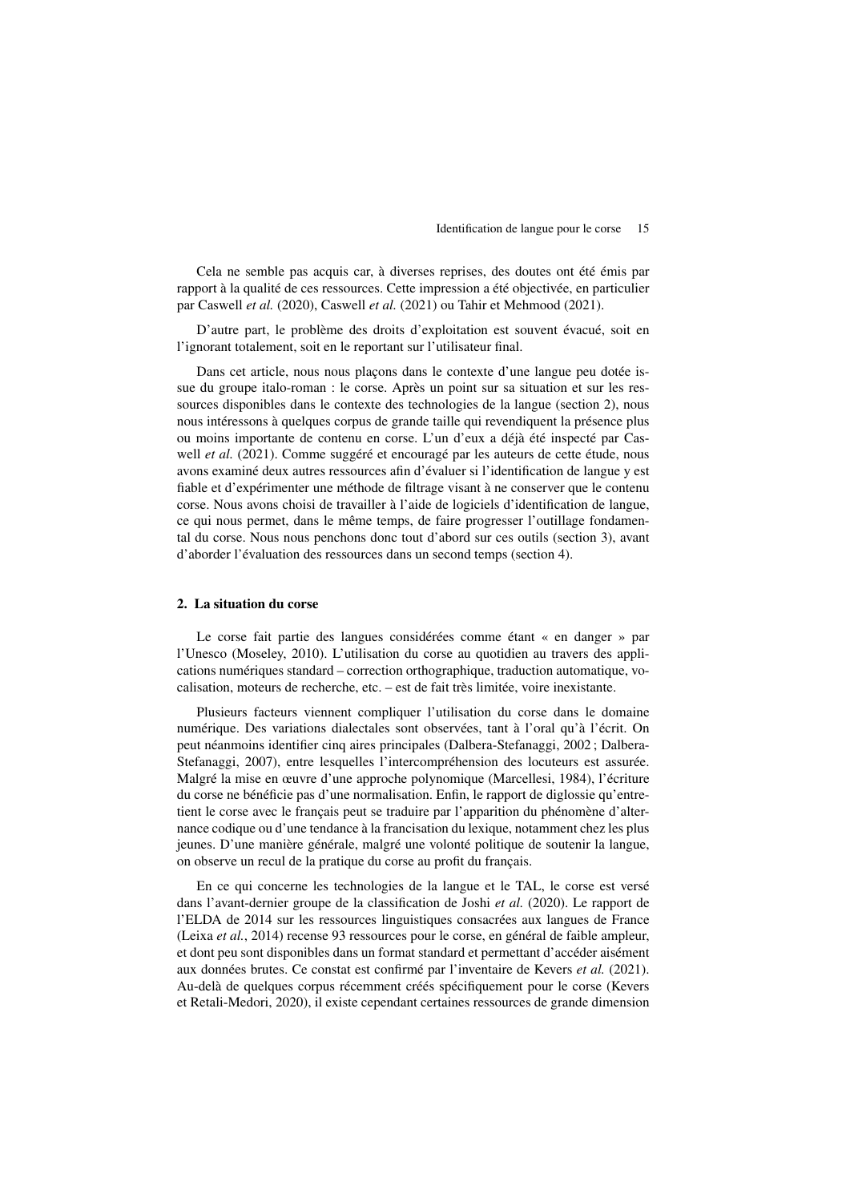Cela ne semble pas acquis car, à diverses reprises, des doutes ont été émis par rapport à la qualité de ces ressources. Cette impression a été objectivée, en particulier par Caswell *et al.* (2020), Caswell *et al.* (2021) ou Tahir et Mehmood (2021).

D'autre part, le problème des droits d'exploitation est souvent évacué, soit en l'ignorant totalement, soit en le reportant sur l'utilisateur final.

Dans cet article, nous nous plaçons dans le contexte d'une langue peu dotée issue du groupe italo-roman : le corse. Après un point sur sa situation et sur les ressources disponibles dans le contexte des technologies de la langue (section 2), nous nous intéressons à quelques corpus de grande taille qui revendiquent la présence plus ou moins importante de contenu en corse. L'un d'eux a déjà été inspecté par Caswell *et al.* (2021). Comme suggéré et encouragé par les auteurs de cette étude, nous avons examiné deux autres ressources afin d'évaluer si l'identification de langue y est fiable et d'expérimenter une méthode de filtrage visant à ne conserver que le contenu corse. Nous avons choisi de travailler à l'aide de logiciels d'identification de langue, ce qui nous permet, dans le même temps, de faire progresser l'outillage fondamental du corse. Nous nous penchons donc tout d'abord sur ces outils (section 3), avant d'aborder l'évaluation des ressources dans un second temps (section 4).

## 2. La situation du corse

Le corse fait partie des langues considérées comme étant « en danger » par l'Unesco (Moseley, 2010). L'utilisation du corse au quotidien au travers des applications numériques standard – correction orthographique, traduction automatique, vocalisation, moteurs de recherche, etc. – est de fait très limitée, voire inexistante.

Plusieurs facteurs viennent compliquer l'utilisation du corse dans le domaine numérique. Des variations dialectales sont observées, tant à l'oral qu'à l'écrit. On peut néanmoins identifier cinq aires principales (Dalbera-Stefanaggi, 2002 ; Dalbera-Stefanaggi, 2007), entre lesquelles l'intercompréhension des locuteurs est assurée. Malgré la mise en œuvre d'une approche polynomique (Marcellesi, 1984), l'écriture du corse ne bénéficie pas d'une normalisation. Enfin, le rapport de diglossie qu'entretient le corse avec le français peut se traduire par l'apparition du phénomène d'alternance codique ou d'une tendance à la francisation du lexique, notamment chez les plus jeunes. D'une manière générale, malgré une volonté politique de soutenir la langue, on observe un recul de la pratique du corse au profit du français.

En ce qui concerne les technologies de la langue et le TAL, le corse est versé dans l'avant-dernier groupe de la classification de Joshi *et al.* (2020). Le rapport de l'ELDA de 2014 sur les ressources linguistiques consacrées aux langues de France (Leixa *et al.*, 2014) recense 93 ressources pour le corse, en général de faible ampleur, et dont peu sont disponibles dans un format standard et permettant d'accéder aisément aux données brutes. Ce constat est confirmé par l'inventaire de Kevers *et al.* (2021). Au-delà de quelques corpus récemment créés spécifiquement pour le corse (Kevers et Retali-Medori, 2020), il existe cependant certaines ressources de grande dimension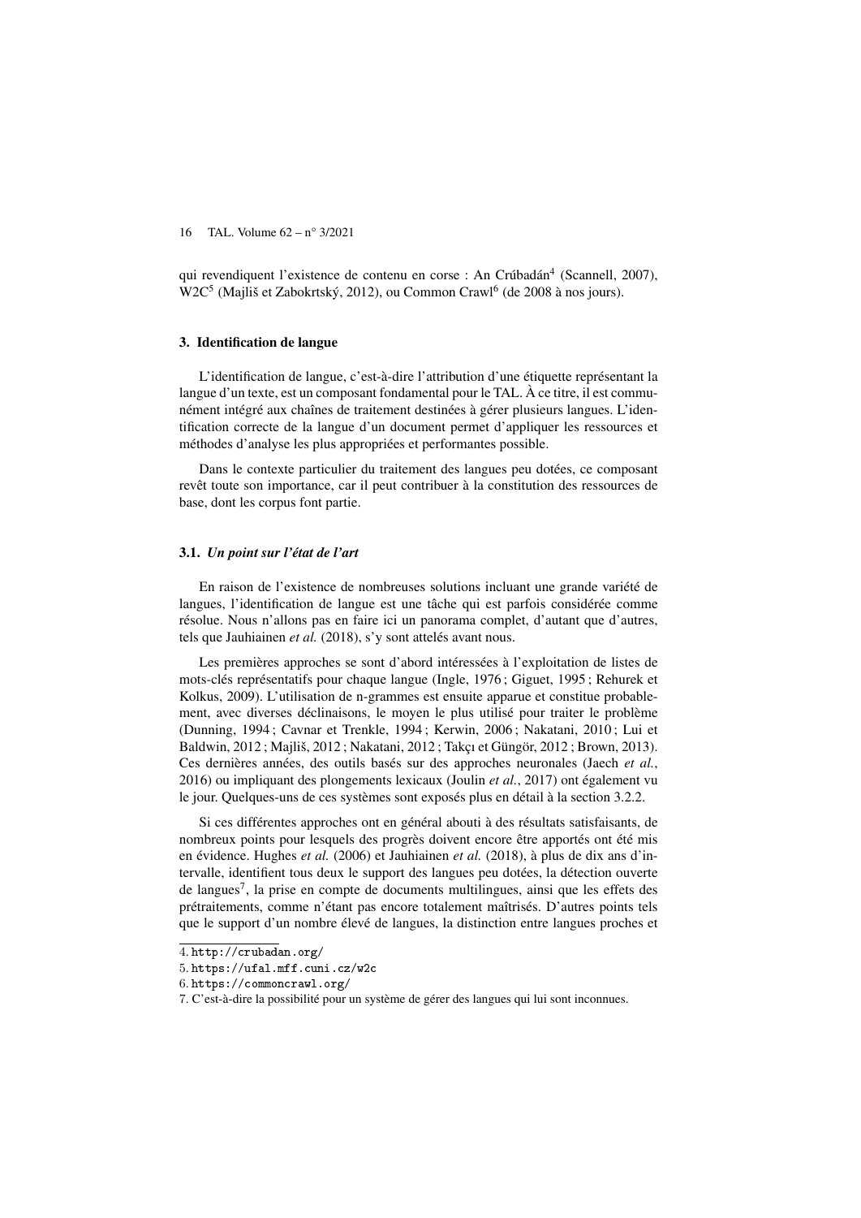qui revendiquent l'existence de contenu en corse : An Crúbadán[4] (Scannell, 2007), W2C[5] (Majliš et Zabokrtský, 2012), ou Common Crawl[6] (de 2008 à nos jours).

## 3. Identification de langue

L'identification de langue, c'est-à-dire l'attribution d'une étiquette représentant la langue d'un texte, est un composant fondamental pour le TAL. À ce titre, il est communément intégré aux chaînes de traitement destinées à gérer plusieurs langues. L'identification correcte de la langue d'un document permet d'appliquer les ressources et méthodes d'analyse les plus appropriées et performantes possible.

Dans le contexte particulier du traitement des langues peu dotées, ce composant revêt toute son importance, car il peut contribuer à la constitution des ressources de base, dont les corpus font partie.

### 3.1. *Un point sur l'état de l'art*

En raison de l'existence de nombreuses solutions incluant une grande variété de langues, l'identification de langue est une tâche qui est parfois considérée comme résolue. Nous n'allons pas en faire ici un panorama complet, d'autant que d'autres, tels que Jauhiainen *et al.* (2018), s'y sont attelés avant nous.

Les premières approches se sont d'abord intéressées à l'exploitation de listes de mots-clés représentatifs pour chaque langue (Ingle, 1976 ; Giguet, 1995 ; Rehurek et Kolkus, 2009). L'utilisation de n-grammes est ensuite apparue et constitue probablement, avec diverses déclinaisons, le moyen le plus utilisé pour traiter le problème (Dunning, 1994 ; Cavnar et Trenkle, 1994 ; Kerwin, 2006 ; Nakatani, 2010 ; Lui et Baldwin, 2012 ; Majliš, 2012 ; Nakatani, 2012 ; Takçı et Güngör, 2012 ; Brown, 2013). Ces dernières années, des outils basés sur des approches neuronales (Jaech *et al.*, 2016) ou impliquant des plongements lexicaux (Joulin *et al.*, 2017) ont également vu le jour. Quelques-uns de ces systèmes sont exposés plus en détail à la section 3.2.2.

Si ces différentes approches ont en général abouti à des résultats satisfaisants, de nombreux points pour lesquels des progrès doivent encore être apportés ont été mis en évidence. Hughes *et al.* (2006) et Jauhiainen *et al.* (2018), à plus de dix ans d'intervalle, identifient tous deux le support des langues peu dotées, la détection ouverte de langues[7], la prise en compte de documents multilingues, ainsi que les effets des prétraitements, comme n'étant pas encore totalement maîtrisés. D'autres points tels que le support d'un nombre élevé de langues, la distinction entre langues proches et

4. http://crubadan.org/

5. https://ufal.mff.cuni.cz/w2c

6. https://commoncrawl.org/

7. C'est-à-dire la possibilité pour un système de gérer des langues qui lui sont inconnues.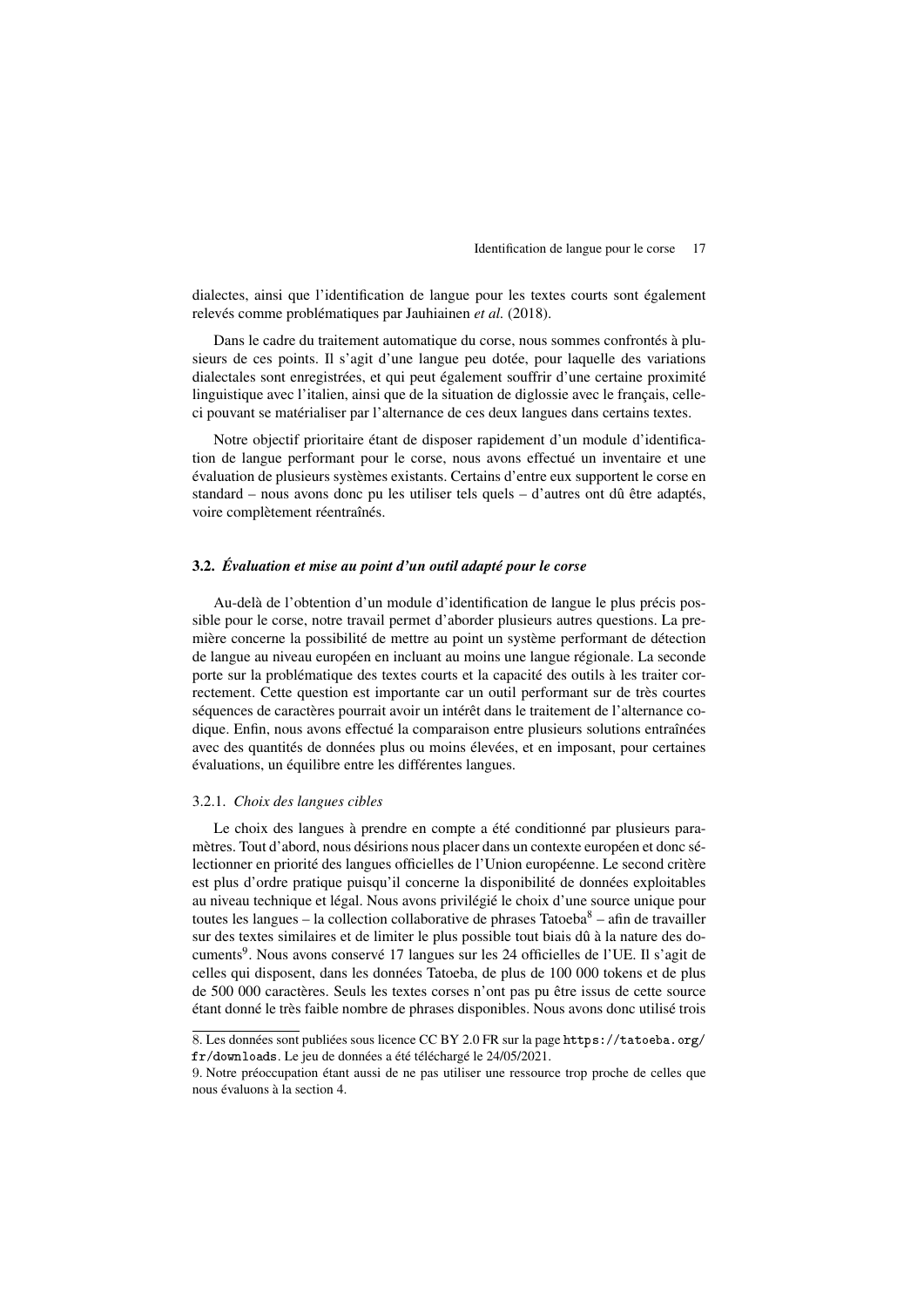dialectes, ainsi que l'identification de langue pour les textes courts sont également relevés comme problématiques par Jauhiainen *et al.* (2018).

Dans le cadre du traitement automatique du corse, nous sommes confrontés à plusieurs de ces points. Il s'agit d'une langue peu dotée, pour laquelle des variations dialectales sont enregistrées, et qui peut également souffrir d'une certaine proximité linguistique avec l'italien, ainsi que de la situation de diglossie avec le français, celle-ci pouvant se matérialiser par l'alternance de ces deux langues dans certains textes.

Notre objectif prioritaire étant de disposer rapidement d'un module d'identification de langue performant pour le corse, nous avons effectué un inventaire et une évaluation de plusieurs systèmes existants. Certains d'entre eux supportent le corse en standard – nous avons donc pu les utiliser tels quels – d'autres ont dû être adaptés, voire complètement réentraînés.

### 3.2. *Évaluation et mise au point d'un outil adapté pour le corse*

Au-delà de l'obtention d'un module d'identification de langue le plus précis possible pour le corse, notre travail permet d'aborder plusieurs autres questions. La première concerne la possibilité de mettre au point un système performant de détection de langue au niveau européen en incluant au moins une langue régionale. La seconde porte sur la problématique des textes courts et la capacité des outils à les traiter correctement. Cette question est importante car un outil performant sur de très courtes séquences de caractères pourrait avoir un intérêt dans le traitement de l'alternance codique. Enfin, nous avons effectué la comparaison entre plusieurs solutions entraînées avec des quantités de données plus ou moins élevées, et en imposant, pour certaines évaluations, un équilibre entre les différentes langues.

#### 3.2.1. *Choix des langues cibles*

Le choix des langues à prendre en compte a été conditionné par plusieurs paramètres. Tout d'abord, nous désirions nous placer dans un contexte européen et donc sélectionner en priorité des langues officielles de l'Union européenne. Le second critère est plus d'ordre pratique puisqu'il concerne la disponibilité de données exploitables au niveau technique et légal. Nous avons privilégié le choix d'une source unique pour toutes les langues – la collection collaborative de phrases Tatoeba[8] – afin de travailler sur des textes similaires et de limiter le plus possible tout biais dû à la nature des documents[9]. Nous avons conservé 17 langues sur les 24 officielles de l'UE. Il s'agit de celles qui disposent, dans les données Tatoeba, de plus de 100 000 tokens et de plus de 500 000 caractères. Seuls les textes corses n'ont pas pu être issus de cette source étant donné le très faible nombre de phrases disponibles. Nous avons donc utilisé trois

8. Les données sont publiées sous licence CC BY 2.0 FR sur la page `https://tatoeba.org/fr/downloads`. Le jeu de données a été téléchargé le 24/05/2021.

9. Notre préoccupation étant aussi de ne pas utiliser une ressource trop proche de celles que nous évaluons à la section 4.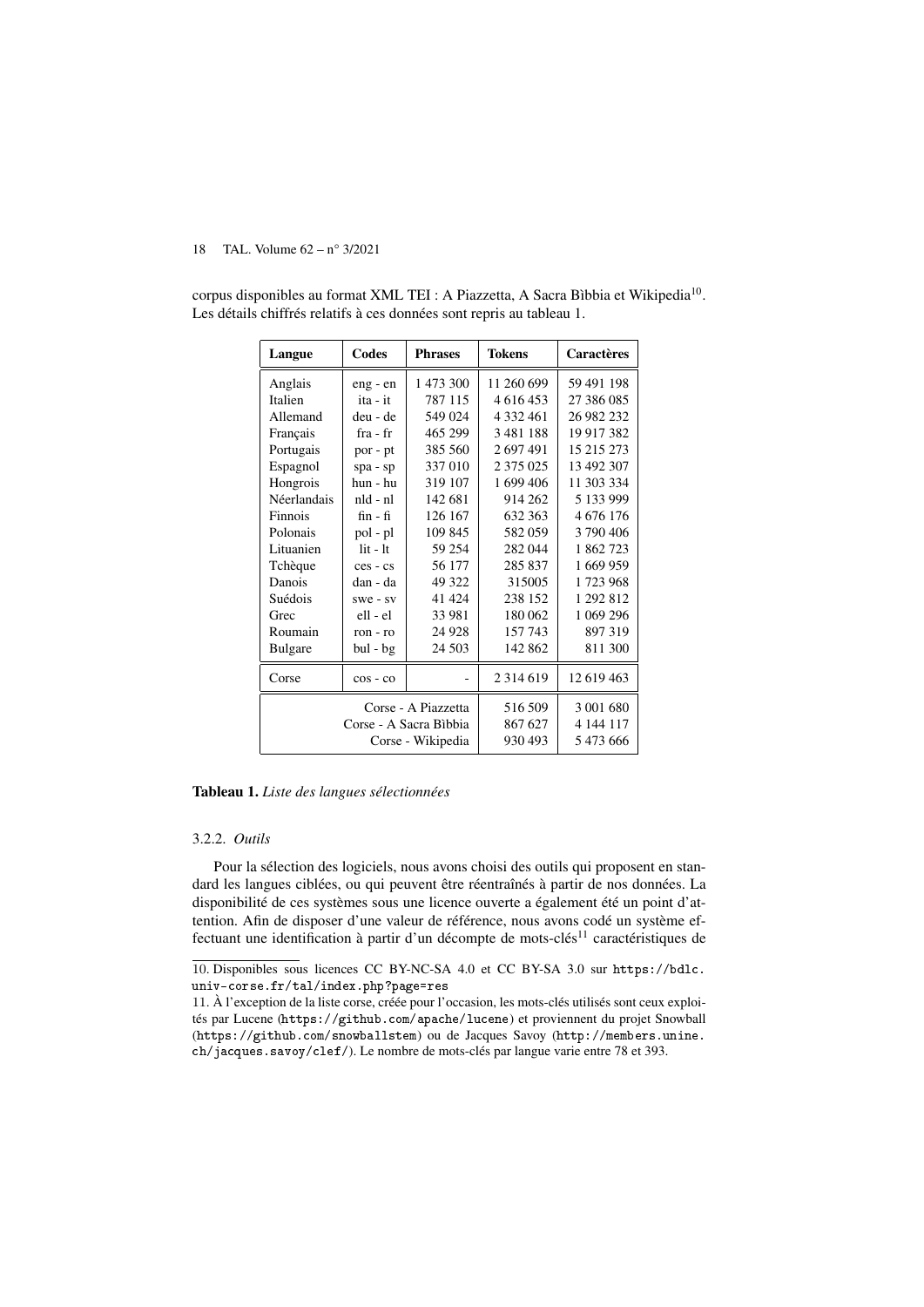corpus disponibles au format XML TEI : A Piazzetta, A Sacra Bìbbia et Wikipedia[10]. Les détails chiffrés relatifs à ces données sont repris au tableau 1.

| Langue | Codes | Phrases | Tokens | Caractères |
|---|---|---|---|---|
| Anglais | eng - en | 1 473 300 | 11 260 699 | 59 491 198 |
| Italien | ita - it | 787 115 | 4 616 453 | 27 386 085 |
| Allemand | deu - de | 549 024 | 4 332 461 | 26 982 232 |
| Français | fra - fr | 465 299 | 3 481 188 | 19 917 382 |
| Portugais | por - pt | 385 560 | 2 697 491 | 15 215 273 |
| Espagnol | spa - sp | 337 010 | 2 375 025 | 13 492 307 |
| Hongrois | hun - hu | 319 107 | 1 699 406 | 11 303 334 |
| Néerlandais | nld - nl | 142 681 | 914 262 | 5 133 999 |
| Finnois | fin - fi | 126 167 | 632 363 | 4 676 176 |
| Polonais | pol - pl | 109 845 | 582 059 | 3 790 406 |
| Lituanien | lit - lt | 59 254 | 282 044 | 1 862 723 |
| Tchèque | ces - cs | 56 177 | 285 837 | 1 669 959 |
| Danois | dan - da | 49 322 | 315005 | 1 723 968 |
| Suédois | swe - sv | 41 424 | 238 152 | 1 292 812 |
| Grec | ell - el | 33 981 | 180 062 | 1 069 296 |
| Roumain | ron - ro | 24 928 | 157 743 | 897 319 |
| Bulgare | bul - bg | 24 503 | 142 862 | 811 300 |
| Corse | cos - co | - | 2 314 619 | 12 619 463 |
| Corse - A Piazzetta | | | 516 509 | 3 001 680 |
| Corse - A Sacra Bìbbia | | | 867 627 | 4 144 117 |
| Corse - Wikipedia | | | 930 493 | 5 473 666 |

**Tableau 1.** *Liste des langues sélectionnées*

#### 3.2.2. *Outils*

Pour la sélection des logiciels, nous avons choisi des outils qui proposent en standard les langues ciblées, ou qui peuvent être réentraînés à partir de nos données. La disponibilité de ces systèmes sous une licence ouverte a également été un point d'attention. Afin de disposer d'une valeur de référence, nous avons codé un système effectuant une identification à partir d'un décompte de mots-clés[11] caractéristiques de

10. Disponibles sous licences CC BY-NC-SA 4.0 et CC BY-SA 3.0 sur https://bdlc.univ-corse.fr/tal/index.php?page=res

11. À l'exception de la liste corse, créée pour l'occasion, les mots-clés utilisés sont ceux exploités par Lucene (https://github.com/apache/lucene) et proviennent du projet Snowball (https://github.com/snowballstem) ou de Jacques Savoy (http://members.unine.ch/jacques.savoy/clef/). Le nombre de mots-clés par langue varie entre 78 et 393.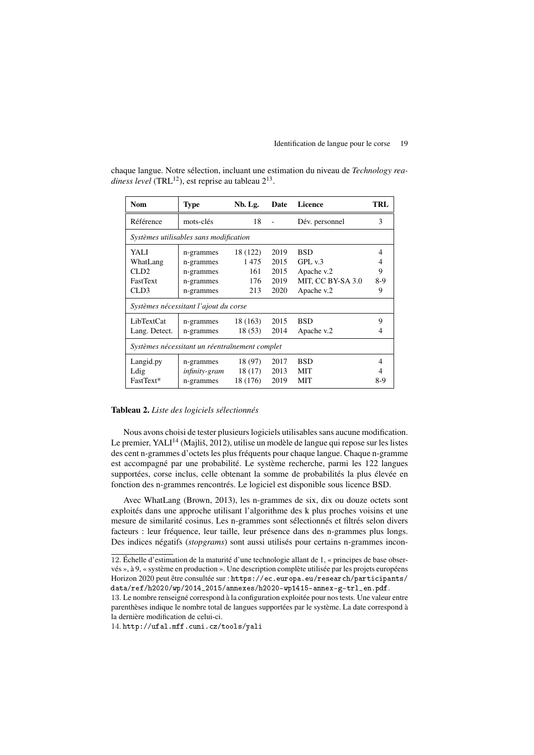chaque langue. Notre sélection, incluant une estimation du niveau de *Technology readiness level* (TRL[12]), est reprise au tableau 2[13].

| Nom | Type | Nb. Lg. | Date | Licence | TRL |
|---|---|---|---|---|---|
| Référence | mots-clés | 18 | - | Dév. personnel | 3 |
| *Systèmes utilisables sans modification* | | | | | |
| YALI | n-grammes | 18 (122) | 2019 | BSD | 4 |
| WhatLang | n-grammes | 1 475 | 2015 | GPL v.3 | 4 |
| CLD2 | n-grammes | 161 | 2015 | Apache v.2 | 9 |
| FastText | n-grammes | 176 | 2019 | MIT, CC BY-SA 3.0 | 8-9 |
| CLD3 | n-grammes | 213 | 2020 | Apache v.2 | 9 |
| *Systèmes nécessitant l'ajout du corse* | | | | | |
| LibTextCat | n-grammes | 18 (163) | 2015 | BSD | 9 |
| Lang. Detect. | n-grammes | 18 (53) | 2014 | Apache v.2 | 4 |
| *Systèmes nécessitant un réentraînement complet* | | | | | |
| Langid.py | n-grammes | 18 (97) | 2017 | BSD | 4 |
| Ldig | *infinity-gram* | 18 (17) | 2013 | MIT | 4 |
| FastText* | n-grammes | 18 (176) | 2019 | MIT | 8-9 |

**Tableau 2.** *Liste des logiciels sélectionnés*

Nous avons choisi de tester plusieurs logiciels utilisables sans aucune modification. Le premier, YALI[14] (Majliš, 2012), utilise un modèle de langue qui repose sur les listes des cent n-grammes d'octets les plus fréquents pour chaque langue. Chaque n-gramme est accompagné par une probabilité. Le système recherche, parmi les 122 langues supportées, corse inclus, celle obtenant la somme de probabilités la plus élevée en fonction des n-grammes rencontrés. Le logiciel est disponible sous licence BSD.

Avec WhatLang (Brown, 2013), les n-grammes de six, dix ou douze octets sont exploités dans une approche utilisant l'algorithme des k plus proches voisins et une mesure de similarité cosinus. Les n-grammes sont sélectionnés et filtrés selon divers facteurs : leur fréquence, leur taille, leur présence dans des n-grammes plus longs. Des indices négatifs (*stopgrams*) sont aussi utilisés pour certains n-grammes incon-

---

12. Échelle d'estimation de la maturité d'une technologie allant de 1, « principes de base observés », à 9, « système en production ». Une description complète utilisée par les projets européens Horizon 2020 peut être consultée sur : `https://ec.europa.eu/research/participants/data/ref/h2020/wp/2014_2015/annexes/h2020-wp1415-annex-g-trl_en.pdf`.

13. Le nombre renseigné correspond à la configuration exploitée pour nos tests. Une valeur entre parenthèses indique le nombre total de langues supportées par le système. La date correspond à la dernière modification de celui-ci.

14. `http://ufal.mff.cuni.cz/tools/yali`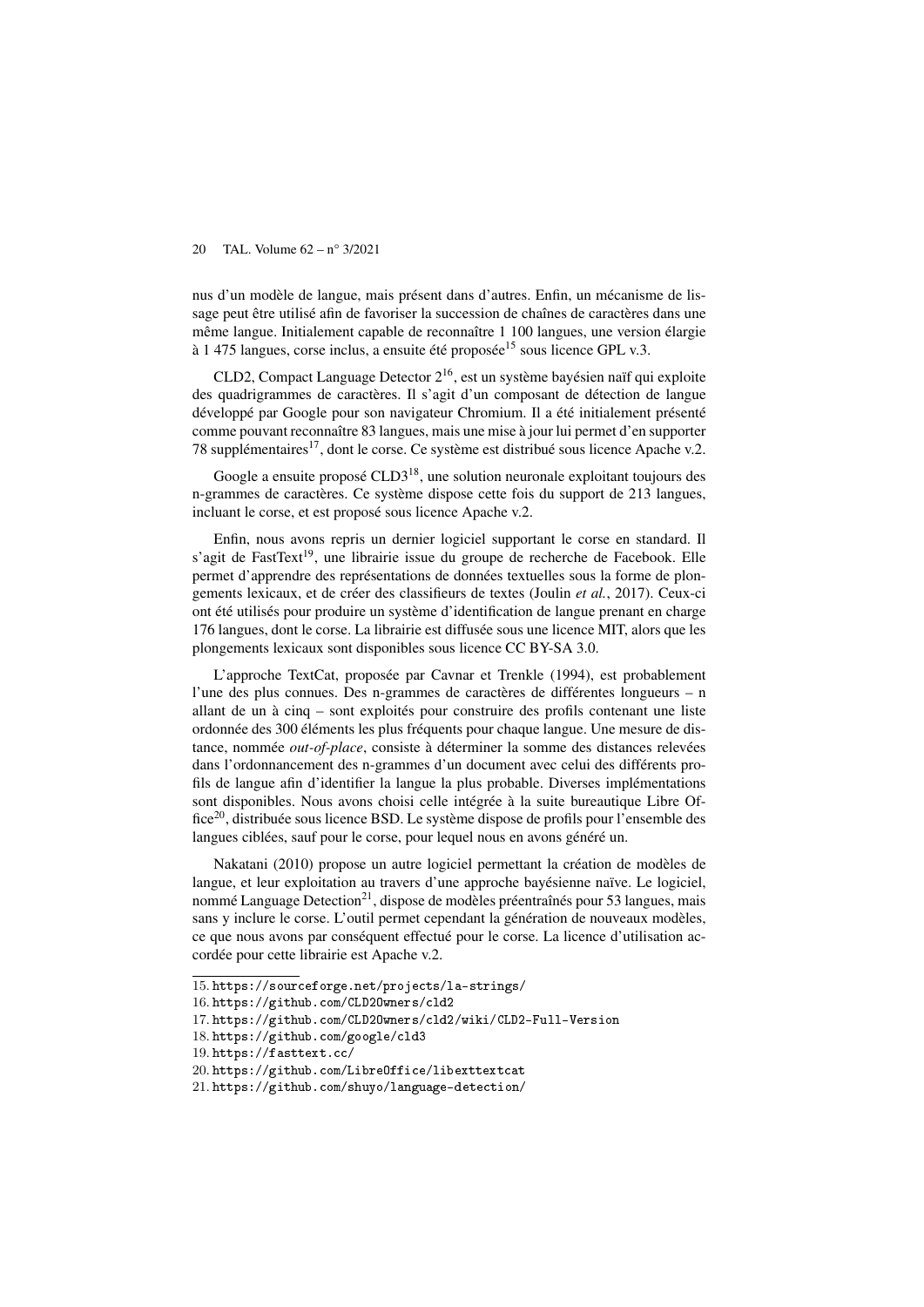nus d'un modèle de langue, mais présent dans d'autres. Enfin, un mécanisme de lissage peut être utilisé afin de favoriser la succession de chaînes de caractères dans une même langue. Initialement capable de reconnaître 1 100 langues, une version élargie à 1 475 langues, corse inclus, a ensuite été proposée[15] sous licence GPL v.3.

CLD2, Compact Language Detector 2[16], est un système bayésien naïf qui exploite des quadrigrammes de caractères. Il s'agit d'un composant de détection de langue développé par Google pour son navigateur Chromium. Il a été initialement présenté comme pouvant reconnaître 83 langues, mais une mise à jour lui permet d'en supporter 78 supplémentaires[17], dont le corse. Ce système est distribué sous licence Apache v.2.

Google a ensuite proposé CLD3[18], une solution neuronale exploitant toujours des n-grammes de caractères. Ce système dispose cette fois du support de 213 langues, incluant le corse, et est proposé sous licence Apache v.2.

Enfin, nous avons repris un dernier logiciel supportant le corse en standard. Il s'agit de FastText[19], une librairie issue du groupe de recherche de Facebook. Elle permet d'apprendre des représentations de données textuelles sous la forme de plongements lexicaux, et de créer des classifieurs de textes (Joulin *et al.*, 2017). Ceux-ci ont été utilisés pour produire un système d'identification de langue prenant en charge 176 langues, dont le corse. La librairie est diffusée sous une licence MIT, alors que les plongements lexicaux sont disponibles sous licence CC BY-SA 3.0.

L'approche TextCat, proposée par Cavnar et Trenkle (1994), est probablement l'une des plus connues. Des n-grammes de caractères de différentes longueurs – n allant de un à cinq – sont exploités pour construire des profils contenant une liste ordonnée des 300 éléments les plus fréquents pour chaque langue. Une mesure de distance, nommée *out-of-place*, consiste à déterminer la somme des distances relevées dans l'ordonnancement des n-grammes d'un document avec celui des différents profils de langue afin d'identifier la langue la plus probable. Diverses implémentations sont disponibles. Nous avons choisi celle intégrée à la suite bureautique Libre Office[20], distribuée sous licence BSD. Le système dispose de profils pour l'ensemble des langues ciblées, sauf pour le corse, pour lequel nous en avons généré un.

Nakatani (2010) propose un autre logiciel permettant la création de modèles de langue, et leur exploitation au travers d'une approche bayésienne naïve. Le logiciel, nommé Language Detection[21], dispose de modèles préentraînés pour 53 langues, mais sans y inclure le corse. L'outil permet cependant la génération de nouveaux modèles, ce que nous avons par conséquent effectué pour le corse. La licence d'utilisation accordée pour cette librairie est Apache v.2.

---

15. https://sourceforge.net/projects/la-strings/
16. https://github.com/CLD2Owners/cld2
17. https://github.com/CLD2Owners/cld2/wiki/CLD2-Full-Version
18. https://github.com/google/cld3
19. https://fasttext.cc/
20. https://github.com/LibreOffice/libexttextcat
21. https://github.com/shuyo/language-detection/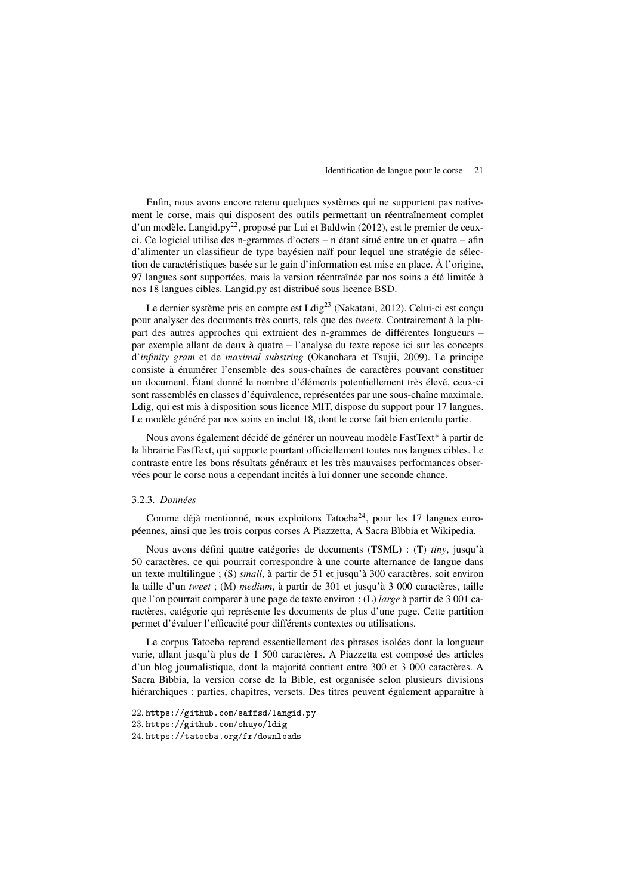Enfin, nous avons encore retenu quelques systèmes qui ne supportent pas nativement le corse, mais qui disposent des outils permettant un réentraînement complet d'un modèle. Langid.py[22], proposé par Lui et Baldwin (2012), est le premier de ceux-ci. Ce logiciel utilise des n-grammes d'octets – n étant situé entre un et quatre – afin d'alimenter un classifieur de type bayésien naïf pour lequel une stratégie de sélection de caractéristiques basée sur le gain d'information est mise en place. À l'origine, 97 langues sont supportées, mais la version réentraînée par nos soins a été limitée à nos 18 langues cibles. Langid.py est distribué sous licence BSD.

Le dernier système pris en compte est Ldig[23] (Nakatani, 2012). Celui-ci est conçu pour analyser des documents très courts, tels que des *tweets*. Contrairement à la plupart des autres approches qui extraient des n-grammes de différentes longueurs – par exemple allant de deux à quatre – l'analyse du texte repose ici sur les concepts d'*infinity gram* et de *maximal substring* (Okanohara et Tsujii, 2009). Le principe consiste à énumérer l'ensemble des sous-chaînes de caractères pouvant constituer un document. Étant donné le nombre d'éléments potentiellement très élevé, ceux-ci sont rassemblés en classes d'équivalence, représentées par une sous-chaîne maximale. Ldig, qui est mis à disposition sous licence MIT, dispose du support pour 17 langues. Le modèle généré par nos soins en inclut 18, dont le corse fait bien entendu partie.

Nous avons également décidé de générer un nouveau modèle FastText* à partir de la librairie FastText, qui supporte pourtant officiellement toutes nos langues cibles. Le contraste entre les bons résultats généraux et les très mauvaises performances observées pour le corse nous a cependant incités à lui donner une seconde chance.

#### 3.2.3. *Données*

Comme déjà mentionné, nous exploitons Tatoeba[24], pour les 17 langues européennes, ainsi que les trois corpus corses A Piazzetta, A Sacra Bìbbia et Wikipedia.

Nous avons défini quatre catégories de documents (TSML) : (T) *tiny*, jusqu'à 50 caractères, ce qui pourrait correspondre à une courte alternance de langue dans un texte multilingue ; (S) *small*, à partir de 51 et jusqu'à 300 caractères, soit environ la taille d'un *tweet* ; (M) *medium*, à partir de 301 et jusqu'à 3 000 caractères, taille que l'on pourrait comparer à une page de texte environ ; (L) *large* à partir de 3 001 caractères, catégorie qui représente les documents de plus d'une page. Cette partition permet d'évaluer l'efficacité pour différents contextes ou utilisations.

Le corpus Tatoeba reprend essentiellement des phrases isolées dont la longueur varie, allant jusqu'à plus de 1 500 caractères. A Piazzetta est composé des articles d'un blog journalistique, dont la majorité contient entre 300 et 3 000 caractères. A Sacra Bìbbia, la version corse de la Bible, est organisée selon plusieurs divisions hiérarchiques : parties, chapitres, versets. Des titres peuvent également apparaître à

22. https://github.com/saffsd/langid.py
23. https://github.com/shuyo/ldig
24. https://tatoeba.org/fr/downloads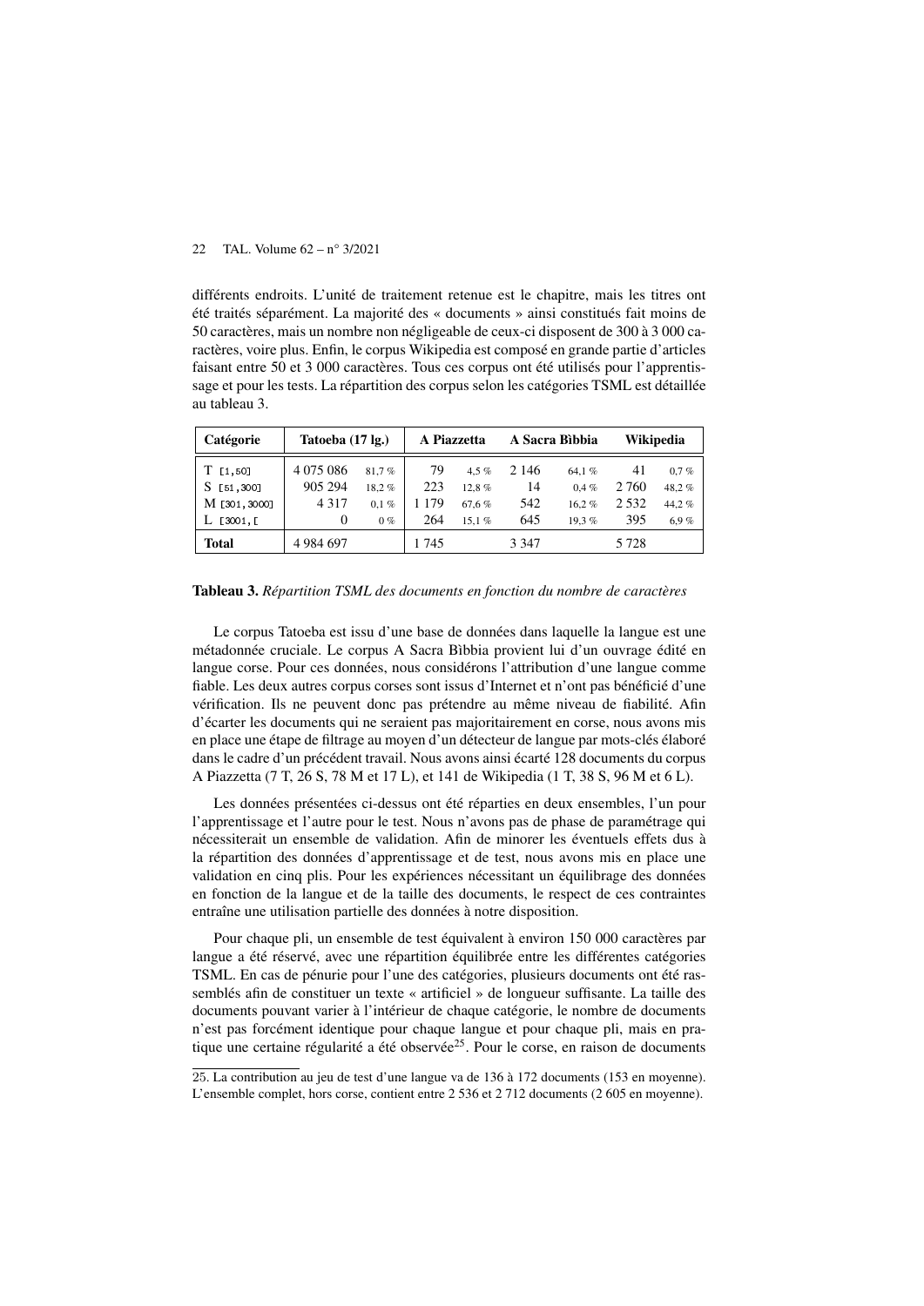différents endroits. L'unité de traitement retenue est le chapitre, mais les titres ont été traités séparément. La majorité des « documents » ainsi constitués fait moins de 50 caractères, mais un nombre non négligeable de ceux-ci disposent de 300 à 3 000 caractères, voire plus. Enfin, le corpus Wikipedia est composé en grande partie d'articles faisant entre 50 et 3 000 caractères. Tous ces corpus ont été utilisés pour l'apprentissage et pour les tests. La répartition des corpus selon les catégories TSML est détaillée au tableau 3.

| Catégorie | Tatoeba (17 lg.) | | A Piazzetta | | A Sacra Bìbbia | | Wikipedia | |
|---|---|---|---|---|---|---|---|---|
| T [1,50] | 4 075 086 | 81,7 % | 79 | 4,5 % | 2 146 | 64,1 % | 41 | 0,7 % |
| S [51,300] | 905 294 | 18,2 % | 223 | 12,8 % | 14 | 0,4 % | 2 760 | 48,2 % |
| M [301,3000] | 4 317 | 0,1 % | 1 179 | 67,6 % | 542 | 16,2 % | 2 532 | 44,2 % |
| L [3001,[ | 0 | 0 % | 264 | 15,1 % | 645 | 19,3 % | 395 | 6,9 % |
| **Total** | 4 984 697 | | 1 745 | | 3 347 | | 5 728 | |

**Tableau 3.** *Répartition TSML des documents en fonction du nombre de caractères*

Le corpus Tatoeba est issu d'une base de données dans laquelle la langue est une métadonnée cruciale. Le corpus A Sacra Bìbbia provient lui d'un ouvrage édité en langue corse. Pour ces données, nous considérons l'attribution d'une langue comme fiable. Les deux autres corpus corses sont issus d'Internet et n'ont pas bénéficié d'une vérification. Ils ne peuvent donc pas prétendre au même niveau de fiabilité. Afin d'écarter les documents qui ne seraient pas majoritairement en corse, nous avons mis en place une étape de filtrage au moyen d'un détecteur de langue par mots-clés élaboré dans le cadre d'un précédent travail. Nous avons ainsi écarté 128 documents du corpus A Piazzetta (7 T, 26 S, 78 M et 17 L), et 141 de Wikipedia (1 T, 38 S, 96 M et 6 L).

Les données présentées ci-dessus ont été réparties en deux ensembles, l'un pour l'apprentissage et l'autre pour le test. Nous n'avons pas de phase de paramétrage qui nécessiterait un ensemble de validation. Afin de minorer les éventuels effets dus à la répartition des données d'apprentissage et de test, nous avons mis en place une validation en cinq plis. Pour les expériences nécessitant un équilibrage des données en fonction de la langue et de la taille des documents, le respect de ces contraintes entraîne une utilisation partielle des données à notre disposition.

Pour chaque pli, un ensemble de test équivalent à environ 150 000 caractères par langue a été réservé, avec une répartition équilibrée entre les différentes catégories TSML. En cas de pénurie pour l'une des catégories, plusieurs documents ont été rassemblés afin de constituer un texte « artificiel » de longueur suffisante. La taille des documents pouvant varier à l'intérieur de chaque catégorie, le nombre de documents n'est pas forcément identique pour chaque langue et pour chaque pli, mais en pratique une certaine régularité a été observée[25]. Pour le corse, en raison de documents

25. La contribution au jeu de test d'une langue va de 136 à 172 documents (153 en moyenne). L'ensemble complet, hors corse, contient entre 2 536 et 2 712 documents (2 605 en moyenne).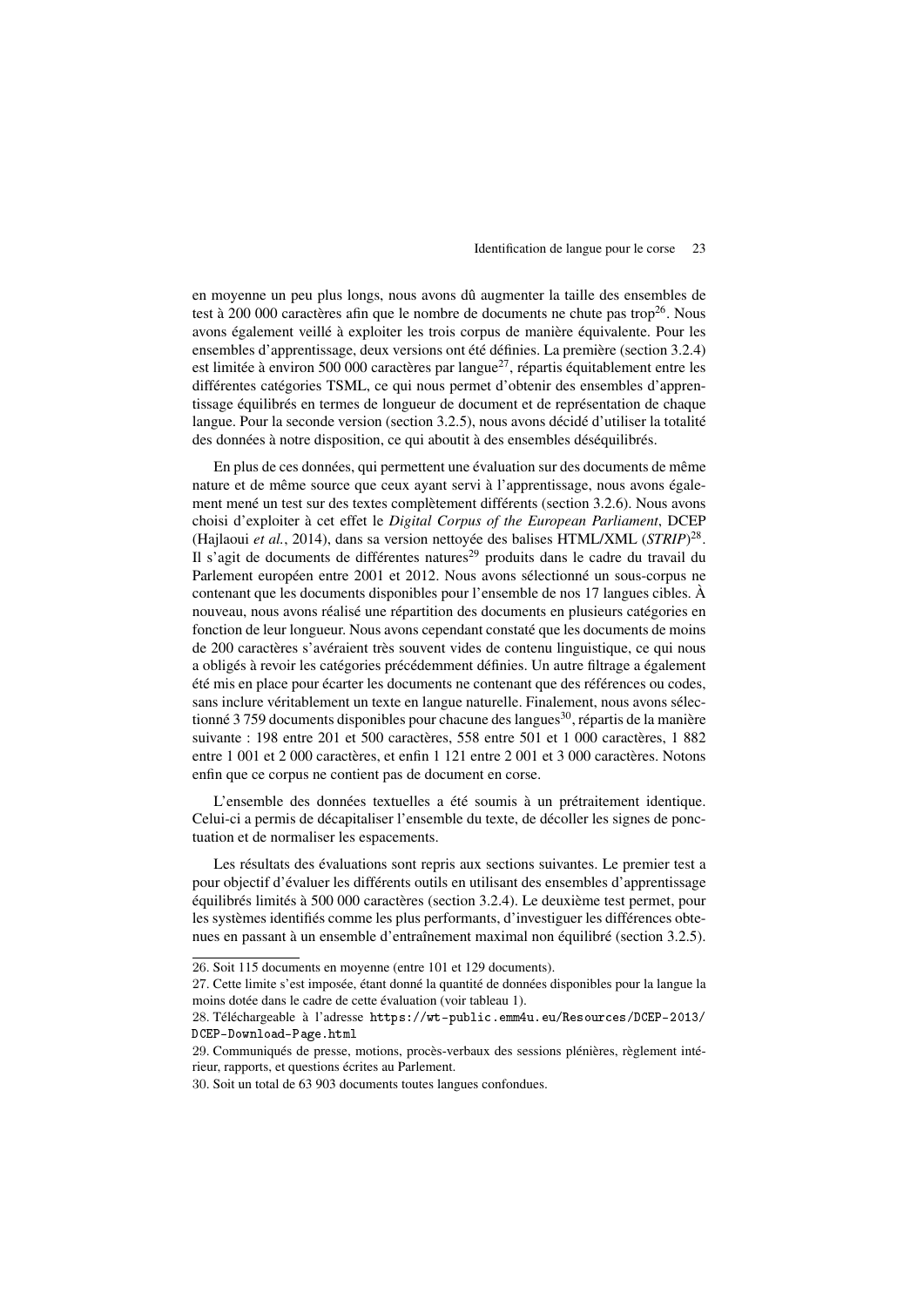en moyenne un peu plus longs, nous avons dû augmenter la taille des ensembles de test à 200 000 caractères afin que le nombre de documents ne chute pas trop[26]. Nous avons également veillé à exploiter les trois corpus de manière équivalente. Pour les ensembles d'apprentissage, deux versions ont été définies. La première (section 3.2.4) est limitée à environ 500 000 caractères par langue[27], répartis équitablement entre les différentes catégories TSML, ce qui nous permet d'obtenir des ensembles d'apprentissage équilibrés en termes de longueur de document et de représentation de chaque langue. Pour la seconde version (section 3.2.5), nous avons décidé d'utiliser la totalité des données à notre disposition, ce qui aboutit à des ensembles déséquilibrés.

En plus de ces données, qui permettent une évaluation sur des documents de même nature et de même source que ceux ayant servi à l'apprentissage, nous avons également mené un test sur des textes complètement différents (section 3.2.6). Nous avons choisi d'exploiter à cet effet le *Digital Corpus of the European Parliament*, DCEP (Hajlaoui *et al.*, 2014), dans sa version nettoyée des balises HTML/XML (*STRIP*)[28]. Il s'agit de documents de différentes natures[29] produits dans le cadre du travail du Parlement européen entre 2001 et 2012. Nous avons sélectionné un sous-corpus ne contenant que les documents disponibles pour l'ensemble de nos 17 langues cibles. À nouveau, nous avons réalisé une répartition des documents en plusieurs catégories en fonction de leur longueur. Nous avons cependant constaté que les documents de moins de 200 caractères s'avéraient très souvent vides de contenu linguistique, ce qui nous a obligés à revoir les catégories précédemment définies. Un autre filtrage a également été mis en place pour écarter les documents ne contenant que des références ou codes, sans inclure véritablement un texte en langue naturelle. Finalement, nous avons sélectionné 3 759 documents disponibles pour chacune des langues[30], répartis de la manière suivante : 198 entre 201 et 500 caractères, 558 entre 501 et 1 000 caractères, 1 882 entre 1 001 et 2 000 caractères, et enfin 1 121 entre 2 001 et 3 000 caractères. Notons enfin que ce corpus ne contient pas de document en corse.

L'ensemble des données textuelles a été soumis à un prétraitement identique. Celui-ci a permis de décapitaliser l'ensemble du texte, de décoller les signes de ponctuation et de normaliser les espacements.

Les résultats des évaluations sont repris aux sections suivantes. Le premier test a pour objectif d'évaluer les différents outils en utilisant des ensembles d'apprentissage équilibrés limités à 500 000 caractères (section 3.2.4). Le deuxième test permet, pour les systèmes identifiés comme les plus performants, d'investiguer les différences obtenues en passant à un ensemble d'entraînement maximal non équilibré (section 3.2.5).

---

26. Soit 115 documents en moyenne (entre 101 et 129 documents).

27. Cette limite s'est imposée, étant donné la quantité de données disponibles pour la langue la moins dotée dans le cadre de cette évaluation (voir tableau 1).

28. Téléchargeable à l'adresse `https://wt-public.emm4u.eu/Resources/DCEP-2013/DCEP-Download-Page.html`

29. Communiqués de presse, motions, procès-verbaux des sessions plénières, règlement intérieur, rapports, et questions écrites au Parlement.

30. Soit un total de 63 903 documents toutes langues confondues.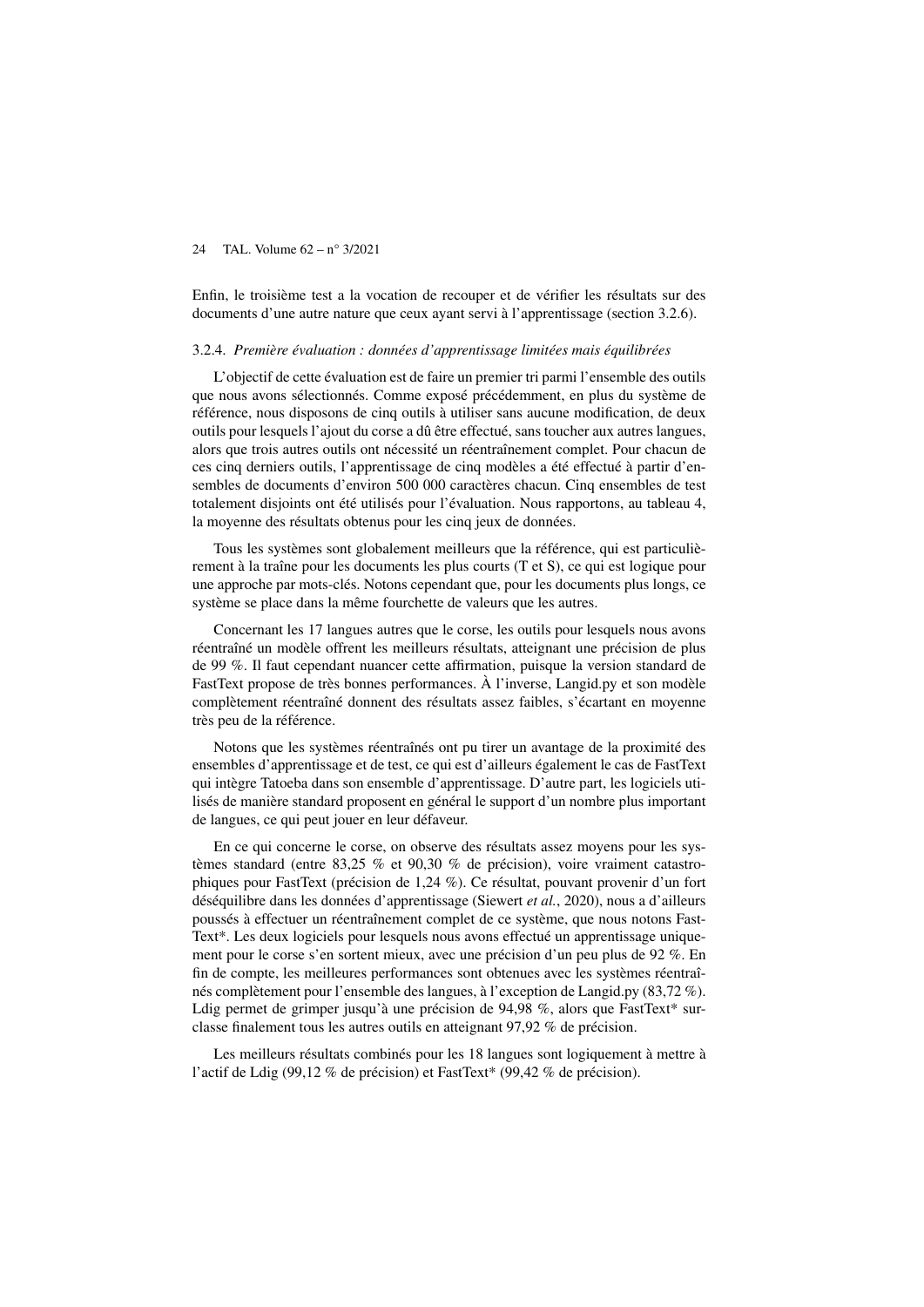Enfin, le troisième test a la vocation de recouper et de vérifier les résultats sur des documents d'une autre nature que ceux ayant servi à l'apprentissage (section 3.2.6).

#### 3.2.4. *Première évaluation : données d'apprentissage limitées mais équilibrées*

L'objectif de cette évaluation est de faire un premier tri parmi l'ensemble des outils que nous avons sélectionnés. Comme exposé précédemment, en plus du système de référence, nous disposons de cinq outils à utiliser sans aucune modification, de deux outils pour lesquels l'ajout du corse a dû être effectué, sans toucher aux autres langues, alors que trois autres outils ont nécessité un réentraînement complet. Pour chacun de ces cinq derniers outils, l'apprentissage de cinq modèles a été effectué à partir d'ensembles de documents d'environ 500 000 caractères chacun. Cinq ensembles de test totalement disjoints ont été utilisés pour l'évaluation. Nous rapportons, au tableau 4, la moyenne des résultats obtenus pour les cinq jeux de données.

Tous les systèmes sont globalement meilleurs que la référence, qui est particulièrement à la traîne pour les documents les plus courts (T et S), ce qui est logique pour une approche par mots-clés. Notons cependant que, pour les documents plus longs, ce système se place dans la même fourchette de valeurs que les autres.

Concernant les 17 langues autres que le corse, les outils pour lesquels nous avons réentraîné un modèle offrent les meilleurs résultats, atteignant une précision de plus de 99 %. Il faut cependant nuancer cette affirmation, puisque la version standard de FastText propose de très bonnes performances. À l'inverse, Langid.py et son modèle complètement réentraîné donnent des résultats assez faibles, s'écartant en moyenne très peu de la référence.

Notons que les systèmes réentraînés ont pu tirer un avantage de la proximité des ensembles d'apprentissage et de test, ce qui est d'ailleurs également le cas de FastText qui intègre Tatoeba dans son ensemble d'apprentissage. D'autre part, les logiciels utilisés de manière standard proposent en général le support d'un nombre plus important de langues, ce qui peut jouer en leur défaveur.

En ce qui concerne le corse, on observe des résultats assez moyens pour les systèmes standard (entre 83,25 % et 90,30 % de précision), voire vraiment catastrophiques pour FastText (précision de 1,24 %). Ce résultat, pouvant provenir d'un fort déséquilibre dans les données d'apprentissage (Siewert *et al.*, 2020), nous a d'ailleurs poussés à effectuer un réentraînement complet de ce système, que nous notons FastText*. Les deux logiciels pour lesquels nous avons effectué un apprentissage uniquement pour le corse s'en sortent mieux, avec une précision d'un peu plus de 92 %. En fin de compte, les meilleures performances sont obtenues avec les systèmes réentraînés complètement pour l'ensemble des langues, à l'exception de Langid.py (83,72 %). Ldig permet de grimper jusqu'à une précision de 94,98 %, alors que FastText* surclasse finalement tous les autres outils en atteignant 97,92 % de précision.

Les meilleurs résultats combinés pour les 18 langues sont logiquement à mettre à l'actif de Ldig (99,12 % de précision) et FastText* (99,42 % de précision).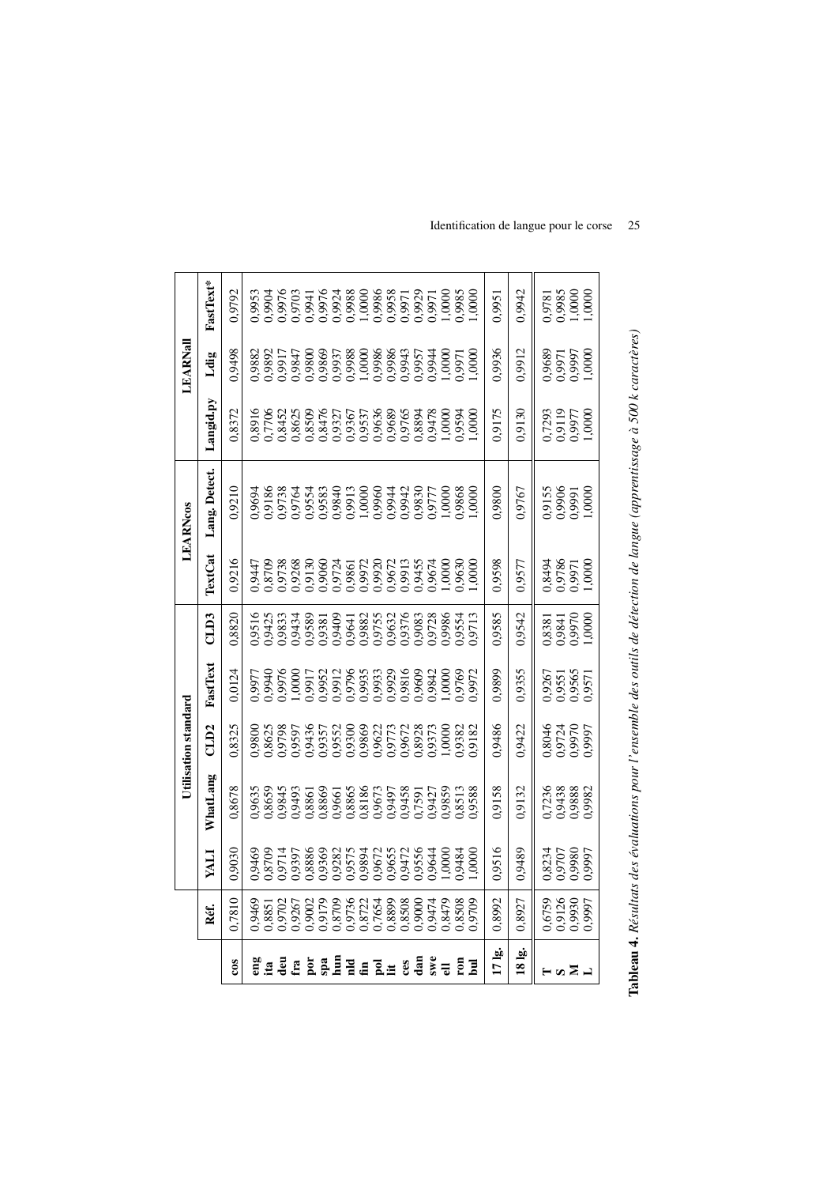| | Réf. | Utilisation standard | | | | | LEARNcos | | LEARNall | | |
|---|---|---|---|---|---|---|---|---|---|---|---|
| | | YALI | WhatLang | CLD2 | FastText | CLD3 | TextCat | Lang. Detect. | Langid.py | Ldig | FastText* |
| **cos** | 0,7810 | 0,9030 | 0,8678 | 0,8325 | 0,0124 | 0,8820 | 0,9216 | 0,9210 | 0,8372 | 0,9498 | 0,9792 |
| **eng** | 0,9469 | 0,9469 | 0,9635 | 0,9800 | 0,9977 | 0,9516 | 0,9447 | 0,9694 | 0,8916 | 0,9882 | 0,9953 |
| **ita** | 0,8851 | 0,8709 | 0,8659 | 0,8625 | 0,9940 | 0,9425 | 0,8709 | 0,9186 | 0,7706 | 0,9892 | 0,9904 |
| **deu** | 0,9702 | 0,9714 | 0,9845 | 0,9798 | 0,9976 | 0,9833 | 0,9738 | 0,9738 | 0,8452 | 0,9917 | 0,9976 |
| **fra** | 0,9267 | 0,9397 | 0,9493 | 0,9597 | 1,0000 | 0,9434 | 0,9268 | 0,9764 | 0,8625 | 0,9847 | 0,9703 |
| **por** | 0,9002 | 0,8886 | 0,8861 | 0,9436 | 0,9917 | 0,9589 | 0,9130 | 0,9554 | 0,8509 | 0,9800 | 0,9941 |
| **spa** | 0,9179 | 0,9369 | 0,8869 | 0,9357 | 0,9952 | 0,9381 | 0,9060 | 0,9583 | 0,8476 | 0,9869 | 0,9976 |
| **hun** | 0,8709 | 0,9282 | 0,9661 | 0,9552 | 0,9912 | 0,9409 | 0,9724 | 0,9840 | 0,9327 | 0,9937 | 0,9924 |
| **nld** | 0,9736 | 0,9575 | 0,8865 | 0,9300 | 0,9796 | 0,9641 | 0,9861 | 0,9913 | 0,9367 | 0,9988 | 0,9988 |
| **fin** | 0,8722 | 0,9894 | 0,8186 | 0,9869 | 0,9935 | 0,9882 | 0,9972 | 1,0000 | 0,9537 | 1,0000 | 1,0000 |
| **pol** | 0,7654 | 0,9672 | 0,9673 | 0,9622 | 0,9933 | 0,9755 | 0,9920 | 0,9960 | 0,9636 | 0,9986 | 0,9986 |
| **lit** | 0,8899 | 0,9655 | 0,9497 | 0,9773 | 0,9929 | 0,9632 | 0,9672 | 0,9944 | 0,9689 | 0,9986 | 0,9958 |
| **ces** | 0,8508 | 0,9472 | 0,9458 | 0,9672 | 0,9816 | 0,9376 | 0,9913 | 0,9942 | 0,9765 | 0,9943 | 0,9971 |
| **dan** | 0,9000 | 0,9556 | 0,7591 | 0,8928 | 0,9609 | 0,9083 | 0,9455 | 0,9830 | 0,8894 | 0,9957 | 0,9929 |
| **swe** | 0,9474 | 0,9644 | 0,9427 | 0,9373 | 0,9842 | 0,9728 | 0,9674 | 0,9777 | 0,9478 | 0,9944 | 0,9971 |
| **ell** | 0,8479 | 1,0000 | 0,9859 | 1,0000 | 1,0000 | 0,9986 | 1,0000 | 1,0000 | 1,0000 | 1,0000 | 1,0000 |
| **ron** | 0,8508 | 0,9484 | 0,8513 | 0,9382 | 0,9769 | 0,9554 | 0,9630 | 0,9868 | 0,9594 | 0,9971 | 0,9985 |
| **bul** | 0,9709 | 1,0000 | 0,9588 | 0,9182 | 0,9972 | 0,9713 | 1,0000 | 1,0000 | 1,0000 | 1,0000 | 1,0000 |
| **17 lg.** | 0,8992 | 0,9516 | 0,9158 | 0,9486 | 0,9899 | 0,9585 | 0,9598 | 0,9800 | 0,9175 | 0,9936 | 0,9951 |
| **18 lg.** | 0,8927 | 0,9489 | 0,9132 | 0,9422 | 0,9355 | 0,9542 | 0,9577 | 0,9767 | 0,9130 | 0,9912 | 0,9942 |
| **T** | 0,6759 | 0,8234 | 0,7236 | 0,8046 | 0,9267 | 0,8381 | 0,8494 | 0,9155 | 0,7293 | 0,9689 | 0,9781 |
| **S** | 0,9126 | 0,9707 | 0,9438 | 0,9724 | 0,9551 | 0,9841 | 0,9786 | 0,9906 | 0,9119 | 0,9971 | 0,9985 |
| **M** | 0,9930 | 0,9980 | 0,9888 | 0,9970 | 0,9565 | 0,9970 | 0,9971 | 0,9991 | 0,9977 | 0,9997 | 1,0000 |
| **L** | 0,9997 | 0,9997 | 0,9982 | 0,9997 | 0,9571 | 1,0000 | 1,0000 | 1,0000 | 1,0000 | 1,0000 | 1,0000 |

**Tableau 4.** *Résultats des évaluations pour l'ensemble des outils de détection de langue (apprentissage à 500 k caractères)*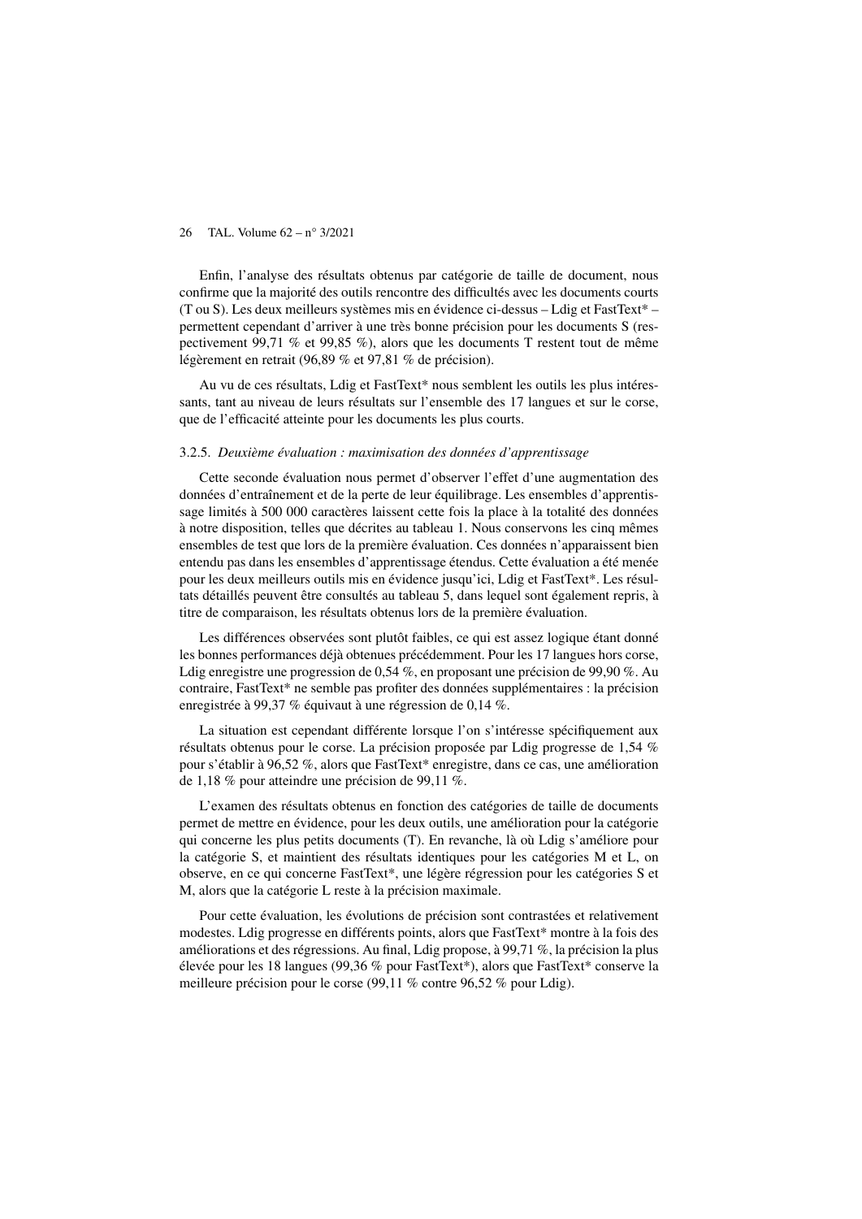Enfin, l'analyse des résultats obtenus par catégorie de taille de document, nous confirme que la majorité des outils rencontre des difficultés avec les documents courts (T ou S). Les deux meilleurs systèmes mis en évidence ci-dessus – Ldig et FastText* – permettent cependant d'arriver à une très bonne précision pour les documents S (respectivement 99,71 % et 99,85 %), alors que les documents T restent tout de même légèrement en retrait (96,89 % et 97,81 % de précision).

Au vu de ces résultats, Ldig et FastText* nous semblent les outils les plus intéressants, tant au niveau de leurs résultats sur l'ensemble des 17 langues et sur le corse, que de l'efficacité atteinte pour les documents les plus courts.

### 3.2.5. *Deuxième évaluation : maximisation des données d'apprentissage*

Cette seconde évaluation nous permet d'observer l'effet d'une augmentation des données d'entraînement et de la perte de leur équilibrage. Les ensembles d'apprentissage limités à 500 000 caractères laissent cette fois la place à la totalité des données à notre disposition, telles que décrites au tableau 1. Nous conservons les cinq mêmes ensembles de test que lors de la première évaluation. Ces données n'apparaissent bien entendu pas dans les ensembles d'apprentissage étendus. Cette évaluation a été menée pour les deux meilleurs outils mis en évidence jusqu'ici, Ldig et FastText*. Les résultats détaillés peuvent être consultés au tableau 5, dans lequel sont également repris, à titre de comparaison, les résultats obtenus lors de la première évaluation.

Les différences observées sont plutôt faibles, ce qui est assez logique étant donné les bonnes performances déjà obtenues précédemment. Pour les 17 langues hors corse, Ldig enregistre une progression de 0,54 %, en proposant une précision de 99,90 %. Au contraire, FastText* ne semble pas profiter des données supplémentaires : la précision enregistrée à 99,37 % équivaut à une régression de 0,14 %.

La situation est cependant différente lorsque l'on s'intéresse spécifiquement aux résultats obtenus pour le corse. La précision proposée par Ldig progresse de 1,54 % pour s'établir à 96,52 %, alors que FastText* enregistre, dans ce cas, une amélioration de 1,18 % pour atteindre une précision de 99,11 %.

L'examen des résultats obtenus en fonction des catégories de taille de documents permet de mettre en évidence, pour les deux outils, une amélioration pour la catégorie qui concerne les plus petits documents (T). En revanche, là où Ldig s'améliore pour la catégorie S, et maintient des résultats identiques pour les catégories M et L, on observe, en ce qui concerne FastText*, une légère régression pour les catégories S et M, alors que la catégorie L reste à la précision maximale.

Pour cette évaluation, les évolutions de précision sont contrastées et relativement modestes. Ldig progresse en différents points, alors que FastText* montre à la fois des améliorations et des régressions. Au final, Ldig propose, à 99,71 %, la précision la plus élevée pour les 18 langues (99,36 % pour FastText*), alors que FastText* conserve la meilleure précision pour le corse (99,11 % contre 96,52 % pour Ldig).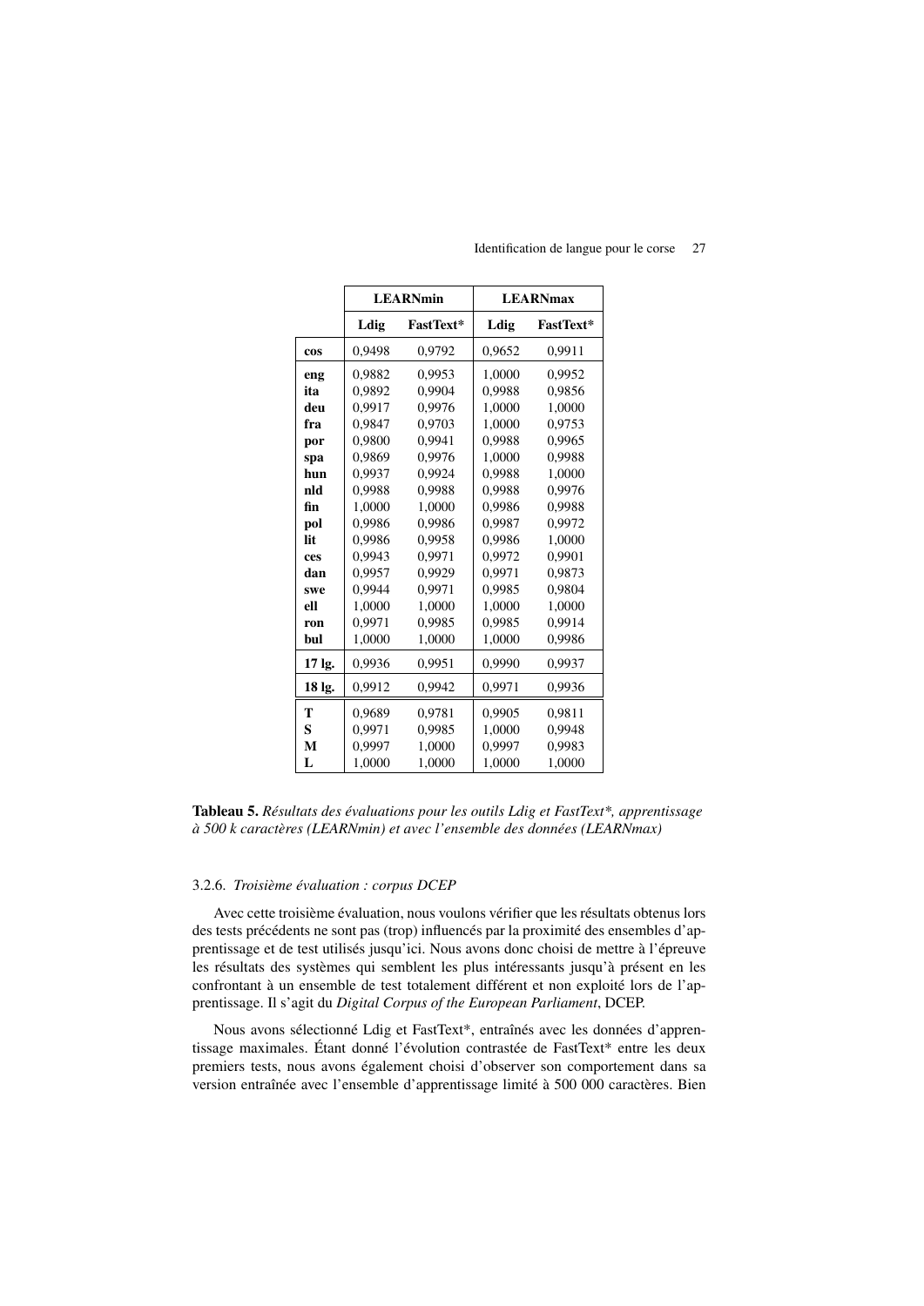|  | **LEARNmin** |  | **LEARNmax** |  |
|---|---|---|---|---|
|  | **Ldig** | **FastText*** | **Ldig** | **FastText*** |
| **cos** | 0,9498 | 0,9792 | 0,9652 | 0,9911 |
| **eng** | 0,9882 | 0,9953 | 1,0000 | 0,9952 |
| **ita** | 0,9892 | 0,9904 | 0,9988 | 0,9856 |
| **deu** | 0,9917 | 0,9976 | 1,0000 | 1,0000 |
| **fra** | 0,9847 | 0,9703 | 1,0000 | 0,9753 |
| **por** | 0,9800 | 0,9941 | 0,9988 | 0,9965 |
| **spa** | 0,9869 | 0,9976 | 1,0000 | 0,9988 |
| **hun** | 0,9937 | 0,9924 | 0,9988 | 1,0000 |
| **nld** | 0,9988 | 0,9988 | 0,9988 | 0,9976 |
| **fin** | 1,0000 | 1,0000 | 0,9986 | 0,9988 |
| **pol** | 0,9986 | 0,9986 | 0,9987 | 0,9972 |
| **lit** | 0,9986 | 0,9958 | 0,9986 | 1,0000 |
| **ces** | 0,9943 | 0,9971 | 0,9972 | 0,9901 |
| **dan** | 0,9957 | 0,9929 | 0,9971 | 0,9873 |
| **swe** | 0,9944 | 0,9971 | 0,9985 | 0,9804 |
| **ell** | 1,0000 | 1,0000 | 1,0000 | 1,0000 |
| **ron** | 0,9971 | 0,9985 | 0,9985 | 0,9914 |
| **bul** | 1,0000 | 1,0000 | 1,0000 | 0,9986 |
| **17 lg.** | 0,9936 | 0,9951 | 0,9990 | 0,9937 |
| **18 lg.** | 0,9912 | 0,9942 | 0,9971 | 0,9936 |
| **T** | 0,9689 | 0,9781 | 0,9905 | 0,9811 |
| **S** | 0,9971 | 0,9985 | 1,0000 | 0,9948 |
| **M** | 0,9997 | 1,0000 | 0,9997 | 0,9983 |
| **L** | 1,0000 | 1,0000 | 1,0000 | 1,0000 |

**Tableau 5.** *Résultats des évaluations pour les outils Ldig et FastText*, apprentissage à 500 k caractères (LEARNmin) et avec l'ensemble des données (LEARNmax)*

#### 3.2.6. *Troisième évaluation : corpus DCEP*

Avec cette troisième évaluation, nous voulons vérifier que les résultats obtenus lors des tests précédents ne sont pas (trop) influencés par la proximité des ensembles d'apprentissage et de test utilisés jusqu'ici. Nous avons donc choisi de mettre à l'épreuve les résultats des systèmes qui semblent les plus intéressants jusqu'à présent en les confrontant à un ensemble de test totalement différent et non exploité lors de l'apprentissage. Il s'agit du *Digital Corpus of the European Parliament*, DCEP.

Nous avons sélectionné Ldig et FastText*, entraînés avec les données d'apprentissage maximales. Étant donné l'évolution contrastée de FastText* entre les deux premiers tests, nous avons également choisi d'observer son comportement dans sa version entraînée avec l'ensemble d'apprentissage limité à 500 000 caractères. Bien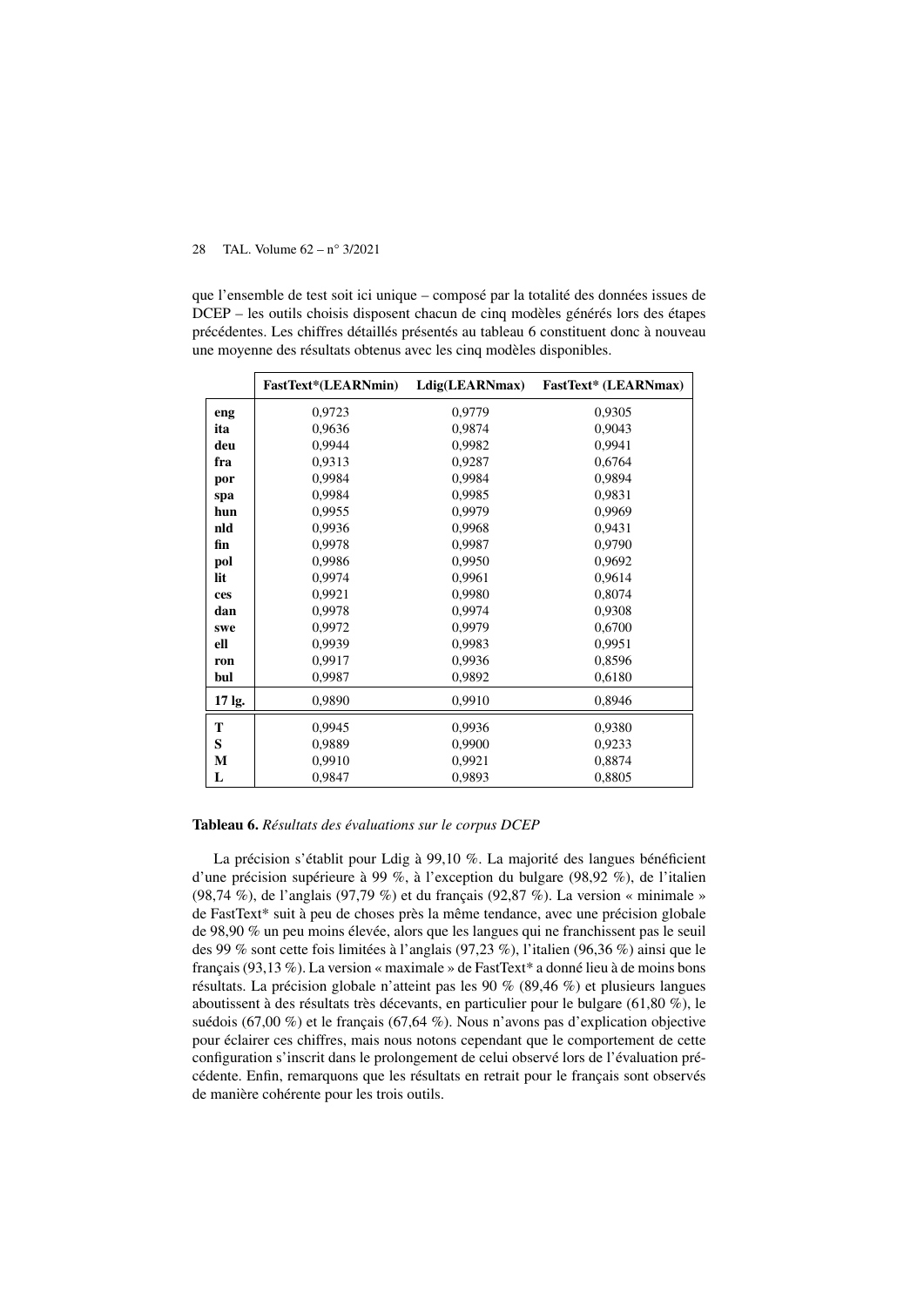que l'ensemble de test soit ici unique – composé par la totalité des données issues de DCEP – les outils choisis disposent chacun de cinq modèles générés lors des étapes précédentes. Les chiffres détaillés présentés au tableau 6 constituent donc à nouveau une moyenne des résultats obtenus avec les cinq modèles disponibles.

| | FastText*(LEARNmin) | Ldig(LEARNmax) | FastText* (LEARNmax) |
|---|---|---|---|
| **eng** | 0,9723 | 0,9779 | 0,9305 |
| **ita** | 0,9636 | 0,9874 | 0,9043 |
| **deu** | 0,9944 | 0,9982 | 0,9941 |
| **fra** | 0,9313 | 0,9287 | 0,6764 |
| **por** | 0,9984 | 0,9984 | 0,9894 |
| **spa** | 0,9984 | 0,9985 | 0,9831 |
| **hun** | 0,9955 | 0,9979 | 0,9969 |
| **nld** | 0,9936 | 0,9968 | 0,9431 |
| **fin** | 0,9978 | 0,9987 | 0,9790 |
| **pol** | 0,9986 | 0,9950 | 0,9692 |
| **lit** | 0,9974 | 0,9961 | 0,9614 |
| **ces** | 0,9921 | 0,9980 | 0,8074 |
| **dan** | 0,9978 | 0,9974 | 0,9308 |
| **swe** | 0,9972 | 0,9979 | 0,6700 |
| **ell** | 0,9939 | 0,9983 | 0,9951 |
| **ron** | 0,9917 | 0,9936 | 0,8596 |
| **bul** | 0,9987 | 0,9892 | 0,6180 |
| **17 lg.** | 0,9890 | 0,9910 | 0,8946 |
| **T** | 0,9945 | 0,9936 | 0,9380 |
| **S** | 0,9889 | 0,9900 | 0,9233 |
| **M** | 0,9910 | 0,9921 | 0,8874 |
| **L** | 0,9847 | 0,9893 | 0,8805 |

**Tableau 6.** *Résultats des évaluations sur le corpus DCEP*

La précision s'établit pour Ldig à 99,10 %. La majorité des langues bénéficient d'une précision supérieure à 99 %, à l'exception du bulgare (98,92 %), de l'italien (98,74 %), de l'anglais (97,79 %) et du français (92,87 %). La version « minimale » de FastText* suit à peu de choses près la même tendance, avec une précision globale de 98,90 % un peu moins élevée, alors que les langues qui ne franchissent pas le seuil des 99 % sont cette fois limitées à l'anglais (97,23 %), l'italien (96,36 %) ainsi que le français (93,13 %). La version « maximale » de FastText* a donné lieu à de moins bons résultats. La précision globale n'atteint pas les 90 % (89,46 %) et plusieurs langues aboutissent à des résultats très décevants, en particulier pour le bulgare (61,80 %), le suédois (67,00 %) et le français (67,64 %). Nous n'avons pas d'explication objective pour éclairer ces chiffres, mais nous notons cependant que le comportement de cette configuration s'inscrit dans le prolongement de celui observé lors de l'évaluation précédente. Enfin, remarquons que les résultats en retrait pour le français sont observés de manière cohérente pour les trois outils.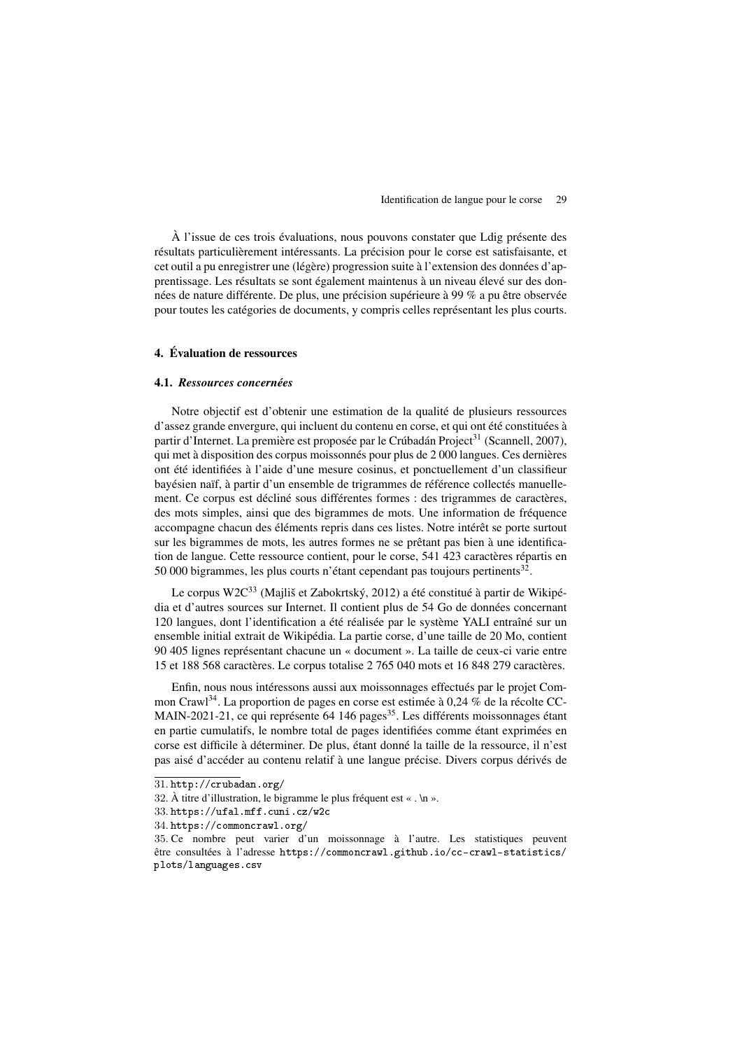À l'issue de ces trois évaluations, nous pouvons constater que Ldig présente des résultats particulièrement intéressants. La précision pour le corse est satisfaisante, et cet outil a pu enregistrer une (légère) progression suite à l'extension des données d'apprentissage. Les résultats se sont également maintenus à un niveau élevé sur des données de nature différente. De plus, une précision supérieure à 99 % a pu être observée pour toutes les catégories de documents, y compris celles représentant les plus courts.

## 4. Évaluation de ressources

### 4.1. *Ressources concernées*

Notre objectif est d'obtenir une estimation de la qualité de plusieurs ressources d'assez grande envergure, qui incluent du contenu en corse, et qui ont été constituées à partir d'Internet. La première est proposée par le Crúbadán Project[31] (Scannell, 2007), qui met à disposition des corpus moissonnés pour plus de 2 000 langues. Ces dernières ont été identifiées à l'aide d'une mesure cosinus, et ponctuellement d'un classifieur bayésien naïf, à partir d'un ensemble de trigrammes de référence collectés manuellement. Ce corpus est décliné sous différentes formes : des trigrammes de caractères, des mots simples, ainsi que des bigrammes de mots. Une information de fréquence accompagne chacun des éléments repris dans ces listes. Notre intérêt se porte surtout sur les bigrammes de mots, les autres formes ne se prêtant pas bien à une identification de langue. Cette ressource contient, pour le corse, 541 423 caractères répartis en 50 000 bigrammes, les plus courts n'étant cependant pas toujours pertinents[32].

Le corpus W2C[33] (Majliš et Zabokrtský, 2012) a été constitué à partir de Wikipédia et d'autres sources sur Internet. Il contient plus de 54 Go de données concernant 120 langues, dont l'identification a été réalisée par le système YALI entraîné sur un ensemble initial extrait de Wikipédia. La partie corse, d'une taille de 20 Mo, contient 90 405 lignes représentant chacune un « document ». La taille de ceux-ci varie entre 15 et 188 568 caractères. Le corpus totalise 2 765 040 mots et 16 848 279 caractères.

Enfin, nous nous intéressons aussi aux moissonnages effectués par le projet Common Crawl[34]. La proportion de pages en corse est estimée à 0,24 % de la récolte CC-MAIN-2021-21, ce qui représente 64 146 pages[35]. Les différents moissonnages étant en partie cumulatifs, le nombre total de pages identifiées comme étant exprimées en corse est difficile à déterminer. De plus, étant donné la taille de la ressource, il n'est pas aisé d'accéder au contenu relatif à une langue précise. Divers corpus dérivés de

31. `http://crubadan.org/`

32. À titre d'illustration, le bigramme le plus fréquent est « . \n ».

33. `https://ufal.mff.cuni.cz/w2c`

34. `https://commoncrawl.org/`

35. Ce nombre peut varier d'un moissonnage à l'autre. Les statistiques peuvent être consultées à l'adresse `https://commoncrawl.github.io/cc-crawl-statistics/plots/languages.csv`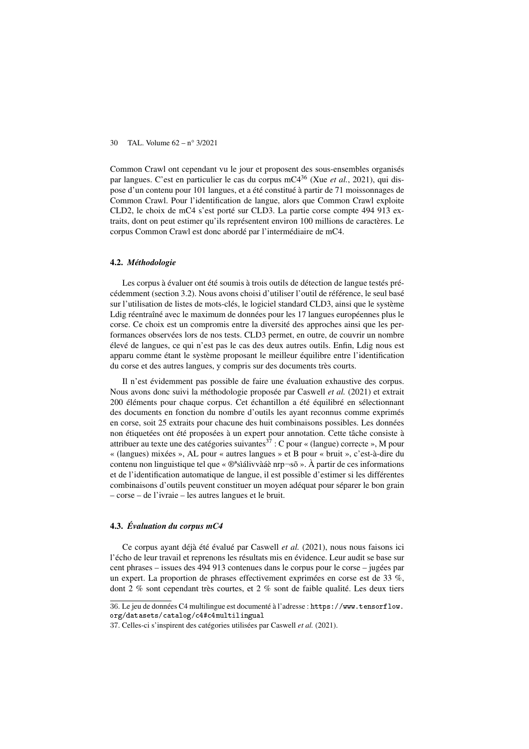Common Crawl ont cependant vu le jour et proposent des sous-ensembles organisés par langues. C'est en particulier le cas du corpus mC4[36] (Xue *et al.*, 2021), qui dispose d'un contenu pour 101 langues, et a été constitué à partir de 71 moissonnages de Common Crawl. Pour l'identification de langue, alors que Common Crawl exploite CLD2, le choix de mC4 s'est porté sur CLD3. La partie corse compte 494 913 extraits, dont on peut estimer qu'ils représentent environ 100 millions de caractères. Le corpus Common Crawl est donc abordé par l'intermédiaire de mC4.

### 4.2. *Méthodologie*

Les corpus à évaluer ont été soumis à trois outils de détection de langue testés précédemment (section 3.2). Nous avons choisi d'utiliser l'outil de référence, le seul basé sur l'utilisation de listes de mots-clés, le logiciel standard CLD3, ainsi que le système Ldig réentraîné avec le maximum de données pour les 17 langues européennes plus le corse. Ce choix est un compromis entre la diversité des approches ainsi que les performances observées lors de nos tests. CLD3 permet, en outre, de couvrir un nombre élevé de langues, ce qui n'est pas le cas des deux autres outils. Enfin, Ldig nous est apparu comme étant le système proposant le meilleur équilibre entre l'identification du corse et des autres langues, y compris sur des documents très courts.

Il n'est évidemment pas possible de faire une évaluation exhaustive des corpus. Nous avons donc suivi la méthodologie proposée par Caswell *et al.* (2021) et extrait 200 éléments pour chaque corpus. Cet échantillon a été équilibré en sélectionnant des documents en fonction du nombre d'outils les ayant reconnus comme exprimés en corse, soit 25 extraits pour chacune des huit combinaisons possibles. Les données non étiquetées ont été proposées à un expert pour annotation. Cette tâche consiste à attribuer au texte une des catégories suivantes[37] : C pour « (langue) correcte », M pour « (langues) mixées », AL pour « autres langues » et B pour « bruit », c'est-à-dire du contenu non linguistique tel que « ®ªsìálivvàáè nrp¬sõ ». À partir de ces informations et de l'identification automatique de langue, il est possible d'estimer si les différentes combinaisons d'outils peuvent constituer un moyen adéquat pour séparer le bon grain – corse – de l'ivraie – les autres langues et le bruit.

### 4.3. *Évaluation du corpus mC4*

Ce corpus ayant déjà été évalué par Caswell *et al.* (2021), nous nous faisons ici l'écho de leur travail et reprenons les résultats mis en évidence. Leur audit se base sur cent phrases – issues des 494 913 contenues dans le corpus pour le corse – jugées par un expert. La proportion de phrases effectivement exprimées en corse est de 33 %, dont 2 % sont cependant très courtes, et 2 % sont de faible qualité. Les deux tiers

36. Le jeu de données C4 multilingue est documenté à l'adresse : `https://www.tensorflow.org/datasets/catalog/c4#c4multilingual`

37. Celles-ci s'inspirent des catégories utilisées par Caswell *et al.* (2021).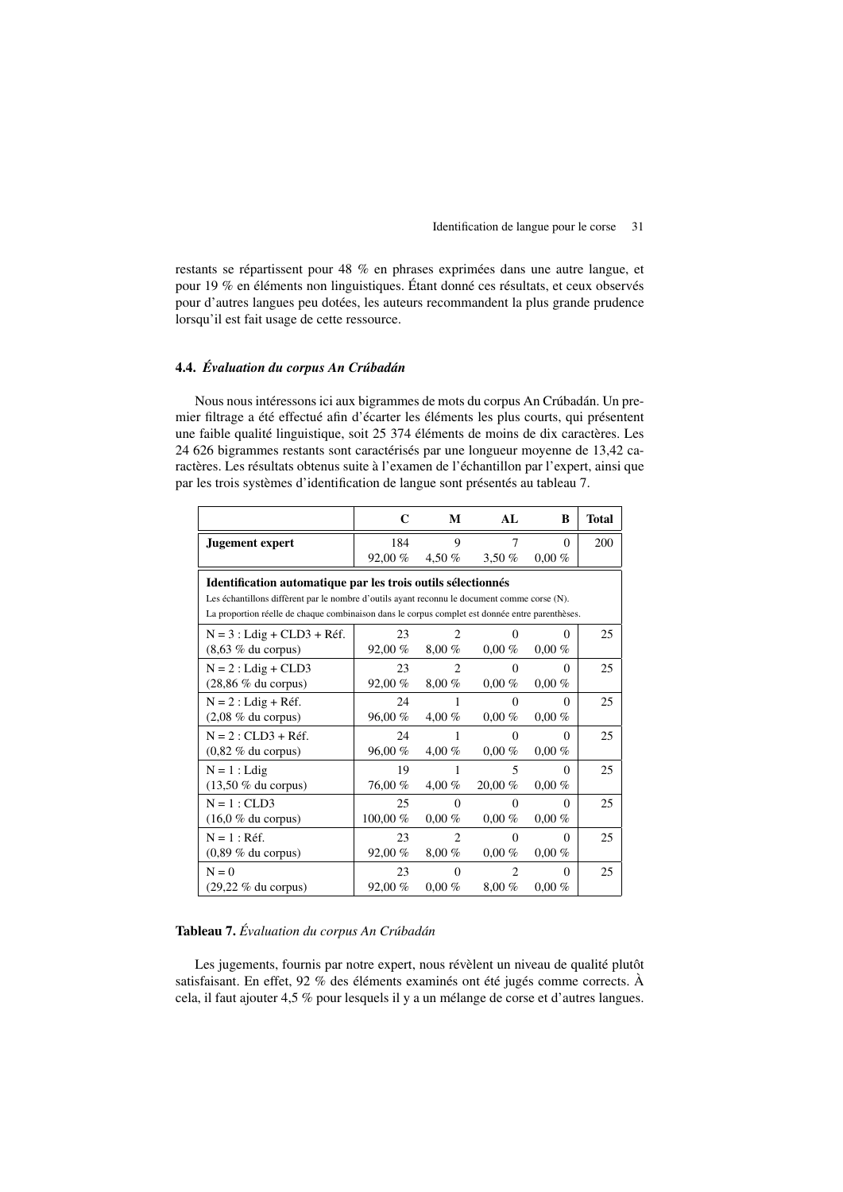restants se répartissent pour 48 % en phrases exprimées dans une autre langue, et pour 19 % en éléments non linguistiques. Étant donné ces résultats, et ceux observés pour d'autres langues peu dotées, les auteurs recommandent la plus grande prudence lorsqu'il est fait usage de cette ressource.

### 4.4. *Évaluation du corpus An Crúbadán*

Nous nous intéressons ici aux bigrammes de mots du corpus An Crúbadán. Un premier filtrage a été effectué afin d'écarter les éléments les plus courts, qui présentent une faible qualité linguistique, soit 25 374 éléments de moins de dix caractères. Les 24 626 bigrammes restants sont caractérisés par une longueur moyenne de 13,42 caractères. Les résultats obtenus suite à l'examen de l'échantillon par l'expert, ainsi que par les trois systèmes d'identification de langue sont présentés au tableau 7.

| | C | M | AL | B | Total |
|---|---|---|---|---|---|
| **Jugement expert** | 184<br>92,00 % | 9<br>4,50 % | 7<br>3,50 % | 0<br>0,00 % | 200 |
| **Identification automatique par les trois outils sélectionnés**<br>Les échantillons diffèrent par le nombre d'outils ayant reconnu le document comme corse (N).<br>La proportion réelle de chaque combinaison dans le corpus complet est donnée entre parenthèses. | | | | | |
| N = 3 : Ldig + CLD3 + Réf.<br>(8,63 % du corpus) | 23<br>92,00 % | 2<br>8,00 % | 0<br>0,00 % | 0<br>0,00 % | 25 |
| N = 2 : Ldig + CLD3<br>(28,86 % du corpus) | 23<br>92,00 % | 2<br>8,00 % | 0<br>0,00 % | 0<br>0,00 % | 25 |
| N = 2 : Ldig + Réf.<br>(2,08 % du corpus) | 24<br>96,00 % | 1<br>4,00 % | 0<br>0,00 % | 0<br>0,00 % | 25 |
| N = 2 : CLD3 + Réf.<br>(0,82 % du corpus) | 24<br>96,00 % | 1<br>4,00 % | 0<br>0,00 % | 0<br>0,00 % | 25 |
| N = 1 : Ldig<br>(13,50 % du corpus) | 19<br>76,00 % | 1<br>4,00 % | 5<br>20,00 % | 0<br>0,00 % | 25 |
| N = 1 : CLD3<br>(16,0 % du corpus) | 25<br>100,00 % | 0<br>0,00 % | 0<br>0,00 % | 0<br>0,00 % | 25 |
| N = 1 : Réf.<br>(0,89 % du corpus) | 23<br>92,00 % | 2<br>8,00 % | 0<br>0,00 % | 0<br>0,00 % | 25 |
| N = 0<br>(29,22 % du corpus) | 23<br>92,00 % | 0<br>0,00 % | 2<br>8,00 % | 0<br>0,00 % | 25 |

**Tableau 7.** *Évaluation du corpus An Crúbadán*

Les jugements, fournis par notre expert, nous révèlent un niveau de qualité plutôt satisfaisant. En effet, 92 % des éléments examinés ont été jugés comme corrects. À cela, il faut ajouter 4,5 % pour lesquels il y a un mélange de corse et d'autres langues.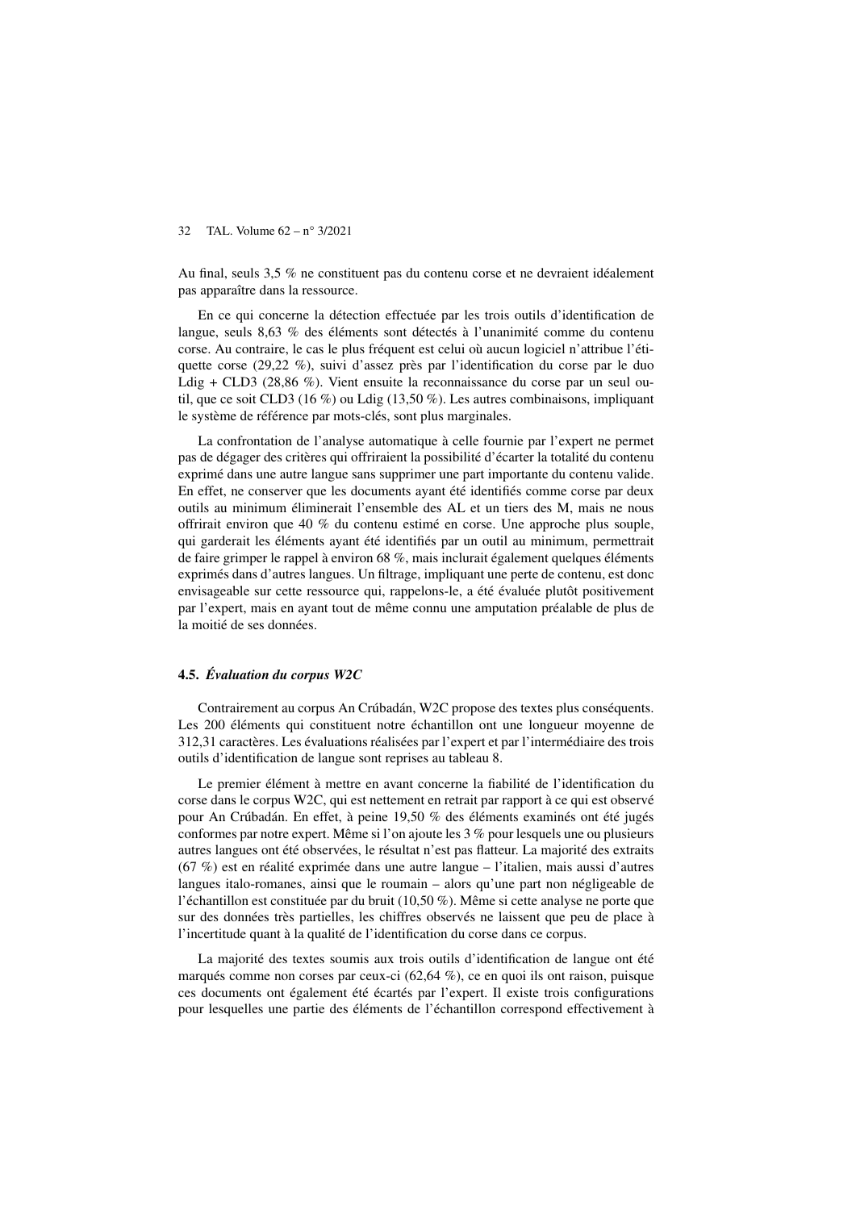Au final, seuls 3,5 % ne constituent pas du contenu corse et ne devraient idéalement pas apparaître dans la ressource.

En ce qui concerne la détection effectuée par les trois outils d'identification de langue, seuls 8,63 % des éléments sont détectés à l'unanimité comme du contenu corse. Au contraire, le cas le plus fréquent est celui où aucun logiciel n'attribue l'étiquette corse (29,22 %), suivi d'assez près par l'identification du corse par le duo Ldig + CLD3 (28,86 %). Vient ensuite la reconnaissance du corse par un seul outil, que ce soit CLD3 (16 %) ou Ldig (13,50 %). Les autres combinaisons, impliquant le système de référence par mots-clés, sont plus marginales.

La confrontation de l'analyse automatique à celle fournie par l'expert ne permet pas de dégager des critères qui offriraient la possibilité d'écarter la totalité du contenu exprimé dans une autre langue sans supprimer une part importante du contenu valide. En effet, ne conserver que les documents ayant été identifiés comme corse par deux outils au minimum éliminerait l'ensemble des AL et un tiers des M, mais ne nous offrirait environ que 40 % du contenu estimé en corse. Une approche plus souple, qui garderait les éléments ayant été identifiés par un outil au minimum, permettrait de faire grimper le rappel à environ 68 %, mais inclurait également quelques éléments exprimés dans d'autres langues. Un filtrage, impliquant une perte de contenu, est donc envisageable sur cette ressource qui, rappelons-le, a été évaluée plutôt positivement par l'expert, mais en ayant tout de même connu une amputation préalable de plus de la moitié de ses données.

### 4.5. *Évaluation du corpus W2C*

Contrairement au corpus An Crúbadán, W2C propose des textes plus conséquents. Les 200 éléments qui constituent notre échantillon ont une longueur moyenne de 312,31 caractères. Les évaluations réalisées par l'expert et par l'intermédiaire des trois outils d'identification de langue sont reprises au tableau 8.

Le premier élément à mettre en avant concerne la fiabilité de l'identification du corse dans le corpus W2C, qui est nettement en retrait par rapport à ce qui est observé pour An Crúbadán. En effet, à peine 19,50 % des éléments examinés ont été jugés conformes par notre expert. Même si l'on ajoute les 3 % pour lesquels une ou plusieurs autres langues ont été observées, le résultat n'est pas flatteur. La majorité des extraits (67 %) est en réalité exprimée dans une autre langue – l'italien, mais aussi d'autres langues italo-romanes, ainsi que le roumain – alors qu'une part non négligeable de l'échantillon est constituée par du bruit (10,50 %). Même si cette analyse ne porte que sur des données très partielles, les chiffres observés ne laissent que peu de place à l'incertitude quant à la qualité de l'identification du corse dans ce corpus.

La majorité des textes soumis aux trois outils d'identification de langue ont été marqués comme non corses par ceux-ci (62,64 %), ce en quoi ils ont raison, puisque ces documents ont également été écartés par l'expert. Il existe trois configurations pour lesquelles une partie des éléments de l'échantillon correspond effectivement à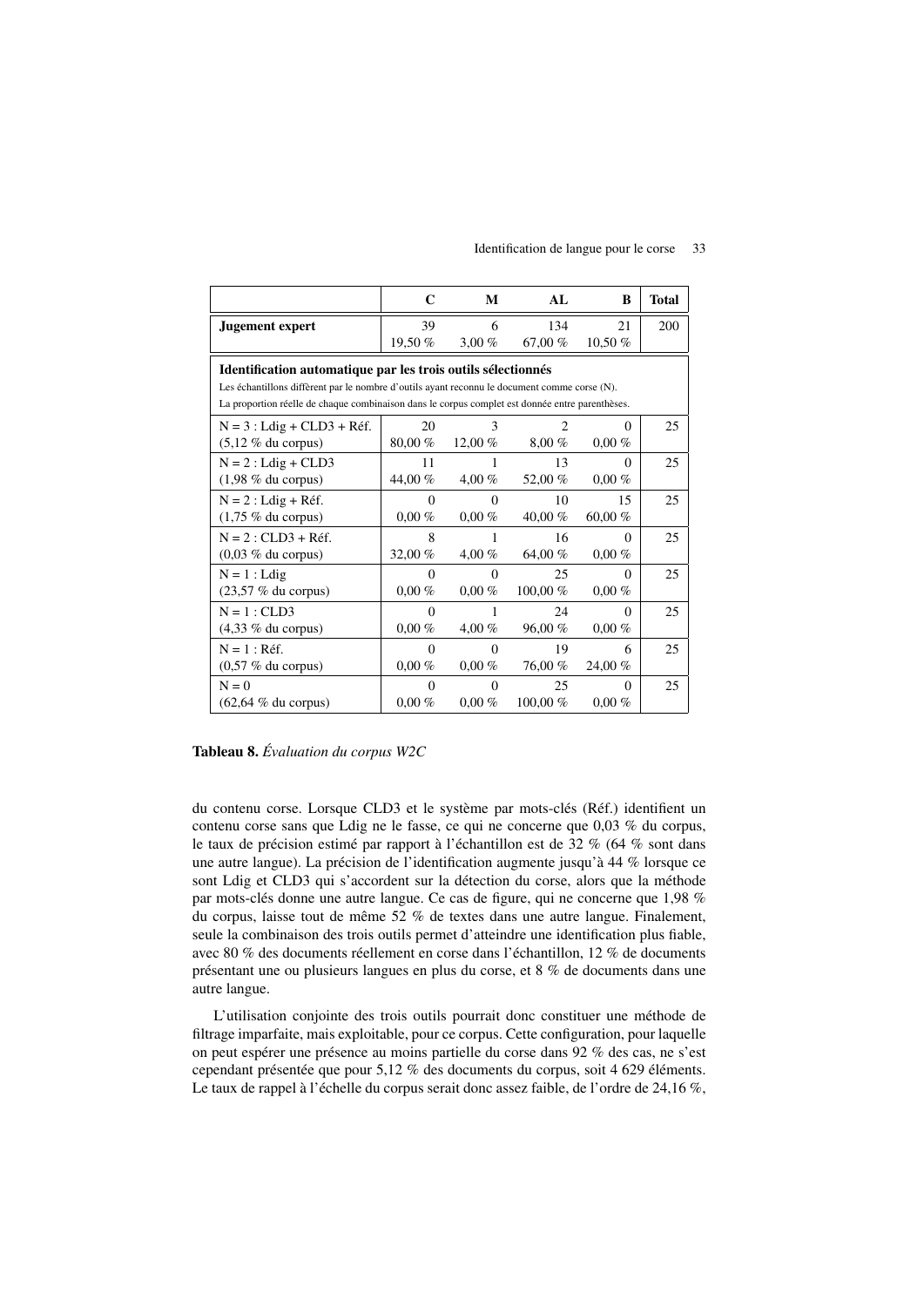| | C | M | AL | B | Total |
|---|---|---|---|---|---|
| **Jugement expert** | 39<br>19,50 % | 6<br>3,00 % | 134<br>67,00 % | 21<br>10,50 % | 200 |
| **Identification automatique par les trois outils sélectionnés**<br>Les échantillons diffèrent par le nombre d'outils ayant reconnu le document comme corse (N).<br>La proportion réelle de chaque combinaison dans le corpus complet est donnée entre parenthèses. | | | | | |
| N = 3 : Ldig + CLD3 + Réf.<br>(5,12 % du corpus) | 20<br>80,00 % | 3<br>12,00 % | 2<br>8,00 % | 0<br>0,00 % | 25 |
| N = 2 : Ldig + CLD3<br>(1,98 % du corpus) | 11<br>44,00 % | 1<br>4,00 % | 13<br>52,00 % | 0<br>0,00 % | 25 |
| N = 2 : Ldig + Réf.<br>(1,75 % du corpus) | 0<br>0,00 % | 0<br>0,00 % | 10<br>40,00 % | 15<br>60,00 % | 25 |
| N = 2 : CLD3 + Réf.<br>(0,03 % du corpus) | 8<br>32,00 % | 1<br>4,00 % | 16<br>64,00 % | 0<br>0,00 % | 25 |
| N = 1 : Ldig<br>(23,57 % du corpus) | 0<br>0,00 % | 0<br>0,00 % | 25<br>100,00 % | 0<br>0,00 % | 25 |
| N = 1 : CLD3<br>(4,33 % du corpus) | 0<br>0,00 % | 1<br>4,00 % | 24<br>96,00 % | 0<br>0,00 % | 25 |
| N = 1 : Réf.<br>(0,57 % du corpus) | 0<br>0,00 % | 0<br>0,00 % | 19<br>76,00 % | 6<br>24,00 % | 25 |
| N = 0<br>(62,64 % du corpus) | 0<br>0,00 % | 0<br>0,00 % | 25<br>100,00 % | 0<br>0,00 % | 25 |

**Tableau 8.** *Évaluation du corpus W2C*

du contenu corse. Lorsque CLD3 et le système par mots-clés (Réf.) identifient un contenu corse sans que Ldig ne le fasse, ce qui ne concerne que 0,03 % du corpus, le taux de précision estimé par rapport à l'échantillon est de 32 % (64 % sont dans une autre langue). La précision de l'identification augmente jusqu'à 44 % lorsque ce sont Ldig et CLD3 qui s'accordent sur la détection du corse, alors que la méthode par mots-clés donne une autre langue. Ce cas de figure, qui ne concerne que 1,98 % du corpus, laisse tout de même 52 % de textes dans une autre langue. Finalement, seule la combinaison des trois outils permet d'atteindre une identification plus fiable, avec 80 % des documents réellement en corse dans l'échantillon, 12 % de documents présentant une ou plusieurs langues en plus du corse, et 8 % de documents dans une autre langue.

L'utilisation conjointe des trois outils pourrait donc constituer une méthode de filtrage imparfaite, mais exploitable, pour ce corpus. Cette configuration, pour laquelle on peut espérer une présence au moins partielle du corse dans 92 % des cas, ne s'est cependant présentée que pour 5,12 % des documents du corpus, soit 4 629 éléments. Le taux de rappel à l'échelle du corpus serait donc assez faible, de l'ordre de 24,16 %,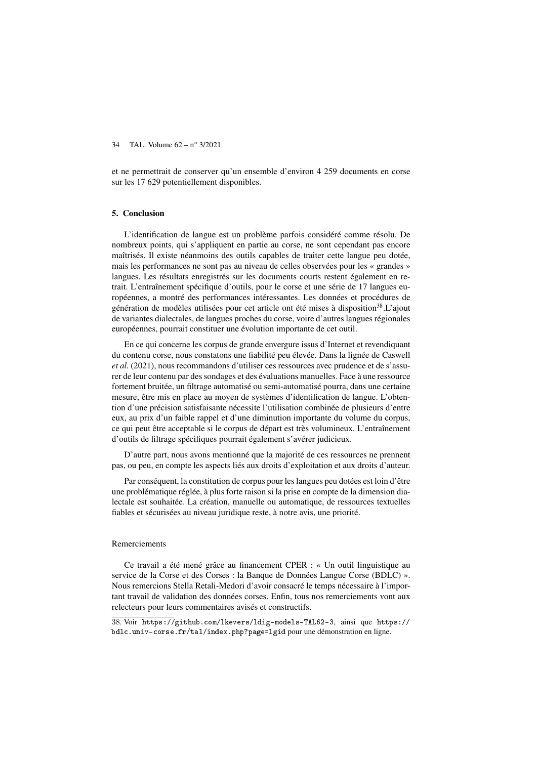et ne permettrait de conserver qu'un ensemble d'environ 4 259 documents en corse sur les 17 629 potentiellement disponibles.

## 5. Conclusion

L'identification de langue est un problème parfois considéré comme résolu. De nombreux points, qui s'appliquent en partie au corse, ne sont cependant pas encore maîtrisés. Il existe néanmoins des outils capables de traiter cette langue peu dotée, mais les performances ne sont pas au niveau de celles observées pour les « grandes » langues. Les résultats enregistrés sur les documents courts restent également en retrait. L'entraînement spécifique d'outils, pour le corse et une série de 17 langues européennes, a montré des performances intéressantes. Les données et procédures de génération de modèles utilisées pour cet article ont été mises à disposition[38].L'ajout de variantes dialectales, de langues proches du corse, voire d'autres langues régionales européennes, pourrait constituer une évolution importante de cet outil.

En ce qui concerne les corpus de grande envergure issus d'Internet et revendiquant du contenu corse, nous constatons une fiabilité peu élevée. Dans la lignée de Caswell *et al.* (2021), nous recommandons d'utiliser ces ressources avec prudence et de s'assurer de leur contenu par des sondages et des évaluations manuelles. Face à une ressource fortement bruitée, un filtrage automatisé ou semi-automatisé pourra, dans une certaine mesure, être mis en place au moyen de systèmes d'identification de langue. L'obtention d'une précision satisfaisante nécessite l'utilisation combinée de plusieurs d'entre eux, au prix d'un faible rappel et d'une diminution importante du volume du corpus, ce qui peut être acceptable si le corpus de départ est très volumineux. L'entraînement d'outils de filtrage spécifiques pourrait également s'avérer judicieux.

D'autre part, nous avons mentionné que la majorité de ces ressources ne prennent pas, ou peu, en compte les aspects liés aux droits d'exploitation et aux droits d'auteur.

Par conséquent, la constitution de corpus pour les langues peu dotées est loin d'être une problématique réglée, à plus forte raison si la prise en compte de la dimension dialectale est souhaitée. La création, manuelle ou automatique, de ressources textuelles fiables et sécurisées au niveau juridique reste, à notre avis, une priorité.

Remerciements

Ce travail a été mené grâce au financement CPER : « Un outil linguistique au service de la Corse et des Corses : la Banque de Données Langue Corse (BDLC) ». Nous remercions Stella Retali-Medori d'avoir consacré le temps nécessaire à l'important travail de validation des données corses. Enfin, tous nos remerciements vont aux relecteurs pour leurs commentaires avisés et constructifs.

38. Voir https://github.com/lkevers/ldig-models-TAL62-3, ainsi que https://bdlc.univ-corse.fr/tal/index.php?page=lgid pour une démonstration en ligne.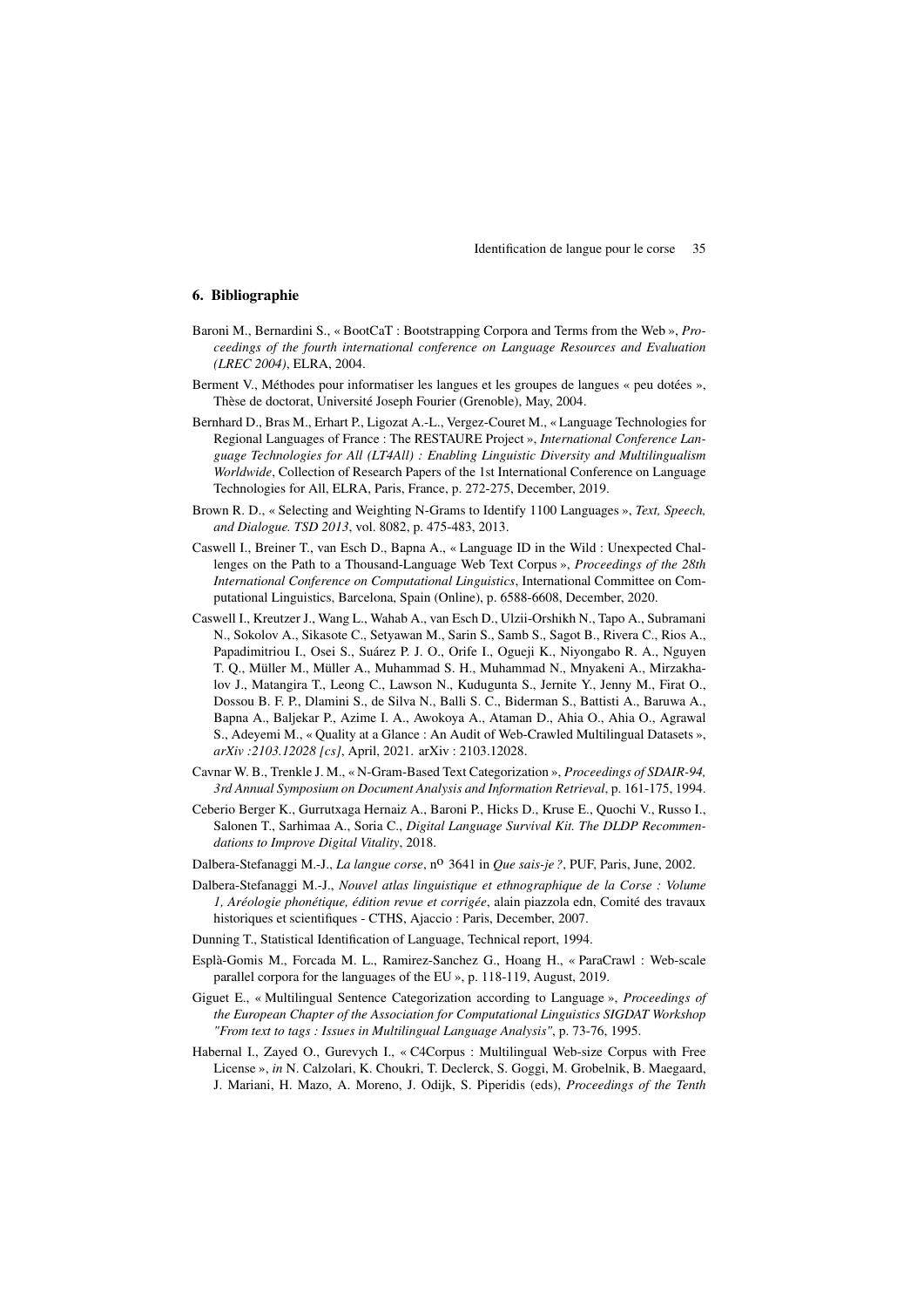## 6. Bibliographie

Baroni M., Bernardini S., « BootCaT : Bootstrapping Corpora and Terms from the Web », *Proceedings of the fourth international conference on Language Resources and Evaluation (LREC 2004)*, ELRA, 2004.

Berment V., Méthodes pour informatiser les langues et les groupes de langues « peu dotées », Thèse de doctorat, Université Joseph Fourier (Grenoble), May, 2004.

Bernhard D., Bras M., Erhart P., Ligozat A.-L., Vergez-Couret M., « Language Technologies for Regional Languages of France : The RESTAURE Project », *International Conference Language Technologies for All (LT4All) : Enabling Linguistic Diversity and Multilingualism Worldwide*, Collection of Research Papers of the 1st International Conference on Language Technologies for All, ELRA, Paris, France, p. 272-275, December, 2019.

Brown R. D., « Selecting and Weighting N-Grams to Identify 1100 Languages », *Text, Speech, and Dialogue. TSD 2013*, vol. 8082, p. 475-483, 2013.

Caswell I., Breiner T., van Esch D., Bapna A., « Language ID in the Wild : Unexpected Challenges on the Path to a Thousand-Language Web Text Corpus », *Proceedings of the 28th International Conference on Computational Linguistics*, International Committee on Computational Linguistics, Barcelona, Spain (Online), p. 6588-6608, December, 2020.

Caswell I., Kreutzer J., Wang L., Wahab A., van Esch D., Ulzii-Orshikh N., Tapo A., Subramani N., Sokolov A., Sikasote C., Setyawan M., Sarin S., Samb S., Sagot B., Rivera C., Rios A., Papadimitriou I., Osei S., Suárez P. J. O., Orife I., Ogueji K., Niyongabo R. A., Nguyen T. Q., Müller M., Müller A., Muhammad S. H., Muhammad N., Mnyakeni A., Mirzakhalov J., Matangira T., Leong C., Lawson N., Kudugunta S., Jernite Y., Jenny M., Firat O., Dossou B. F. P., Dlamini S., de Silva N., Balli S. C., Biderman S., Battisti A., Baruwa A., Bapna A., Baljekar P., Azime I. A., Awokoya A., Ataman D., Ahia O., Ahia O., Agrawal S., Adeyemi M., « Quality at a Glance : An Audit of Web-Crawled Multilingual Datasets », *arXiv :2103.12028 [cs]*, April, 2021. arXiv : 2103.12028.

Cavnar W. B., Trenkle J. M., « N-Gram-Based Text Categorization », *Proceedings of SDAIR-94, 3rd Annual Symposium on Document Analysis and Information Retrieval*, p. 161-175, 1994.

Ceberio Berger K., Gurrutxaga Hernaiz A., Baroni P., Hicks D., Kruse E., Quochi V., Russo I., Salonen T., Sarhimaa A., Soria C., *Digital Language Survival Kit. The DLDP Recommendations to Improve Digital Vitality*, 2018.

Dalbera-Stefanaggi M.-J., *La langue corse*, n° 3641 in *Que sais-je ?*, PUF, Paris, June, 2002.

Dalbera-Stefanaggi M.-J., *Nouvel atlas linguistique et ethnographique de la Corse : Volume 1, Aréologie phonétique, édition revue et corrigée*, alain piazzola edn, Comité des travaux historiques et scientifiques - CTHS, Ajaccio : Paris, December, 2007.

Dunning T., Statistical Identification of Language, Technical report, 1994.

Esplà-Gomis M., Forcada M. L., Ramirez-Sanchez G., Hoang H., « ParaCrawl : Web-scale parallel corpora for the languages of the EU », p. 118-119, August, 2019.

Giguet E., « Multilingual Sentence Categorization according to Language », *Proceedings of the European Chapter of the Association for Computational Linguistics SIGDAT Workshop "From text to tags : Issues in Multilingual Language Analysis"*, p. 73-76, 1995.

Habernal I., Zayed O., Gurevych I., « C4Corpus : Multilingual Web-size Corpus with Free License », *in* N. Calzolari, K. Choukri, T. Declerck, S. Goggi, M. Grobelnik, B. Maegaard, J. Mariani, H. Mazo, A. Moreno, J. Odijk, S. Piperidis (eds), *Proceedings of the Tenth*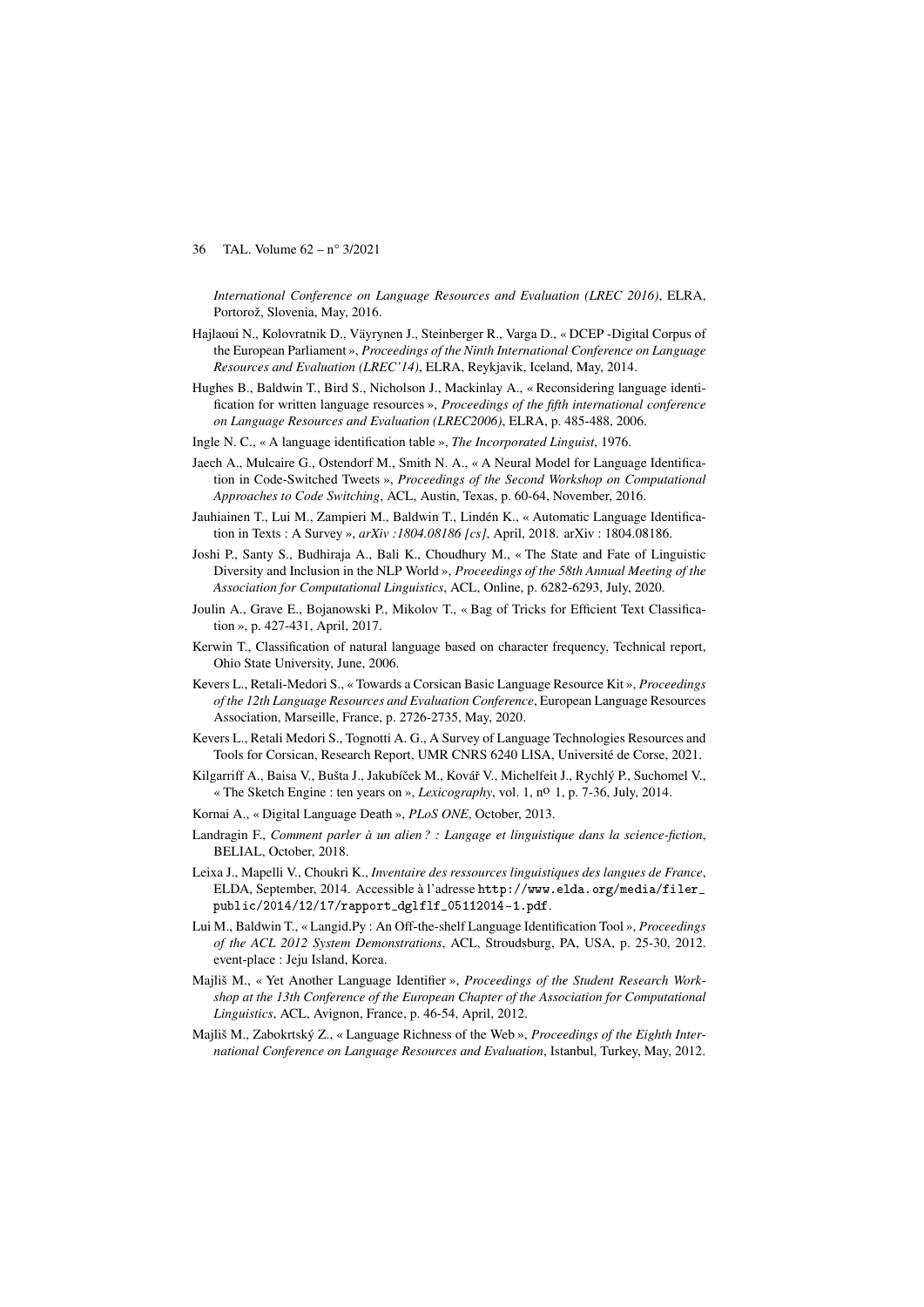*International Conference on Language Resources and Evaluation (LREC 2016)*, ELRA, Portorož, Slovenia, May, 2016.

Hajlaoui N., Kolovratnik D., Väyrynen J., Steinberger R., Varga D., « DCEP -Digital Corpus of the European Parliament », *Proceedings of the Ninth International Conference on Language Resources and Evaluation (LREC'14)*, ELRA, Reykjavik, Iceland, May, 2014.

Hughes B., Baldwin T., Bird S., Nicholson J., Mackinlay A., « Reconsidering language identification for written language resources », *Proceedings of the fifth international conference on Language Resources and Evaluation (LREC2006)*, ELRA, p. 485-488, 2006.

Ingle N. C., « A language identification table », *The Incorporated Linguist*, 1976.

Jaech A., Mulcaire G., Ostendorf M., Smith N. A., « A Neural Model for Language Identification in Code-Switched Tweets », *Proceedings of the Second Workshop on Computational Approaches to Code Switching*, ACL, Austin, Texas, p. 60-64, November, 2016.

Jauhiainen T., Lui M., Zampieri M., Baldwin T., Lindén K., « Automatic Language Identification in Texts : A Survey », *arXiv :1804.08186 [cs]*, April, 2018. arXiv : 1804.08186.

Joshi P., Santy S., Budhiraja A., Bali K., Choudhury M., « The State and Fate of Linguistic Diversity and Inclusion in the NLP World », *Proceedings of the 58th Annual Meeting of the Association for Computational Linguistics*, ACL, Online, p. 6282-6293, July, 2020.

Joulin A., Grave E., Bojanowski P., Mikolov T., « Bag of Tricks for Efficient Text Classification », p. 427-431, April, 2017.

Kerwin T., Classification of natural language based on character frequency, Technical report, Ohio State University, June, 2006.

Kevers L., Retali-Medori S., « Towards a Corsican Basic Language Resource Kit », *Proceedings of the 12th Language Resources and Evaluation Conference*, European Language Resources Association, Marseille, France, p. 2726-2735, May, 2020.

Kevers L., Retali Medori S., Tognotti A. G., A Survey of Language Technologies Resources and Tools for Corsican, Research Report, UMR CNRS 6240 LISA, Université de Corse, 2021.

Kilgarriff A., Baisa V., Bušta J., Jakubíček M., Kovář V., Michelfeit J., Rychlý P., Suchomel V., « The Sketch Engine : ten years on », *Lexicography*, vol. 1, n° 1, p. 7-36, July, 2014.

Kornai A., « Digital Language Death », *PLoS ONE*, October, 2013.

Landragin F., *Comment parler à un alien ? : Langage et linguistique dans la science-fiction*, BELIAL, October, 2018.

Leixa J., Mapelli V., Choukri K., *Inventaire des ressources linguistiques des langues de France*, ELDA, September, 2014. Accessible à l'adresse http://www.elda.org/media/filer_public/2014/12/17/rapport_dglflf_05112014-1.pdf.

Lui M., Baldwin T., « Langid.Py : An Off-the-shelf Language Identification Tool », *Proceedings of the ACL 2012 System Demonstrations*, ACL, Stroudsburg, PA, USA, p. 25-30, 2012. event-place : Jeju Island, Korea.

Majliš M., « Yet Another Language Identifier », *Proceedings of the Student Research Workshop at the 13th Conference of the European Chapter of the Association for Computational Linguistics*, ACL, Avignon, France, p. 46-54, April, 2012.

Majliš M., Zabokrtský Z., « Language Richness of the Web », *Proceedings of the Eighth International Conference on Language Resources and Evaluation*, Istanbul, Turkey, May, 2012.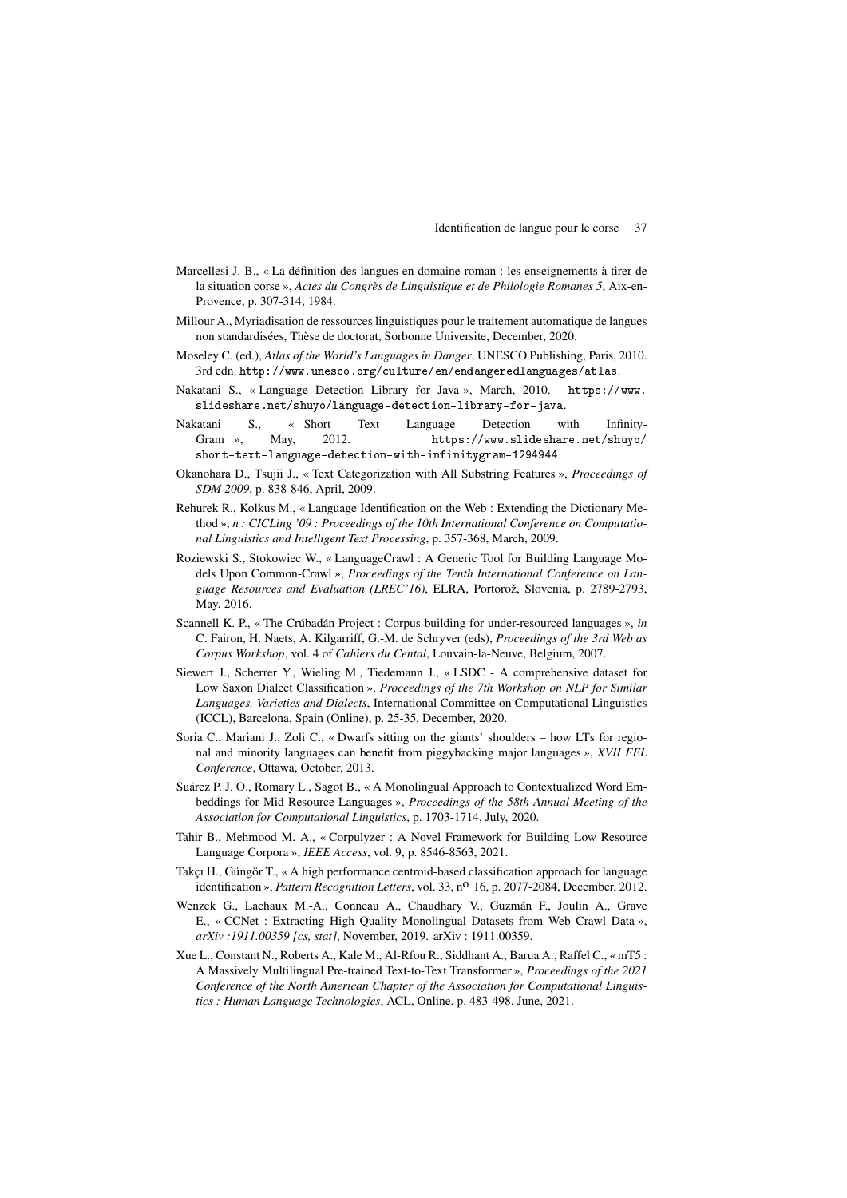Marcellesi J.-B., « La définition des langues en domaine roman : les enseignements à tirer de la situation corse », *Actes du Congrès de Linguistique et de Philologie Romanes 5*, Aix-en-Provence, p. 307-314, 1984.

Millour A., Myriadisation de ressources linguistiques pour le traitement automatique de langues non standardisées, Thèse de doctorat, Sorbonne Universite, December, 2020.

Moseley C. (ed.), *Atlas of the World's Languages in Danger*, UNESCO Publishing, Paris, 2010. 3rd edn. `http://www.unesco.org/culture/en/endangeredlanguages/atlas`.

Nakatani S., « Language Detection Library for Java », March, 2010. `https://www.slideshare.net/shuyo/language-detection-library-for-java`.

Nakatani S., « Short Text Language Detection with Infinity-Gram », May, 2012. `https://www.slideshare.net/shuyo/short-text-language-detection-with-infinitygram-1294944`.

Okanohara D., Tsujii J., « Text Categorization with All Substring Features », *Proceedings of SDM 2009*, p. 838-846, April, 2009.

Rehurek R., Kolkus M., « Language Identification on the Web : Extending the Dictionary Method », *n : CICLing '09 : Proceedings of the 10th International Conference on Computational Linguistics and Intelligent Text Processing*, p. 357-368, March, 2009.

Roziewski S., Stokowiec W., « LanguageCrawl : A Generic Tool for Building Language Models Upon Common-Crawl », *Proceedings of the Tenth International Conference on Language Resources and Evaluation (LREC'16)*, ELRA, Portorož, Slovenia, p. 2789-2793, May, 2016.

Scannell K. P., « The Crúbadán Project : Corpus building for under-resourced languages », *in* C. Fairon, H. Naets, A. Kilgarriff, G.-M. de Schryver (eds), *Proceedings of the 3rd Web as Corpus Workshop*, vol. 4 of *Cahiers du Cental*, Louvain-la-Neuve, Belgium, 2007.

Siewert J., Scherrer Y., Wieling M., Tiedemann J., « LSDC - A comprehensive dataset for Low Saxon Dialect Classification », *Proceedings of the 7th Workshop on NLP for Similar Languages, Varieties and Dialects*, International Committee on Computational Linguistics (ICCL), Barcelona, Spain (Online), p. 25-35, December, 2020.

Soria C., Mariani J., Zoli C., « Dwarfs sitting on the giants' shoulders – how LTs for regional and minority languages can benefit from piggybacking major languages », *XVII FEL Conference*, Ottawa, October, 2013.

Suárez P. J. O., Romary L., Sagot B., « A Monolingual Approach to Contextualized Word Embeddings for Mid-Resource Languages », *Proceedings of the 58th Annual Meeting of the Association for Computational Linguistics*, p. 1703-1714, July, 2020.

Tahir B., Mehmood M. A., « Corpulyzer : A Novel Framework for Building Low Resource Language Corpora », *IEEE Access*, vol. 9, p. 8546-8563, 2021.

Takçı H., Güngör T., « A high performance centroid-based classification approach for language identification », *Pattern Recognition Letters*, vol. 33, nº 16, p. 2077-2084, December, 2012.

Wenzek G., Lachaux M.-A., Conneau A., Chaudhary V., Guzmán F., Joulin A., Grave E., « CCNet : Extracting High Quality Monolingual Datasets from Web Crawl Data », *arXiv :1911.00359 [cs, stat]*, November, 2019. arXiv : 1911.00359.

Xue L., Constant N., Roberts A., Kale M., Al-Rfou R., Siddhant A., Barua A., Raffel C., « mT5 : A Massively Multilingual Pre-trained Text-to-Text Transformer », *Proceedings of the 2021 Conference of the North American Chapter of the Association for Computational Linguistics : Human Language Technologies*, ACL, Online, p. 483-498, June, 2021.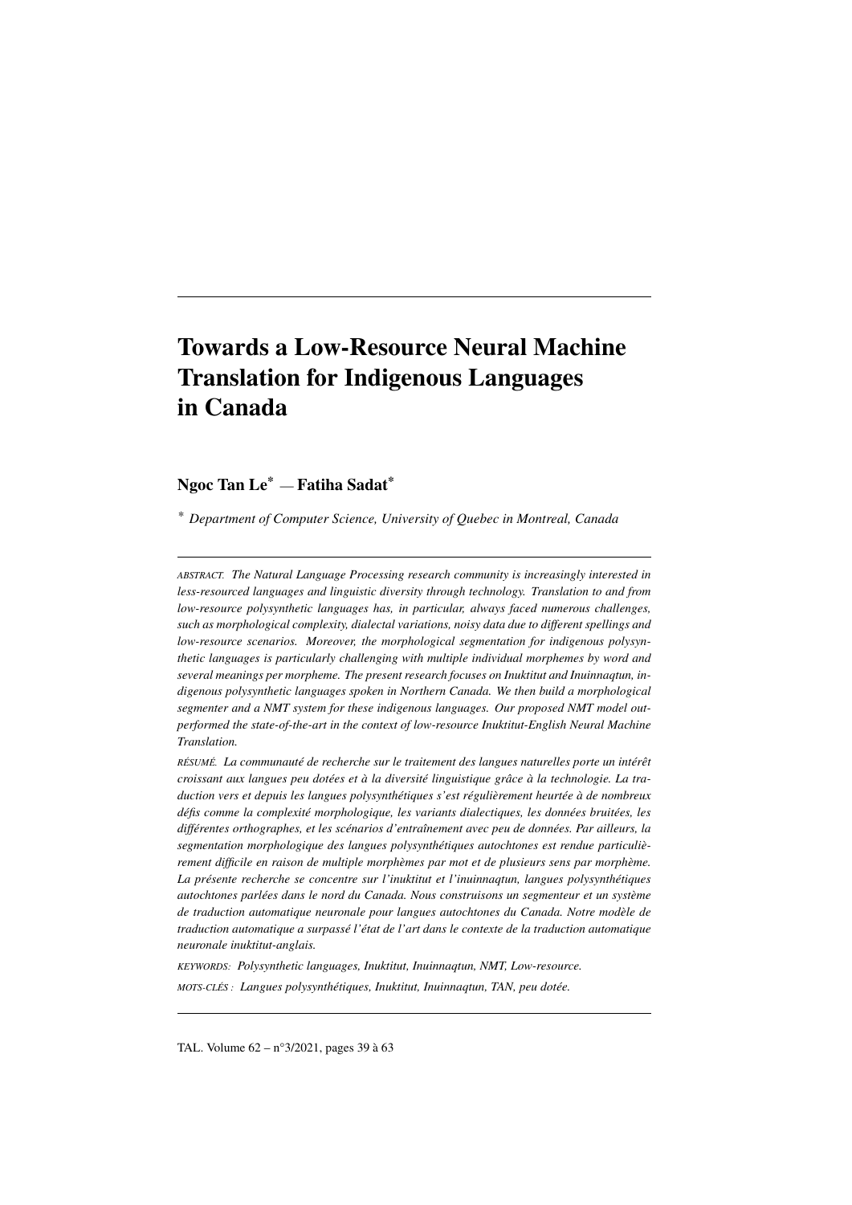# Towards a Low-Resource Neural Machine Translation for Indigenous Languages in Canada

**Ngoc Tan Le*** — **Fatiha Sadat***

\* *Department of Computer Science, University of Quebec in Montreal, Canada*

---

ABSTRACT. *The Natural Language Processing research community is increasingly interested in less-resourced languages and linguistic diversity through technology. Translation to and from low-resource polysynthetic languages has, in particular, always faced numerous challenges, such as morphological complexity, dialectal variations, noisy data due to different spellings and low-resource scenarios. Moreover, the morphological segmentation for indigenous polysynthetic languages is particularly challenging with multiple individual morphemes by word and several meanings per morpheme. The present research focuses on Inuktitut and Inuinnaqtun, indigenous polysynthetic languages spoken in Northern Canada. We then build a morphological segmenter and a NMT system for these indigenous languages. Our proposed NMT model outperformed the state-of-the-art in the context of low-resource Inuktitut-English Neural Machine Translation.*

RÉSUMÉ. *La communauté de recherche sur le traitement des langues naturelles porte un intérêt croissant aux langues peu dotées et à la diversité linguistique grâce à la technologie. La traduction vers et depuis les langues polysynthétiques s'est régulièrement heurtée à de nombreux défis comme la complexité morphologique, les variants dialectiques, les données bruitées, les différentes orthographes, et les scénarios d'entraînement avec peu de données. Par ailleurs, la segmentation morphologique des langues polysynthétiques autochtones est rendue particulièrement difficile en raison de multiple morphèmes par mot et de plusieurs sens par morphème. La présente recherche se concentre sur l'inuktitut et l'inuinnaqtun, langues polysynthétiques autochtones parlées dans le nord du Canada. Nous construisons un segmenteur et un système de traduction automatique neuronale pour langues autochtones du Canada. Notre modèle de traduction automatique a surpassé l'état de l'art dans le contexte de la traduction automatique neuronale inuktitut-anglais.*

KEYWORDS: *Polysynthetic languages, Inuktitut, Inuinnaqtun, NMT, Low-resource.*

MOTS-CLÉS : *Langues polysynthétiques, Inuktitut, Inuinnaqtun, TAN, peu dotée.*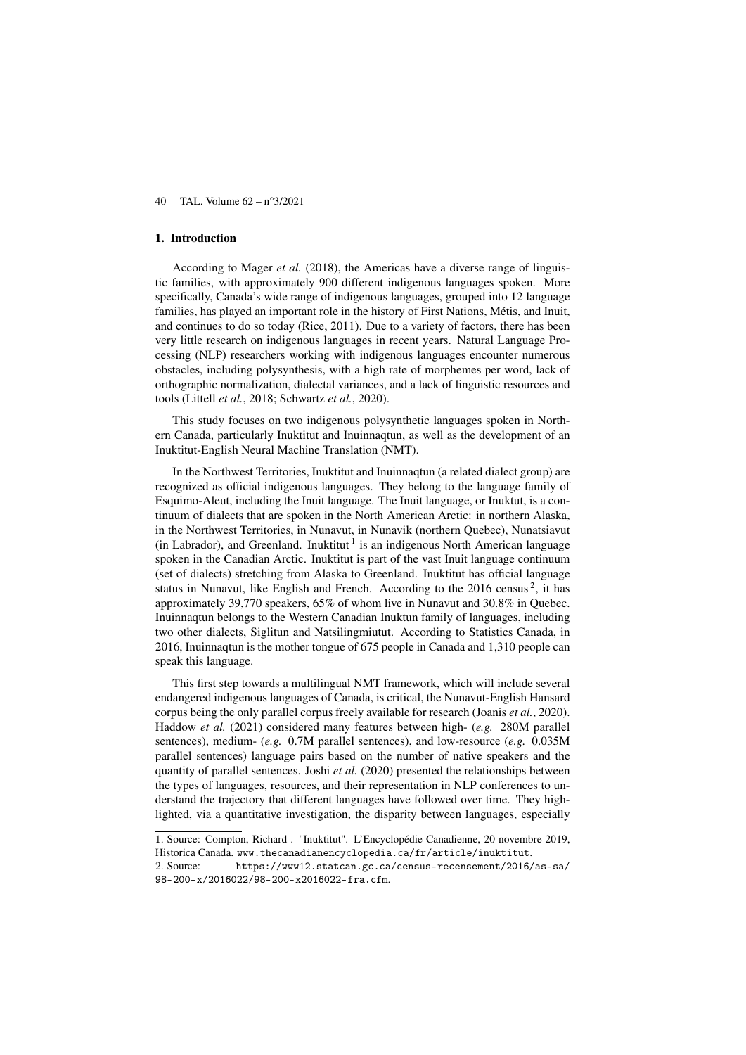## 1. Introduction

According to Mager *et al.* (2018), the Americas have a diverse range of linguistic families, with approximately 900 different indigenous languages spoken. More specifically, Canada's wide range of indigenous languages, grouped into 12 language families, has played an important role in the history of First Nations, Métis, and Inuit, and continues to do so today (Rice, 2011). Due to a variety of factors, there has been very little research on indigenous languages in recent years. Natural Language Processing (NLP) researchers working with indigenous languages encounter numerous obstacles, including polysynthesis, with a high rate of morphemes per word, lack of orthographic normalization, dialectal variances, and a lack of linguistic resources and tools (Littell *et al.*, 2018; Schwartz *et al.*, 2020).

This study focuses on two indigenous polysynthetic languages spoken in Northern Canada, particularly Inuktitut and Inuinnaqtun, as well as the development of an Inuktitut-English Neural Machine Translation (NMT).

In the Northwest Territories, Inuktitut and Inuinnaqtun (a related dialect group) are recognized as official indigenous languages. They belong to the language family of Esquimo-Aleut, including the Inuit language. The Inuit language, or Inuktut, is a continuum of dialects that are spoken in the North American Arctic: in northern Alaska, in the Northwest Territories, in Nunavut, in Nunavik (northern Quebec), Nunatsiavut (in Labrador), and Greenland. Inuktitut [1] is an indigenous North American language spoken in the Canadian Arctic. Inuktitut is part of the vast Inuit language continuum (set of dialects) stretching from Alaska to Greenland. Inuktitut has official language status in Nunavut, like English and French. According to the 2016 census [2], it has approximately 39,770 speakers, 65% of whom live in Nunavut and 30.8% in Quebec. Inuinnaqtun belongs to the Western Canadian Inuktun family of languages, including two other dialects, Siglitun and Natsilingmiutut. According to Statistics Canada, in 2016, Inuinnaqtun is the mother tongue of 675 people in Canada and 1,310 people can speak this language.

This first step towards a multilingual NMT framework, which will include several endangered indigenous languages of Canada, is critical, the Nunavut-English Hansard corpus being the only parallel corpus freely available for research (Joanis *et al.*, 2020). Haddow *et al.* (2021) considered many features between high- (*e.g.* 280M parallel sentences), medium- (*e.g.* 0.7M parallel sentences), and low-resource (*e.g.* 0.035M parallel sentences) language pairs based on the number of native speakers and the quantity of parallel sentences. Joshi *et al.* (2020) presented the relationships between the types of languages, resources, and their representation in NLP conferences to understand the trajectory that different languages have followed over time. They highlighted, via a quantitative investigation, the disparity between languages, especially

1. Source: Compton, Richard . "Inuktitut". L'Encyclopédie Canadienne, 20 novembre 2019, Historica Canada. www.thecanadianencyclopedia.ca/fr/article/inuktitut.

2. Source: https://www12.statcan.gc.ca/census-recensement/2016/as-sa/98-200-x/2016022/98-200-x2016022-fra.cfm.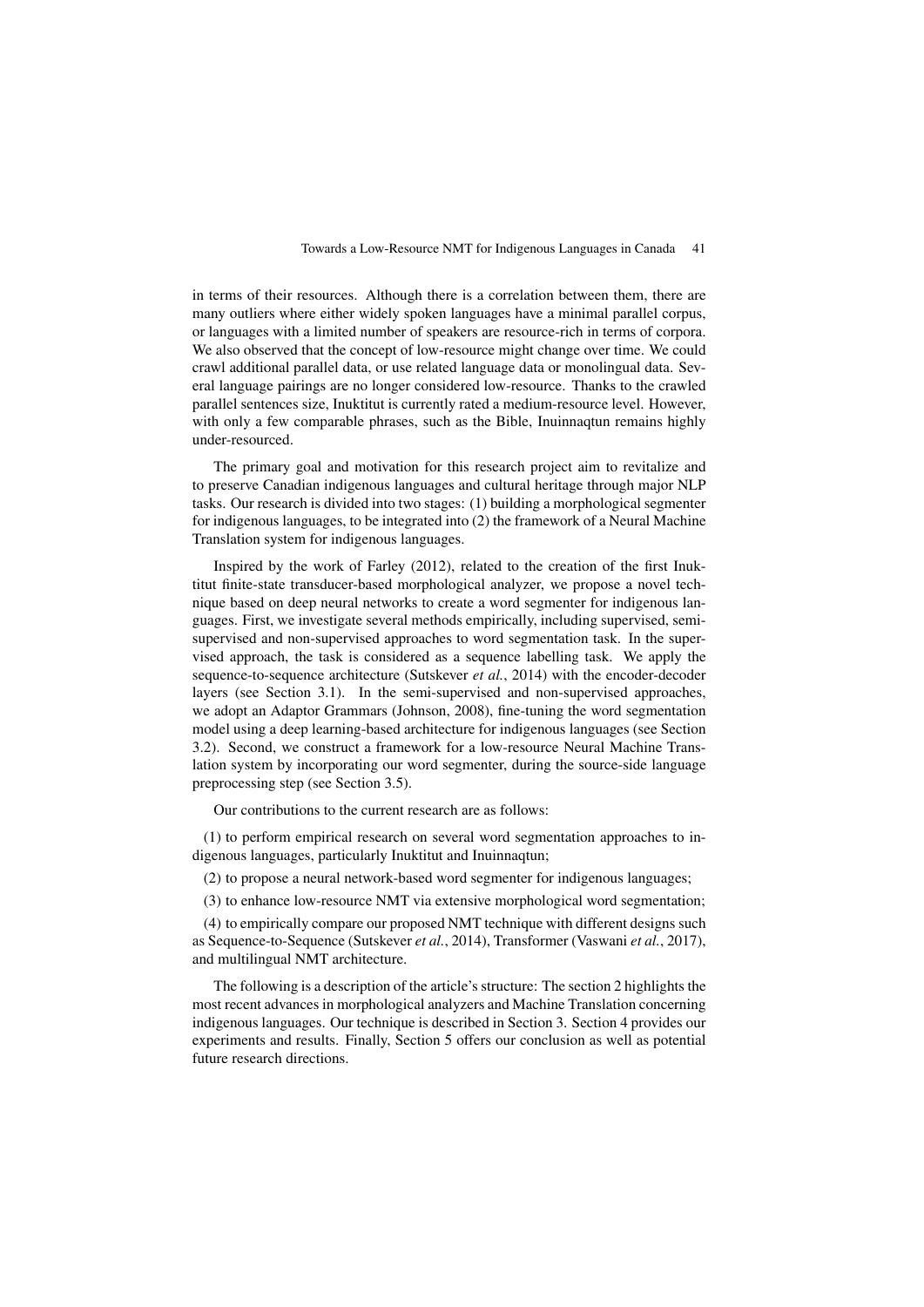in terms of their resources. Although there is a correlation between them, there are many outliers where either widely spoken languages have a minimal parallel corpus, or languages with a limited number of speakers are resource-rich in terms of corpora. We also observed that the concept of low-resource might change over time. We could crawl additional parallel data, or use related language data or monolingual data. Several language pairings are no longer considered low-resource. Thanks to the crawled parallel sentences size, Inuktitut is currently rated a medium-resource level. However, with only a few comparable phrases, such as the Bible, Inuinnaqtun remains highly under-resourced.

The primary goal and motivation for this research project aim to revitalize and to preserve Canadian indigenous languages and cultural heritage through major NLP tasks. Our research is divided into two stages: (1) building a morphological segmenter for indigenous languages, to be integrated into (2) the framework of a Neural Machine Translation system for indigenous languages.

Inspired by the work of Farley (2012), related to the creation of the first Inuktitut finite-state transducer-based morphological analyzer, we propose a novel technique based on deep neural networks to create a word segmenter for indigenous languages. First, we investigate several methods empirically, including supervised, semi-supervised and non-supervised approaches to word segmentation task. In the supervised approach, the task is considered as a sequence labelling task. We apply the sequence-to-sequence architecture (Sutskever *et al.*, 2014) with the encoder-decoder layers (see Section 3.1). In the semi-supervised and non-supervised approaches, we adopt an Adaptor Grammars (Johnson, 2008), fine-tuning the word segmentation model using a deep learning-based architecture for indigenous languages (see Section 3.2). Second, we construct a framework for a low-resource Neural Machine Translation system by incorporating our word segmenter, during the source-side language preprocessing step (see Section 3.5).

Our contributions to the current research are as follows:

(1) to perform empirical research on several word segmentation approaches to indigenous languages, particularly Inuktitut and Inuinnaqtun;

(2) to propose a neural network-based word segmenter for indigenous languages;

(3) to enhance low-resource NMT via extensive morphological word segmentation;

(4) to empirically compare our proposed NMT technique with different designs such as Sequence-to-Sequence (Sutskever *et al.*, 2014), Transformer (Vaswani *et al.*, 2017), and multilingual NMT architecture.

The following is a description of the article's structure: The section 2 highlights the most recent advances in morphological analyzers and Machine Translation concerning indigenous languages. Our technique is described in Section 3. Section 4 provides our experiments and results. Finally, Section 5 offers our conclusion as well as potential future research directions.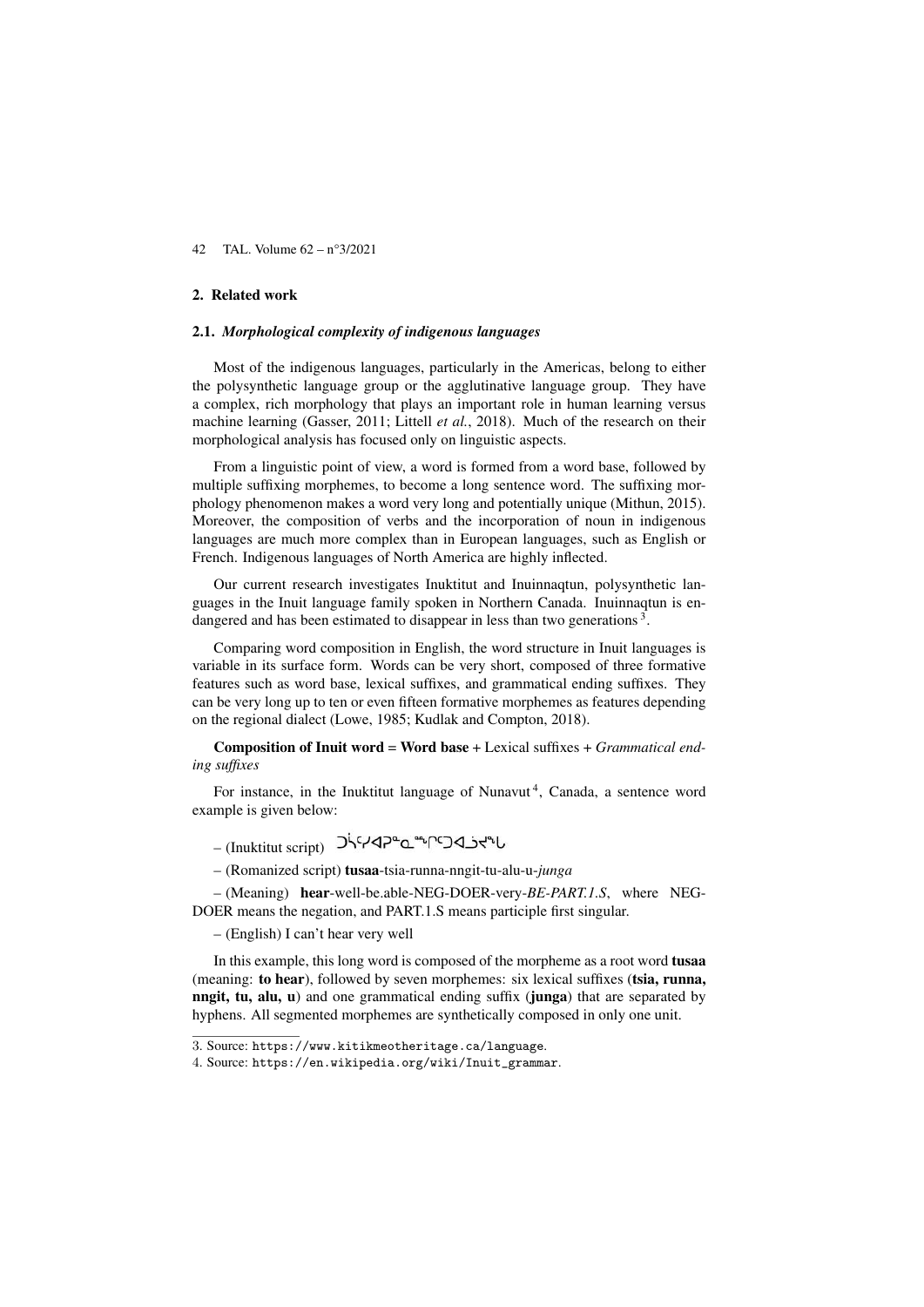## 2. Related work

### 2.1. *Morphological complexity of indigenous languages*

Most of the indigenous languages, particularly in the Americas, belong to either the polysynthetic language group or the agglutinative language group. They have a complex, rich morphology that plays an important role in human learning versus machine learning (Gasser, 2011; Littell *et al.*, 2018). Much of the research on their morphological analysis has focused only on linguistic aspects.

From a linguistic point of view, a word is formed from a word base, followed by multiple suffixing morphemes, to become a long sentence word. The suffixing morphology phenomenon makes a word very long and potentially unique (Mithun, 2015). Moreover, the composition of verbs and the incorporation of noun in indigenous languages are much more complex than in European languages, such as English or French. Indigenous languages of North America are highly inflected.

Our current research investigates Inuktitut and Inuinnaqtun, polysynthetic languages in the Inuit language family spoken in Northern Canada. Inuinnaqtun is endangered and has been estimated to disappear in less than two generations [3].

Comparing word composition in English, the word structure in Inuit languages is variable in its surface form. Words can be very short, composed of three formative features such as word base, lexical suffixes, and grammatical ending suffixes. They can be very long up to ten or even fifteen formative morphemes as features depending on the regional dialect (Lowe, 1985; Kudlak and Compton, 2018).

**Composition of Inuit word** = **Word base** + Lexical suffixes + *Grammatical ending suffixes*

For instance, in the Inuktitut language of Nunavut [4], Canada, a sentence word example is given below:

– (Inuktitut script) ᑐᓵᑦᓯᐊᕈᓐᓇᙱᑦᑐᐊᓘᔪᙵ

– (Romanized script) **tusaa**-tsia-runna-nngit-tu-alu-u-*junga*

– (Meaning) **hear**-well-be.able-NEG-DOER-very-*BE-PART.1.S*, where NEG-DOER means the negation, and PART.1.S means participle first singular.

– (English) I can't hear very well

In this example, this long word is composed of the morpheme as a root word **tusaa** (meaning: **to hear**), followed by seven morphemes: six lexical suffixes (**tsia, runna, nngit, tu, alu, u**) and one grammatical ending suffix (**junga**) that are separated by hyphens. All segmented morphemes are synthetically composed in only one unit.

---

3. Source: https://www.kitikmeotheritage.ca/language.
4. Source: https://en.wikipedia.org/wiki/Inuit_grammar.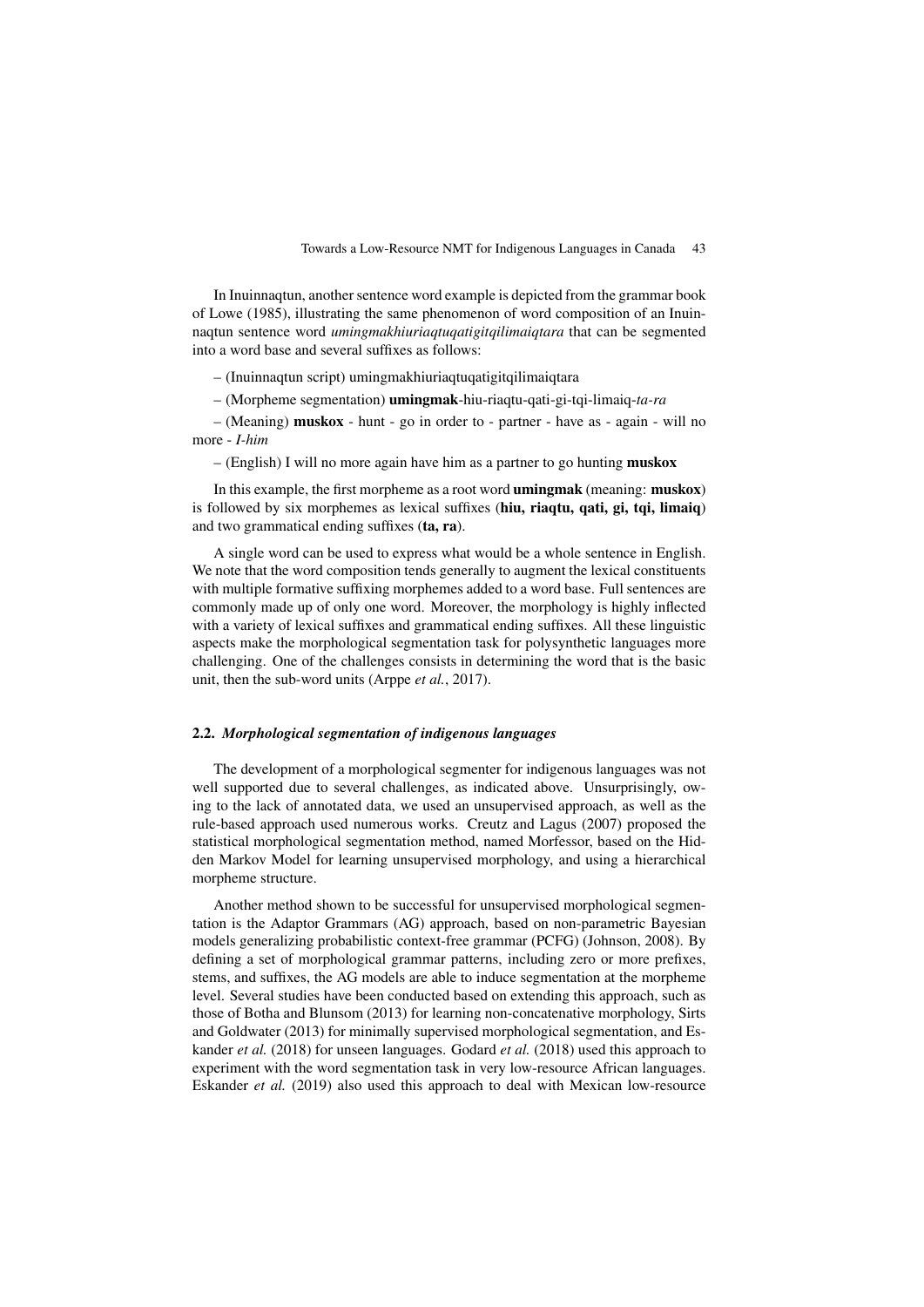In Inuinnaqtun, another sentence word example is depicted from the grammar book of Lowe (1985), illustrating the same phenomenon of word composition of an Inuinnaqtun sentence word *umingmakhiuriaqtuqatigitqilimaiqtara* that can be segmented into a word base and several suffixes as follows:

– (Inuinnaqtun script) umingmakhiuriaqtuqatigitqilimaiqtara

– (Morpheme segmentation) **umingmak**-hiu-riaqtu-qati-gi-tqi-limaiq-*ta-ra*

– (Meaning) **muskox** - hunt - go in order to - partner - have as - again - will no more - *I-him*

– (English) I will no more again have him as a partner to go hunting **muskox**

In this example, the first morpheme as a root word **umingmak** (meaning: **muskox**) is followed by six morphemes as lexical suffixes (**hiu, riaqtu, qati, gi, tqi, limaiq**) and two grammatical ending suffixes (**ta, ra**).

A single word can be used to express what would be a whole sentence in English. We note that the word composition tends generally to augment the lexical constituents with multiple formative suffixing morphemes added to a word base. Full sentences are commonly made up of only one word. Moreover, the morphology is highly inflected with a variety of lexical suffixes and grammatical ending suffixes. All these linguistic aspects make the morphological segmentation task for polysynthetic languages more challenging. One of the challenges consists in determining the word that is the basic unit, then the sub-word units (Arppe *et al.*, 2017).

### 2.2. *Morphological segmentation of indigenous languages*

The development of a morphological segmenter for indigenous languages was not well supported due to several challenges, as indicated above. Unsurprisingly, owing to the lack of annotated data, we used an unsupervised approach, as well as the rule-based approach used numerous works. Creutz and Lagus (2007) proposed the statistical morphological segmentation method, named Morfessor, based on the Hidden Markov Model for learning unsupervised morphology, and using a hierarchical morpheme structure.

Another method shown to be successful for unsupervised morphological segmentation is the Adaptor Grammars (AG) approach, based on non-parametric Bayesian models generalizing probabilistic context-free grammar (PCFG) (Johnson, 2008). By defining a set of morphological grammar patterns, including zero or more prefixes, stems, and suffixes, the AG models are able to induce segmentation at the morpheme level. Several studies have been conducted based on extending this approach, such as those of Botha and Blunsom (2013) for learning non-concatenative morphology, Sirts and Goldwater (2013) for minimally supervised morphological segmentation, and Eskander *et al.* (2018) for unseen languages. Godard *et al.* (2018) used this approach to experiment with the word segmentation task in very low-resource African languages. Eskander *et al.* (2019) also used this approach to deal with Mexican low-resource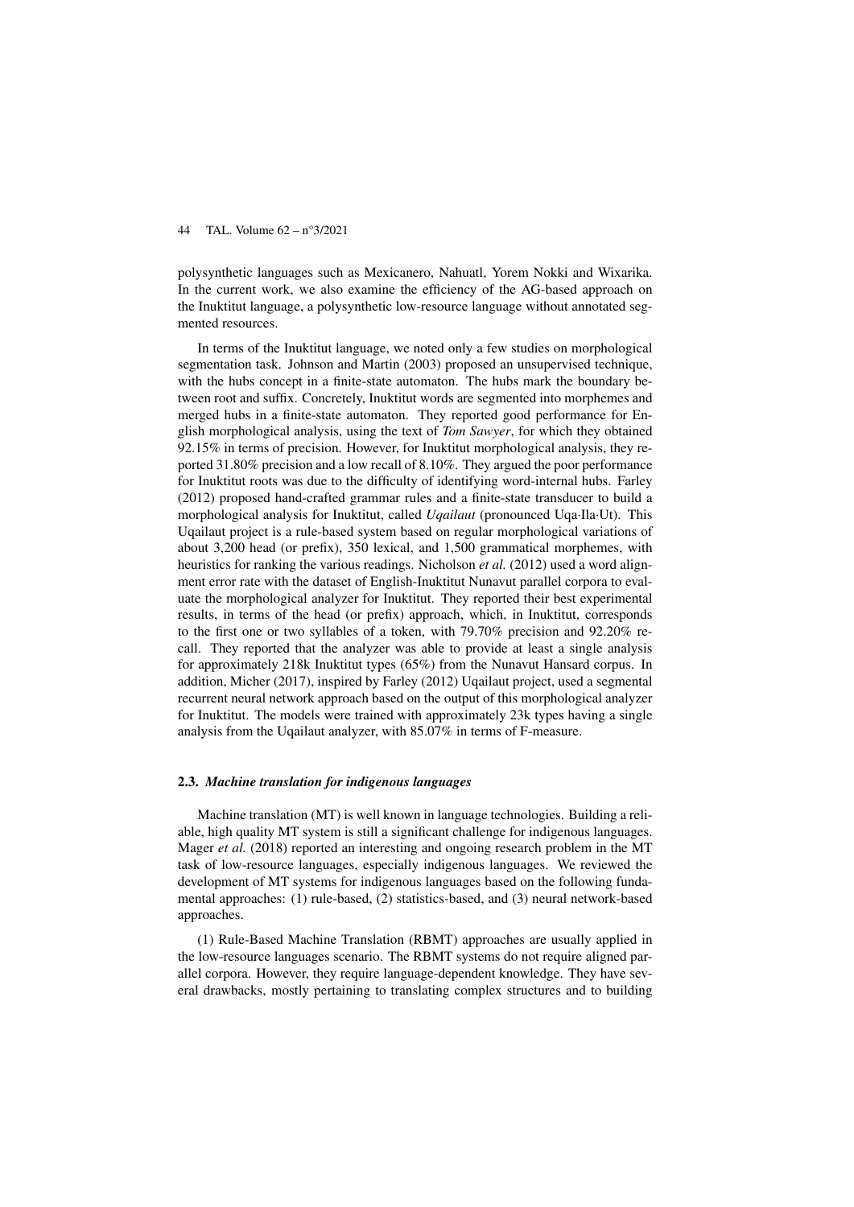polysynthetic languages such as Mexicanero, Nahuatl, Yorem Nokki and Wixarika. In the current work, we also examine the efficiency of the AG-based approach on the Inuktitut language, a polysynthetic low-resource language without annotated segmented resources.

In terms of the Inuktitut language, we noted only a few studies on morphological segmentation task. Johnson and Martin (2003) proposed an unsupervised technique, with the hubs concept in a finite-state automaton. The hubs mark the boundary between root and suffix. Concretely, Inuktitut words are segmented into morphemes and merged hubs in a finite-state automaton. They reported good performance for English morphological analysis, using the text of *Tom Sawyer*, for which they obtained 92.15% in terms of precision. However, for Inuktitut morphological analysis, they reported 31.80% precision and a low recall of 8.10%. They argued the poor performance for Inuktitut roots was due to the difficulty of identifying word-internal hubs. Farley (2012) proposed hand-crafted grammar rules and a finite-state transducer to build a morphological analysis for Inuktitut, called *Uqailaut* (pronounced Uqa·Ila·Ut). This Uqailaut project is a rule-based system based on regular morphological variations of about 3,200 head (or prefix), 350 lexical, and 1,500 grammatical morphemes, with heuristics for ranking the various readings. Nicholson *et al.* (2012) used a word alignment error rate with the dataset of English-Inuktitut Nunavut parallel corpora to evaluate the morphological analyzer for Inuktitut. They reported their best experimental results, in terms of the head (or prefix) approach, which, in Inuktitut, corresponds to the first one or two syllables of a token, with 79.70% precision and 92.20% recall. They reported that the analyzer was able to provide at least a single analysis for approximately 218k Inuktitut types (65%) from the Nunavut Hansard corpus. In addition, Micher (2017), inspired by Farley (2012) Uqailaut project, used a segmental recurrent neural network approach based on the output of this morphological analyzer for Inuktitut. The models were trained with approximately 23k types having a single analysis from the Uqailaut analyzer, with 85.07% in terms of F-measure.

### 2.3. *Machine translation for indigenous languages*

Machine translation (MT) is well known in language technologies. Building a reliable, high quality MT system is still a significant challenge for indigenous languages. Mager *et al.* (2018) reported an interesting and ongoing research problem in the MT task of low-resource languages, especially indigenous languages. We reviewed the development of MT systems for indigenous languages based on the following fundamental approaches: (1) rule-based, (2) statistics-based, and (3) neural network-based approaches.

(1) Rule-Based Machine Translation (RBMT) approaches are usually applied in the low-resource languages scenario. The RBMT systems do not require aligned parallel corpora. However, they require language-dependent knowledge. They have several drawbacks, mostly pertaining to translating complex structures and to building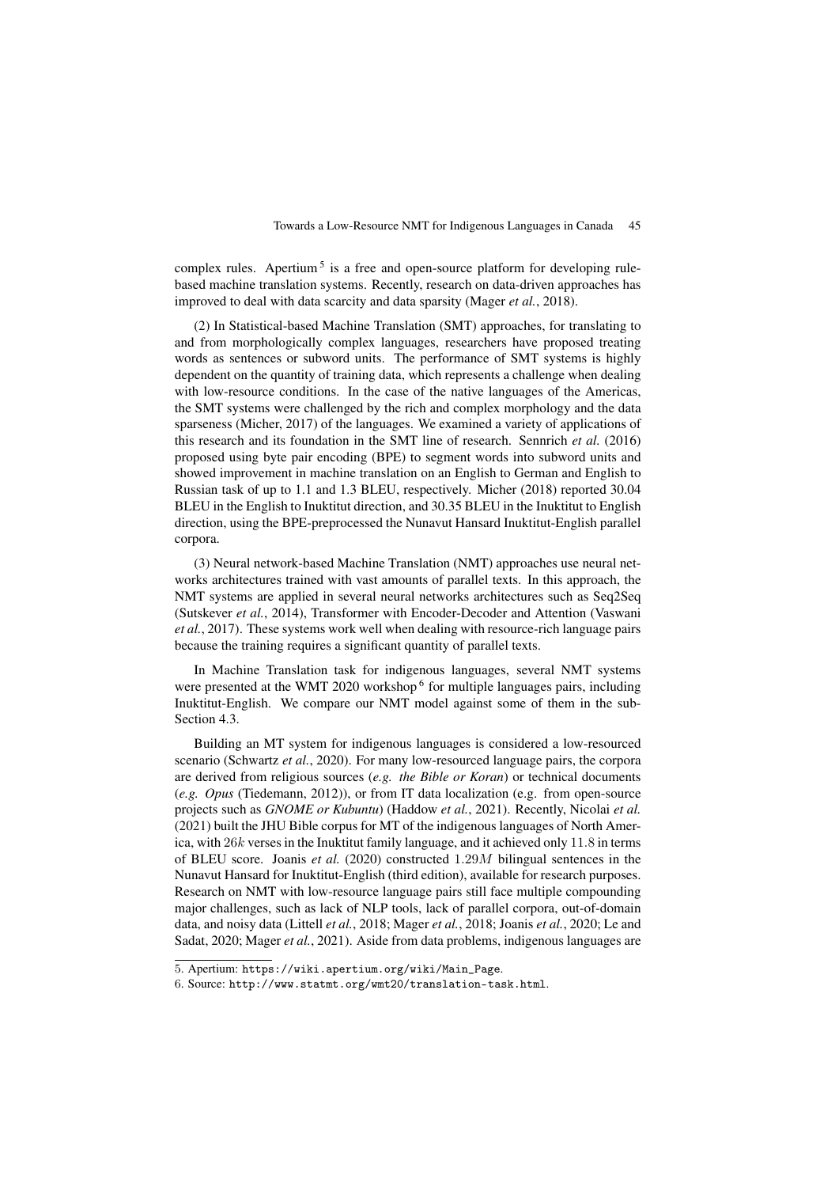complex rules. Apertium [5] is a free and open-source platform for developing rule-based machine translation systems. Recently, research on data-driven approaches has improved to deal with data scarcity and data sparsity (Mager *et al.*, 2018).

(2) In Statistical-based Machine Translation (SMT) approaches, for translating to and from morphologically complex languages, researchers have proposed treating words as sentences or subword units. The performance of SMT systems is highly dependent on the quantity of training data, which represents a challenge when dealing with low-resource conditions. In the case of the native languages of the Americas, the SMT systems were challenged by the rich and complex morphology and the data sparseness (Micher, 2017) of the languages. We examined a variety of applications of this research and its foundation in the SMT line of research. Sennrich *et al.* (2016) proposed using byte pair encoding (BPE) to segment words into subword units and showed improvement in machine translation on an English to German and English to Russian task of up to 1.1 and 1.3 BLEU, respectively. Micher (2018) reported 30.04 BLEU in the English to Inuktitut direction, and 30.35 BLEU in the Inuktitut to English direction, using the BPE-preprocessed the Nunavut Hansard Inuktitut-English parallel corpora.

(3) Neural network-based Machine Translation (NMT) approaches use neural networks architectures trained with vast amounts of parallel texts. In this approach, the NMT systems are applied in several neural networks architectures such as Seq2Seq (Sutskever *et al.*, 2014), Transformer with Encoder-Decoder and Attention (Vaswani *et al.*, 2017). These systems work well when dealing with resource-rich language pairs because the training requires a significant quantity of parallel texts.

In Machine Translation task for indigenous languages, several NMT systems were presented at the WMT 2020 workshop [6] for multiple languages pairs, including Inuktitut-English. We compare our NMT model against some of them in the sub-Section 4.3.

Building an MT system for indigenous languages is considered a low-resourced scenario (Schwartz *et al.*, 2020). For many low-resourced language pairs, the corpora are derived from religious sources (*e.g. the Bible or Koran*) or technical documents (*e.g. Opus* (Tiedemann, 2012)), or from IT data localization (e.g. from open-source projects such as *GNOME or Kubuntu*) (Haddow *et al.*, 2021). Recently, Nicolai *et al.* (2021) built the JHU Bible corpus for MT of the indigenous languages of North America, with $26k$ verses in the Inuktitut family language, and it achieved only $11.8$ in terms of BLEU score. Joanis *et al.* (2020) constructed $1.29M$ bilingual sentences in the Nunavut Hansard for Inuktitut-English (third edition), available for research purposes. Research on NMT with low-resource language pairs still face multiple compounding major challenges, such as lack of NLP tools, lack of parallel corpora, out-of-domain data, and noisy data (Littell *et al.*, 2018; Mager *et al.*, 2018; Joanis *et al.*, 2020; Le and Sadat, 2020; Mager *et al.*, 2021). Aside from data problems, indigenous languages are

5. Apertium: `https://wiki.apertium.org/wiki/Main_Page`.

6. Source: `http://www.statmt.org/wmt20/translation-task.html`.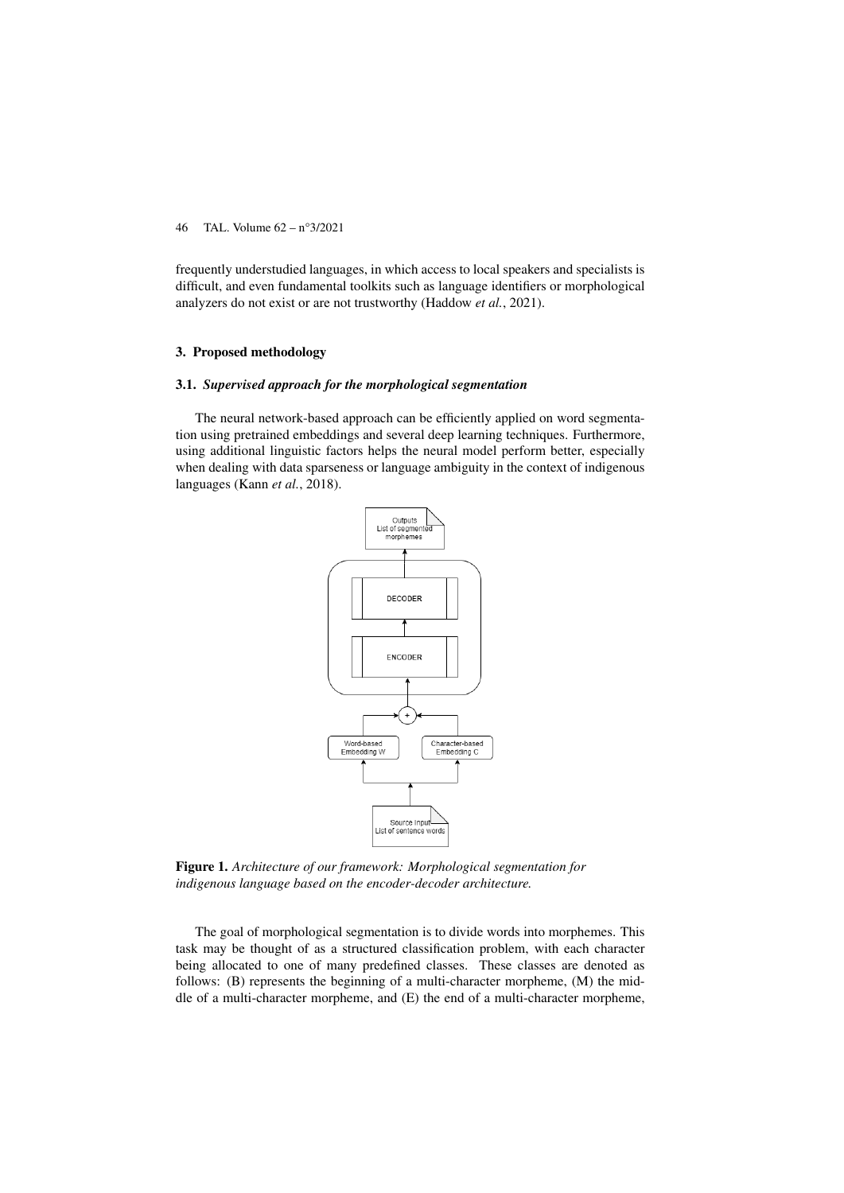frequently understudied languages, in which access to local speakers and specialists is difficult, and even fundamental toolkits such as language identifiers or morphological analyzers do not exist or are not trustworthy (Haddow *et al.*, 2021).

## 3. Proposed methodology

### 3.1. *Supervised approach for the morphological segmentation*

The neural network-based approach can be efficiently applied on word segmentation using pretrained embeddings and several deep learning techniques. Furthermore, using additional linguistic factors helps the neural model perform better, especially when dealing with data sparseness or language ambiguity in the context of indigenous languages (Kann *et al.*, 2018).

**Figure 1.** *Architecture of our framework: Morphological segmentation for indigenous language based on the encoder-decoder architecture.*

The goal of morphological segmentation is to divide words into morphemes. This task may be thought of as a structured classification problem, with each character being allocated to one of many predefined classes. These classes are denoted as follows: (B) represents the beginning of a multi-character morpheme, (M) the middle of a multi-character morpheme, and (E) the end of a multi-character morpheme,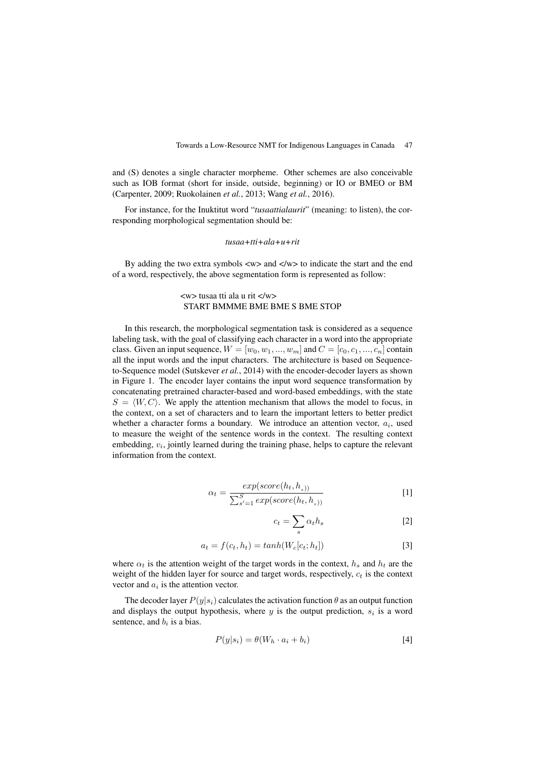and (S) denotes a single character morpheme. Other schemes are also conceivable such as IOB format (short for inside, outside, beginning) or IO or BMEO or BM (Carpenter, 2009; Ruokolainen *et al.*, 2013; Wang *et al.*, 2016).

For instance, for the Inuktitut word "*tusaattialaurit*" (meaning: to listen), the corresponding morphological segmentation should be:

*tusaa+tti+ala+u+rit*

By adding the two extra symbols <w> and </w> to indicate the start and the end of a word, respectively, the above segmentation form is represented as follow:

<w> tusaa tti ala u rit </w>
START BMMME BME BME S BME STOP

In this research, the morphological segmentation task is considered as a sequence labeling task, with the goal of classifying each character in a word into the appropriate class. Given an input sequence, $W = [w_0, w_1, ..., w_m]$ and $C = [c_0, c_1, ..., c_n]$ contain all the input words and the input characters. The architecture is based on Sequence-to-Sequence model (Sutskever *et al.*, 2014) with the encoder-decoder layers as shown in Figure 1. The encoder layer contains the input word sequence transformation by concatenating pretrained character-based and word-based embeddings, with the state $S = \langle W, C \rangle$. We apply the attention mechanism that allows the model to focus, in the context, on a set of characters and to learn the important letters to better predict whether a character forms a boundary. We introduce an attention vector, $a_i$, used to measure the weight of the sentence words in the context. The resulting context embedding, $v_i$, jointly learned during the training phase, helps to capture the relevant information from the context.

$$\alpha_t = \frac{exp(score(h_t, h_{_s}))}{\sum_{s'=1}^{S} exp(score(h_t, h_{_s}))} \quad [1]$$

$$c_t = \sum_s \alpha_t h_s \quad [2]$$

$$a_t = f(c_t, h_t) = tanh(W_c[c_t; h_t]) \quad [3]$$

where $\alpha_t$ is the attention weight of the target words in the context, $h_s$ and $h_t$ are the weight of the hidden layer for source and target words, respectively, $c_t$ is the context vector and $a_i$ is the attention vector.

The decoder layer $P(y|s_i)$ calculates the activation function $\theta$ as an output function and displays the output hypothesis, where $y$ is the output prediction, $s_i$ is a word sentence, and $b_i$ is a bias.

$$P(y|s_i) = \theta(W_h \cdot a_i + b_i) \quad [4]$$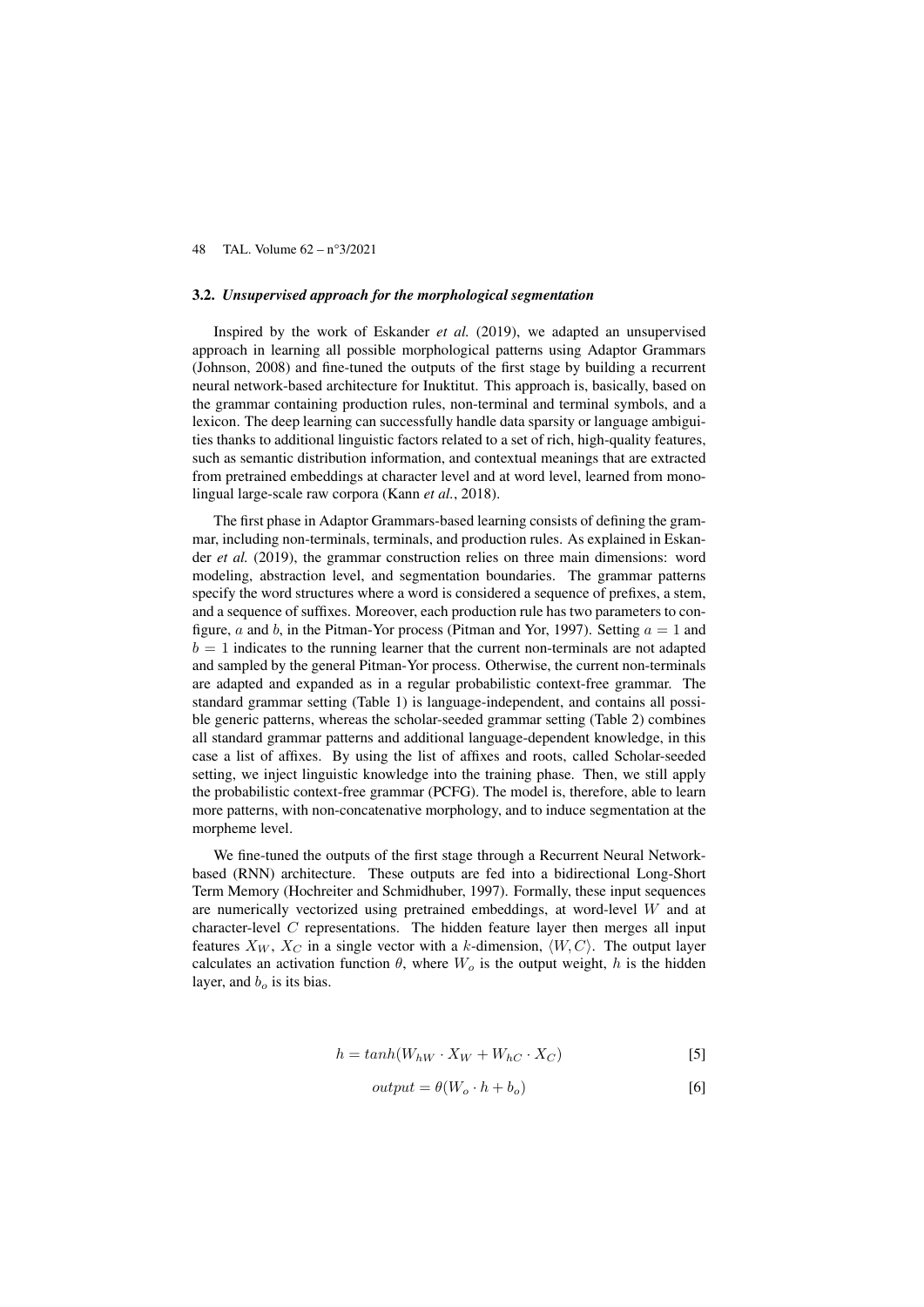### 3.2. *Unsupervised approach for the morphological segmentation*

Inspired by the work of Eskander *et al.* (2019), we adapted an unsupervised approach in learning all possible morphological patterns using Adaptor Grammars (Johnson, 2008) and fine-tuned the outputs of the first stage by building a recurrent neural network-based architecture for Inuktitut. This approach is, basically, based on the grammar containing production rules, non-terminal and terminal symbols, and a lexicon. The deep learning can successfully handle data sparsity or language ambiguities thanks to additional linguistic factors related to a set of rich, high-quality features, such as semantic distribution information, and contextual meanings that are extracted from pretrained embeddings at character level and at word level, learned from monolingual large-scale raw corpora (Kann *et al.*, 2018).

The first phase in Adaptor Grammars-based learning consists of defining the grammar, including non-terminals, terminals, and production rules. As explained in Eskander *et al.* (2019), the grammar construction relies on three main dimensions: word modeling, abstraction level, and segmentation boundaries. The grammar patterns specify the word structures where a word is considered a sequence of prefixes, a stem, and a sequence of suffixes. Moreover, each production rule has two parameters to configure, $a$ and $b$, in the Pitman-Yor process (Pitman and Yor, 1997). Setting $a = 1$ and $b = 1$ indicates to the running learner that the current non-terminals are not adapted and sampled by the general Pitman-Yor process. Otherwise, the current non-terminals are adapted and expanded as in a regular probabilistic context-free grammar. The standard grammar setting (Table 1) is language-independent, and contains all possible generic patterns, whereas the scholar-seeded grammar setting (Table 2) combines all standard grammar patterns and additional language-dependent knowledge, in this case a list of affixes. By using the list of affixes and roots, called Scholar-seeded setting, we inject linguistic knowledge into the training phase. Then, we still apply the probabilistic context-free grammar (PCFG). The model is, therefore, able to learn more patterns, with non-concatenative morphology, and to induce segmentation at the morpheme level.

We fine-tuned the outputs of the first stage through a Recurrent Neural Network-based (RNN) architecture. These outputs are fed into a bidirectional Long-Short Term Memory (Hochreiter and Schmidhuber, 1997). Formally, these input sequences are numerically vectorized using pretrained embeddings, at word-level $W$ and at character-level $C$ representations. The hidden feature layer then merges all input features $X_W$, $X_C$ in a single vector with a $k$-dimension, $\langle W, C \rangle$. The output layer calculates an activation function $\theta$, where $W_o$ is the output weight, $h$ is the hidden layer, and $b_o$ is its bias.

$$h = tanh(W_{hW} \cdot X_W + W_{hC} \cdot X_C) \quad [5]$$

$$output = \theta(W_o \cdot h + b_o) \quad [6]$$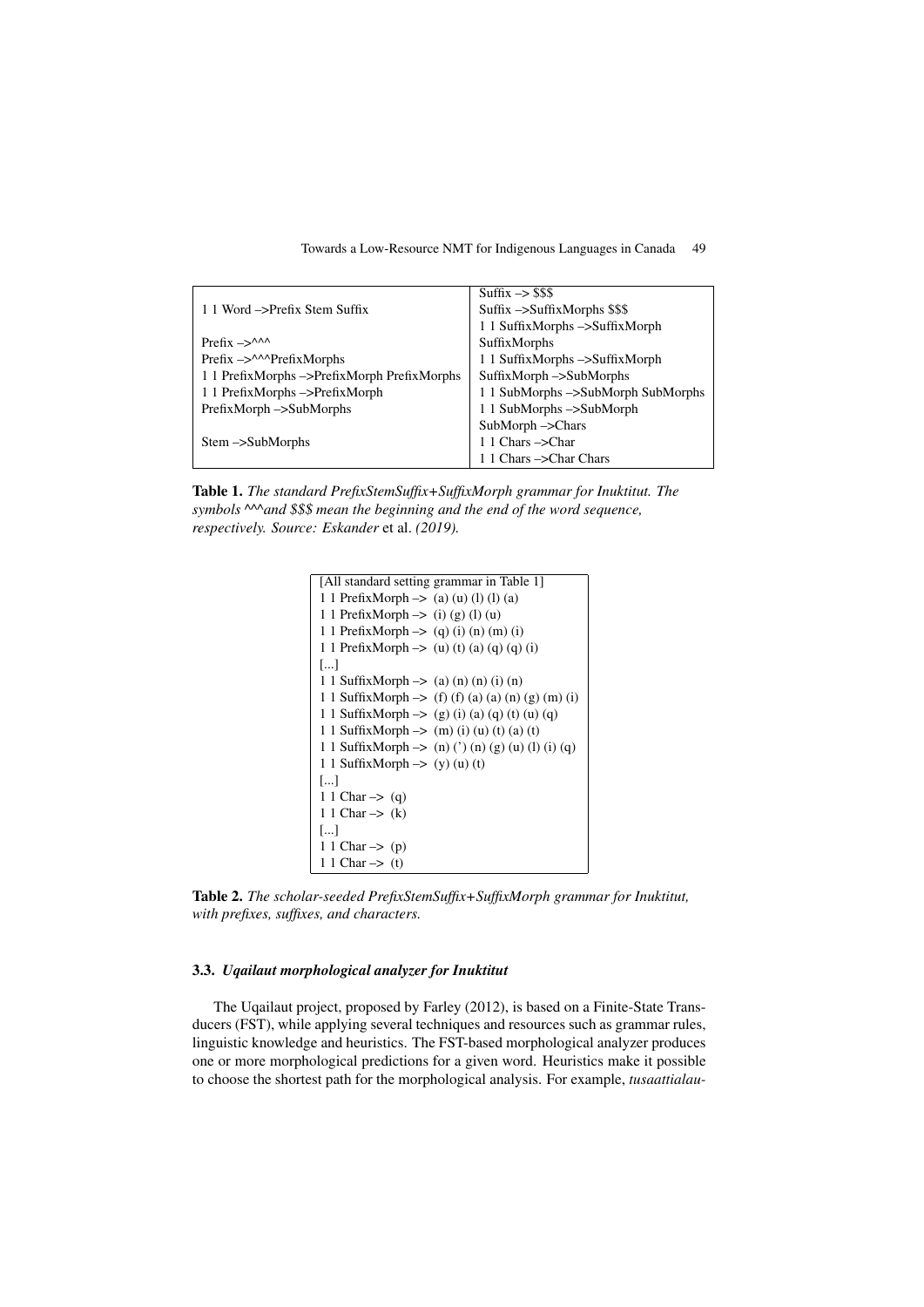| | |
|---|---|
| | Suffix –> $$$ |
| 1 1 Word –>Prefix Stem Suffix | Suffix –>SuffixMorphs $$$ |
| | 1 1 SuffixMorphs –>SuffixMorph SuffixMorphs |
| Prefix –>^^^ | |
| Prefix –>^^^PrefixMorphs | 1 1 SuffixMorphs –>SuffixMorph |
| 1 1 PrefixMorphs –>PrefixMorph PrefixMorphs | SuffixMorph –>SubMorphs |
| 1 1 PrefixMorphs –>PrefixMorph | 1 1 SubMorphs –>SubMorph SubMorphs |
| PrefixMorph –>SubMorphs | 1 1 SubMorphs –>SubMorph |
| | SubMorph –>Chars |
| Stem –>SubMorphs | 1 1 Chars –>Char |
| | 1 1 Chars –>Char Chars |

**Table 1.** *The standard PrefixStemSuffix+SuffixMorph grammar for Inuktitut. The symbols ^^^and $$$ mean the beginning and the end of the word sequence, respectively. Source: Eskander* et al. *(2019).*

```
[All standard setting grammar in Table 1]
1 1 PrefixMorph –> (a) (u) (l) (l) (a)
1 1 PrefixMorph –> (i) (g) (l) (u)
1 1 PrefixMorph –> (q) (i) (n) (m) (i)
1 1 PrefixMorph –> (u) (t) (a) (q) (q) (i)
[...]
1 1 SuffixMorph –> (a) (n) (n) (i) (n)
1 1 SuffixMorph –> (f) (f) (a) (a) (n) (g) (m) (i)
1 1 SuffixMorph –> (g) (i) (a) (q) (t) (u) (q)
1 1 SuffixMorph –> (m) (i) (u) (t) (a) (t)
1 1 SuffixMorph –> (n) (') (n) (g) (u) (l) (i) (q)
1 1 SuffixMorph –> (y) (u) (t)
[...]
1 1 Char –> (q)
1 1 Char –> (k)
[...]
1 1 Char –> (p)
1 1 Char –> (t)
```

**Table 2.** *The scholar-seeded PrefixStemSuffix+SuffixMorph grammar for Inuktitut, with prefixes, suffixes, and characters.*

### 3.3. *Uqailaut morphological analyzer for Inuktitut*

The Uqailaut project, proposed by Farley (2012), is based on a Finite-State Transducers (FST), while applying several techniques and resources such as grammar rules, linguistic knowledge and heuristics. The FST-based morphological analyzer produces one or more morphological predictions for a given word. Heuristics make it possible to choose the shortest path for the morphological analysis. For example, *tusaattialau-*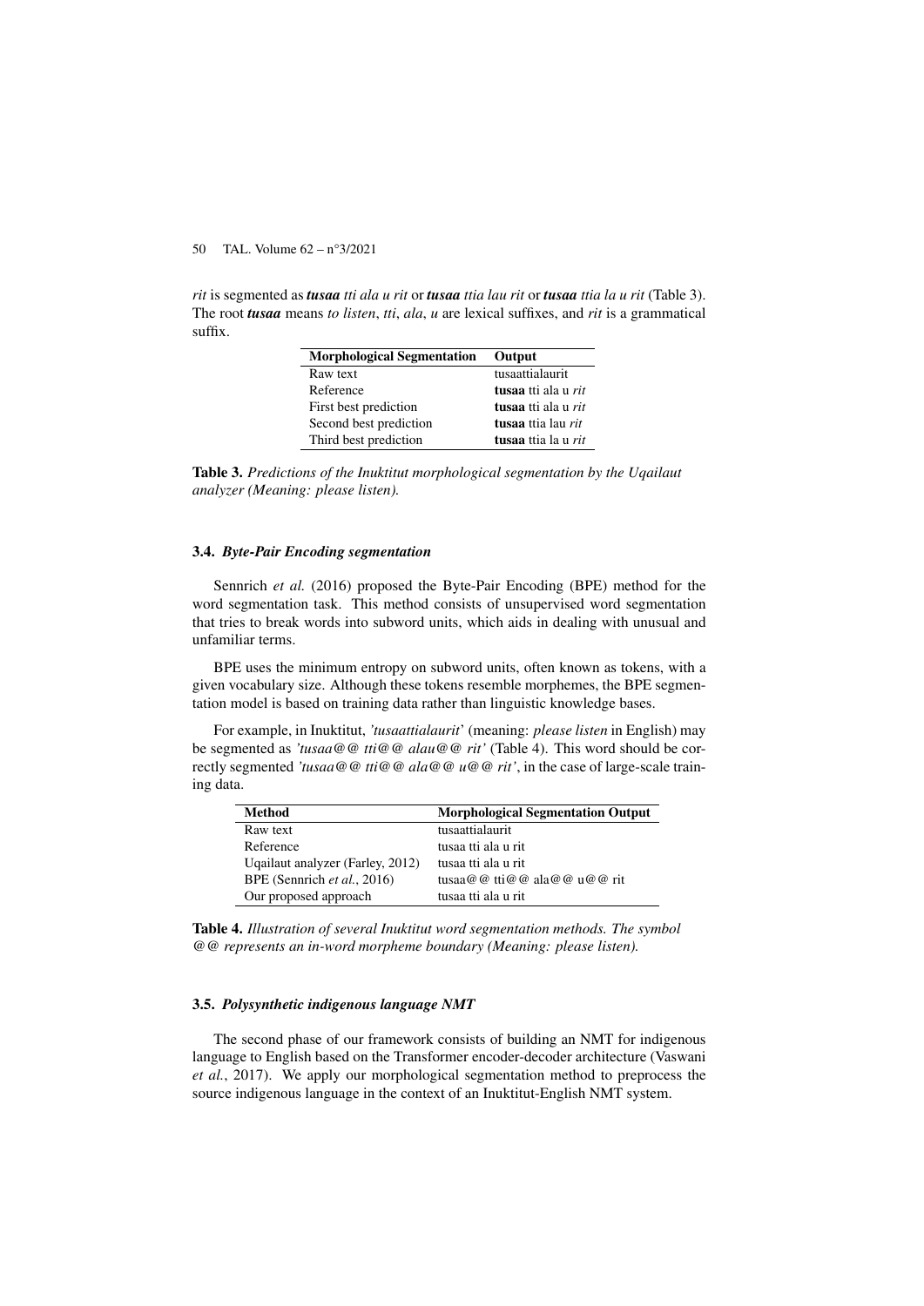*rit* is segmented as ***tusaa** tti ala u rit* or ***tusaa** ttia lau rit* or ***tusaa** ttia la u rit* (Table 3). The root ***tusaa*** means *to listen*, *tti*, *ala*, *u* are lexical suffixes, and *rit* is a grammatical suffix.

| Morphological Segmentation | Output |
|---|---|
| Raw text | tusaattialaurit |
| Reference | **tusaa** tti ala u *rit* |
| First best prediction | **tusaa** tti ala u *rit* |
| Second best prediction | **tusaa** ttia lau *rit* |
| Third best prediction | **tusaa** ttia la u *rit* |

**Table 3.** *Predictions of the Inuktitut morphological segmentation by the Uqailaut analyzer (Meaning: please listen).*

### 3.4. *Byte-Pair Encoding segmentation*

Sennrich *et al.* (2016) proposed the Byte-Pair Encoding (BPE) method for the word segmentation task. This method consists of unsupervised word segmentation that tries to break words into subword units, which aids in dealing with unusual and unfamiliar terms.

BPE uses the minimum entropy on subword units, often known as tokens, with a given vocabulary size. Although these tokens resemble morphemes, the BPE segmentation model is based on training data rather than linguistic knowledge bases.

For example, in Inuktitut, *'tusaattialaurit'* (meaning: *please listen* in English) may be segmented as *'tusaa@@ tti@@ alau@@ rit'* (Table 4). This word should be correctly segmented *'tusaa@@ tti@@ ala@@ u@@ rit'*, in the case of large-scale training data.

| Method | Morphological Segmentation Output |
|---|---|
| Raw text | tusaattialaurit |
| Reference | tusaa tti ala u rit |
| Uqailaut analyzer (Farley, 2012) | tusaa tti ala u rit |
| BPE (Sennrich *et al.*, 2016) | tusaa@@ tti@@ ala@@ u@@ rit |
| Our proposed approach | tusaa tti ala u rit |

**Table 4.** *Illustration of several Inuktitut word segmentation methods. The symbol @@ represents an in-word morpheme boundary (Meaning: please listen).*

### 3.5. *Polysynthetic indigenous language NMT*

The second phase of our framework consists of building an NMT for indigenous language to English based on the Transformer encoder-decoder architecture (Vaswani *et al.*, 2017). We apply our morphological segmentation method to preprocess the source indigenous language in the context of an Inuktitut-English NMT system.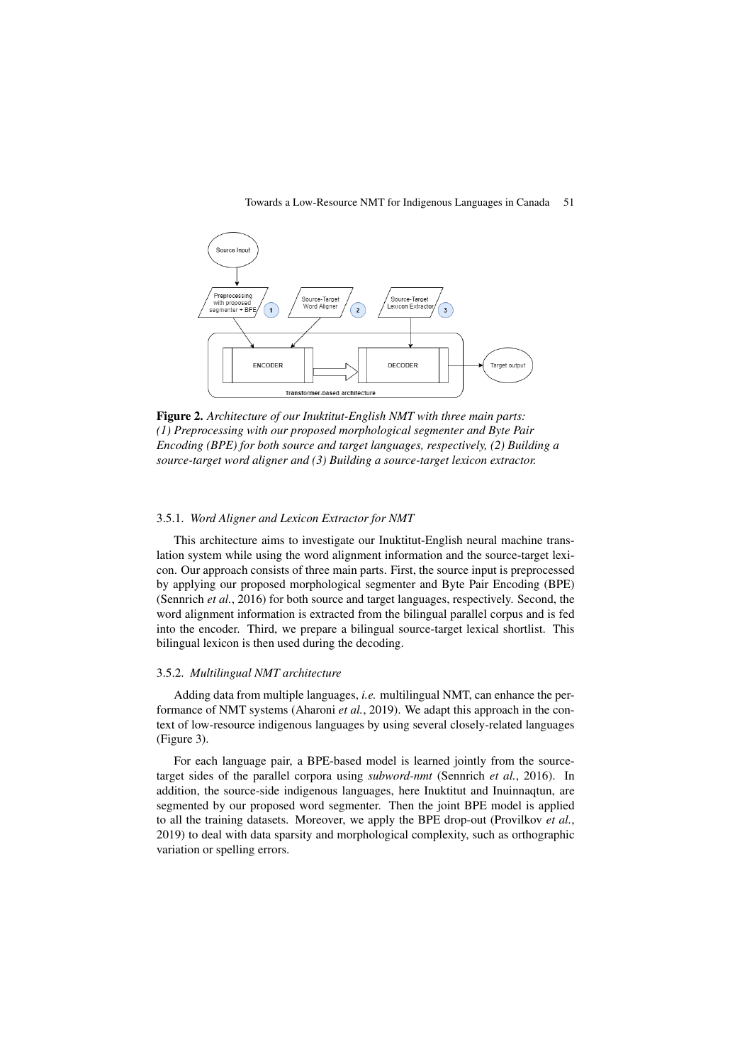**Figure 2.** *Architecture of our Inuktitut-English NMT with three main parts: (1) Preprocessing with our proposed morphological segmenter and Byte Pair Encoding (BPE) for both source and target languages, respectively, (2) Building a source-target word aligner and (3) Building a source-target lexicon extractor.*

#### 3.5.1. *Word Aligner and Lexicon Extractor for NMT*

This architecture aims to investigate our Inuktitut-English neural machine translation system while using the word alignment information and the source-target lexicon. Our approach consists of three main parts. First, the source input is preprocessed by applying our proposed morphological segmenter and Byte Pair Encoding (BPE) (Sennrich *et al.*, 2016) for both source and target languages, respectively. Second, the word alignment information is extracted from the bilingual parallel corpus and is fed into the encoder. Third, we prepare a bilingual source-target lexical shortlist. This bilingual lexicon is then used during the decoding.

#### 3.5.2. *Multilingual NMT architecture*

Adding data from multiple languages, *i.e.* multilingual NMT, can enhance the performance of NMT systems (Aharoni *et al.*, 2019). We adapt this approach in the context of low-resource indigenous languages by using several closely-related languages (Figure 3).

For each language pair, a BPE-based model is learned jointly from the source-target sides of the parallel corpora using *subword-nmt* (Sennrich *et al.*, 2016). In addition, the source-side indigenous languages, here Inuktitut and Inuinnaqtun, are segmented by our proposed word segmenter. Then the joint BPE model is applied to all the training datasets. Moreover, we apply the BPE drop-out (Provilkov *et al.*, 2019) to deal with data sparsity and morphological complexity, such as orthographic variation or spelling errors.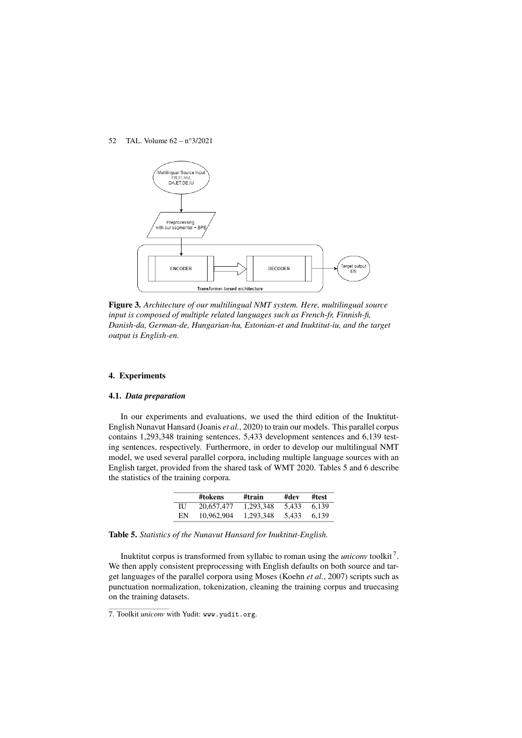**Figure 3.** *Architecture of our multilingual NMT system. Here, multilingual source input is composed of multiple related languages such as French-fr, Finnish-fi, Danish-da, German-de, Hungarian-hu, Estonian-et and Inuktitut-iu, and the target output is English-en.*

## 4. Experiments

### 4.1. *Data preparation*

In our experiments and evaluations, we used the third edition of the Inuktitut-English Nunavut Hansard (Joanis *et al.*, 2020) to train our models. This parallel corpus contains 1,293,348 training sentences, 5,433 development sentences and 6,139 testing sentences, respectively. Furthermore, in order to develop our multilingual NMT model, we used several parallel corpora, including multiple language sources with an English target, provided from the shared task of WMT 2020. Tables 5 and 6 describe the statistics of the training corpora.

| | #tokens | #train | #dev | #test |
|---|---|---|---|---|
| IU | 20,657,477 | 1,293,348 | 5,433 | 6,139 |
| EN | 10,962,904 | 1,293,348 | 5,433 | 6,139 |

**Table 5.** *Statistics of the Nunavut Hansard for Inuktitut-English.*

Inuktitut corpus is transformed from syllabic to roman using the *uniconv* toolkit [7]. We then apply consistent preprocessing with English defaults on both source and target languages of the parallel corpora using Moses (Koehn *et al.*, 2007) scripts such as punctuation normalization, tokenization, cleaning the training corpus and truecasing on the training datasets.

7. Toolkit *uniconv* with Yudit: `www.yudit.org`.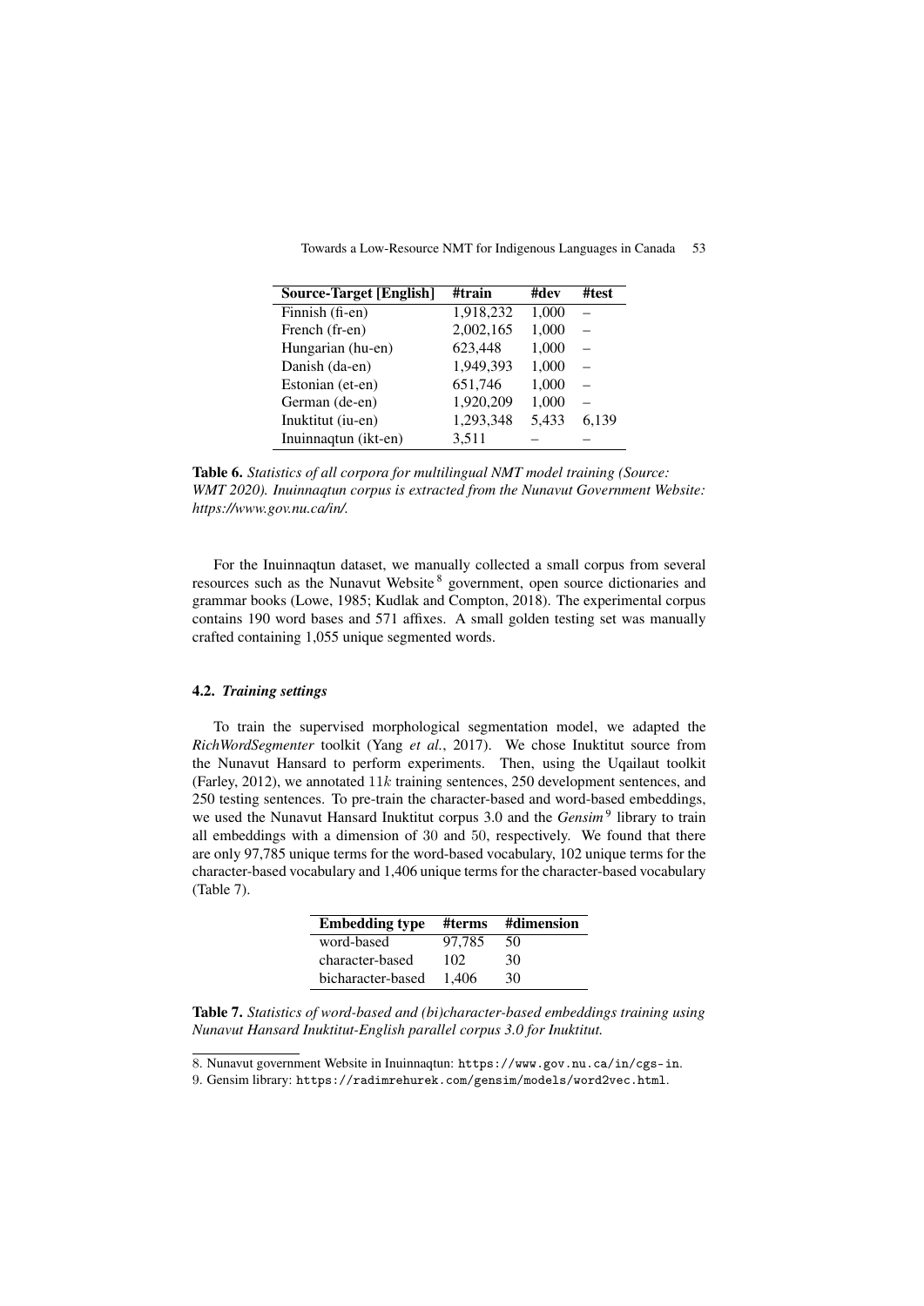| Source-Target [English] | #train | #dev | #test |
|---|---|---|---|
| Finnish (fi-en) | 1,918,232 | 1,000 | – |
| French (fr-en) | 2,002,165 | 1,000 | – |
| Hungarian (hu-en) | 623,448 | 1,000 | – |
| Danish (da-en) | 1,949,393 | 1,000 | – |
| Estonian (et-en) | 651,746 | 1,000 | – |
| German (de-en) | 1,920,209 | 1,000 | – |
| Inuktitut (iu-en) | 1,293,348 | 5,433 | 6,139 |
| Inuinnaqtun (ikt-en) | 3,511 | – | – |

**Table 6.** *Statistics of all corpora for multilingual NMT model training (Source: WMT 2020). Inuinnaqtun corpus is extracted from the Nunavut Government Website: https://www.gov.nu.ca/in/.*

For the Inuinnaqtun dataset, we manually collected a small corpus from several resources such as the Nunavut Website [8] government, open source dictionaries and grammar books (Lowe, 1985; Kudlak and Compton, 2018). The experimental corpus contains 190 word bases and 571 affixes. A small golden testing set was manually crafted containing 1,055 unique segmented words.

### 4.2. *Training settings*

To train the supervised morphological segmentation model, we adapted the *RichWordSegmenter* toolkit (Yang *et al.*, 2017). We chose Inuktitut source from the Nunavut Hansard to perform experiments. Then, using the Uqailaut toolkit (Farley, 2012), we annotated $11k$ training sentences, 250 development sentences, and 250 testing sentences. To pre-train the character-based and word-based embeddings, we used the Nunavut Hansard Inuktitut corpus 3.0 and the *Gensim* [9] library to train all embeddings with a dimension of $30$ and $50$, respectively. We found that there are only 97,785 unique terms for the word-based vocabulary, 102 unique terms for the character-based vocabulary and 1,406 unique terms for the character-based vocabulary (Table 7).

| Embedding type | #terms | #dimension |
|---|---|---|
| word-based | 97,785 | 50 |
| character-based | 102 | 30 |
| bicharacter-based | 1,406 | 30 |

**Table 7.** *Statistics of word-based and (bi)character-based embeddings training using Nunavut Hansard Inuktitut-English parallel corpus 3.0 for Inuktitut.*

8. Nunavut government Website in Inuinnaqtun: `https://www.gov.nu.ca/in/cgs-in`.
9. Gensim library: `https://radimrehurek.com/gensim/models/word2vec.html`.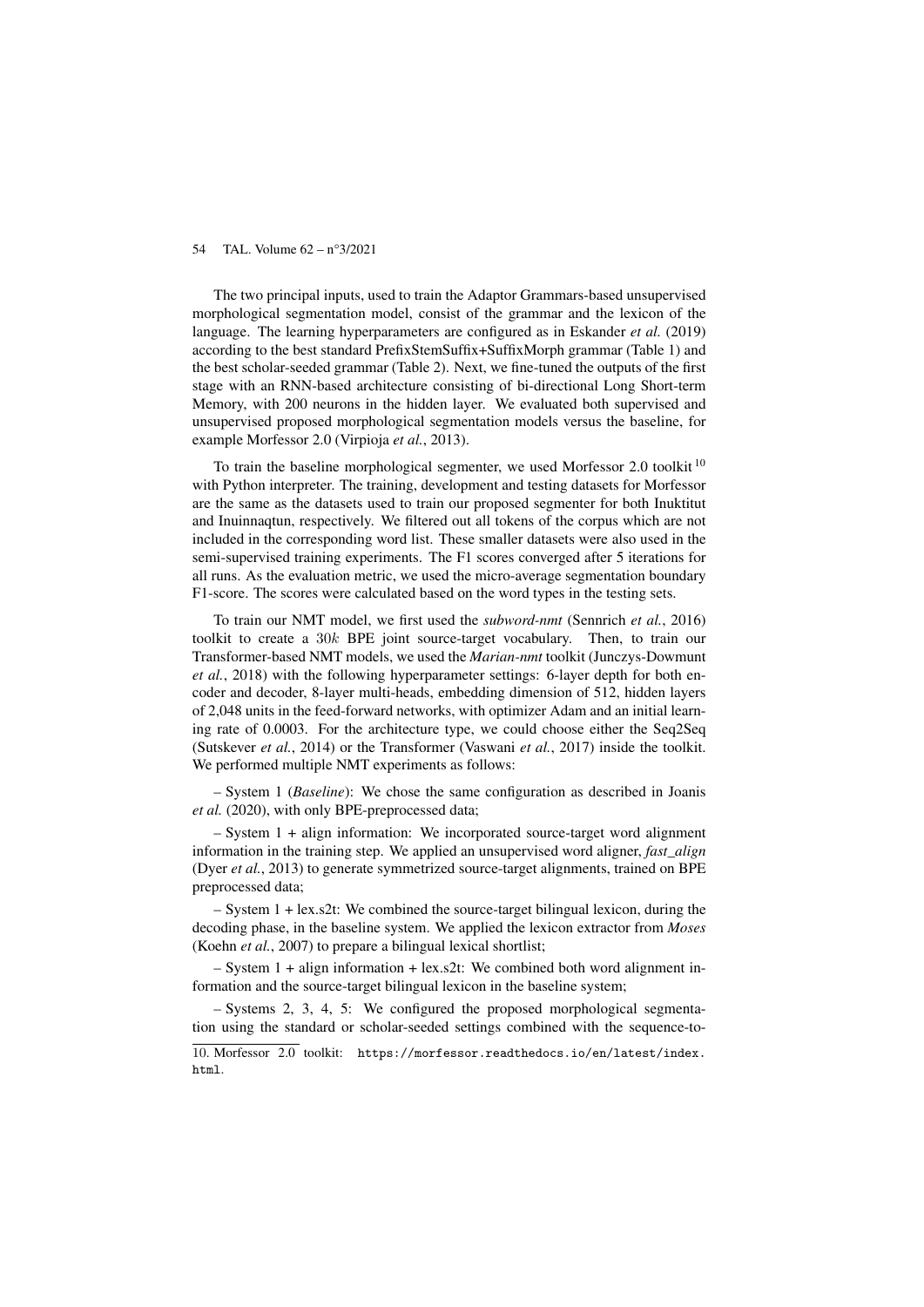The two principal inputs, used to train the Adaptor Grammars-based unsupervised morphological segmentation model, consist of the grammar and the lexicon of the language. The learning hyperparameters are configured as in Eskander *et al.* (2019) according to the best standard PrefixStemSuffix+SuffixMorph grammar (Table 1) and the best scholar-seeded grammar (Table 2). Next, we fine-tuned the outputs of the first stage with an RNN-based architecture consisting of bi-directional Long Short-term Memory, with 200 neurons in the hidden layer. We evaluated both supervised and unsupervised proposed morphological segmentation models versus the baseline, for example Morfessor 2.0 (Virpioja *et al.*, 2013).

To train the baseline morphological segmenter, we used Morfessor 2.0 toolkit [10] with Python interpreter. The training, development and testing datasets for Morfessor are the same as the datasets used to train our proposed segmenter for both Inuktitut and Inuinnaqtun, respectively. We filtered out all tokens of the corpus which are not included in the corresponding word list. These smaller datasets were also used in the semi-supervised training experiments. The F1 scores converged after 5 iterations for all runs. As the evaluation metric, we used the micro-average segmentation boundary F1-score. The scores were calculated based on the word types in the testing sets.

To train our NMT model, we first used the *subword-nmt* (Sennrich *et al.*, 2016) toolkit to create a $30k$ BPE joint source-target vocabulary. Then, to train our Transformer-based NMT models, we used the *Marian-nmt* toolkit (Junczys-Dowmunt *et al.*, 2018) with the following hyperparameter settings: 6-layer depth for both encoder and decoder, 8-layer multi-heads, embedding dimension of 512, hidden layers of 2,048 units in the feed-forward networks, with optimizer Adam and an initial learning rate of 0.0003. For the architecture type, we could choose either the Seq2Seq (Sutskever *et al.*, 2014) or the Transformer (Vaswani *et al.*, 2017) inside the toolkit. We performed multiple NMT experiments as follows:

– System 1 (*Baseline*): We chose the same configuration as described in Joanis *et al.* (2020), with only BPE-preprocessed data;

– System 1 + align information: We incorporated source-target word alignment information in the training step. We applied an unsupervised word aligner, *fast_align* (Dyer *et al.*, 2013) to generate symmetrized source-target alignments, trained on BPE preprocessed data;

– System 1 + lex.s2t: We combined the source-target bilingual lexicon, during the decoding phase, in the baseline system. We applied the lexicon extractor from *Moses* (Koehn *et al.*, 2007) to prepare a bilingual lexical shortlist;

– System 1 + align information + lex.s2t: We combined both word alignment information and the source-target bilingual lexicon in the baseline system;

– Systems 2, 3, 4, 5: We configured the proposed morphological segmentation using the standard or scholar-seeded settings combined with the sequence-to-

10. Morfessor 2.0 toolkit: https://morfessor.readthedocs.io/en/latest/index.html.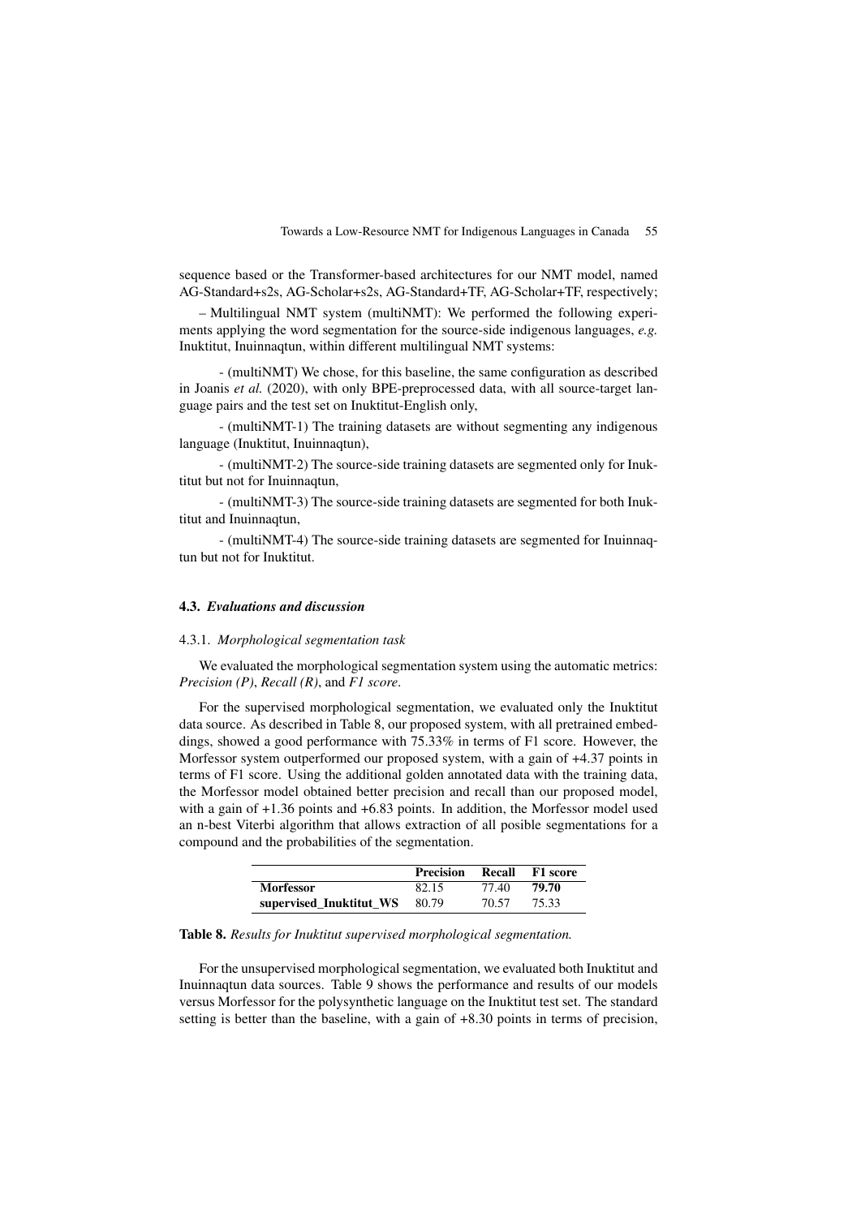sequence based or the Transformer-based architectures for our NMT model, named AG-Standard+s2s, AG-Scholar+s2s, AG-Standard+TF, AG-Scholar+TF, respectively;

– Multilingual NMT system (multiNMT): We performed the following experiments applying the word segmentation for the source-side indigenous languages, *e.g.* Inuktitut, Inuinnaqtun, within different multilingual NMT systems:

- (multiNMT) We chose, for this baseline, the same configuration as described in Joanis *et al.* (2020), with only BPE-preprocessed data, with all source-target language pairs and the test set on Inuktitut-English only,

- (multiNMT-1) The training datasets are without segmenting any indigenous language (Inuktitut, Inuinnaqtun),

- (multiNMT-2) The source-side training datasets are segmented only for Inuktitut but not for Inuinnaqtun,

- (multiNMT-3) The source-side training datasets are segmented for both Inuktitut and Inuinnaqtun,

- (multiNMT-4) The source-side training datasets are segmented for Inuinnaqtun but not for Inuktitut.

### 4.3. *Evaluations and discussion*

#### 4.3.1. *Morphological segmentation task*

We evaluated the morphological segmentation system using the automatic metrics: *Precision (P)*, *Recall (R)*, and *F1 score*.

For the supervised morphological segmentation, we evaluated only the Inuktitut data source. As described in Table 8, our proposed system, with all pretrained embeddings, showed a good performance with 75.33% in terms of F1 score. However, the Morfessor system outperformed our proposed system, with a gain of +4.37 points in terms of F1 score. Using the additional golden annotated data with the training data, the Morfessor model obtained better precision and recall than our proposed model, with a gain of +1.36 points and +6.83 points. In addition, the Morfessor model used an n-best Viterbi algorithm that allows extraction of all posible segmentations for a compound and the probabilities of the segmentation.

| | **Precision** | **Recall** | **F1 score** |
|---|---|---|---|
| **Morfessor** | 82.15 | 77.40 | **79.70** |
| **supervised_Inuktitut_WS** | 80.79 | 70.57 | 75.33 |

**Table 8.** *Results for Inuktitut supervised morphological segmentation.*

For the unsupervised morphological segmentation, we evaluated both Inuktitut and Inuinnaqtun data sources. Table 9 shows the performance and results of our models versus Morfessor for the polysynthetic language on the Inuktitut test set. The standard setting is better than the baseline, with a gain of +8.30 points in terms of precision,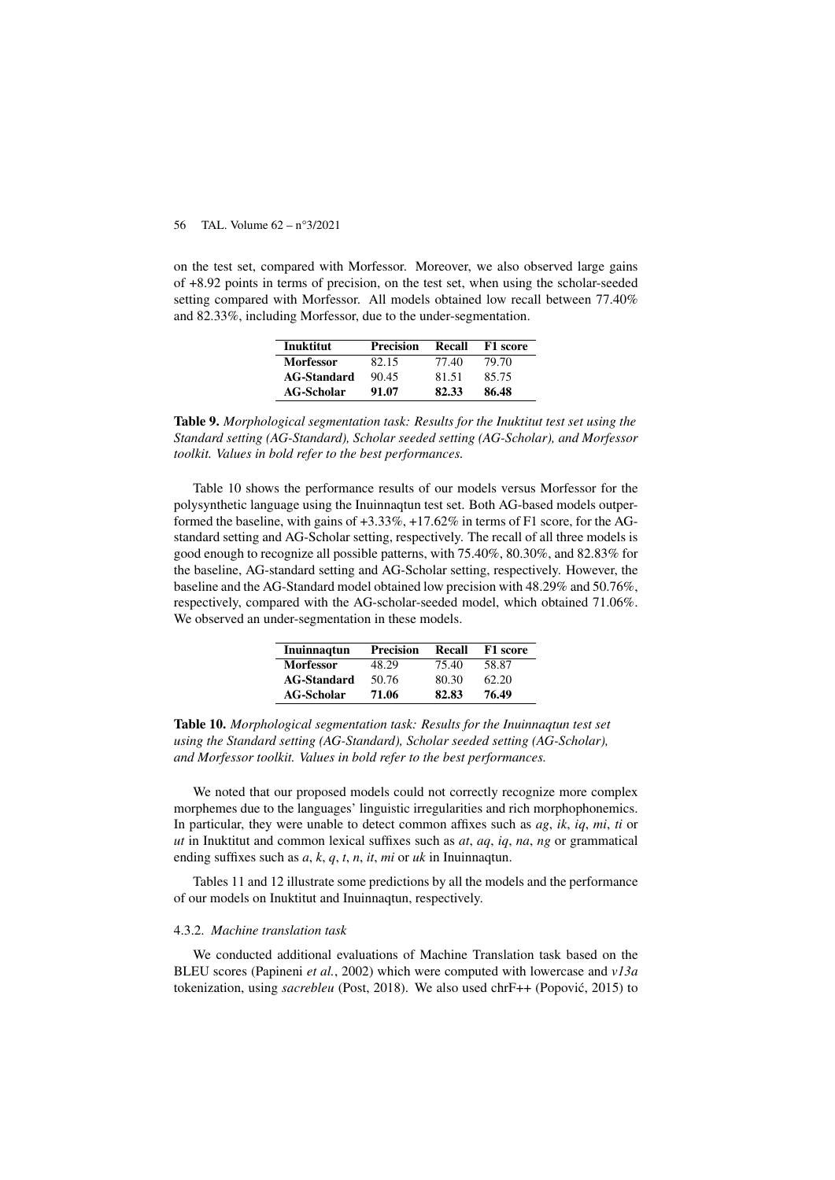on the test set, compared with Morfessor. Moreover, we also observed large gains of +8.92 points in terms of precision, on the test set, when using the scholar-seeded setting compared with Morfessor. All models obtained low recall between 77.40% and 82.33%, including Morfessor, due to the under-segmentation.

| **Inuktitut** | **Precision** | **Recall** | **F1 score** |
|---|---|---|---|
| **Morfessor** | 82.15 | 77.40 | 79.70 |
| **AG-Standard** | 90.45 | 81.51 | 85.75 |
| **AG-Scholar** | **91.07** | **82.33** | **86.48** |

**Table 9.** *Morphological segmentation task: Results for the Inuktitut test set using the Standard setting (AG-Standard), Scholar seeded setting (AG-Scholar), and Morfessor toolkit. Values in bold refer to the best performances.*

Table 10 shows the performance results of our models versus Morfessor for the polysynthetic language using the Inuinnaqtun test set. Both AG-based models outperformed the baseline, with gains of +3.33%, +17.62% in terms of F1 score, for the AG-standard setting and AG-Scholar setting, respectively. The recall of all three models is good enough to recognize all possible patterns, with 75.40%, 80.30%, and 82.83% for the baseline, AG-standard setting and AG-Scholar setting, respectively. However, the baseline and the AG-Standard model obtained low precision with 48.29% and 50.76%, respectively, compared with the AG-scholar-seeded model, which obtained 71.06%. We observed an under-segmentation in these models.

| **Inuinnaqtun** | **Precision** | **Recall** | **F1 score** |
|---|---|---|---|
| **Morfessor** | 48.29 | 75.40 | 58.87 |
| **AG-Standard** | 50.76 | 80.30 | 62.20 |
| **AG-Scholar** | **71.06** | **82.83** | **76.49** |

**Table 10.** *Morphological segmentation task: Results for the Inuinnaqtun test set using the Standard setting (AG-Standard), Scholar seeded setting (AG-Scholar), and Morfessor toolkit. Values in bold refer to the best performances.*

We noted that our proposed models could not correctly recognize more complex morphemes due to the languages' linguistic irregularities and rich morphophonemics. In particular, they were unable to detect common affixes such as *ag*, *ik*, *iq*, *mi*, *ti* or *ut* in Inuktitut and common lexical suffixes such as *at*, *aq*, *iq*, *na*, *ng* or grammatical ending suffixes such as *a*, *k*, *q*, *t*, *n*, *it*, *mi* or *uk* in Inuinnaqtun.

Tables 11 and 12 illustrate some predictions by all the models and the performance of our models on Inuktitut and Inuinnaqtun, respectively.

#### 4.3.2. *Machine translation task*

We conducted additional evaluations of Machine Translation task based on the BLEU scores (Papineni *et al.*, 2002) which were computed with lowercase and *v13a* tokenization, using *sacrebleu* (Post, 2018). We also used chrF++ (Popović, 2015) to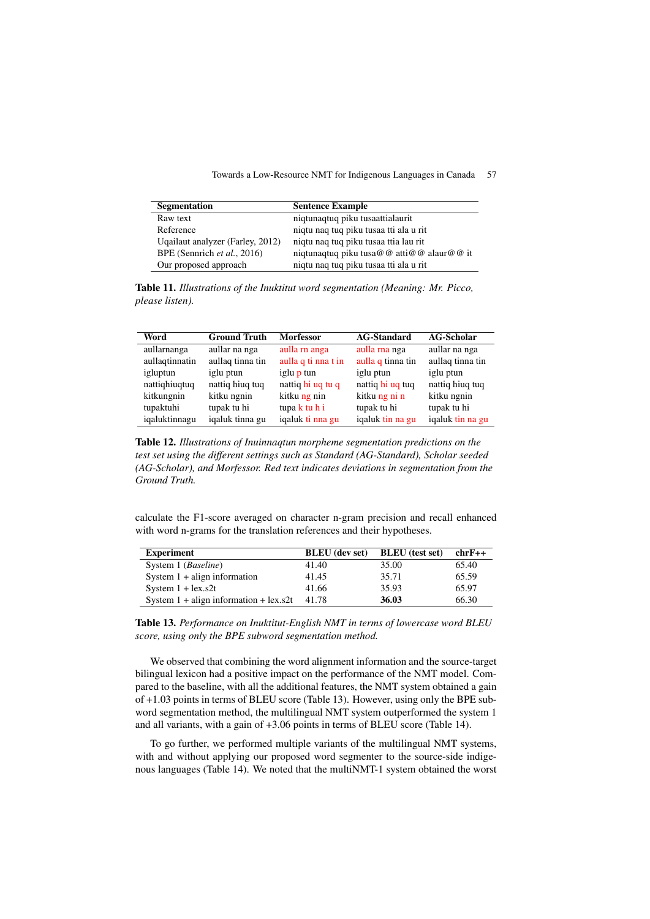| Segmentation | Sentence Example |
|---|---|
| Raw text | niqtunaqtuq piku tusaattialaurit |
| Reference | niqtu naq tuq piku tusaa tti ala u rit |
| Uqailaut analyzer (Farley, 2012) | niqtu naq tuq piku tusaa ttia lau rit |
| BPE (Sennrich *et al.*, 2016) | niqtunaqtuq piku tusa@@ atti@@ alaur@@ it |
| Our proposed approach | niqtu naq tuq piku tusaa tti ala u rit |

**Table 11.** *Illustrations of the Inuktitut word segmentation (Meaning: Mr. Picco, please listen).*

| Word | Ground Truth | Morfessor | AG-Standard | AG-Scholar |
|---|---|---|---|---|
| aullarnanga | aullar na nga | aulla rn anga | aulla rna nga | aullar na nga |
| aullaqtinnatin | aullaq tinna tin | aulla q ti nna t in | aulla q tinna tin | aullaq tinna tin |
| igluptun | iglu ptun | iglu p tun | iglu ptun | iglu ptun |
| nattiqhiuqtuq | nattiq hiuq tuq | nattiq hi uq tu q | nattiq hi uq tuq | nattiq hiuq tuq |
| kitkungnin | kitku ngnin | kitku ng nin | kitku ng ni n | kitku ngnin |
| tupaktuhi | tupak tu hi | tupa k tu h i | tupak tu hi | tupak tu hi |
| iqaluktinnagu | iqaluk tinna gu | iqaluk ti nna gu | iqaluk tin na gu | iqaluk tin na gu |

**Table 12.** *Illustrations of Inuinnaqtun morpheme segmentation predictions on the test set using the different settings such as Standard (AG-Standard), Scholar seeded (AG-Scholar), and Morfessor. Red text indicates deviations in segmentation from the Ground Truth.*

calculate the F1-score averaged on character n-gram precision and recall enhanced with word n-grams for the translation references and their hypotheses.

| Experiment | BLEU (dev set) | BLEU (test set) | chrF++ |
|---|---|---|---|
| System 1 (*Baseline*) | 41.40 | 35.00 | 65.40 |
| System 1 + align information | 41.45 | 35.71 | 65.59 |
| System 1 + lex.s2t | 41.66 | 35.93 | 65.97 |
| System 1 + align information + lex.s2t | 41.78 | **36.03** | 66.30 |

**Table 13.** *Performance on Inuktitut-English NMT in terms of lowercase word BLEU score, using only the BPE subword segmentation method.*

We observed that combining the word alignment information and the source-target bilingual lexicon had a positive impact on the performance of the NMT model. Compared to the baseline, with all the additional features, the NMT system obtained a gain of +1.03 points in terms of BLEU score (Table 13). However, using only the BPE subword segmentation method, the multilingual NMT system outperformed the system 1 and all variants, with a gain of +3.06 points in terms of BLEU score (Table 14).

To go further, we performed multiple variants of the multilingual NMT systems, with and without applying our proposed word segmenter to the source-side indigenous languages (Table 14). We noted that the multiNMT-1 system obtained the worst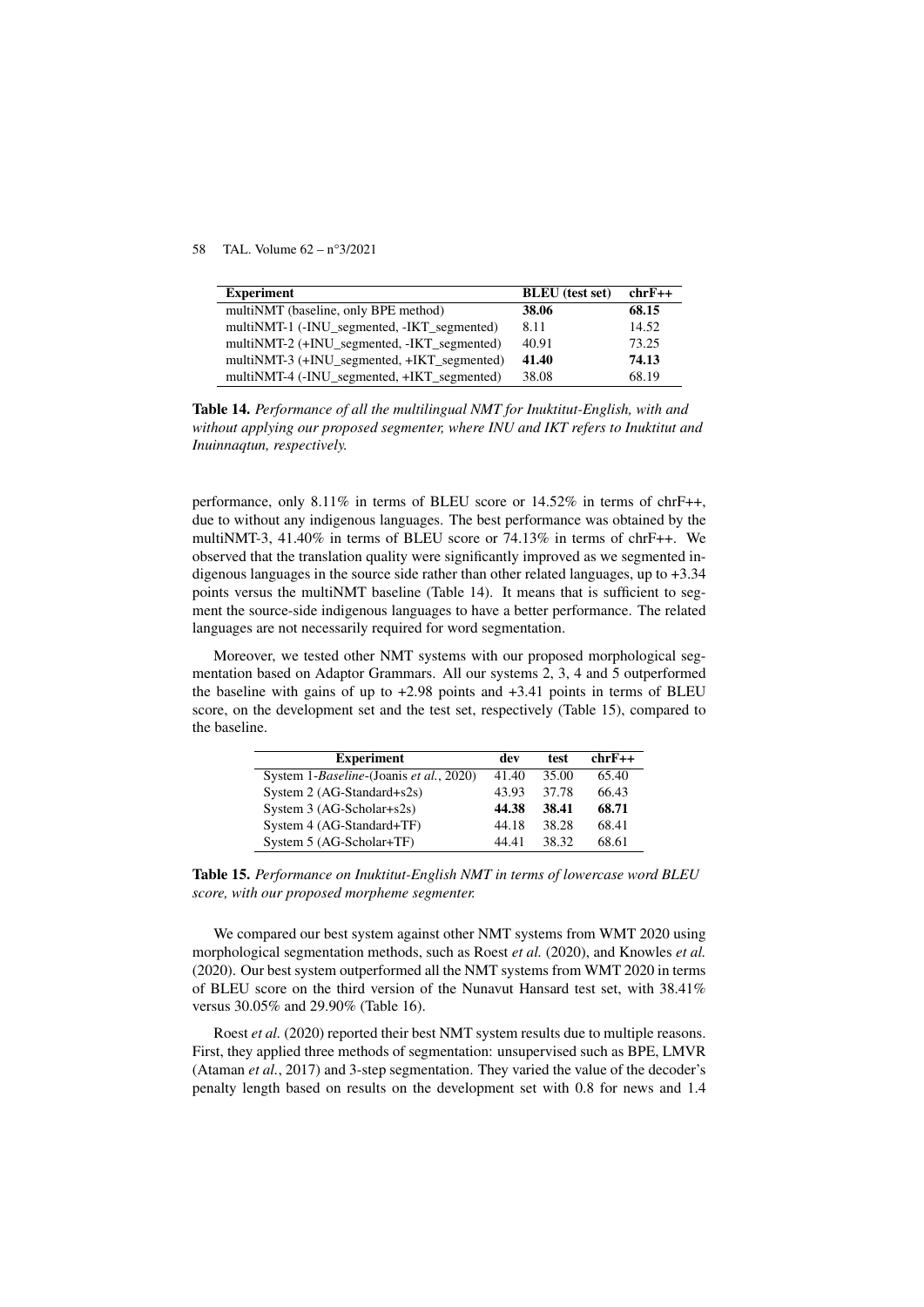| **Experiment** | **BLEU (test set)** | **chrF++** |
|---|---|---|
| multiNMT (baseline, only BPE method) | **38.06** | **68.15** |
| multiNMT-1 (-INU_segmented, -IKT_segmented) | 8.11 | 14.52 |
| multiNMT-2 (+INU_segmented, -IKT_segmented) | 40.91 | 73.25 |
| multiNMT-3 (+INU_segmented, +IKT_segmented) | **41.40** | **74.13** |
| multiNMT-4 (-INU_segmented, +IKT_segmented) | 38.08 | 68.19 |

**Table 14.** *Performance of all the multilingual NMT for Inuktitut-English, with and without applying our proposed segmenter, where INU and IKT refers to Inuktitut and Inuinnaqtun, respectively.*

performance, only 8.11% in terms of BLEU score or 14.52% in terms of chrF++, due to without any indigenous languages. The best performance was obtained by the multiNMT-3, 41.40% in terms of BLEU score or 74.13% in terms of chrF++. We observed that the translation quality were significantly improved as we segmented indigenous languages in the source side rather than other related languages, up to +3.34 points versus the multiNMT baseline (Table 14). It means that is sufficient to segment the source-side indigenous languages to have a better performance. The related languages are not necessarily required for word segmentation.

Moreover, we tested other NMT systems with our proposed morphological segmentation based on Adaptor Grammars. All our systems 2, 3, 4 and 5 outperformed the baseline with gains of up to +2.98 points and +3.41 points in terms of BLEU score, on the development set and the test set, respectively (Table 15), compared to the baseline.

| **Experiment** | **dev** | **test** | **chrF++** |
|---|---|---|---|
| System 1-*Baseline*-(Joanis *et al.*, 2020) | 41.40 | 35.00 | 65.40 |
| System 2 (AG-Standard+s2s) | 43.93 | 37.78 | 66.43 |
| System 3 (AG-Scholar+s2s) | **44.38** | **38.41** | **68.71** |
| System 4 (AG-Standard+TF) | 44.18 | 38.28 | 68.41 |
| System 5 (AG-Scholar+TF) | 44.41 | 38.32 | 68.61 |

**Table 15.** *Performance on Inuktitut-English NMT in terms of lowercase word BLEU score, with our proposed morpheme segmenter.*

We compared our best system against other NMT systems from WMT 2020 using morphological segmentation methods, such as Roest *et al.* (2020), and Knowles *et al.* (2020). Our best system outperformed all the NMT systems from WMT 2020 in terms of BLEU score on the third version of the Nunavut Hansard test set, with 38.41% versus 30.05% and 29.90% (Table 16).

Roest *et al.* (2020) reported their best NMT system results due to multiple reasons. First, they applied three methods of segmentation: unsupervised such as BPE, LMVR (Ataman *et al.*, 2017) and 3-step segmentation. They varied the value of the decoder's penalty length based on results on the development set with 0.8 for news and 1.4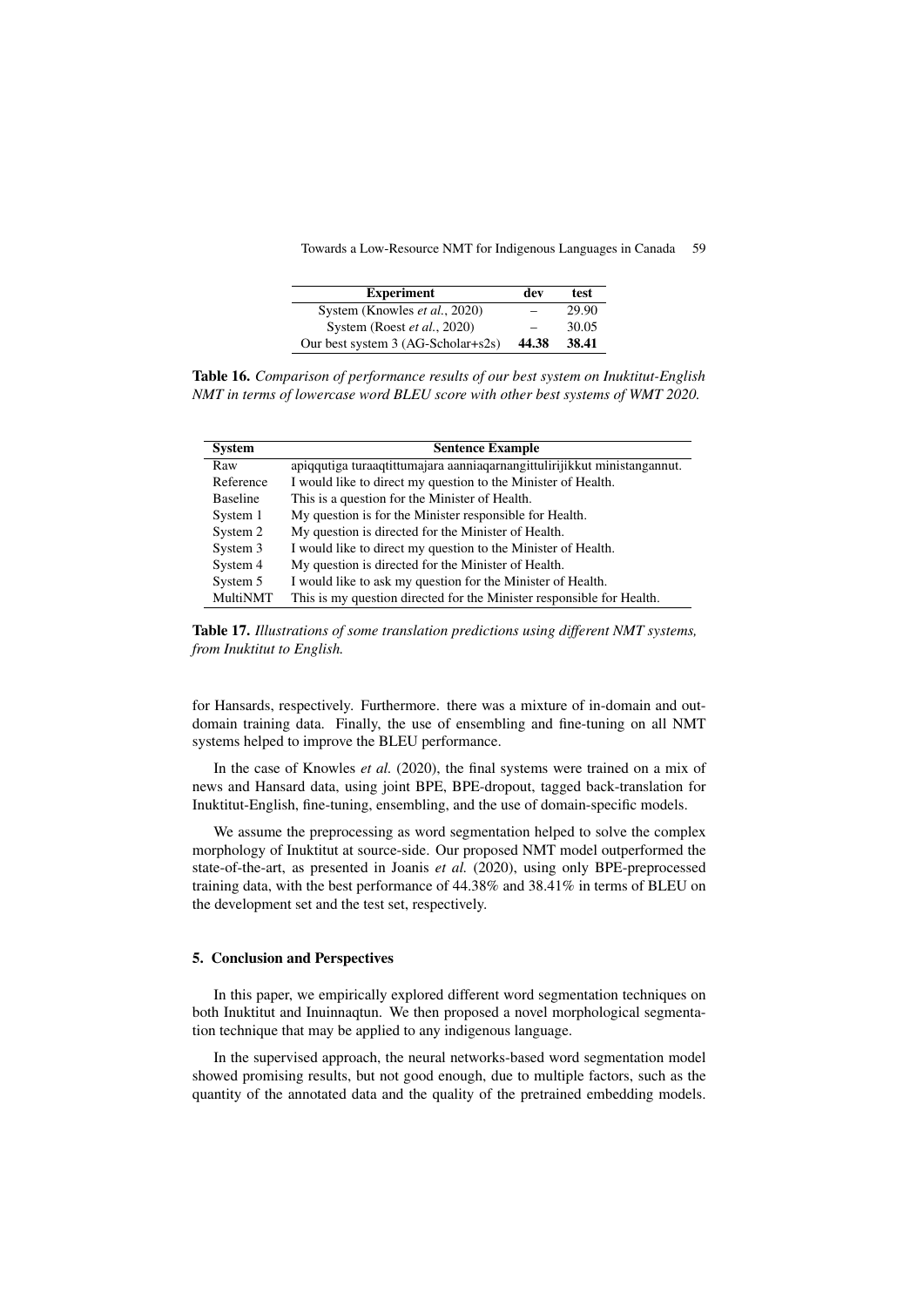| Experiment | dev | test |
|---|---|---|
| System (Knowles *et al.*, 2020) | – | 29.90 |
| System (Roest *et al.*, 2020) | – | 30.05 |
| Our best system 3 (AG-Scholar+s2s) | **44.38** | **38.41** |

**Table 16.** *Comparison of performance results of our best system on Inuktitut-English NMT in terms of lowercase word BLEU score with other best systems of WMT 2020.*

| System | Sentence Example |
|---|---|
| Raw | apiqqutiga turaaqtittumajara aanniaqarnangittulirijikkut ministangannut. |
| Reference | I would like to direct my question to the Minister of Health. |
| Baseline | This is a question for the Minister of Health. |
| System 1 | My question is for the Minister responsible for Health. |
| System 2 | My question is directed for the Minister of Health. |
| System 3 | I would like to direct my question to the Minister of Health. |
| System 4 | My question is directed for the Minister of Health. |
| System 5 | I would like to ask my question for the Minister of Health. |
| MultiNMT | This is my question directed for the Minister responsible for Health. |

**Table 17.** *Illustrations of some translation predictions using different NMT systems, from Inuktitut to English.*

for Hansards, respectively. Furthermore. there was a mixture of in-domain and out-domain training data. Finally, the use of ensembling and fine-tuning on all NMT systems helped to improve the BLEU performance.

In the case of Knowles *et al.* (2020), the final systems were trained on a mix of news and Hansard data, using joint BPE, BPE-dropout, tagged back-translation for Inuktitut-English, fine-tuning, ensembling, and the use of domain-specific models.

We assume the preprocessing as word segmentation helped to solve the complex morphology of Inuktitut at source-side. Our proposed NMT model outperformed the state-of-the-art, as presented in Joanis *et al.* (2020), using only BPE-preprocessed training data, with the best performance of 44.38% and 38.41% in terms of BLEU on the development set and the test set, respectively.

### 5. Conclusion and Perspectives

In this paper, we empirically explored different word segmentation techniques on both Inuktitut and Inuinnaqtun. We then proposed a novel morphological segmentation technique that may be applied to any indigenous language.

In the supervised approach, the neural networks-based word segmentation model showed promising results, but not good enough, due to multiple factors, such as the quantity of the annotated data and the quality of the pretrained embedding models.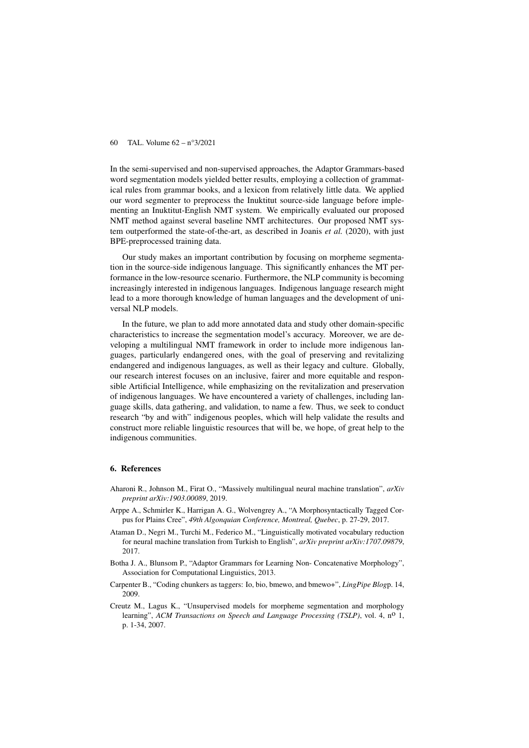In the semi-supervised and non-supervised approaches, the Adaptor Grammars-based word segmentation models yielded better results, employing a collection of grammatical rules from grammar books, and a lexicon from relatively little data. We applied our word segmenter to preprocess the Inuktitut source-side language before implementing an Inuktitut-English NMT system. We empirically evaluated our proposed NMT method against several baseline NMT architectures. Our proposed NMT system outperformed the state-of-the-art, as described in Joanis *et al.* (2020), with just BPE-preprocessed training data.

Our study makes an important contribution by focusing on morpheme segmentation in the source-side indigenous language. This significantly enhances the MT performance in the low-resource scenario. Furthermore, the NLP community is becoming increasingly interested in indigenous languages. Indigenous language research might lead to a more thorough knowledge of human languages and the development of universal NLP models.

In the future, we plan to add more annotated data and study other domain-specific characteristics to increase the segmentation model's accuracy. Moreover, we are developing a multilingual NMT framework in order to include more indigenous languages, particularly endangered ones, with the goal of preserving and revitalizing endangered and indigenous languages, as well as their legacy and culture. Globally, our research interest focuses on an inclusive, fairer and more equitable and responsible Artificial Intelligence, while emphasizing on the revitalization and preservation of indigenous languages. We have encountered a variety of challenges, including language skills, data gathering, and validation, to name a few. Thus, we seek to conduct research "by and with" indigenous peoples, which will help validate the results and construct more reliable linguistic resources that will be, we hope, of great help to the indigenous communities.

## 6. References

Aharoni R., Johnson M., Firat O., "Massively multilingual neural machine translation", *arXiv preprint arXiv:1903.00089*, 2019.

Arppe A., Schmirler K., Harrigan A. G., Wolvengrey A., "A Morphosyntactically Tagged Corpus for Plains Cree", *49th Algonquian Conference, Montreal, Quebec*, p. 27-29, 2017.

Ataman D., Negri M., Turchi M., Federico M., "Linguistically motivated vocabulary reduction for neural machine translation from Turkish to English", *arXiv preprint arXiv:1707.09879*, 2017.

Botha J. A., Blunsom P., "Adaptor Grammars for Learning Non- Concatenative Morphology", Association for Computational Linguistics, 2013.

Carpenter B., "Coding chunkers as taggers: Io, bio, bmewo, and bmewo+", *LingPipe Blog*p. 14, 2009.

Creutz M., Lagus K., "Unsupervised models for morpheme segmentation and morphology learning", *ACM Transactions on Speech and Language Processing (TSLP)*, vol. 4, n° 1, p. 1-34, 2007.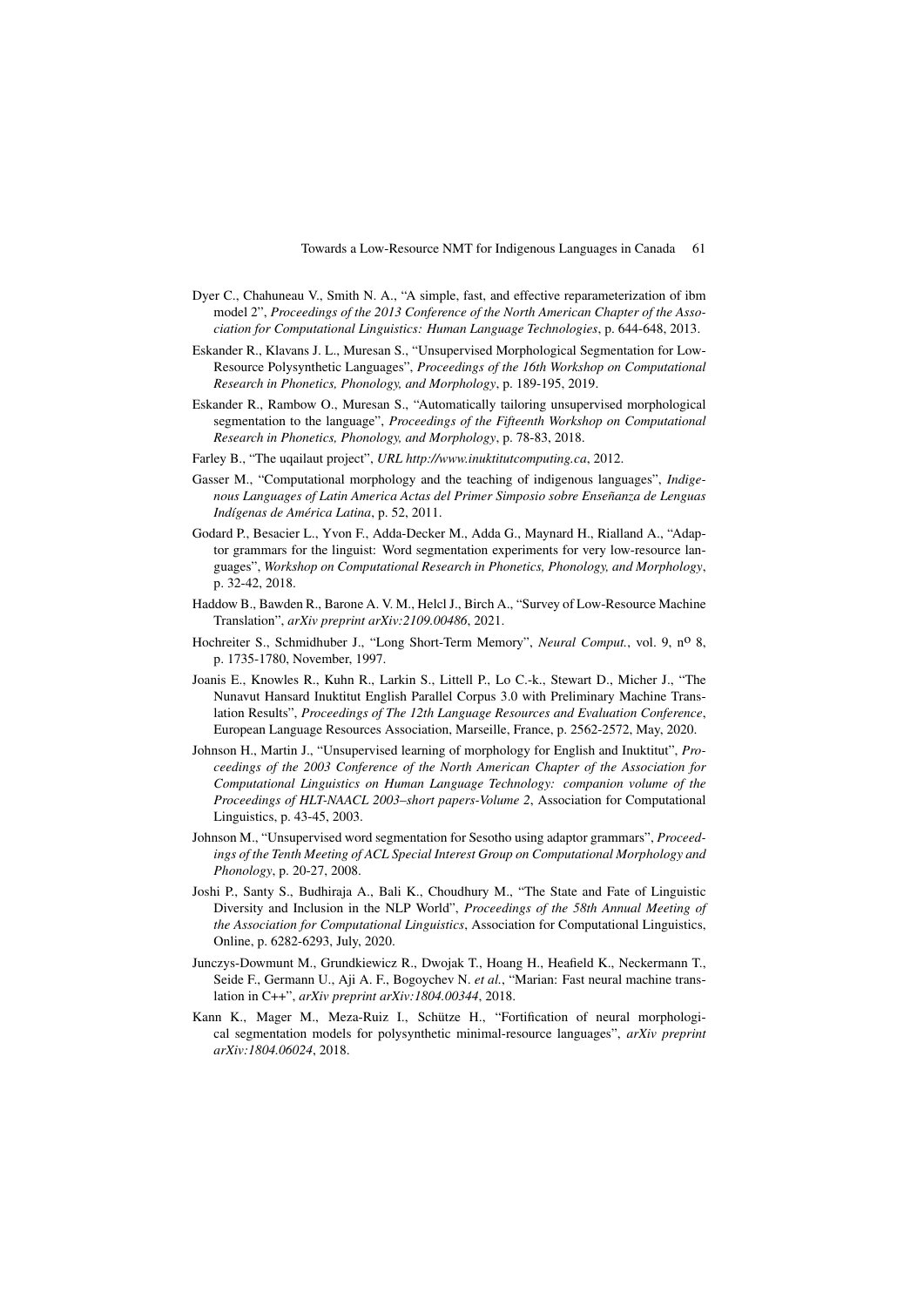Dyer C., Chahuneau V., Smith N. A., "A simple, fast, and effective reparameterization of ibm model 2", *Proceedings of the 2013 Conference of the North American Chapter of the Association for Computational Linguistics: Human Language Technologies*, p. 644-648, 2013.

Eskander R., Klavans J. L., Muresan S., "Unsupervised Morphological Segmentation for Low-Resource Polysynthetic Languages", *Proceedings of the 16th Workshop on Computational Research in Phonetics, Phonology, and Morphology*, p. 189-195, 2019.

Eskander R., Rambow O., Muresan S., "Automatically tailoring unsupervised morphological segmentation to the language", *Proceedings of the Fifteenth Workshop on Computational Research in Phonetics, Phonology, and Morphology*, p. 78-83, 2018.

Farley B., "The uqailaut project", *URL http://www.inuktitutcomputing.ca*, 2012.

Gasser M., "Computational morphology and the teaching of indigenous languages", *Indigenous Languages of Latin America Actas del Primer Simposio sobre Enseñanza de Lenguas Indígenas de América Latina*, p. 52, 2011.

Godard P., Besacier L., Yvon F., Adda-Decker M., Adda G., Maynard H., Rialland A., "Adaptor grammars for the linguist: Word segmentation experiments for very low-resource languages", *Workshop on Computational Research in Phonetics, Phonology, and Morphology*, p. 32-42, 2018.

Haddow B., Bawden R., Barone A. V. M., Helcl J., Birch A., "Survey of Low-Resource Machine Translation", *arXiv preprint arXiv:2109.00486*, 2021.

Hochreiter S., Schmidhuber J., "Long Short-Term Memory", *Neural Comput.*, vol. 9, n° 8, p. 1735-1780, November, 1997.

Joanis E., Knowles R., Kuhn R., Larkin S., Littell P., Lo C.-k., Stewart D., Micher J., "The Nunavut Hansard Inuktitut English Parallel Corpus 3.0 with Preliminary Machine Translation Results", *Proceedings of The 12th Language Resources and Evaluation Conference*, European Language Resources Association, Marseille, France, p. 2562-2572, May, 2020.

Johnson H., Martin J., "Unsupervised learning of morphology for English and Inuktitut", *Proceedings of the 2003 Conference of the North American Chapter of the Association for Computational Linguistics on Human Language Technology: companion volume of the Proceedings of HLT-NAACL 2003–short papers-Volume 2*, Association for Computational Linguistics, p. 43-45, 2003.

Johnson M., "Unsupervised word segmentation for Sesotho using adaptor grammars", *Proceedings of the Tenth Meeting of ACL Special Interest Group on Computational Morphology and Phonology*, p. 20-27, 2008.

Joshi P., Santy S., Budhiraja A., Bali K., Choudhury M., "The State and Fate of Linguistic Diversity and Inclusion in the NLP World", *Proceedings of the 58th Annual Meeting of the Association for Computational Linguistics*, Association for Computational Linguistics, Online, p. 6282-6293, July, 2020.

Junczys-Dowmunt M., Grundkiewicz R., Dwojak T., Hoang H., Heafield K., Neckermann T., Seide F., Germann U., Aji A. F., Bogoychev N. *et al.*, "Marian: Fast neural machine translation in C++", *arXiv preprint arXiv:1804.00344*, 2018.

Kann K., Mager M., Meza-Ruiz I., Schütze H., "Fortification of neural morphological segmentation models for polysynthetic minimal-resource languages", *arXiv preprint arXiv:1804.06024*, 2018.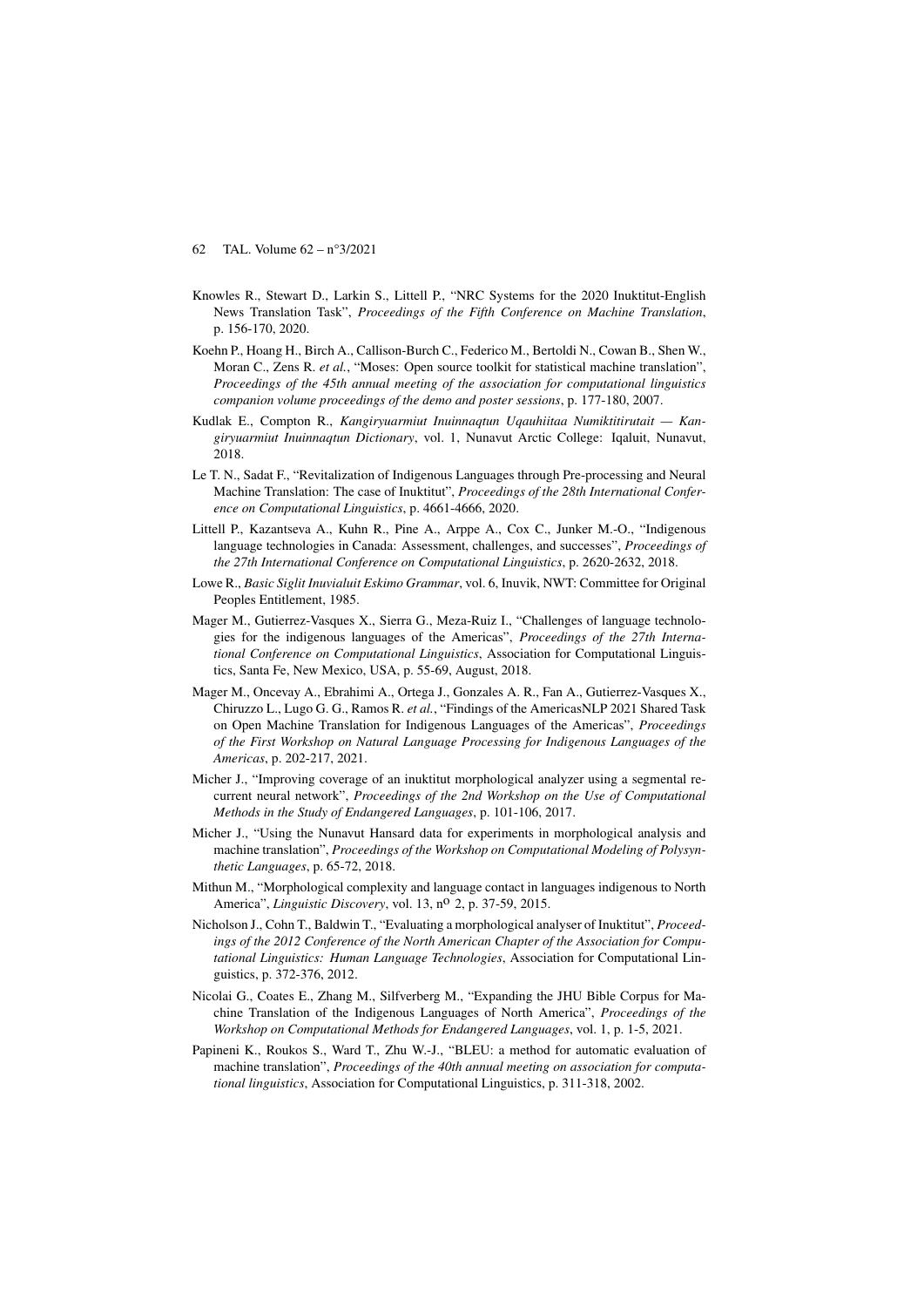Knowles R., Stewart D., Larkin S., Littell P., "NRC Systems for the 2020 Inuktitut-English News Translation Task", *Proceedings of the Fifth Conference on Machine Translation*, p. 156-170, 2020.

Koehn P., Hoang H., Birch A., Callison-Burch C., Federico M., Bertoldi N., Cowan B., Shen W., Moran C., Zens R. *et al.*, "Moses: Open source toolkit for statistical machine translation", *Proceedings of the 45th annual meeting of the association for computational linguistics companion volume proceedings of the demo and poster sessions*, p. 177-180, 2007.

Kudlak E., Compton R., *Kangiryuarmiut Inuinnaqtun Uqauhiitaa Numiktitirutait — Kangiryuarmiut Inuinnaqtun Dictionary*, vol. 1, Nunavut Arctic College: Iqaluit, Nunavut, 2018.

Le T. N., Sadat F., "Revitalization of Indigenous Languages through Pre-processing and Neural Machine Translation: The case of Inuktitut", *Proceedings of the 28th International Conference on Computational Linguistics*, p. 4661-4666, 2020.

Littell P., Kazantseva A., Kuhn R., Pine A., Arppe A., Cox C., Junker M.-O., "Indigenous language technologies in Canada: Assessment, challenges, and successes", *Proceedings of the 27th International Conference on Computational Linguistics*, p. 2620-2632, 2018.

Lowe R., *Basic Siglit Inuvialuit Eskimo Grammar*, vol. 6, Inuvik, NWT: Committee for Original Peoples Entitlement, 1985.

Mager M., Gutierrez-Vasques X., Sierra G., Meza-Ruiz I., "Challenges of language technologies for the indigenous languages of the Americas", *Proceedings of the 27th International Conference on Computational Linguistics*, Association for Computational Linguistics, Santa Fe, New Mexico, USA, p. 55-69, August, 2018.

Mager M., Oncevay A., Ebrahimi A., Ortega J., Gonzales A. R., Fan A., Gutierrez-Vasques X., Chiruzzo L., Lugo G. G., Ramos R. *et al.*, "Findings of the AmericasNLP 2021 Shared Task on Open Machine Translation for Indigenous Languages of the Americas", *Proceedings of the First Workshop on Natural Language Processing for Indigenous Languages of the Americas*, p. 202-217, 2021.

Micher J., "Improving coverage of an inuktitut morphological analyzer using a segmental recurrent neural network", *Proceedings of the 2nd Workshop on the Use of Computational Methods in the Study of Endangered Languages*, p. 101-106, 2017.

Micher J., "Using the Nunavut Hansard data for experiments in morphological analysis and machine translation", *Proceedings of the Workshop on Computational Modeling of Polysynthetic Languages*, p. 65-72, 2018.

Mithun M., "Morphological complexity and language contact in languages indigenous to North America", *Linguistic Discovery*, vol. 13, n$^{o}$ 2, p. 37-59, 2015.

Nicholson J., Cohn T., Baldwin T., "Evaluating a morphological analyser of Inuktitut", *Proceedings of the 2012 Conference of the North American Chapter of the Association for Computational Linguistics: Human Language Technologies*, Association for Computational Linguistics, p. 372-376, 2012.

Nicolai G., Coates E., Zhang M., Silfverberg M., "Expanding the JHU Bible Corpus for Machine Translation of the Indigenous Languages of North America", *Proceedings of the Workshop on Computational Methods for Endangered Languages*, vol. 1, p. 1-5, 2021.

Papineni K., Roukos S., Ward T., Zhu W.-J., "BLEU: a method for automatic evaluation of machine translation", *Proceedings of the 40th annual meeting on association for computational linguistics*, Association for Computational Linguistics, p. 311-318, 2002.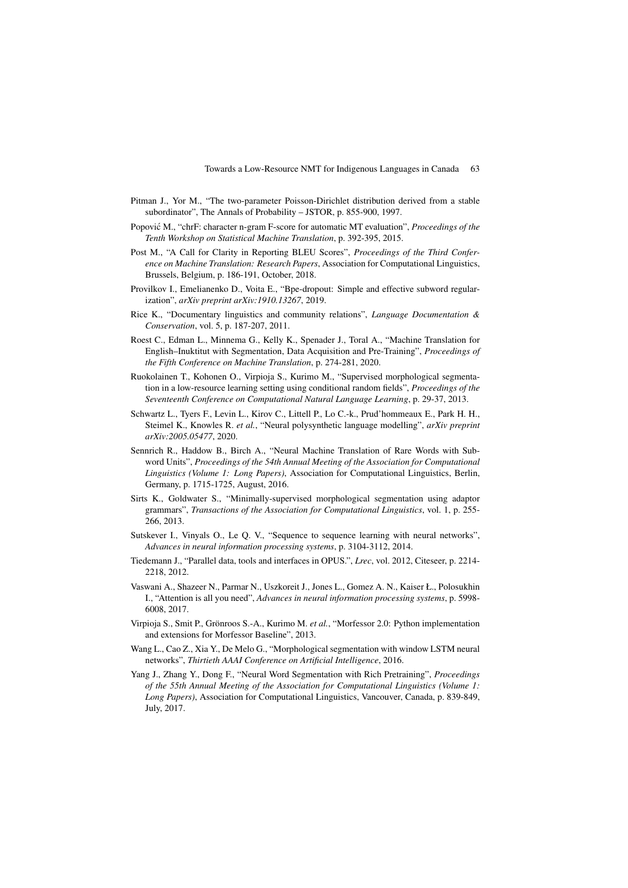Pitman J., Yor M., "The two-parameter Poisson-Dirichlet distribution derived from a stable subordinator", The Annals of Probability – JSTOR, p. 855-900, 1997.

Popović M., "chrF: character n-gram F-score for automatic MT evaluation", *Proceedings of the Tenth Workshop on Statistical Machine Translation*, p. 392-395, 2015.

Post M., "A Call for Clarity in Reporting BLEU Scores", *Proceedings of the Third Conference on Machine Translation: Research Papers*, Association for Computational Linguistics, Brussels, Belgium, p. 186-191, October, 2018.

Provilkov I., Emelianenko D., Voita E., "Bpe-dropout: Simple and effective subword regularization", *arXiv preprint arXiv:1910.13267*, 2019.

Rice K., "Documentary linguistics and community relations", *Language Documentation & Conservation*, vol. 5, p. 187-207, 2011.

Roest C., Edman L., Minnema G., Kelly K., Spenader J., Toral A., "Machine Translation for English–Inuktitut with Segmentation, Data Acquisition and Pre-Training", *Proceedings of the Fifth Conference on Machine Translation*, p. 274-281, 2020.

Ruokolainen T., Kohonen O., Virpioja S., Kurimo M., "Supervised morphological segmentation in a low-resource learning setting using conditional random fields", *Proceedings of the Seventeenth Conference on Computational Natural Language Learning*, p. 29-37, 2013.

Schwartz L., Tyers F., Levin L., Kirov C., Littell P., Lo C.-k., Prud'hommeaux E., Park H. H., Steimel K., Knowles R. *et al.*, "Neural polysynthetic language modelling", *arXiv preprint arXiv:2005.05477*, 2020.

Sennrich R., Haddow B., Birch A., "Neural Machine Translation of Rare Words with Subword Units", *Proceedings of the 54th Annual Meeting of the Association for Computational Linguistics (Volume 1: Long Papers)*, Association for Computational Linguistics, Berlin, Germany, p. 1715-1725, August, 2016.

Sirts K., Goldwater S., "Minimally-supervised morphological segmentation using adaptor grammars", *Transactions of the Association for Computational Linguistics*, vol. 1, p. 255-266, 2013.

Sutskever I., Vinyals O., Le Q. V., "Sequence to sequence learning with neural networks", *Advances in neural information processing systems*, p. 3104-3112, 2014.

Tiedemann J., "Parallel data, tools and interfaces in OPUS.", *Lrec*, vol. 2012, Citeseer, p. 2214-2218, 2012.

Vaswani A., Shazeer N., Parmar N., Uszkoreit J., Jones L., Gomez A. N., Kaiser Ł., Polosukhin I., "Attention is all you need", *Advances in neural information processing systems*, p. 5998-6008, 2017.

Virpioja S., Smit P., Grönroos S.-A., Kurimo M. *et al.*, "Morfessor 2.0: Python implementation and extensions for Morfessor Baseline", 2013.

Wang L., Cao Z., Xia Y., De Melo G., "Morphological segmentation with window LSTM neural networks", *Thirtieth AAAI Conference on Artificial Intelligence*, 2016.

Yang J., Zhang Y., Dong F., "Neural Word Segmentation with Rich Pretraining", *Proceedings of the 55th Annual Meeting of the Association for Computational Linguistics (Volume 1: Long Papers)*, Association for Computational Linguistics, Vancouver, Canada, p. 839-849, July, 2017.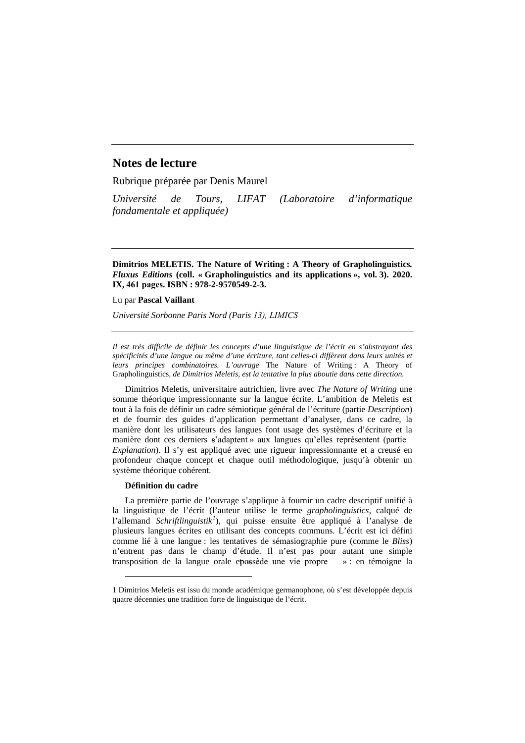# Notes de lecture

Rubrique préparée par Denis Maurel

*Université de Tours, LIFAT (Laboratoire d'informatique fondamentale et appliquée)*

---

**Dimitrios MELETIS. The Nature of Writing : A Theory of Grapholinguistics. *Fluxus Editions* (coll. « Grapholinguistics and its applications », vol. 3). 2020. IX, 461 pages. ISBN : 978-2-9570549-2-3.**

Lu par **Pascal Vaillant**

*Université Sorbonne Paris Nord (Paris 13), LIMICS*

---

*Il est très difficile de définir les concepts d'une linguistique de l'écrit en s'abstrayant des spécificités d'une langue ou même d'une écriture, tant celles-ci diffèrent dans leurs unités et leurs principes combinatoires. L'ouvrage* The Nature of Writing : A Theory of Grapholinguistics*, de Dimitrios Meletis, est la tentative la plus aboutie dans cette direction.*

Dimitrios Meletis, universitaire autrichien, livre avec *The Nature of Writing* une somme théorique impressionnante sur la langue écrite. L'ambition de Meletis est tout à la fois de définir un cadre sémiotique général de l'écriture (partie *Description*) et de fournir des guides d'application permettant d'analyser, dans ce cadre, la manière dont les utilisateurs des langues font usage des systèmes d'écriture et la manière dont ces derniers « s'adaptent » aux langues qu'elles représentent (partie *Explanation*). Il s'y est appliqué avec une rigueur impressionnante et a creusé en profondeur chaque concept et chaque outil méthodologique, jusqu'à obtenir un système théorique cohérent.

**Définition du cadre**

La première partie de l'ouvrage s'applique à fournir un cadre descriptif unifié à la linguistique de l'écrit (l'auteur utilise le terme *grapholinguistics*, calqué de l'allemand *Schriftlinguistik*[1]), qui puisse ensuite être appliqué à l'analyse de plusieurs langues écrites en utilisant des concepts communs. L'écrit est ici défini comme lié à une langue : les tentatives de sémasiographie pure (comme le *Bliss*) n'entrent pas dans le champ d'étude. Il n'est pas pour autant une simple transposition de la langue orale et « possède une vie propre » : en témoigne la

---

1 Dimitrios Meletis est issu du monde académique germanophone, où s'est développée depuis quatre décennies une tradition forte de linguistique de l'écrit.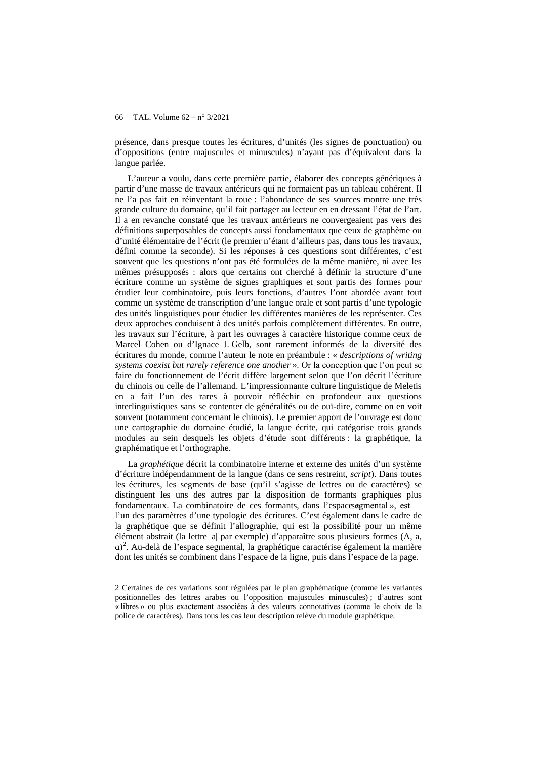présence, dans presque toutes les écritures, d'unités (les signes de ponctuation) ou d'oppositions (entre majuscules et minuscules) n'ayant pas d'équivalent dans la langue parlée.

L'auteur a voulu, dans cette première partie, élaborer des concepts génériques à partir d'une masse de travaux antérieurs qui ne formaient pas un tableau cohérent. Il ne l'a pas fait en réinventant la roue : l'abondance de ses sources montre une très grande culture du domaine, qu'il fait partager au lecteur en en dressant l'état de l'art. Il a en revanche constaté que les travaux antérieurs ne convergeaient pas vers des définitions superposables de concepts aussi fondamentaux que ceux de graphème ou d'unité élémentaire de l'écrit (le premier n'étant d'ailleurs pas, dans tous les travaux, défini comme la seconde). Si les réponses à ces questions sont différentes, c'est souvent que les questions n'ont pas été formulées de la même manière, ni avec les mêmes présupposés : alors que certains ont cherché à définir la structure d'une écriture comme un système de signes graphiques et sont partis des formes pour étudier leur combinatoire, puis leurs fonctions, d'autres l'ont abordée avant tout comme un système de transcription d'une langue orale et sont partis d'une typologie des unités linguistiques pour étudier les différentes manières de les représenter. Ces deux approches conduisent à des unités parfois complètement différentes. En outre, les travaux sur l'écriture, à part les ouvrages à caractère historique comme ceux de Marcel Cohen ou d'Ignace J. Gelb, sont rarement informés de la diversité des écritures du monde, comme l'auteur le note en préambule : « *descriptions of writing systems coexist but rarely reference one another* ». Or la conception que l'on peut se faire du fonctionnement de l'écrit diffère largement selon que l'on décrit l'écriture du chinois ou celle de l'allemand. L'impressionnante culture linguistique de Meletis en a fait l'un des rares à pouvoir réfléchir en profondeur aux questions interlinguistiques sans se contenter de généralités ou de ouï-dire, comme on en voit souvent (notamment concernant le chinois). Le premier apport de l'ouvrage est donc une cartographie du domaine étudié, la langue écrite, qui catégorise trois grands modules au sein desquels les objets d'étude sont différents : la graphétique, la graphématique et l'orthographe.

La *graphétique* décrit la combinatoire interne et externe des unités d'un système d'écriture indépendamment de la langue (dans ce sens restreint, *script*). Dans toutes les écritures, les segments de base (qu'il s'agisse de lettres ou de caractères) se distinguent les uns des autres par la disposition de formants graphiques plus fondamentaux. La combinatoire de ces formants, dans l'espace « segmental », est l'un des paramètres d'une typologie des écritures. C'est également dans le cadre de la graphétique que se définit l'allographie, qui est la possibilité pour un même élément abstrait (la lettre |a| par exemple) d'apparaître sous plusieurs formes (A, a, ɑ)[2]. Au-delà de l'espace segmental, la graphétique caractérise également la manière dont les unités se combinent dans l'espace de la ligne, puis dans l'espace de la page.

2 Certaines de ces variations sont régulées par le plan graphématique (comme les variantes positionnelles des lettres arabes ou l'opposition majuscules minuscules) ; d'autres sont « libres » ou plus exactement associées à des valeurs connotatives (comme le choix de la police de caractères). Dans tous les cas leur description relève du module graphétique.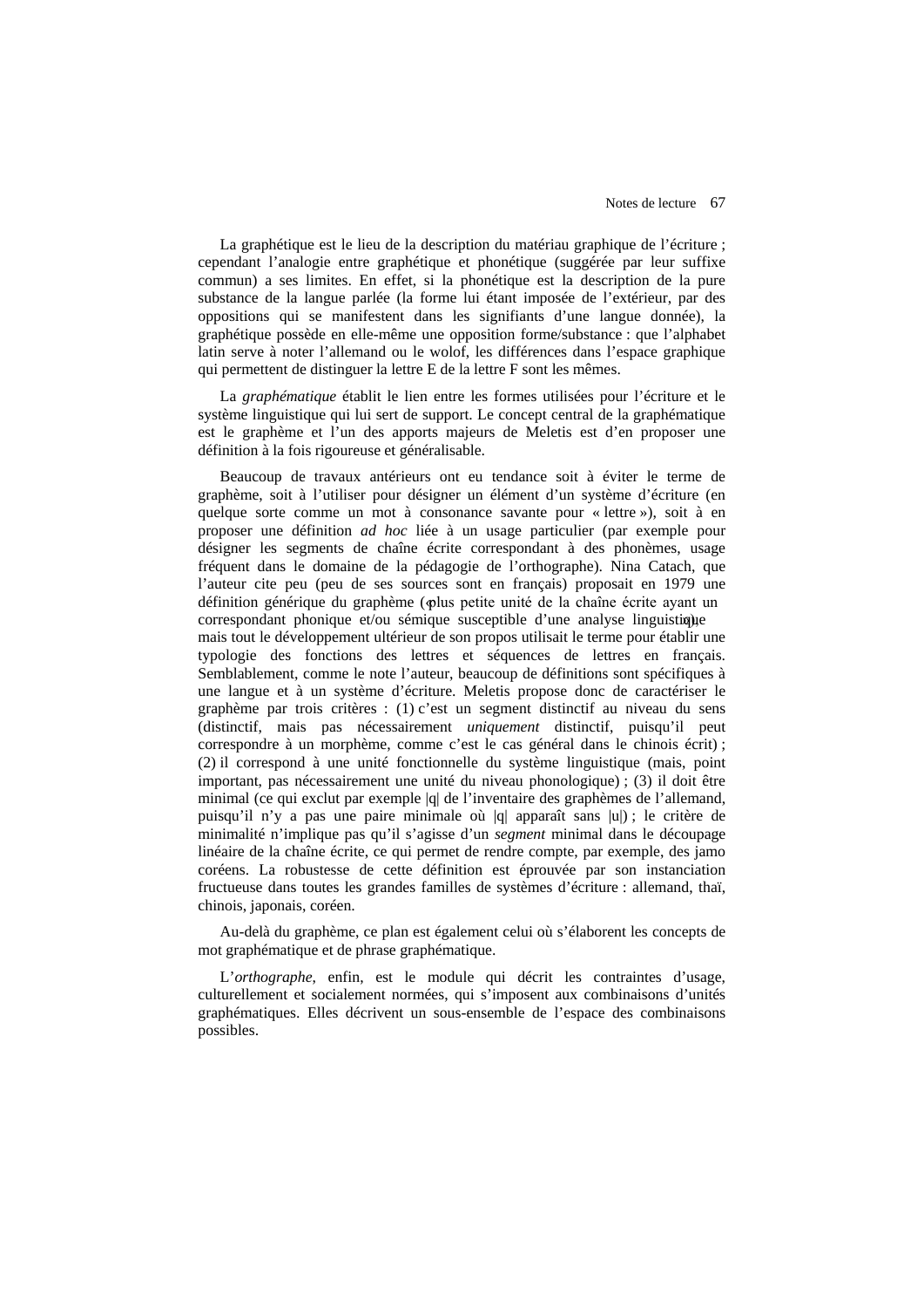La graphétique est le lieu de la description du matériau graphique de l'écriture ; cependant l'analogie entre graphétique et phonétique (suggérée par leur suffixe commun) a ses limites. En effet, si la phonétique est la description de la pure substance de la langue parlée (la forme lui étant imposée de l'extérieur, par des oppositions qui se manifestent dans les signifiants d'une langue donnée), la graphétique possède en elle-même une opposition forme/substance : que l'alphabet latin serve à noter l'allemand ou le wolof, les différences dans l'espace graphique qui permettent de distinguer la lettre E de la lettre F sont les mêmes.

La *graphématique* établit le lien entre les formes utilisées pour l'écriture et le système linguistique qui lui sert de support. Le concept central de la graphématique est le graphème et l'un des apports majeurs de Meletis est d'en proposer une définition à la fois rigoureuse et généralisable.

Beaucoup de travaux antérieurs ont eu tendance soit à éviter le terme de graphème, soit à l'utiliser pour désigner un élément d'un système d'écriture (en quelque sorte comme un mot à consonance savante pour « lettre »), soit à en proposer une définition *ad hoc* liée à un usage particulier (par exemple pour désigner les segments de chaîne écrite correspondant à des phonèmes, usage fréquent dans le domaine de la pédagogie de l'orthographe). Nina Catach, que l'auteur cite peu (peu de ses sources sont en français) proposait en 1979 une définition générique du graphème (« plus petite unité de la chaîne écrite ayant un correspondant phonique et/ou sémique susceptible d'une analyse linguistique »), mais tout le développement ultérieur de son propos utilisait le terme pour établir une typologie des fonctions des lettres et séquences de lettres en français. Semblablement, comme le note l'auteur, beaucoup de définitions sont spécifiques à une langue et à un système d'écriture. Meletis propose donc de caractériser le graphème par trois critères : (1) c'est un segment distinctif au niveau du sens (distinctif, mais pas nécessairement *uniquement* distinctif, puisqu'il peut correspondre à un morphème, comme c'est le cas général dans le chinois écrit) ; (2) il correspond à une unité fonctionnelle du système linguistique (mais, point important, pas nécessairement une unité du niveau phonologique) ; (3) il doit être minimal (ce qui exclut par exemple |q| de l'inventaire des graphèmes de l'allemand, puisqu'il n'y a pas une paire minimale où |q| apparaît sans |u|) ; le critère de minimalité n'implique pas qu'il s'agisse d'un *segment* minimal dans le découpage linéaire de la chaîne écrite, ce qui permet de rendre compte, par exemple, des jamo coréens. La robustesse de cette définition est éprouvée par son instanciation fructueuse dans toutes les grandes familles de systèmes d'écriture : allemand, thaï, chinois, japonais, coréen.

Au-delà du graphème, ce plan est également celui où s'élaborent les concepts de mot graphématique et de phrase graphématique.

L'*orthographe*, enfin, est le module qui décrit les contraintes d'usage, culturellement et socialement normées, qui s'imposent aux combinaisons d'unités graphématiques. Elles décrivent un sous-ensemble de l'espace des combinaisons possibles.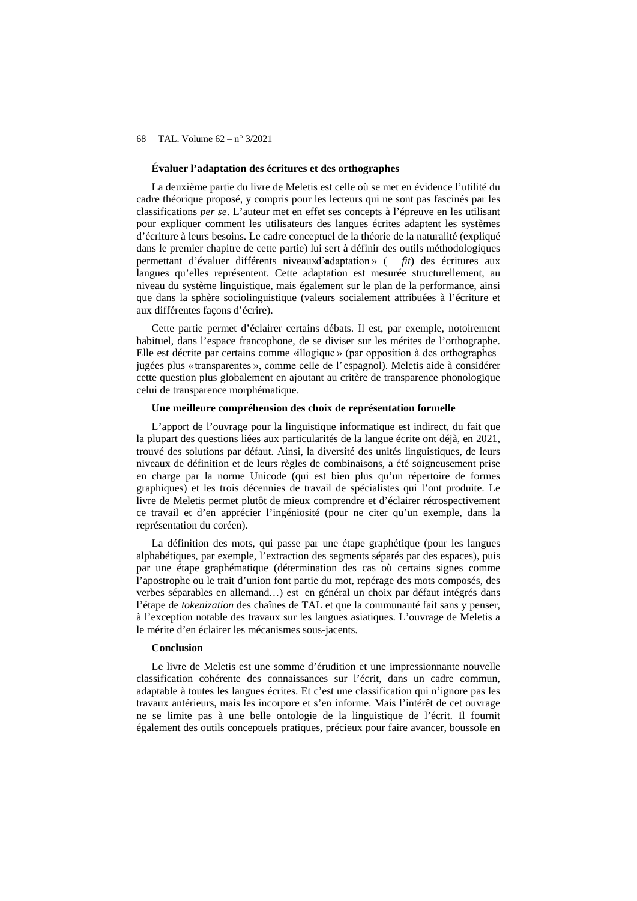**Évaluer l'adaptation des écritures et des orthographes**

La deuxième partie du livre de Meletis est celle où se met en évidence l'utilité du cadre théorique proposé, y compris pour les lecteurs qui ne sont pas fascinés par les classifications *per se*. L'auteur met en effet ses concepts à l'épreuve en les utilisant pour expliquer comment les utilisateurs des langues écrites adaptent les systèmes d'écriture à leurs besoins. Le cadre conceptuel de la théorie de la naturalité (expliqué dans le premier chapitre de cette partie) lui sert à définir des outils méthodologiques permettant d'évaluer différents niveaux d'« adaptation » (*fit*) des écritures aux langues qu'elles représentent. Cette adaptation est mesurée structurellement, au niveau du système linguistique, mais également sur le plan de la performance, ainsi que dans la sphère sociolinguistique (valeurs socialement attribuées à l'écriture et aux différentes façons d'écrire).

Cette partie permet d'éclairer certains débats. Il est, par exemple, notoirement habituel, dans l'espace francophone, de se diviser sur les mérites de l'orthographe. Elle est décrite par certains comme « illogique » (par opposition à des orthographes jugées plus « transparentes », comme celle de l'espagnol). Meletis aide à considérer cette question plus globalement en ajoutant au critère de transparence phonologique celui de transparence morphématique.

**Une meilleure compréhension des choix de représentation formelle**

L'apport de l'ouvrage pour la linguistique informatique est indirect, du fait que la plupart des questions liées aux particularités de la langue écrite ont déjà, en 2021, trouvé des solutions par défaut. Ainsi, la diversité des unités linguistiques, de leurs niveaux de définition et de leurs règles de combinaisons, a été soigneusement prise en charge par la norme Unicode (qui est bien plus qu'un répertoire de formes graphiques) et les trois décennies de travail de spécialistes qui l'ont produite. Le livre de Meletis permet plutôt de mieux comprendre et d'éclairer rétrospectivement ce travail et d'en apprécier l'ingéniosité (pour ne citer qu'un exemple, dans la représentation du coréen).

La définition des mots, qui passe par une étape graphétique (pour les langues alphabétiques, par exemple, l'extraction des segments séparés par des espaces), puis par une étape graphématique (détermination des cas où certains signes comme l'apostrophe ou le trait d'union font partie du mot, repérage des mots composés, des verbes séparables en allemand…) est en général un choix par défaut intégrés dans l'étape de *tokenization* des chaînes de TAL et que la communauté fait sans y penser, à l'exception notable des travaux sur les langues asiatiques. L'ouvrage de Meletis a le mérite d'en éclairer les mécanismes sous-jacents.

**Conclusion**

Le livre de Meletis est une somme d'érudition et une impressionnante nouvelle classification cohérente des connaissances sur l'écrit, dans un cadre commun, adaptable à toutes les langues écrites. Et c'est une classification qui n'ignore pas les travaux antérieurs, mais les incorpore et s'en informe. Mais l'intérêt de cet ouvrage ne se limite pas à une belle ontologie de la linguistique de l'écrit. Il fournit également des outils conceptuels pratiques, précieux pour faire avancer, boussole en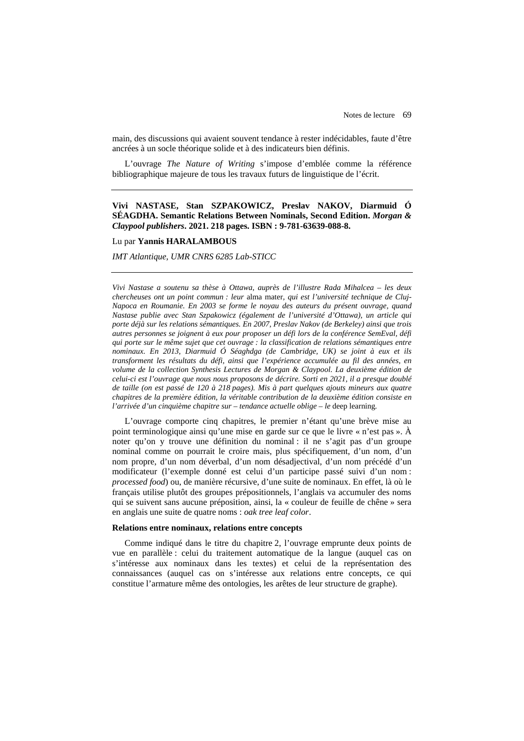main, des discussions qui avaient souvent tendance à rester indécidables, faute d’être ancrées à un socle théorique solide et à des indicateurs bien définis.

L’ouvrage *The Nature of Writing* s’impose d’emblée comme la référence bibliographique majeure de tous les travaux futurs de linguistique de l’écrit.

---

**Vivi NASTASE, Stan SZPAKOWICZ, Preslav NAKOV, Diarmuid Ó SÉAGDHA. Semantic Relations Between Nominals, Second Edition.** ***Morgan & Claypool publishers*****. 2021. 218 pages. ISBN : 9-781-63639-088-8.**

Lu par **Yannis HARALAMBOUS**

*IMT Atlantique, UMR CNRS 6285 Lab-STICC*

---

*Vivi Nastase a soutenu sa thèse à Ottawa, auprès de l’illustre Rada Mihalcea – les deux chercheuses ont un point commun : leur* alma mater*, qui est l’université technique de Cluj-Napoca en Roumanie. En 2003 se forme le noyau des auteurs du présent ouvrage, quand Nastase publie avec Stan Szpakowicz (également de l’université d’Ottawa), un article qui porte déjà sur les relations sémantiques. En 2007, Preslav Nakov (de Berkeley) ainsi que trois autres personnes se joignent à eux pour proposer un défi lors de la conférence SemEval, défi qui porte sur le même sujet que cet ouvrage : la classification de relations sémantiques entre nominaux. En 2013, Diarmuid Ó Séaghdga (de Cambridge, UK) se joint à eux et ils transforment les résultats du défi, ainsi que l’expérience accumulée au fil des années, en volume de la collection Synthesis Lectures de Morgan & Claypool. La deuxième édition de celui-ci est l’ouvrage que nous nous proposons de décrire. Sorti en 2021, il a presque doublé de taille (on est passé de 120 à 218 pages). Mis à part quelques ajouts mineurs aux quatre chapitres de la première édition, la véritable contribution de la deuxième édition consiste en l’arrivée d’un cinquième chapitre sur – tendance actuelle oblige – le* deep learning*.*

L’ouvrage comporte cinq chapitres, le premier n’étant qu’une brève mise au point terminologique ainsi qu’une mise en garde sur ce que le livre « n’est pas ». À noter qu’on y trouve une définition du nominal : il ne s’agit pas d’un groupe nominal comme on pourrait le croire mais, plus spécifiquement, d’un nom, d’un nom propre, d’un nom déverbal, d’un nom désadjectival, d’un nom précédé d’un modificateur (l’exemple donné est celui d’un participe passé suivi d’un nom : *processed food*) ou, de manière récursive, d’une suite de nominaux. En effet, là où le français utilise plutôt des groupes prépositionnels, l’anglais va accumuler des noms qui se suivent sans aucune préposition, ainsi, la « couleur de feuille de chêne » sera en anglais une suite de quatre noms : *oak tree leaf color*.

**Relations entre nominaux, relations entre concepts**

Comme indiqué dans le titre du chapitre 2, l’ouvrage emprunte deux points de vue en parallèle : celui du traitement automatique de la langue (auquel cas on s’intéresse aux nominaux dans les textes) et celui de la représentation des connaissances (auquel cas on s’intéresse aux relations entre concepts, ce qui constitue l’armature même des ontologies, les arêtes de leur structure de graphe).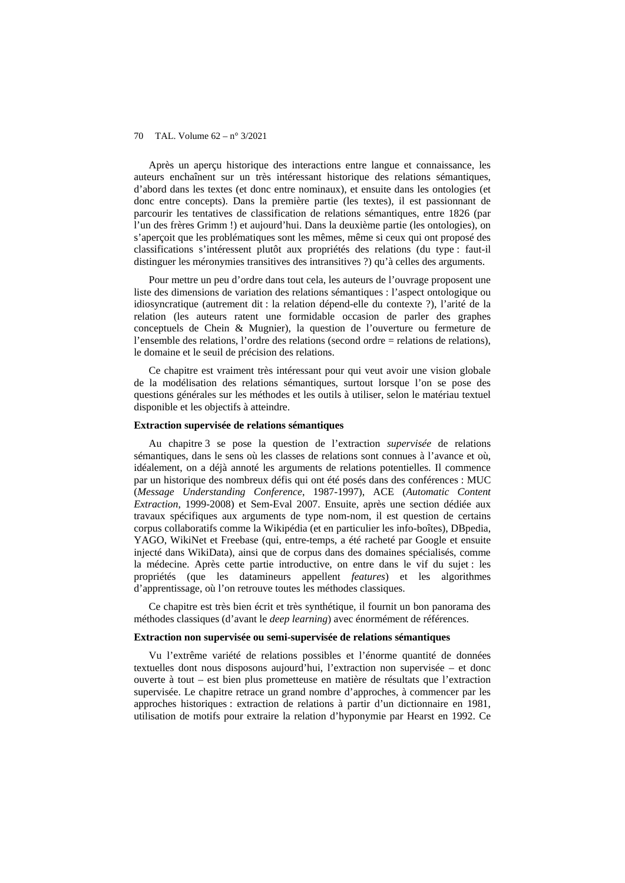Après un aperçu historique des interactions entre langue et connaissance, les auteurs enchaînent sur un très intéressant historique des relations sémantiques, d'abord dans les textes (et donc entre nominaux), et ensuite dans les ontologies (et donc entre concepts). Dans la première partie (les textes), il est passionnant de parcourir les tentatives de classification de relations sémantiques, entre 1826 (par l'un des frères Grimm !) et aujourd'hui. Dans la deuxième partie (les ontologies), on s'aperçoit que les problématiques sont les mêmes, même si ceux qui ont proposé des classifications s'intéressent plutôt aux propriétés des relations (du type : faut-il distinguer les méronymies transitives des intransitives ?) qu'à celles des arguments.

Pour mettre un peu d'ordre dans tout cela, les auteurs de l'ouvrage proposent une liste des dimensions de variation des relations sémantiques : l'aspect ontologique ou idiosyncratique (autrement dit : la relation dépend-elle du contexte ?), l'arité de la relation (les auteurs ratent une formidable occasion de parler des graphes conceptuels de Chein & Mugnier), la question de l'ouverture ou fermeture de l'ensemble des relations, l'ordre des relations (second ordre = relations de relations), le domaine et le seuil de précision des relations.

Ce chapitre est vraiment très intéressant pour qui veut avoir une vision globale de la modélisation des relations sémantiques, surtout lorsque l'on se pose des questions générales sur les méthodes et les outils à utiliser, selon le matériau textuel disponible et les objectifs à atteindre.

**Extraction supervisée de relations sémantiques**

Au chapitre 3 se pose la question de l'extraction *supervisée* de relations sémantiques, dans le sens où les classes de relations sont connues à l'avance et où, idéalement, on a déjà annoté les arguments de relations potentielles. Il commence par un historique des nombreux défis qui ont été posés dans des conférences : MUC (*Message Understanding Conference*, 1987-1997), ACE (*Automatic Content Extraction*, 1999-2008) et Sem-Eval 2007. Ensuite, après une section dédiée aux travaux spécifiques aux arguments de type nom-nom, il est question de certains corpus collaboratifs comme la Wikipédia (et en particulier les info-boîtes), DBpedia, YAGO, WikiNet et Freebase (qui, entre-temps, a été racheté par Google et ensuite injecté dans WikiData), ainsi que de corpus dans des domaines spécialisés, comme la médecine. Après cette partie introductive, on entre dans le vif du sujet : les propriétés (que les datamineurs appellent *features*) et les algorithmes d'apprentissage, où l'on retrouve toutes les méthodes classiques.

Ce chapitre est très bien écrit et très synthétique, il fournit un bon panorama des méthodes classiques (d'avant le *deep learning*) avec énormément de références.

**Extraction non supervisée ou semi-supervisée de relations sémantiques**

Vu l'extrême variété de relations possibles et l'énorme quantité de données textuelles dont nous disposons aujourd'hui, l'extraction non supervisée – et donc ouverte à tout – est bien plus prometteuse en matière de résultats que l'extraction supervisée. Le chapitre retrace un grand nombre d'approches, à commencer par les approches historiques : extraction de relations à partir d'un dictionnaire en 1981, utilisation de motifs pour extraire la relation d'hyponymie par Hearst en 1992. Ce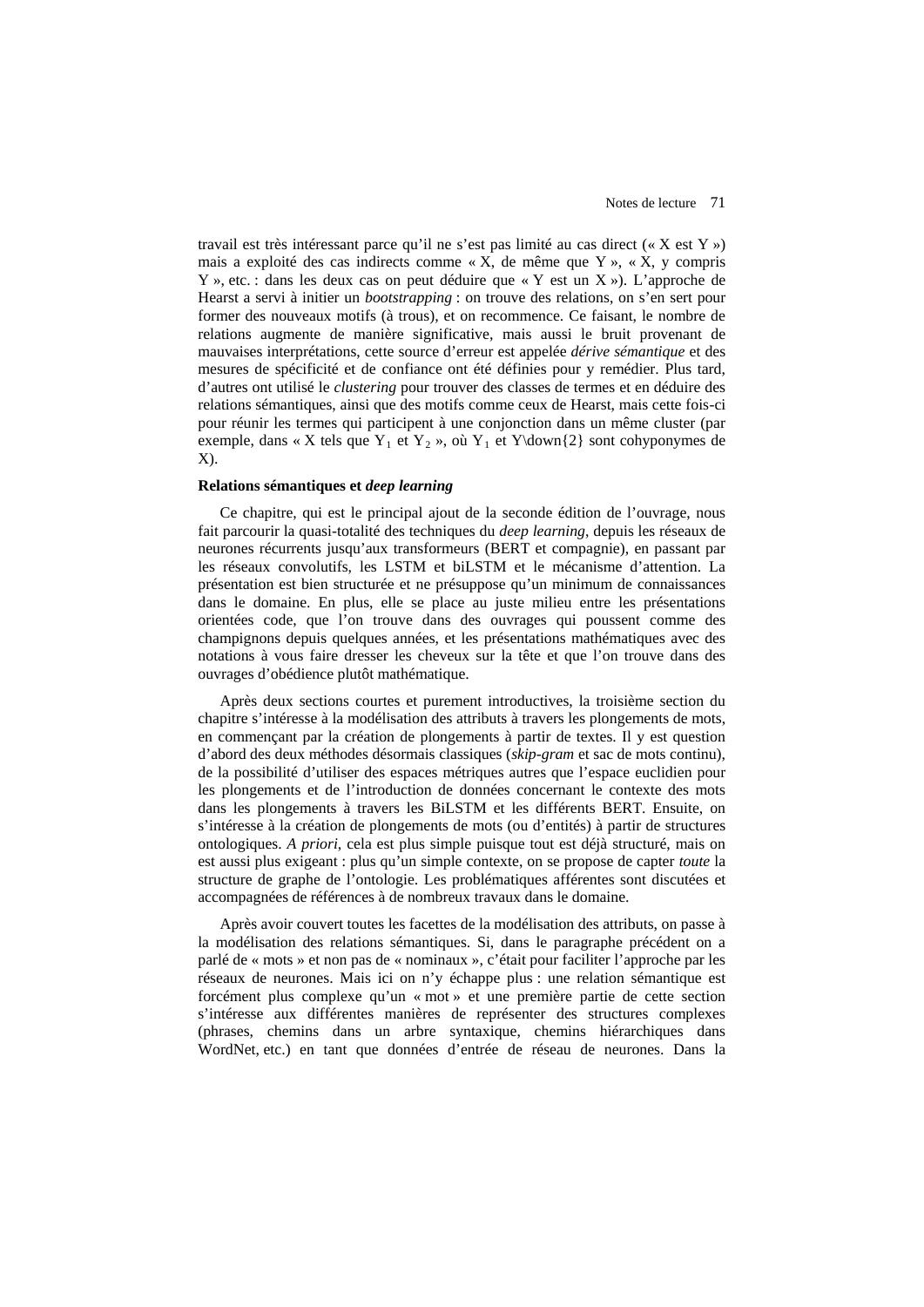travail est très intéressant parce qu'il ne s'est pas limité au cas direct (« X est Y ») mais a exploité des cas indirects comme « X, de même que Y », « X, y compris Y », etc. : dans les deux cas on peut déduire que « Y est un X »). L'approche de Hearst a servi à initier un *bootstrapping* : on trouve des relations, on s'en sert pour former des nouveaux motifs (à trous), et on recommence. Ce faisant, le nombre de relations augmente de manière significative, mais aussi le bruit provenant de mauvaises interprétations, cette source d'erreur est appelée *dérive sémantique* et des mesures de spécificité et de confiance ont été définies pour y remédier. Plus tard, d'autres ont utilisé le *clustering* pour trouver des classes de termes et en déduire des relations sémantiques, ainsi que des motifs comme ceux de Hearst, mais cette fois-ci pour réunir les termes qui participent à une conjonction dans un même cluster (par exemple, dans « X tels que $Y_1$ et $Y_2$ », où $Y_1$ et Y\down{2} sont cohyponymes de X).

**Relations sémantiques et *deep learning***

Ce chapitre, qui est le principal ajout de la seconde édition de l'ouvrage, nous fait parcourir la quasi-totalité des techniques du *deep learning*, depuis les réseaux de neurones récurrents jusqu'aux transformeurs (BERT et compagnie), en passant par les réseaux convolutifs, les LSTM et biLSTM et le mécanisme d'attention. La présentation est bien structurée et ne présuppose qu'un minimum de connaissances dans le domaine. En plus, elle se place au juste milieu entre les présentations orientées code, que l'on trouve dans des ouvrages qui poussent comme des champignons depuis quelques années, et les présentations mathématiques avec des notations à vous faire dresser les cheveux sur la tête et que l'on trouve dans des ouvrages d'obédience plutôt mathématique.

Après deux sections courtes et purement introductives, la troisième section du chapitre s'intéresse à la modélisation des attributs à travers les plongements de mots, en commençant par la création de plongements à partir de textes. Il y est question d'abord des deux méthodes désormais classiques (*skip-gram* et sac de mots continu), de la possibilité d'utiliser des espaces métriques autres que l'espace euclidien pour les plongements et de l'introduction de données concernant le contexte des mots dans les plongements à travers les BiLSTM et les différents BERT. Ensuite, on s'intéresse à la création de plongements de mots (ou d'entités) à partir de structures ontologiques. *A priori*, cela est plus simple puisque tout est déjà structuré, mais on est aussi plus exigeant : plus qu'un simple contexte, on se propose de capter *toute* la structure de graphe de l'ontologie. Les problématiques afférentes sont discutées et accompagnées de références à de nombreux travaux dans le domaine.

Après avoir couvert toutes les facettes de la modélisation des attributs, on passe à la modélisation des relations sémantiques. Si, dans le paragraphe précédent on a parlé de « mots » et non pas de « nominaux », c'était pour faciliter l'approche par les réseaux de neurones. Mais ici on n'y échappe plus : une relation sémantique est forcément plus complexe qu'un « mot » et une première partie de cette section s'intéresse aux différentes manières de représenter des structures complexes (phrases, chemins dans un arbre syntaxique, chemins hiérarchiques dans WordNet, etc.) en tant que données d'entrée de réseau de neurones. Dans la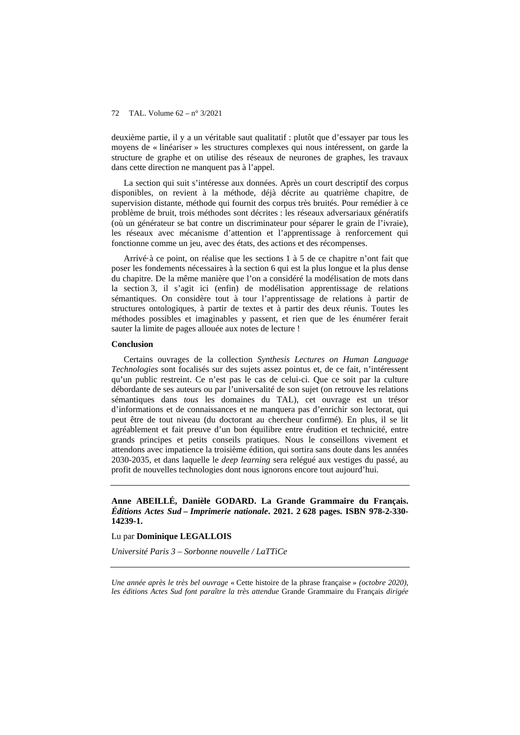deuxième partie, il y a un véritable saut qualitatif : plutôt que d'essayer par tous les moyens de « linéariser » les structures complexes qui nous intéressent, on garde la structure de graphe et on utilise des réseaux de neurones de graphes, les travaux dans cette direction ne manquent pas à l'appel.

La section qui suit s'intéresse aux données. Après un court descriptif des corpus disponibles, on revient à la méthode, déjà décrite au quatrième chapitre, de supervision distante, méthode qui fournit des corpus très bruités. Pour remédier à ce problème de bruit, trois méthodes sont décrites : les réseaux adversariaux génératifs (où un générateur se bat contre un discriminateur pour séparer le grain de l'ivraie), les réseaux avec mécanisme d'attention et l'apprentissage à renforcement qui fonctionne comme un jeu, avec des états, des actions et des récompenses.

Arrivé·à ce point, on réalise que les sections 1 à 5 de ce chapitre n'ont fait que poser les fondements nécessaires à la section 6 qui est la plus longue et la plus dense du chapitre. De la même manière que l'on a considéré la modélisation de mots dans la section 3, il s'agit ici (enfin) de modélisation apprentissage de relations sémantiques. On considère tout à tour l'apprentissage de relations à partir de structures ontologiques, à partir de textes et à partir des deux réunis. Toutes les méthodes possibles et imaginables y passent, et rien que de les énumérer ferait sauter la limite de pages allouée aux notes de lecture !

**Conclusion**

Certains ouvrages de la collection *Synthesis Lectures on Human Language Technologies* sont focalisés sur des sujets assez pointus et, de ce fait, n'intéressent qu'un public restreint. Ce n'est pas le cas de celui-ci. Que ce soit par la culture débordante de ses auteurs ou par l'universalité de son sujet (on retrouve les relations sémantiques dans *tous* les domaines du TAL), cet ouvrage est un trésor d'informations et de connaissances et ne manquera pas d'enrichir son lectorat, qui peut être de tout niveau (du doctorant au chercheur confirmé). En plus, il se lit agréablement et fait preuve d'un bon équilibre entre érudition et technicité, entre grands principes et petits conseils pratiques. Nous le conseillons vivement et attendons avec impatience la troisième édition, qui sortira sans doute dans les années 2030-2035, et dans laquelle le *deep learning* sera relégué aux vestiges du passé, au profit de nouvelles technologies dont nous ignorons encore tout aujourd'hui.

---

**Anne ABEILLÉ, Danièle GODARD. La Grande Grammaire du Français. *Éditions Actes Sud – Imprimerie nationale*. 2021. 2 628 pages. ISBN 978-2-330-14239-1.**

Lu par **Dominique LEGALLOIS**

*Université Paris 3 – Sorbonne nouvelle / LaTTiCe*

---

*Une année après le très bel ouvrage* « Cette histoire de la phrase française » *(octobre 2020), les éditions Actes Sud font paraître la très attendue* Grande Grammaire du Français *dirigée*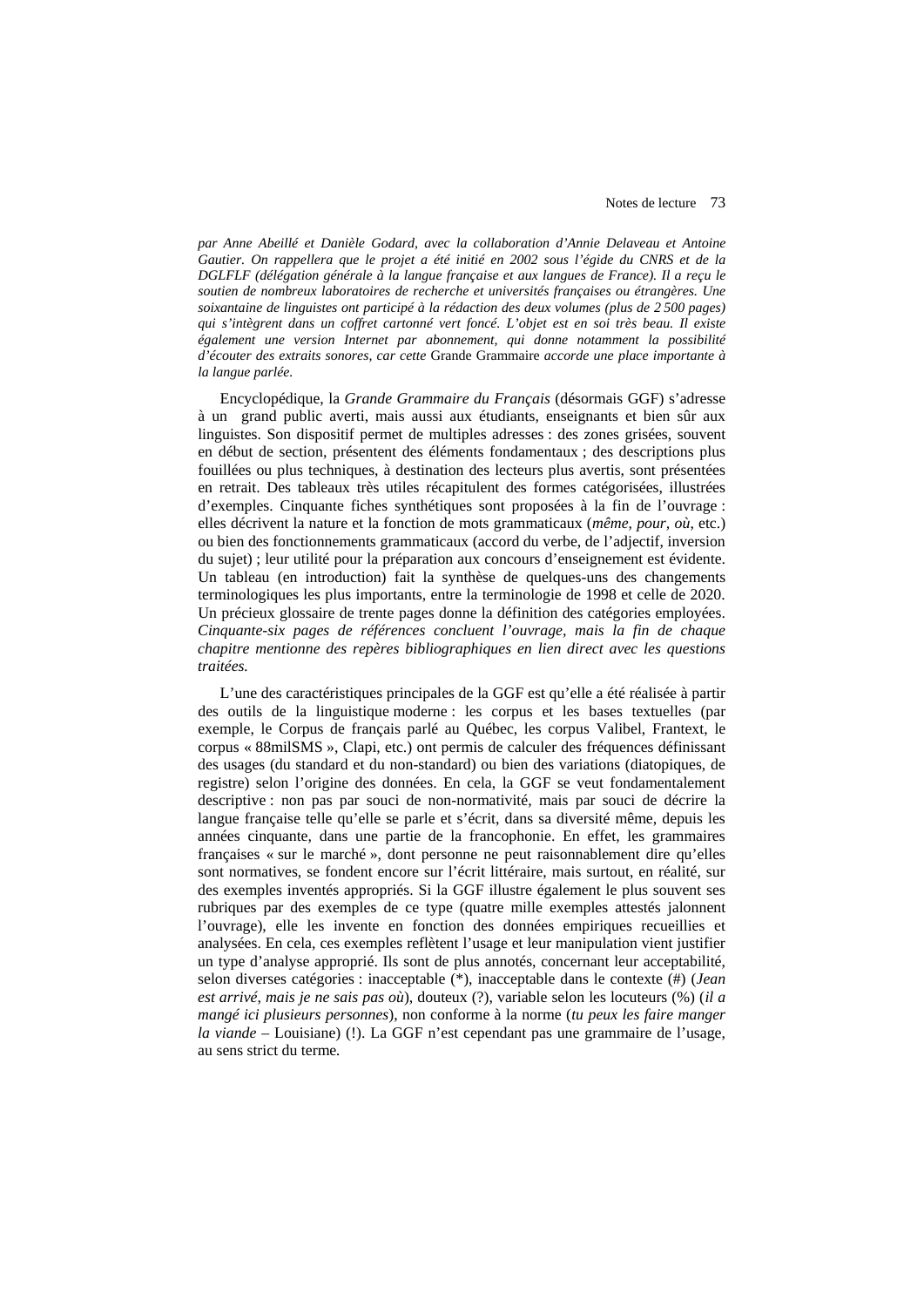*par Anne Abeillé et Danièle Godard, avec la collaboration d'Annie Delaveau et Antoine Gautier. On rappellera que le projet a été initié en 2002 sous l'égide du CNRS et de la DGLFLF (délégation générale à la langue française et aux langues de France). Il a reçu le soutien de nombreux laboratoires de recherche et universités françaises ou étrangères. Une soixantaine de linguistes ont participé à la rédaction des deux volumes (plus de 2 500 pages) qui s'intègrent dans un coffret cartonné vert foncé. L'objet est en soi très beau. Il existe également une version Internet par abonnement, qui donne notamment la possibilité d'écouter des extraits sonores, car cette* Grande Grammaire *accorde une place importante à la langue parlée.*

Encyclopédique, la *Grande Grammaire du Français* (désormais GGF) s'adresse à un grand public averti, mais aussi aux étudiants, enseignants et bien sûr aux linguistes. Son dispositif permet de multiples adresses : des zones grisées, souvent en début de section, présentent des éléments fondamentaux ; des descriptions plus fouillées ou plus techniques, à destination des lecteurs plus avertis, sont présentées en retrait. Des tableaux très utiles récapitulent des formes catégorisées, illustrées d'exemples. Cinquante fiches synthétiques sont proposées à la fin de l'ouvrage : elles décrivent la nature et la fonction de mots grammaticaux (*même, pour, où*, etc.) ou bien des fonctionnements grammaticaux (accord du verbe, de l'adjectif, inversion du sujet) ; leur utilité pour la préparation aux concours d'enseignement est évidente. Un tableau (en introduction) fait la synthèse de quelques-uns des changements terminologiques les plus importants, entre la terminologie de 1998 et celle de 2020. Un précieux glossaire de trente pages donne la définition des catégories employées. *Cinquante-six pages de références concluent l'ouvrage, mais la fin de chaque chapitre mentionne des repères bibliographiques en lien direct avec les questions traitées.*

L'une des caractéristiques principales de la GGF est qu'elle a été réalisée à partir des outils de la linguistique moderne : les corpus et les bases textuelles (par exemple, le Corpus de français parlé au Québec, les corpus Valibel, Frantext, le corpus « 88milSMS », Clapi, etc.) ont permis de calculer des fréquences définissant des usages (du standard et du non-standard) ou bien des variations (diatopiques, de registre) selon l'origine des données. En cela, la GGF se veut fondamentalement descriptive : non pas par souci de non-normativité, mais par souci de décrire la langue française telle qu'elle se parle et s'écrit, dans sa diversité même, depuis les années cinquante, dans une partie de la francophonie. En effet, les grammaires françaises « sur le marché », dont personne ne peut raisonnablement dire qu'elles sont normatives, se fondent encore sur l'écrit littéraire, mais surtout, en réalité, sur des exemples inventés appropriés. Si la GGF illustre également le plus souvent ses rubriques par des exemples de ce type (quatre mille exemples attestés jalonnent l'ouvrage), elle les invente en fonction des données empiriques recueillies et analysées. En cela, ces exemples reflètent l'usage et leur manipulation vient justifier un type d'analyse approprié. Ils sont de plus annotés, concernant leur acceptabilité, selon diverses catégories : inacceptable (*), inacceptable dans le contexte (#) (*Jean est arrivé, mais je ne sais pas où*), douteux (?), variable selon les locuteurs (%) (*il a mangé ici plusieurs personnes*), non conforme à la norme (*tu peux les faire manger la viande* – Louisiane) (!). La GGF n'est cependant pas une grammaire de l'usage, au sens strict du terme.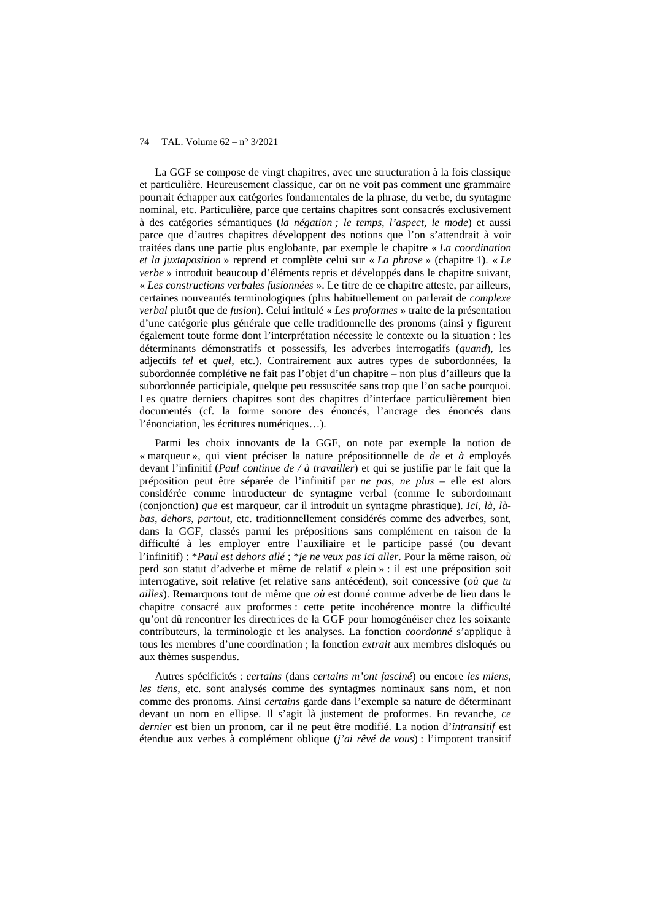La GGF se compose de vingt chapitres, avec une structuration à la fois classique et particulière. Heureusement classique, car on ne voit pas comment une grammaire pourrait échapper aux catégories fondamentales de la phrase, du verbe, du syntagme nominal, etc. Particulière, parce que certains chapitres sont consacrés exclusivement à des catégories sémantiques (*la négation ; le temps, l'aspect, le mode*) et aussi parce que d'autres chapitres développent des notions que l'on s'attendrait à voir traitées dans une partie plus englobante, par exemple le chapitre « *La coordination et la juxtaposition* » reprend et complète celui sur « *La phrase* » (chapitre 1). « *Le verbe* » introduit beaucoup d'éléments repris et développés dans le chapitre suivant, « *Les constructions verbales fusionnées* ». Le titre de ce chapitre atteste, par ailleurs, certaines nouveautés terminologiques (plus habituellement on parlerait de *complexe verbal* plutôt que de *fusion*). Celui intitulé « *Les proformes* » traite de la présentation d'une catégorie plus générale que celle traditionnelle des pronoms (ainsi y figurent également toute forme dont l'interprétation nécessite le contexte ou la situation : les déterminants démonstratifs et possessifs, les adverbes interrogatifs (*quand*), les adjectifs *tel* et *quel*, etc.). Contrairement aux autres types de subordonnées, la subordonnée complétive ne fait pas l'objet d'un chapitre – non plus d'ailleurs que la subordonnée participiale, quelque peu ressuscitée sans trop que l'on sache pourquoi. Les quatre derniers chapitres sont des chapitres d'interface particulièrement bien documentés (cf. la forme sonore des énoncés, l'ancrage des énoncés dans l'énonciation, les écritures numériques…).

Parmi les choix innovants de la GGF, on note par exemple la notion de « marqueur », qui vient préciser la nature prépositionnelle de *de* et *à* employés devant l'infinitif (*Paul continue de / à travailler*) et qui se justifie par le fait que la préposition peut être séparée de l'infinitif par *ne pas*, *ne plus* – elle est alors considérée comme introducteur de syntagme verbal (comme le subordonnant (conjonction) *que* est marqueur, car il introduit un syntagme phrastique). *Ici*, *là*, *là-bas*, *dehors*, *partout*, etc. traditionnellement considérés comme des adverbes, sont, dans la GGF, classés parmi les prépositions sans complément en raison de la difficulté à les employer entre l'auxiliaire et le participe passé (ou devant l'infinitif) : \**Paul est dehors allé* ; \**je ne veux pas ici aller*. Pour la même raison, *où* perd son statut d'adverbe et même de relatif « plein » : il est une préposition soit interrogative, soit relative (et relative sans antécédent), soit concessive (*où que tu ailles*). Remarquons tout de même que *où* est donné comme adverbe de lieu dans le chapitre consacré aux proformes : cette petite incohérence montre la difficulté qu'ont dû rencontrer les directrices de la GGF pour homogénéiser chez les soixante contributeurs, la terminologie et les analyses. La fonction *coordonné* s'applique à tous les membres d'une coordination ; la fonction *extrait* aux membres disloqués ou aux thèmes suspendus.

Autres spécificités : *certains* (dans *certains m'ont fasciné*) ou encore *les miens*, *les tiens*, etc. sont analysés comme des syntagmes nominaux sans nom, et non comme des pronoms. Ainsi *certains* garde dans l'exemple sa nature de déterminant devant un nom en ellipse. Il s'agit là justement de proformes. En revanche, *ce dernier* est bien un pronom, car il ne peut être modifié. La notion d'*intransitif* est étendue aux verbes à complément oblique (*j'ai rêvé de vous*) : l'impotent transitif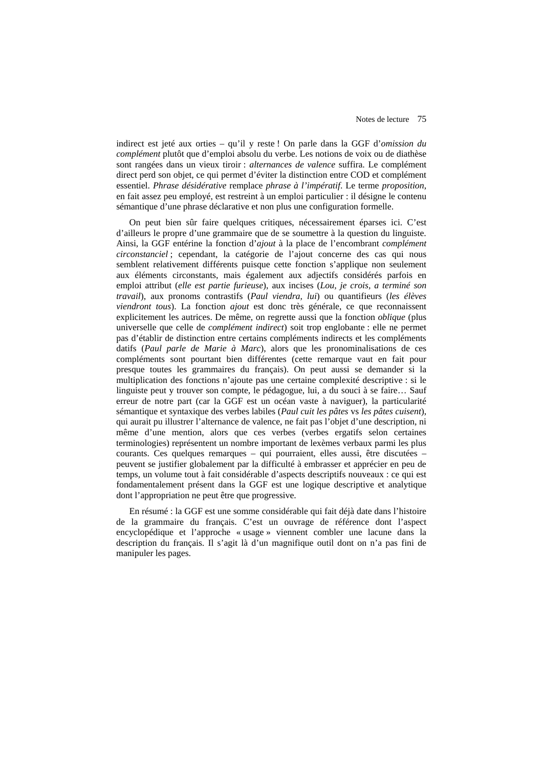indirect est jeté aux orties – qu'il y reste ! On parle dans la GGF d'*omission du complément* plutôt que d'emploi absolu du verbe. Les notions de voix ou de diathèse sont rangées dans un vieux tiroir : *alternances de valence* suffira. Le complément direct perd son objet, ce qui permet d'éviter la distinction entre COD et complément essentiel. *Phrase désidérative* remplace *phrase à l'impératif*. Le terme *proposition*, en fait assez peu employé, est restreint à un emploi particulier : il désigne le contenu sémantique d'une phrase déclarative et non plus une configuration formelle.

On peut bien sûr faire quelques critiques, nécessairement éparses ici. C'est d'ailleurs le propre d'une grammaire que de se soumettre à la question du linguiste. Ainsi, la GGF entérine la fonction d'*ajout* à la place de l'encombrant *complément circonstanciel* ; cependant, la catégorie de l'ajout concerne des cas qui nous semblent relativement différents puisque cette fonction s'applique non seulement aux éléments circonstants, mais également aux adjectifs considérés parfois en emploi attribut (*elle est partie furieuse*), aux incises (*Lou, je crois, a terminé son travail*), aux pronoms contrastifs (*Paul viendra, lui*) ou quantifieurs (*les élèves viendront tous*). La fonction *ajout* est donc très générale, ce que reconnaissent explicitement les autrices. De même, on regrette aussi que la fonction *oblique* (plus universelle que celle de *complément indirect*) soit trop englobante : elle ne permet pas d'établir de distinction entre certains compléments indirects et les compléments datifs (*Paul parle de Marie à Marc*), alors que les pronominalisations de ces compléments sont pourtant bien différentes (cette remarque vaut en fait pour presque toutes les grammaires du français). On peut aussi se demander si la multiplication des fonctions n'ajoute pas une certaine complexité descriptive : si le linguiste peut y trouver son compte, le pédagogue, lui, a du souci à se faire… Sauf erreur de notre part (car la GGF est un océan vaste à naviguer), la particularité sémantique et syntaxique des verbes labiles (*Paul cuit les pâtes* vs *les pâtes cuisent*), qui aurait pu illustrer l'alternance de valence, ne fait pas l'objet d'une description, ni même d'une mention, alors que ces verbes (verbes ergatifs selon certaines terminologies) représentent un nombre important de lexèmes verbaux parmi les plus courants. Ces quelques remarques – qui pourraient, elles aussi, être discutées – peuvent se justifier globalement par la difficulté à embrasser et apprécier en peu de temps, un volume tout à fait considérable d'aspects descriptifs nouveaux : ce qui est fondamentalement présent dans la GGF est une logique descriptive et analytique dont l'appropriation ne peut être que progressive.

En résumé : la GGF est une somme considérable qui fait déjà date dans l'histoire de la grammaire du français. C'est un ouvrage de référence dont l'aspect encyclopédique et l'approche « usage » viennent combler une lacune dans la description du français. Il s'agit là d'un magnifique outil dont on n'a pas fini de manipuler les pages.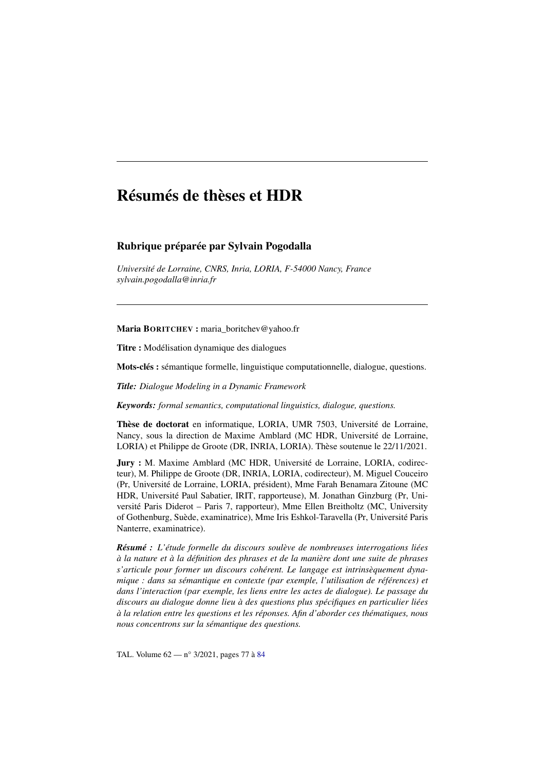# Résumés de thèses et HDR

## Rubrique préparée par Sylvain Pogodalla

*Université de Lorraine, CNRS, Inria, LORIA, F-54000 Nancy, France*
*sylvain.pogodalla@inria.fr*

---

**Maria Boritchev :** maria_boritchev@yahoo.fr

**Titre :** Modélisation dynamique des dialogues

**Mots-clés :** sémantique formelle, linguistique computationnelle, dialogue, questions.

***Title:** Dialogue Modeling in a Dynamic Framework*

***Keywords:** formal semantics, computational linguistics, dialogue, questions.*

**Thèse de doctorat** en informatique, LORIA, UMR 7503, Université de Lorraine, Nancy, sous la direction de Maxime Amblard (MC HDR, Université de Lorraine, LORIA) et Philippe de Groote (DR, INRIA, LORIA). Thèse soutenue le 22/11/2021.

**Jury :** M. Maxime Amblard (MC HDR, Université de Lorraine, LORIA, codirecteur), M. Philippe de Groote (DR, INRIA, LORIA, codirecteur), M. Miguel Couceiro (Pr, Université de Lorraine, LORIA, président), Mme Farah Benamara Zitoune (MC HDR, Université Paul Sabatier, IRIT, rapporteuse), M. Jonathan Ginzburg (Pr, Université Paris Diderot – Paris 7, rapporteur), Mme Ellen Breitholtz (MC, University of Gothenburg, Suède, examinatrice), Mme Iris Eshkol-Taravella (Pr, Université Paris Nanterre, examinatrice).

***Résumé :** L'étude formelle du discours soulève de nombreuses interrogations liées à la nature et à la définition des phrases et de la manière dont une suite de phrases s'articule pour former un discours cohérent. Le langage est intrinsèquement dynamique : dans sa sémantique en contexte (par exemple, l'utilisation de références) et dans l'interaction (par exemple, les liens entre les actes de dialogue). Le passage du discours au dialogue donne lieu à des questions plus spécifiques en particulier liées à la relation entre les questions et les réponses. Afin d'aborder ces thématiques, nous nous concentrons sur la sémantique des questions.*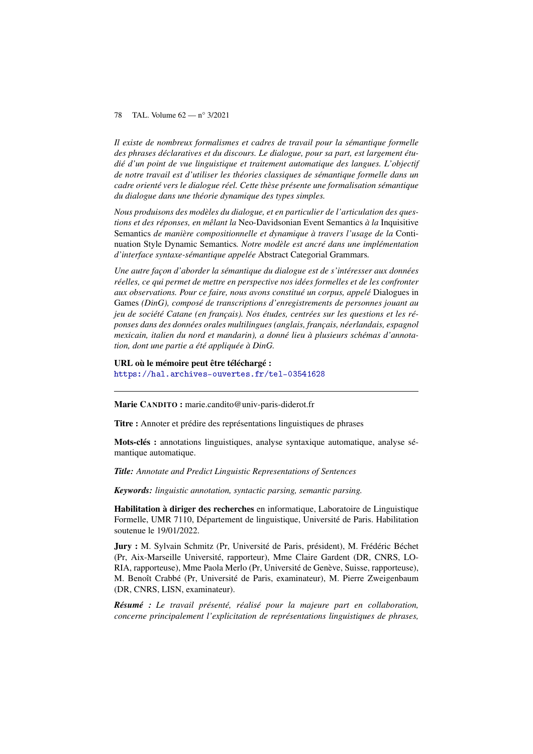*Il existe de nombreux formalismes et cadres de travail pour la sémantique formelle des phrases déclaratives et du discours. Le dialogue, pour sa part, est largement étudié d'un point de vue linguistique et traitement automatique des langues. L'objectif de notre travail est d'utiliser les théories classiques de sémantique formelle dans un cadre orienté vers le dialogue réel. Cette thèse présente une formalisation sémantique du dialogue dans une théorie dynamique des types simples.*

*Nous produisons des modèles du dialogue, et en particulier de l'articulation des questions et des réponses, en mêlant la* Neo-Davidsonian Event Semantics *à la* Inquisitive Semantics *de manière compositionnelle et dynamique à travers l'usage de la* Continuation Style Dynamic Semantics*. Notre modèle est ancré dans une implémentation d'interface syntaxe-sémantique appelée* Abstract Categorial Grammars*.*

*Une autre façon d'aborder la sémantique du dialogue est de s'intéresser aux données réelles, ce qui permet de mettre en perspective nos idées formelles et de les confronter aux observations. Pour ce faire, nous avons constitué un corpus, appelé* Dialogues in Games *(DinG), composé de transcriptions d'enregistrements de personnes jouant au jeu de société Catane (en français). Nos études, centrées sur les questions et les réponses dans des données orales multilingues (anglais, français, néerlandais, espagnol mexicain, italien du nord et mandarin), a donné lieu à plusieurs schémas d'annotation, dont une partie a été appliquée à DinG.*

**URL où le mémoire peut être téléchargé :**
https://hal.archives-ouvertes.fr/tel-03541628

---

**Marie Candito :** marie.candito@univ-paris-diderot.fr

**Titre :** Annoter et prédire des représentations linguistiques de phrases

**Mots-clés :** annotations linguistiques, analyse syntaxique automatique, analyse sémantique automatique.

***Title:*** *Annotate and Predict Linguistic Representations of Sentences*

***Keywords:*** *linguistic annotation, syntactic parsing, semantic parsing.*

**Habilitation à diriger des recherches** en informatique, Laboratoire de Linguistique Formelle, UMR 7110, Département de linguistique, Université de Paris. Habilitation soutenue le 19/01/2022.

**Jury :** M. Sylvain Schmitz (Pr, Université de Paris, président), M. Frédéric Béchet (Pr, Aix-Marseille Université, rapporteur), Mme Claire Gardent (DR, CNRS, LORIA, rapporteuse), Mme Paola Merlo (Pr, Université de Genève, Suisse, rapporteuse), M. Benoît Crabbé (Pr, Université de Paris, examinateur), M. Pierre Zweigenbaum (DR, CNRS, LISN, examinateur).

***Résumé :*** *Le travail présenté, réalisé pour la majeure part en collaboration, concerne principalement l'explicitation de représentations linguistiques de phrases,*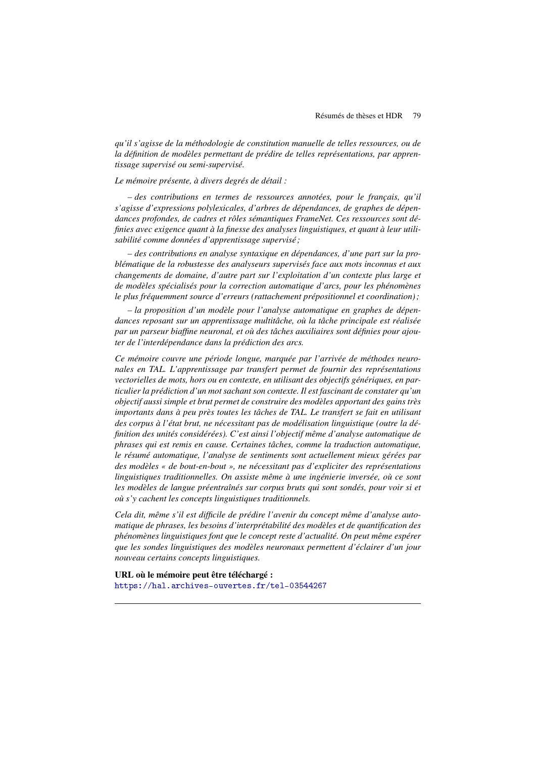*qu'il s'agisse de la méthodologie de constitution manuelle de telles ressources, ou de la définition de modèles permettant de prédire de telles représentations, par apprentissage supervisé ou semi-supervisé.*

*Le mémoire présente, à divers degrés de détail :*

*– des contributions en termes de ressources annotées, pour le français, qu'il s'agisse d'expressions polylexicales, d'arbres de dépendances, de graphes de dépendances profondes, de cadres et rôles sémantiques FrameNet. Ces ressources sont définies avec exigence quant à la finesse des analyses linguistiques, et quant à leur utilisabilité comme données d'apprentissage supervisé ;*

*– des contributions en analyse syntaxique en dépendances, d'une part sur la problématique de la robustesse des analyseurs supervisés face aux mots inconnus et aux changements de domaine, d'autre part sur l'exploitation d'un contexte plus large et de modèles spécialisés pour la correction automatique d'arcs, pour les phénomènes le plus fréquemment source d'erreurs (rattachement prépositionnel et coordination) ;*

*– la proposition d'un modèle pour l'analyse automatique en graphes de dépendances reposant sur un apprentissage multitâche, où la tâche principale est réalisée par un parseur biaffine neuronal, et où des tâches auxiliaires sont définies pour ajouter de l'interdépendance dans la prédiction des arcs.*

*Ce mémoire couvre une période longue, marquée par l'arrivée de méthodes neuronales en TAL. L'apprentissage par transfert permet de fournir des représentations vectorielles de mots, hors ou en contexte, en utilisant des objectifs génériques, en particulier la prédiction d'un mot sachant son contexte. Il est fascinant de constater qu'un objectif aussi simple et brut permet de construire des modèles apportant des gains très importants dans à peu près toutes les tâches de TAL. Le transfert se fait en utilisant des corpus à l'état brut, ne nécessitant pas de modélisation linguistique (outre la définition des unités considérées). C'est ainsi l'objectif même d'analyse automatique de phrases qui est remis en cause. Certaines tâches, comme la traduction automatique, le résumé automatique, l'analyse de sentiments sont actuellement mieux gérées par des modèles « de bout-en-bout », ne nécessitant pas d'expliciter des représentations linguistiques traditionnelles. On assiste même à une ingénierie inversée, où ce sont les modèles de langue préentraînés sur corpus bruts qui sont sondés, pour voir si et où s'y cachent les concepts linguistiques traditionnels.*

*Cela dit, même s'il est difficile de prédire l'avenir du concept même d'analyse automatique de phrases, les besoins d'interprétabilité des modèles et de quantification des phénomènes linguistiques font que le concept reste d'actualité. On peut même espérer que les sondes linguistiques des modèles neuronaux permettent d'éclairer d'un jour nouveau certains concepts linguistiques.*

**URL où le mémoire peut être téléchargé :**
https://hal.archives-ouvertes.fr/tel-03544267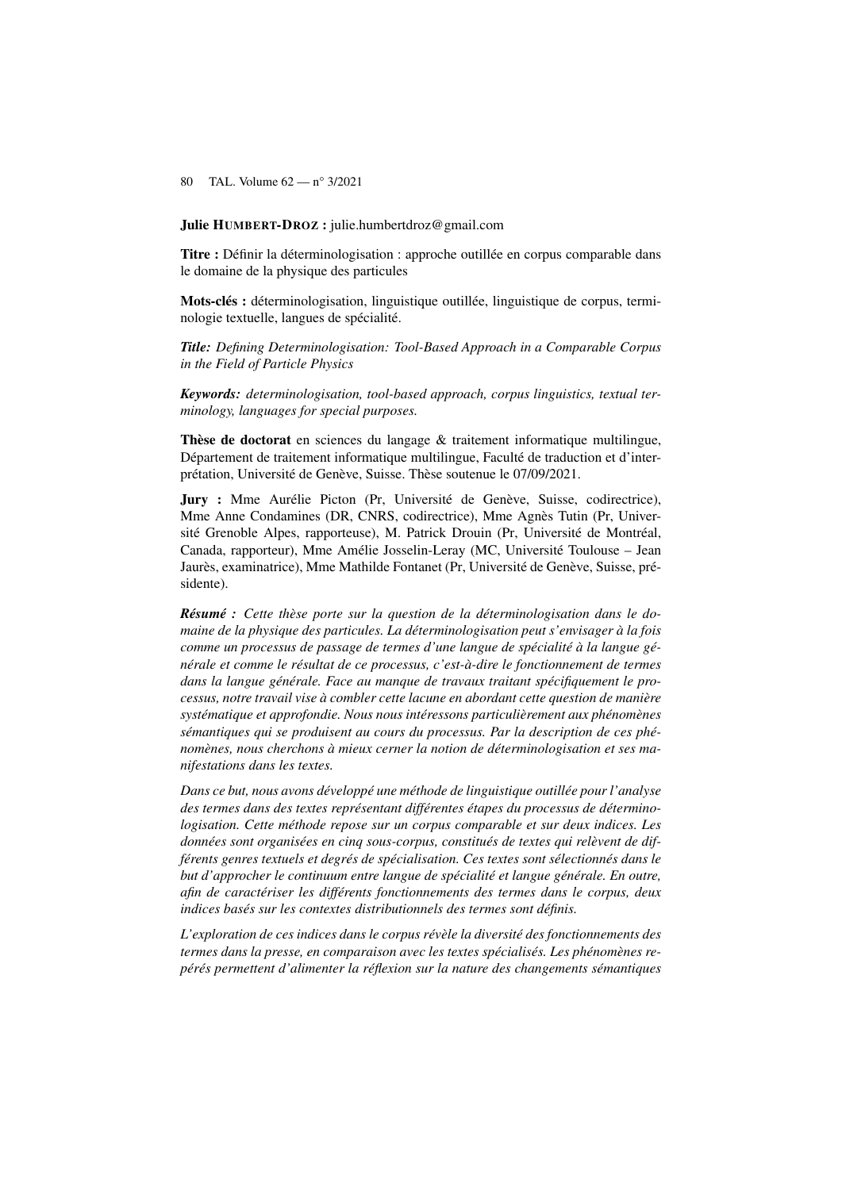**Julie Humbert-Droz :** julie.humbertdroz@gmail.com

**Titre :** Définir la déterminologisation : approche outillée en corpus comparable dans le domaine de la physique des particules

**Mots-clés :** déterminologisation, linguistique outillée, linguistique de corpus, terminologie textuelle, langues de spécialité.

***Title:*** *Defining Determinologisation: Tool-Based Approach in a Comparable Corpus in the Field of Particle Physics*

***Keywords:*** *determinologisation, tool-based approach, corpus linguistics, textual terminology, languages for special purposes.*

**Thèse de doctorat** en sciences du langage & traitement informatique multilingue, Département de traitement informatique multilingue, Faculté de traduction et d'interprétation, Université de Genève, Suisse. Thèse soutenue le 07/09/2021.

**Jury :** Mme Aurélie Picton (Pr, Université de Genève, Suisse, codirectrice), Mme Anne Condamines (DR, CNRS, codirectrice), Mme Agnès Tutin (Pr, Université Grenoble Alpes, rapporteuse), M. Patrick Drouin (Pr, Université de Montréal, Canada, rapporteur), Mme Amélie Josselin-Leray (MC, Université Toulouse – Jean Jaurès, examinatrice), Mme Mathilde Fontanet (Pr, Université de Genève, Suisse, présidente).

***Résumé :*** *Cette thèse porte sur la question de la déterminologisation dans le domaine de la physique des particules. La déterminologisation peut s'envisager à la fois comme un processus de passage de termes d'une langue de spécialité à la langue générale et comme le résultat de ce processus, c'est-à-dire le fonctionnement de termes dans la langue générale. Face au manque de travaux traitant spécifiquement le processus, notre travail vise à combler cette lacune en abordant cette question de manière systématique et approfondie. Nous nous intéressons particulièrement aux phénomènes sémantiques qui se produisent au cours du processus. Par la description de ces phénomènes, nous cherchons à mieux cerner la notion de déterminologisation et ses manifestations dans les textes.*

*Dans ce but, nous avons développé une méthode de linguistique outillée pour l'analyse des termes dans des textes représentant différentes étapes du processus de déterminologisation. Cette méthode repose sur un corpus comparable et sur deux indices. Les données sont organisées en cinq sous-corpus, constitués de textes qui relèvent de différents genres textuels et degrés de spécialisation. Ces textes sont sélectionnés dans le but d'approcher le continuum entre langue de spécialité et langue générale. En outre, afin de caractériser les différents fonctionnements des termes dans le corpus, deux indices basés sur les contextes distributionnels des termes sont définis.*

*L'exploration de ces indices dans le corpus révèle la diversité des fonctionnements des termes dans la presse, en comparaison avec les textes spécialisés. Les phénomènes repérés permettent d'alimenter la réflexion sur la nature des changements sémantiques*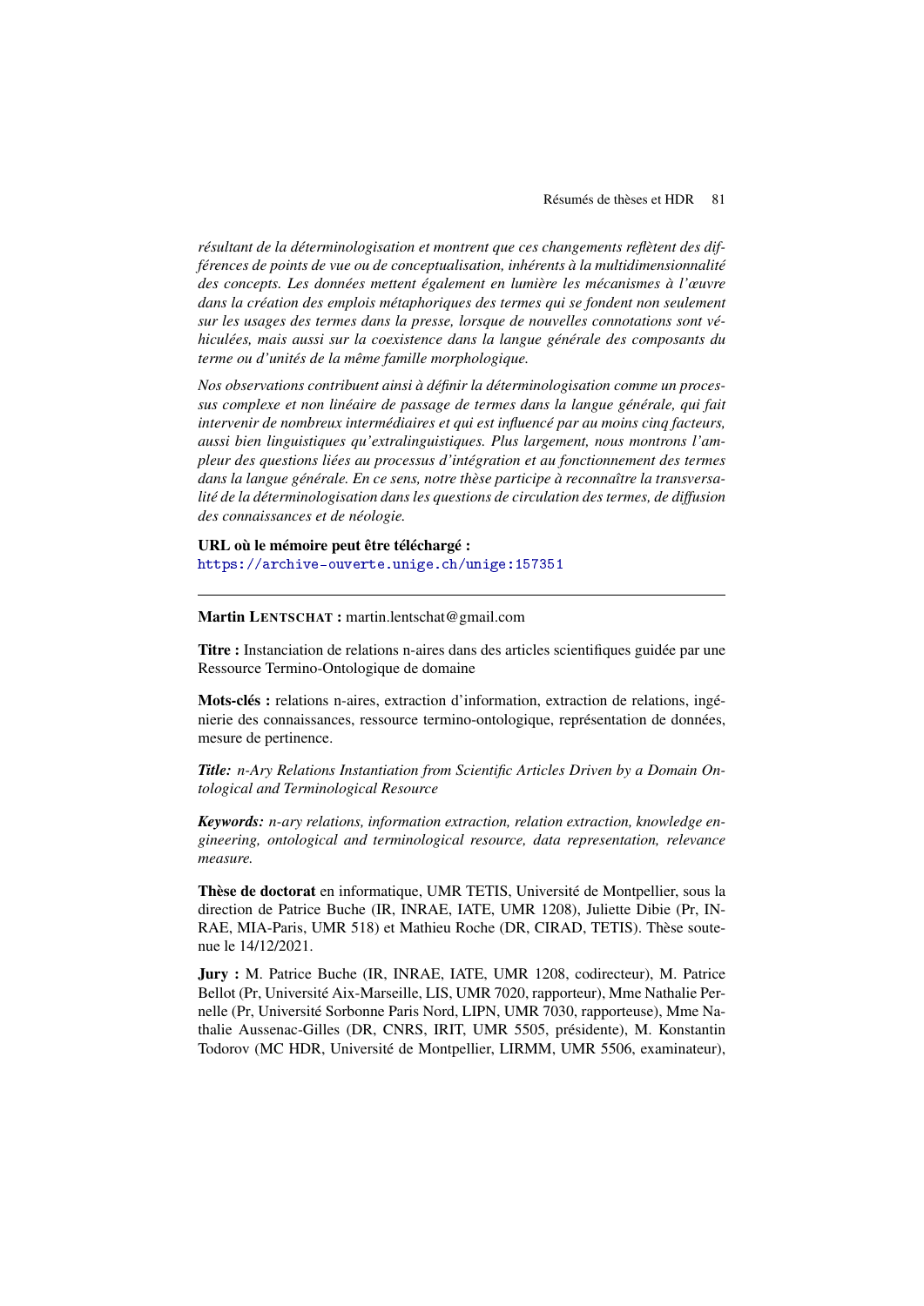*résultant de la déterminologisation et montrent que ces changements reflètent des différences de points de vue ou de conceptualisation, inhérents à la multidimensionnalité des concepts. Les données mettent également en lumière les mécanismes à l'œuvre dans la création des emplois métaphoriques des termes qui se fondent non seulement sur les usages des termes dans la presse, lorsque de nouvelles connotations sont véhiculées, mais aussi sur la coexistence dans la langue générale des composants du terme ou d'unités de la même famille morphologique.*

*Nos observations contribuent ainsi à définir la déterminologisation comme un processus complexe et non linéaire de passage de termes dans la langue générale, qui fait intervenir de nombreux intermédiaires et qui est influencé par au moins cinq facteurs, aussi bien linguistiques qu'extralinguistiques. Plus largement, nous montrons l'ampleur des questions liées au processus d'intégration et au fonctionnement des termes dans la langue générale. En ce sens, notre thèse participe à reconnaître la transversalité de la déterminologisation dans les questions de circulation des termes, de diffusion des connaissances et de néologie.*

**URL où le mémoire peut être téléchargé :**
https://archive-ouverte.unige.ch/unige:157351

---

**Martin LENTSCHAT :** martin.lentschat@gmail.com

**Titre :** Instanciation de relations n-aires dans des articles scientifiques guidée par une Ressource Termino-Ontologique de domaine

**Mots-clés :** relations n-aires, extraction d'information, extraction de relations, ingénierie des connaissances, ressource termino-ontologique, représentation de données, mesure de pertinence.

***Title:*** *n-Ary Relations Instantiation from Scientific Articles Driven by a Domain Ontological and Terminological Resource*

***Keywords:*** *n-ary relations, information extraction, relation extraction, knowledge engineering, ontological and terminological resource, data representation, relevance measure.*

**Thèse de doctorat** en informatique, UMR TETIS, Université de Montpellier, sous la direction de Patrice Buche (IR, INRAE, IATE, UMR 1208), Juliette Dibie (Pr, INRAE, MIA-Paris, UMR 518) et Mathieu Roche (DR, CIRAD, TETIS). Thèse soutenue le 14/12/2021.

**Jury :** M. Patrice Buche (IR, INRAE, IATE, UMR 1208, codirecteur), M. Patrice Bellot (Pr, Université Aix-Marseille, LIS, UMR 7020, rapporteur), Mme Nathalie Pernelle (Pr, Université Sorbonne Paris Nord, LIPN, UMR 7030, rapporteuse), Mme Nathalie Aussenac-Gilles (DR, CNRS, IRIT, UMR 5505, présidente), M. Konstantin Todorov (MC HDR, Université de Montpellier, LIRMM, UMR 5506, examinateur),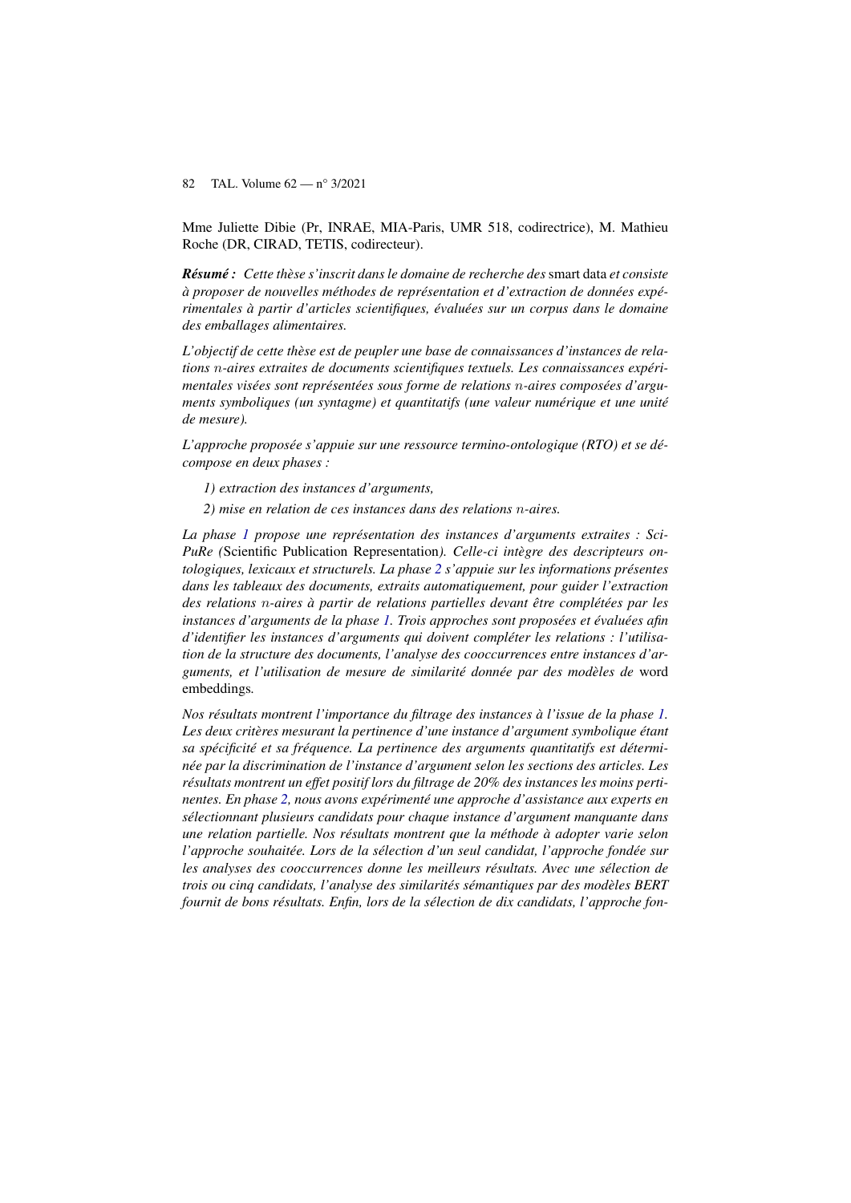Mme Juliette Dibie (Pr, INRAE, MIA-Paris, UMR 518, codirectrice), M. Mathieu Roche (DR, CIRAD, TETIS, codirecteur).

***Résumé :*** *Cette thèse s'inscrit dans le domaine de recherche des* smart data *et consiste à proposer de nouvelles méthodes de représentation et d'extraction de données expérimentales à partir d'articles scientifiques, évaluées sur un corpus dans le domaine des emballages alimentaires.*

*L'objectif de cette thèse est de peupler une base de connaissances d'instances de relations $n$-aires extraites de documents scientifiques textuels. Les connaissances expérimentales visées sont représentées sous forme de relations $n$-aires composées d'arguments symboliques (un syntagme) et quantitatifs (une valeur numérique et une unité de mesure).*

*L'approche proposée s'appuie sur une ressource termino-ontologique (RTO) et se décompose en deux phases :*

*1) extraction des instances d'arguments,*

*2) mise en relation de ces instances dans des relations $n$-aires.*

*La phase 1 propose une représentation des instances d'arguments extraites : SciPuRe (*Scientific Publication Representation*). Celle-ci intègre des descripteurs ontologiques, lexicaux et structurels. La phase 2 s'appuie sur les informations présentes dans les tableaux des documents, extraits automatiquement, pour guider l'extraction des relations $n$-aires à partir de relations partielles devant être complétées par les instances d'arguments de la phase 1. Trois approches sont proposées et évaluées afin d'identifier les instances d'arguments qui doivent compléter les relations : l'utilisation de la structure des documents, l'analyse des cooccurrences entre instances d'arguments, et l'utilisation de mesure de similarité donnée par des modèles de* word embeddings*.*

*Nos résultats montrent l'importance du filtrage des instances à l'issue de la phase 1. Les deux critères mesurant la pertinence d'une instance d'argument symbolique étant sa spécificité et sa fréquence. La pertinence des arguments quantitatifs est déterminée par la discrimination de l'instance d'argument selon les sections des articles. Les résultats montrent un effet positif lors du filtrage de 20% des instances les moins pertinentes. En phase 2, nous avons expérimenté une approche d'assistance aux experts en sélectionnant plusieurs candidats pour chaque instance d'argument manquante dans une relation partielle. Nos résultats montrent que la méthode à adopter varie selon l'approche souhaitée. Lors de la sélection d'un seul candidat, l'approche fondée sur les analyses des cooccurrences donne les meilleurs résultats. Avec une sélection de trois ou cinq candidats, l'analyse des similarités sémantiques par des modèles BERT fournit de bons résultats. Enfin, lors de la sélection de dix candidats, l'approche fon-*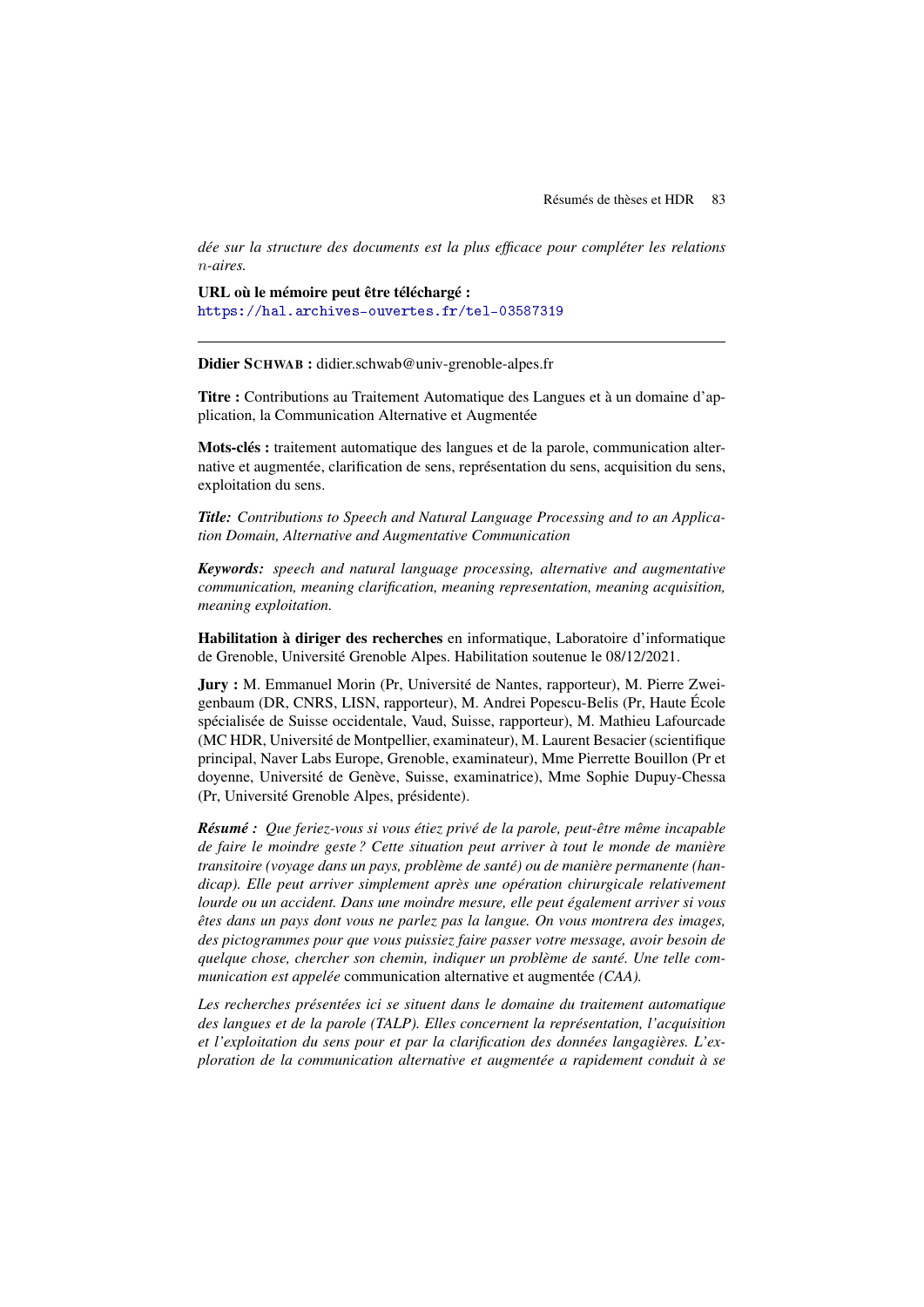*dée sur la structure des documents est la plus efficace pour compléter les relations $n$-aires.*

**URL où le mémoire peut être téléchargé :**
https://hal.archives-ouvertes.fr/tel-03587319

---

**Didier SCHWAB :** didier.schwab@univ-grenoble-alpes.fr

**Titre :** Contributions au Traitement Automatique des Langues et à un domaine d'application, la Communication Alternative et Augmentée

**Mots-clés :** traitement automatique des langues et de la parole, communication alternative et augmentée, clarification de sens, représentation du sens, acquisition du sens, exploitation du sens.

***Title:*** *Contributions to Speech and Natural Language Processing and to an Application Domain, Alternative and Augmentative Communication*

***Keywords:*** *speech and natural language processing, alternative and augmentative communication, meaning clarification, meaning representation, meaning acquisition, meaning exploitation.*

**Habilitation à diriger des recherches** en informatique, Laboratoire d'informatique de Grenoble, Université Grenoble Alpes. Habilitation soutenue le 08/12/2021.

**Jury :** M. Emmanuel Morin (Pr, Université de Nantes, rapporteur), M. Pierre Zweigenbaum (DR, CNRS, LISN, rapporteur), M. Andrei Popescu-Belis (Pr, Haute École spécialisée de Suisse occidentale, Vaud, Suisse, rapporteur), M. Mathieu Lafourcade (MC HDR, Université de Montpellier, examinateur), M. Laurent Besacier (scientifique principal, Naver Labs Europe, Grenoble, examinateur), Mme Pierrette Bouillon (Pr et doyenne, Université de Genève, Suisse, examinatrice), Mme Sophie Dupuy-Chessa (Pr, Université Grenoble Alpes, présidente).

***Résumé :*** *Que feriez-vous si vous étiez privé de la parole, peut-être même incapable de faire le moindre geste ? Cette situation peut arriver à tout le monde de manière transitoire (voyage dans un pays, problème de santé) ou de manière permanente (handicap). Elle peut arriver simplement après une opération chirurgicale relativement lourde ou un accident. Dans une moindre mesure, elle peut également arriver si vous êtes dans un pays dont vous ne parlez pas la langue. On vous montrera des images, des pictogrammes pour que vous puissiez faire passer votre message, avoir besoin de quelque chose, chercher son chemin, indiquer un problème de santé. Une telle communication est appelée* communication alternative et augmentée *(CAA).*

*Les recherches présentées ici se situent dans le domaine du traitement automatique des langues et de la parole (TALP). Elles concernent la représentation, l'acquisition et l'exploitation du sens pour et par la clarification des données langagières. L'exploration de la communication alternative et augmentée a rapidement conduit à se*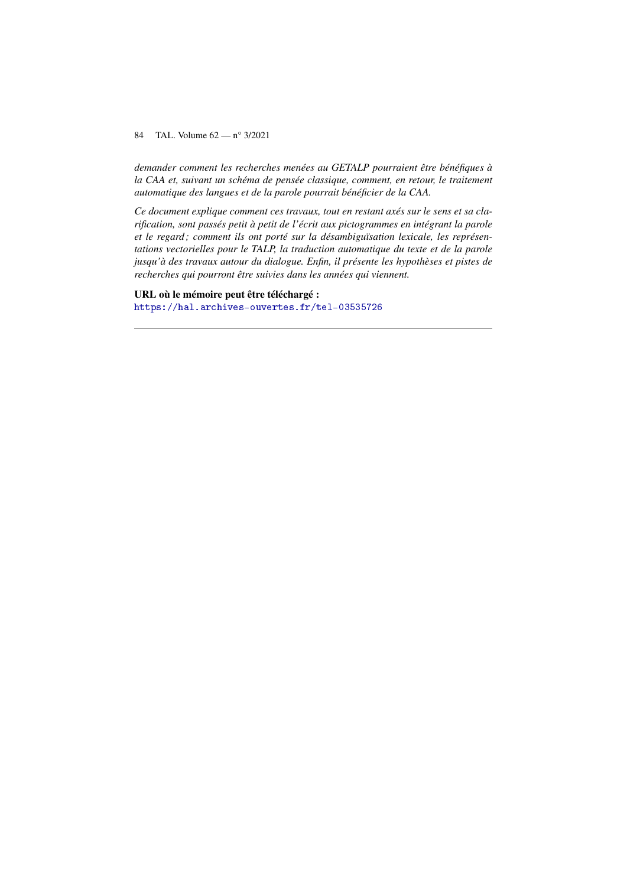*demander comment les recherches menées au GETALP pourraient être bénéfiques à la CAA et, suivant un schéma de pensée classique, comment, en retour, le traitement automatique des langues et de la parole pourrait bénéficier de la CAA.*

*Ce document explique comment ces travaux, tout en restant axés sur le sens et sa clarification, sont passés petit à petit de l'écrit aux pictogrammes en intégrant la parole et le regard ; comment ils ont porté sur la désambiguïsation lexicale, les représentations vectorielles pour le TALP, la traduction automatique du texte et de la parole jusqu'à des travaux autour du dialogue. Enfin, il présente les hypothèses et pistes de recherches qui pourront être suivies dans les années qui viennent.*

**URL où le mémoire peut être téléchargé :**
https://hal.archives-ouvertes.fr/tel-03535726